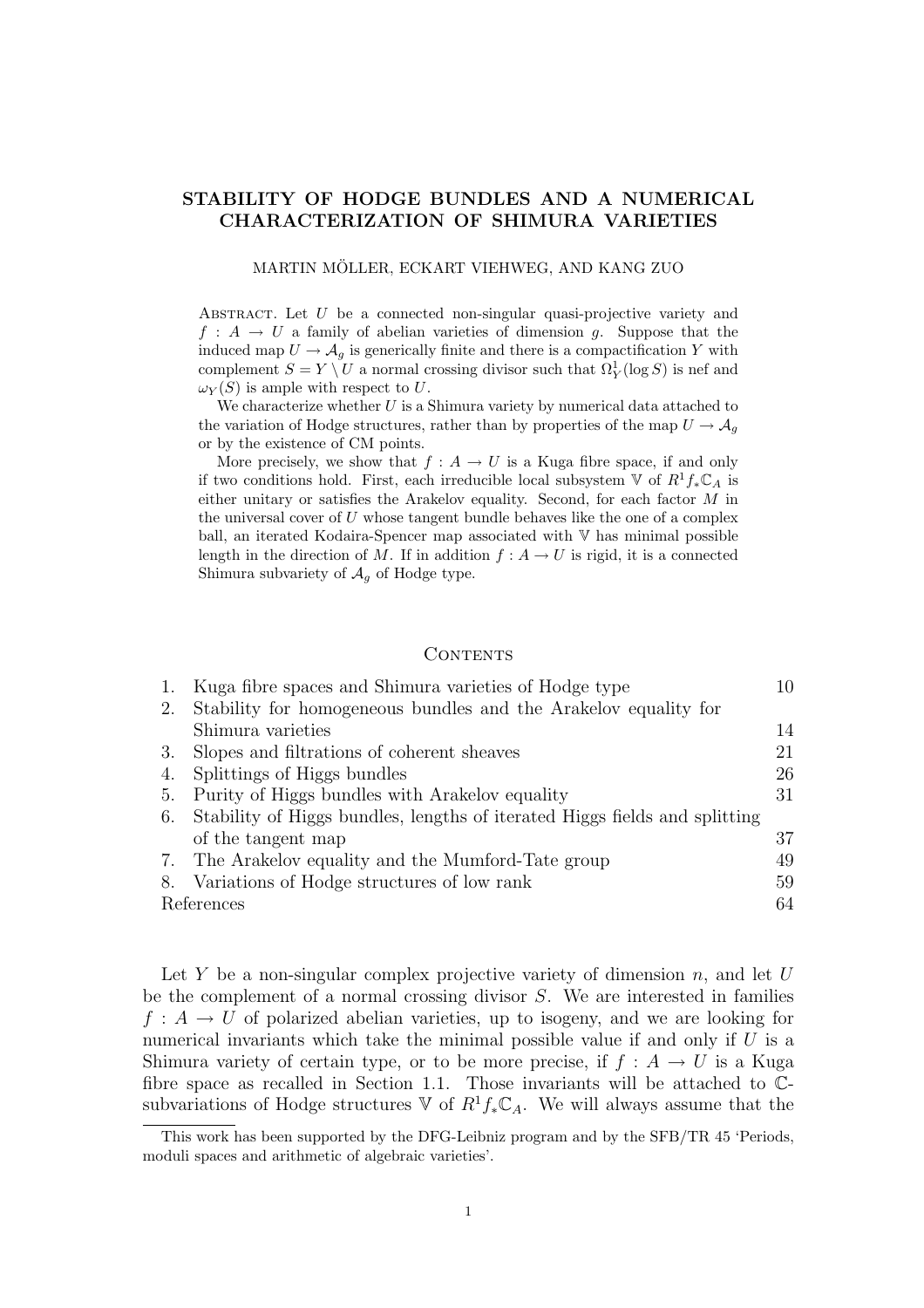# STABILITY OF HODGE BUNDLES AND A NUMERICAL CHARACTERIZATION OF SHIMURA VARIETIES

MARTIN MÖLLER, ECKART VIEHWEG, AND KANG ZUO

Abstract. Let $U$ be a connected non-singular quasi-projective variety and $f : A \to U$ a family of abelian varieties of dimension $g$. Suppose that the induced map $U \to \mathcal{A}_g$ is generically finite and there is a compactification $Y$ with complement $S = Y \setminus U$ a normal crossing divisor such that $\Omega^1_Y(\log S)$ is nef and $\omega_Y(S)$ is ample with respect to $U$.

We characterize whether $U$ is a Shimura variety by numerical data attached to the variation of Hodge structures, rather than by properties of the map $U \to \mathcal{A}_g$ or by the existence of CM points.

More precisely, we show that $f : A \to U$ is a Kuga fibre space, if and only if two conditions hold. First, each irreducible local subsystem $\mathbb{V}$ of $R^1 f_* \mathbb{C}_A$ is either unitary or satisfies the Arakelov equality. Second, for each factor $M$ in the universal cover of $U$ whose tangent bundle behaves like the one of a complex ball, an iterated Kodaira-Spencer map associated with $\mathbb{V}$ has minimal possible length in the direction of $M$. If in addition $f : A \to U$ is rigid, it is a connected Shimura subvariety of $\mathcal{A}_g$ of Hodge type.

## Contents

| | | |
|---|---|---|
| 1. | Kuga fibre spaces and Shimura varieties of Hodge type | 10 |
| 2. | Stability for homogeneous bundles and the Arakelov equality for Shimura varieties | 14 |
| 3. | Slopes and filtrations of coherent sheaves | 21 |
| 4. | Splittings of Higgs bundles | 26 |
| 5. | Purity of Higgs bundles with Arakelov equality | 31 |
| 6. | Stability of Higgs bundles, lengths of iterated Higgs fields and splitting of the tangent map | 37 |
| 7. | The Arakelov equality and the Mumford-Tate group | 49 |
| 8. | Variations of Hodge structures of low rank | 59 |
| | References | 64 |

Let $Y$ be a non-singular complex projective variety of dimension $n$, and let $U$ be the complement of a normal crossing divisor $S$. We are interested in families $f : A \to U$ of polarized abelian varieties, up to isogeny, and we are looking for numerical invariants which take the minimal possible value if and only if $U$ is a Shimura variety of certain type, or to be more precise, if $f : A \to U$ is a Kuga fibre space as recalled in Section 1.1. Those invariants will be attached to $\mathbb{C}$-subvariations of Hodge structures $\mathbb{V}$ of $R^1 f_* \mathbb{C}_A$. We will always assume that the

This work has been supported by the DFG-Leibniz program and by the SFB/TR 45 'Periods, moduli spaces and arithmetic of algebraic varieties'.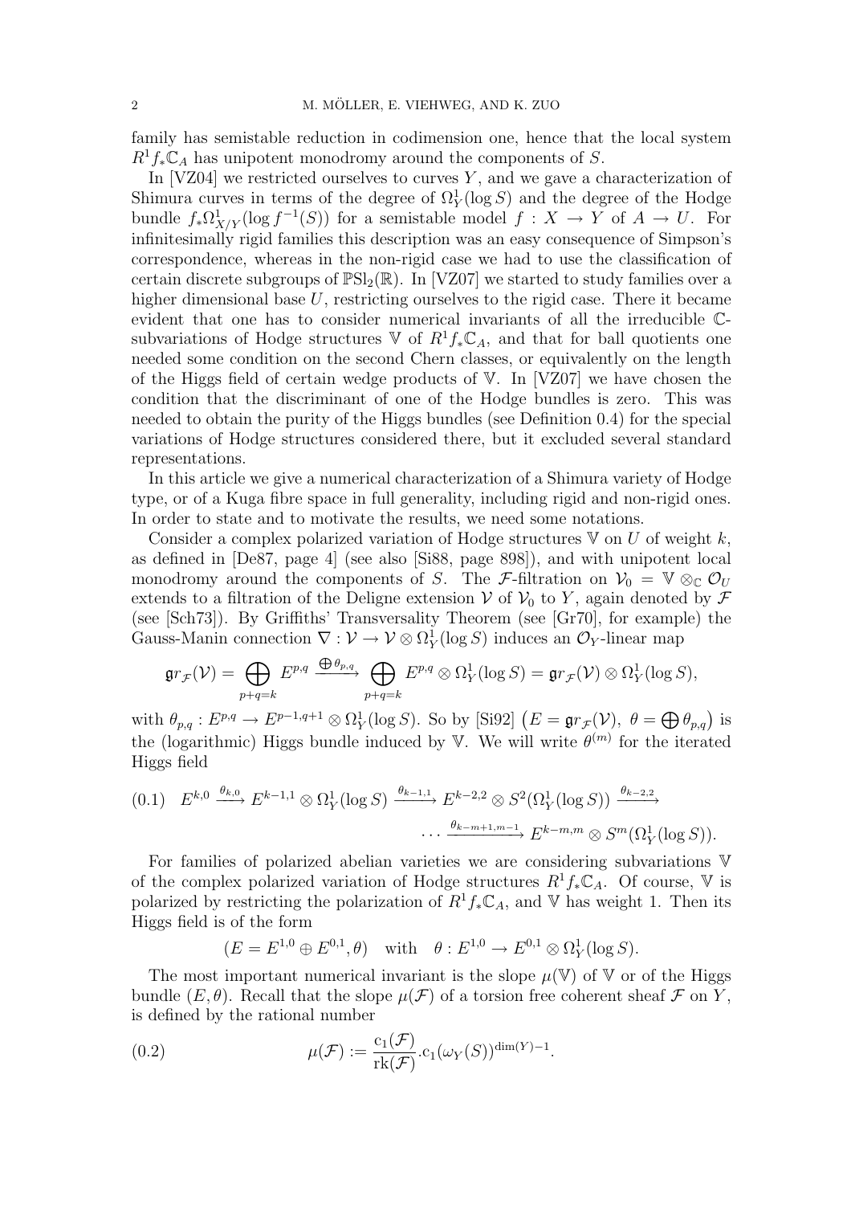family has semistable reduction in codimension one, hence that the local system $R^1 f_* \mathbb{C}_A$ has unipotent monodromy around the components of $S$.

In [VZ04] we restricted ourselves to curves $Y$, and we gave a characterization of Shimura curves in terms of the degree of $\Omega^1_Y(\log S)$ and the degree of the Hodge bundle $f_*\Omega^1_{X/Y}(\log f^{-1}(S))$ for a semistable model $f : X \to Y$ of $A \to U$. For infinitesimally rigid families this description was an easy consequence of Simpson's correspondence, whereas in the non-rigid case we had to use the classification of certain discrete subgroups of $\mathbb{P}\mathrm{Sl}_2(\mathbb{R})$. In [VZ07] we started to study families over a higher dimensional base $U$, restricting ourselves to the rigid case. There it became evident that one has to consider numerical invariants of all the irreducible $\mathbb{C}$-subvariations of Hodge structures $\mathbb{V}$ of $R^1 f_* \mathbb{C}_A$, and that for ball quotients one needed some condition on the second Chern classes, or equivalently on the length of the Higgs field of certain wedge products of $\mathbb{V}$. In [VZ07] we have chosen the condition that the discriminant of one of the Hodge bundles is zero. This was needed to obtain the purity of the Higgs bundles (see Definition 0.4) for the special variations of Hodge structures considered there, but it excluded several standard representations.

In this article we give a numerical characterization of a Shimura variety of Hodge type, or of a Kuga fibre space in full generality, including rigid and non-rigid ones. In order to state and to motivate the results, we need some notations.

Consider a complex polarized variation of Hodge structures $\mathbb{V}$ on $U$ of weight $k$, as defined in [De87, page 4] (see also [Si88, page 898]), and with unipotent local monodromy around the components of $S$. The $\mathcal{F}$-filtration on $\mathcal{V}_0 = \mathbb{V} \otimes_{\mathbb{C}} \mathcal{O}_U$ extends to a filtration of the Deligne extension $\mathcal{V}$ of $\mathcal{V}_0$ to $Y$, again denoted by $\mathcal{F}$ (see [Sch73]). By Griffiths' Transversality Theorem (see [Gr70], for example) the Gauss-Manin connection $\nabla : \mathcal{V} \to \mathcal{V} \otimes \Omega^1_Y(\log S)$ induces an $\mathcal{O}_Y$-linear map

$$\mathfrak{gr}_{\mathcal{F}}(\mathcal{V}) = \bigoplus_{p+q=k} E^{p,q} \xrightarrow{\bigoplus \theta_{p,q}} \bigoplus_{p+q=k} E^{p,q} \otimes \Omega^1_Y(\log S) = \mathfrak{gr}_{\mathcal{F}}(\mathcal{V}) \otimes \Omega^1_Y(\log S),$$

with $\theta_{p,q} : E^{p,q} \to E^{p-1,q+1} \otimes \Omega^1_Y(\log S)$. So by [Si92] $\big(E = \mathfrak{gr}_{\mathcal{F}}(\mathcal{V}),\ \theta = \bigoplus \theta_{p,q}\big)$ is the (logarithmic) Higgs bundle induced by $\mathbb{V}$. We will write $\theta^{(m)}$ for the iterated Higgs field

$$(0.1) \quad E^{k,0} \xrightarrow{\theta_{k,0}} E^{k-1,1} \otimes \Omega^1_Y(\log S) \xrightarrow{\theta_{k-1,1}} E^{k-2,2} \otimes S^2(\Omega^1_Y(\log S)) \xrightarrow{\theta_{k-2,2}} \cdots \xrightarrow{\theta_{k-m+1,m-1}} E^{k-m,m} \otimes S^m(\Omega^1_Y(\log S)).$$

For families of polarized abelian varieties we are considering subvariations $\mathbb{V}$ of the complex polarized variation of Hodge structures $R^1 f_* \mathbb{C}_A$. Of course, $\mathbb{V}$ is polarized by restricting the polarization of $R^1 f_* \mathbb{C}_A$, and $\mathbb{V}$ has weight 1. Then its Higgs field is of the form

$$(E = E^{1,0} \oplus E^{0,1}, \theta) \quad \text{with} \quad \theta : E^{1,0} \to E^{0,1} \otimes \Omega^1_Y(\log S).$$

The most important numerical invariant is the slope $\mu(\mathbb{V})$ of $\mathbb{V}$ or of the Higgs bundle $(E, \theta)$. Recall that the slope $\mu(\mathcal{F})$ of a torsion free coherent sheaf $\mathcal{F}$ on $Y$, is defined by the rational number

$$(0.2) \qquad \mu(\mathcal{F}) := \frac{\mathrm{c}_1(\mathcal{F})}{\mathrm{rk}(\mathcal{F})} . \mathrm{c}_1(\omega_Y(S))^{\dim(Y)-1}.$$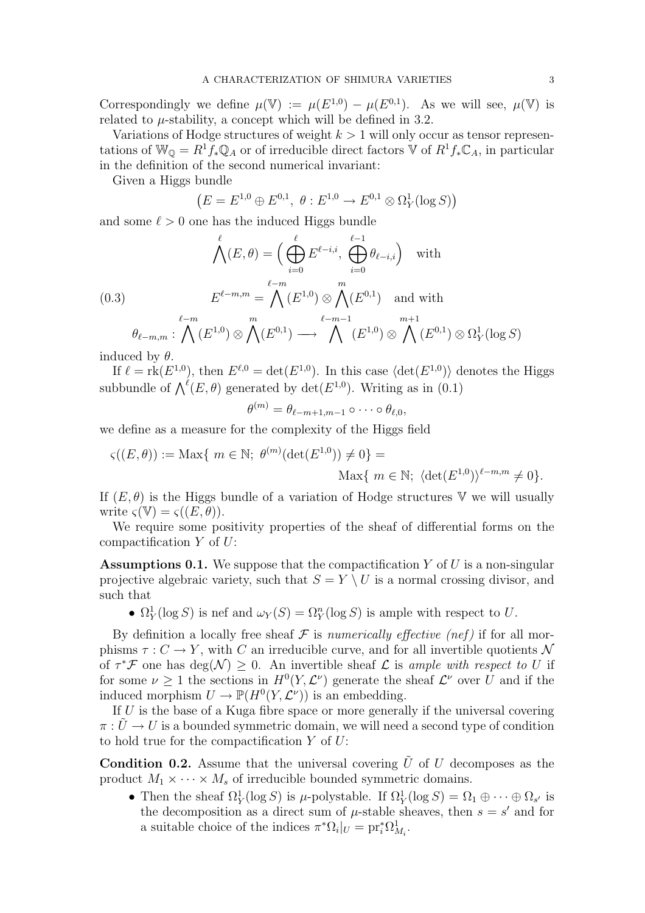Correspondingly we define $\mu(\mathbb{V}) := \mu(E^{1,0}) - \mu(E^{0,1})$. As we will see, $\mu(\mathbb{V})$ is related to $\mu$-stability, a concept which will be defined in 3.2.

Variations of Hodge structures of weight $k > 1$ will only occur as tensor representations of $\mathbb{W}_{\mathbb{Q}} = R^1 f_* \mathbb{Q}_A$ or of irreducible direct factors $\mathbb{V}$ of $R^1 f_* \mathbb{C}_A$, in particular in the definition of the second numerical invariant:

Given a Higgs bundle

$$\big(E = E^{1,0} \oplus E^{0,1},\ \theta : E^{1,0} \to E^{0,1} \otimes \Omega^1_Y(\log S)\big)$$

and some $\ell > 0$ one has the induced Higgs bundle

$$\bigwedge^{\ell}(E,\theta) = \Big( \bigoplus_{i=0}^{\ell} E^{\ell-i,i},\ \bigoplus_{i=0}^{\ell-1} \theta_{\ell-i,i} \Big) \quad \text{with}$$

$$E^{\ell-m,m} = \bigwedge^{\ell-m}(E^{1,0}) \otimes \bigwedge^{m}(E^{0,1}) \quad \text{and with} \tag{0.3}$$

$$\theta_{\ell-m,m} : \bigwedge^{\ell-m}(E^{1,0}) \otimes \bigwedge^{m}(E^{0,1}) \longrightarrow \bigwedge^{\ell-m-1}(E^{1,0}) \otimes \bigwedge^{m+1}(E^{0,1}) \otimes \Omega^1_Y(\log S)$$

induced by $\theta$.

If $\ell = \mathrm{rk}(E^{1,0})$, then $E^{\ell,0} = \det(E^{1,0})$. In this case $\langle \det(E^{1,0}) \rangle$ denotes the Higgs subbundle of $\bigwedge^{\ell}(E,\theta)$ generated by $\det(E^{1,0})$. Writing as in (0.1)

$$\theta^{(m)} = \theta_{\ell-m+1,m-1} \circ \cdots \circ \theta_{\ell,0},$$

we define as a measure for the complexity of the Higgs field

$$\varsigma((E,\theta)) := \mathrm{Max}\{\ m \in \mathbb{N};\ \theta^{(m)}(\det(E^{1,0})) \neq 0\} = \mathrm{Max}\{\ m \in \mathbb{N};\ \langle \det(E^{1,0}) \rangle^{\ell-m,m} \neq 0\}.$$

If $(E,\theta)$ is the Higgs bundle of a variation of Hodge structures $\mathbb{V}$ we will usually write $\varsigma(\mathbb{V}) = \varsigma((E,\theta))$.

We require some positivity properties of the sheaf of differential forms on the compactification $Y$ of $U$:

**Assumptions 0.1.** We suppose that the compactification $Y$ of $U$ is a non-singular projective algebraic variety, such that $S = Y \setminus U$ is a normal crossing divisor, and such that

- $\Omega^1_Y(\log S)$ is nef and $\omega_Y(S) = \Omega^n_Y(\log S)$ is ample with respect to $U$.

By definition a locally free sheaf $\mathcal{F}$ is *numerically effective (nef)* if for all morphisms $\tau : C \to Y$, with $C$ an irreducible curve, and for all invertible quotients $\mathcal{N}$ of $\tau^*\mathcal{F}$ one has $\deg(\mathcal{N}) \geq 0$. An invertible sheaf $\mathcal{L}$ is *ample with respect to* $U$ if for some $\nu \geq 1$ the sections in $H^0(Y, \mathcal{L}^{\nu})$ generate the sheaf $\mathcal{L}^{\nu}$ over $U$ and if the induced morphism $U \to \mathbb{P}(H^0(Y, \mathcal{L}^{\nu}))$ is an embedding.

If $U$ is the base of a Kuga fibre space or more generally if the universal covering $\pi : \tilde{U} \to U$ is a bounded symmetric domain, we will need a second type of condition to hold true for the compactification $Y$ of $U$:

**Condition 0.2.** Assume that the universal covering $\tilde{U}$ of $U$ decomposes as the product $M_1 \times \cdots \times M_s$ of irreducible bounded symmetric domains.

- Then the sheaf $\Omega^1_Y(\log S)$ is $\mu$-polystable. If $\Omega^1_Y(\log S) = \Omega_1 \oplus \cdots \oplus \Omega_{s'}$ is the decomposition as a direct sum of $\mu$-stable sheaves, then $s = s'$ and for a suitable choice of the indices $\pi^*\Omega_i|_U = \mathrm{pr}_i^* \Omega^1_{M_i}$.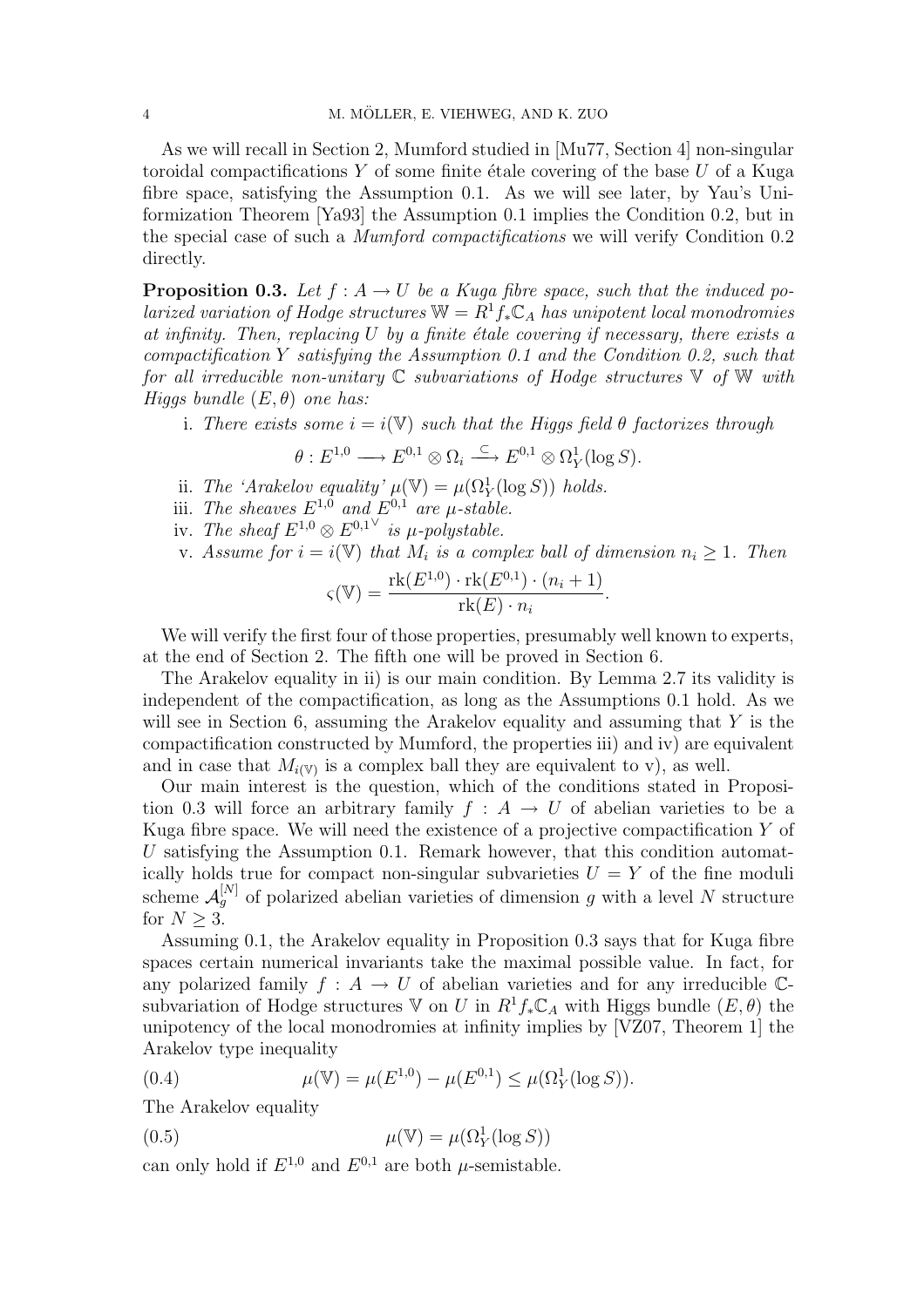As we will recall in Section 2, Mumford studied in [Mu77, Section 4] non-singular toroidal compactifications $Y$ of some finite étale covering of the base $U$ of a Kuga fibre space, satisfying the Assumption 0.1. As we will see later, by Yau's Uniformization Theorem [Ya93] the Assumption 0.1 implies the Condition 0.2, but in the special case of such a *Mumford compactifications* we will verify Condition 0.2 directly.

**Proposition 0.3.** *Let $f : A \to U$ be a Kuga fibre space, such that the induced polarized variation of Hodge structures $\mathbb{W} = R^1 f_* \mathbb{C}_A$ has unipotent local monodromies at infinity. Then, replacing $U$ by a finite étale covering if necessary, there exists a compactification $Y$ satisfying the Assumption 0.1 and the Condition 0.2, such that for all irreducible non-unitary $\mathbb{C}$ subvariations of Hodge structures $\mathbb{V}$ of $\mathbb{W}$ with Higgs bundle $(E, \theta)$ one has:*

i. *There exists some $i = i(\mathbb{V})$ such that the Higgs field $\theta$ factorizes through*

$$\theta : E^{1,0} \longrightarrow E^{0,1} \otimes \Omega_i \xrightarrow{\subset} E^{0,1} \otimes \Omega^1_Y(\log S).$$

ii. *The 'Arakelov equality' $\mu(\mathbb{V}) = \mu(\Omega^1_Y(\log S))$ holds.*

iii. *The sheaves $E^{1,0}$ and $E^{0,1}$ are $\mu$-stable.*

iv. *The sheaf $E^{1,0} \otimes E^{0,1^\vee}$ is $\mu$-polystable.*

v. *Assume for $i = i(\mathbb{V})$ that $M_i$ is a complex ball of dimension $n_i \geq 1$. Then*

$$\varsigma(\mathbb{V}) = \frac{\mathrm{rk}(E^{1,0}) \cdot \mathrm{rk}(E^{0,1}) \cdot (n_i + 1)}{\mathrm{rk}(E) \cdot n_i}.$$

We will verify the first four of those properties, presumably well known to experts, at the end of Section 2. The fifth one will be proved in Section 6.

The Arakelov equality in ii) is our main condition. By Lemma 2.7 its validity is independent of the compactification, as long as the Assumptions 0.1 hold. As we will see in Section 6, assuming the Arakelov equality and assuming that $Y$ is the compactification constructed by Mumford, the properties iii) and iv) are equivalent and in case that $M_{i(\mathbb{V})}$ is a complex ball they are equivalent to v), as well.

Our main interest is the question, which of the conditions stated in Proposition 0.3 will force an arbitrary family $f : A \to U$ of abelian varieties to be a Kuga fibre space. We will need the existence of a projective compactification $Y$ of $U$ satisfying the Assumption 0.1. Remark however, that this condition automatically holds true for compact non-singular subvarieties $U = Y$ of the fine moduli scheme $\mathcal{A}_g^{[N]}$ of polarized abelian varieties of dimension $g$ with a level $N$ structure for $N \geq 3$.

Assuming 0.1, the Arakelov equality in Proposition 0.3 says that for Kuga fibre spaces certain numerical invariants take the maximal possible value. In fact, for any polarized family $f : A \to U$ of abelian varieties and for any irreducible $\mathbb{C}$-subvariation of Hodge structures $\mathbb{V}$ on $U$ in $R^1 f_* \mathbb{C}_A$ with Higgs bundle $(E, \theta)$ the unipotency of the local monodromies at infinity implies by [VZ07, Theorem 1] the Arakelov type inequality

$$\mu(\mathbb{V}) = \mu(E^{1,0}) - \mu(E^{0,1}) \leq \mu(\Omega^1_Y(\log S)). \tag{0.4}$$

The Arakelov equality

$$\mu(\mathbb{V}) = \mu(\Omega^1_Y(\log S)) \tag{0.5}$$

can only hold if $E^{1,0}$ and $E^{0,1}$ are both $\mu$-semistable.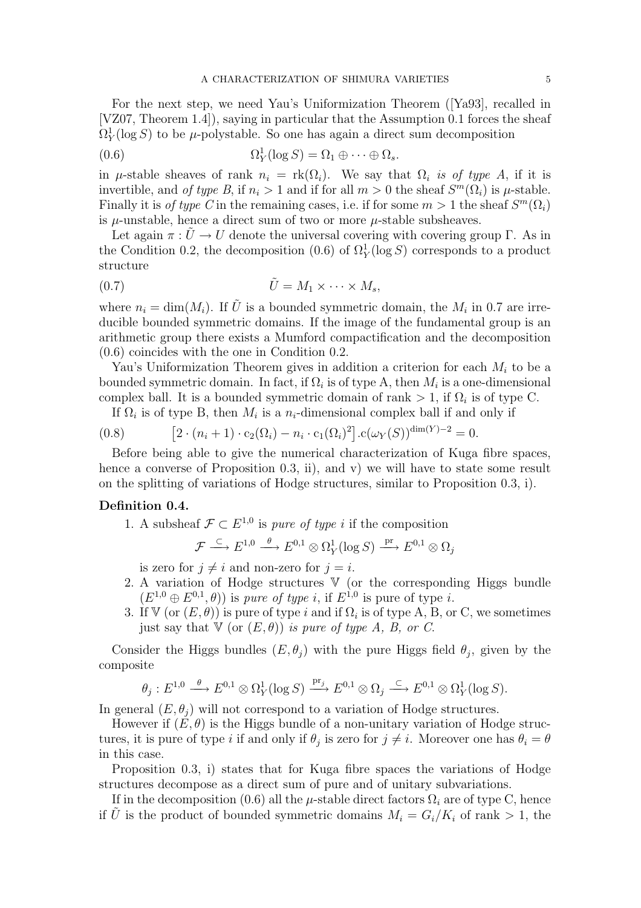For the next step, we need Yau's Uniformization Theorem ([Ya93], recalled in [VZ07, Theorem 1.4]), saying in particular that the Assumption 0.1 forces the sheaf $\Omega^1_Y(\log S)$ to be $\mu$-polystable. So one has again a direct sum decomposition

$$\Omega^1_Y(\log S) = \Omega_1 \oplus \cdots \oplus \Omega_s. \tag{0.6}$$

in $\mu$-stable sheaves of rank $n_i = \mathrm{rk}(\Omega_i)$. We say that $\Omega_i$ *is of type A*, if it is invertible, and *of type B*, if $n_i > 1$ and if for all $m > 0$ the sheaf $S^m(\Omega_i)$ is $\mu$-stable. Finally it is *of type C* in the remaining cases, i.e. if for some $m > 1$ the sheaf $S^m(\Omega_i)$ is $\mu$-unstable, hence a direct sum of two or more $\mu$-stable subsheaves.

Let again $\pi : \tilde{U} \to U$ denote the universal covering with covering group $\Gamma$. As in the Condition 0.2, the decomposition (0.6) of $\Omega^1_Y(\log S)$ corresponds to a product structure

$$\tilde{U} = M_1 \times \cdots \times M_s, \tag{0.7}$$

where $n_i = \dim(M_i)$. If $\tilde{U}$ is a bounded symmetric domain, the $M_i$ in 0.7 are irreducible bounded symmetric domains. If the image of the fundamental group is an arithmetic group there exists a Mumford compactification and the decomposition (0.6) coincides with the one in Condition 0.2.

Yau's Uniformization Theorem gives in addition a criterion for each $M_i$ to be a bounded symmetric domain. In fact, if $\Omega_i$ is of type A, then $M_i$ is a one-dimensional complex ball. It is a bounded symmetric domain of rank $> 1$, if $\Omega_i$ is of type C.

If $\Omega_i$ is of type B, then $M_i$ is a $n_i$-dimensional complex ball if and only if

$$\left[2 \cdot (n_i + 1) \cdot \mathrm{c}_2(\Omega_i) - n_i \cdot \mathrm{c}_1(\Omega_i)^2\right].\mathrm{c}(\omega_Y(S))^{\dim(Y)-2} = 0. \tag{0.8}$$

Before being able to give the numerical characterization of Kuga fibre spaces, hence a converse of Proposition 0.3, ii), and v) we will have to state some result on the splitting of variations of Hodge structures, similar to Proposition 0.3, i).

**Definition 0.4.**

1. A subsheaf $\mathcal{F} \subset E^{1,0}$ is *pure of type* $i$ if the composition
$$\mathcal{F} \xrightarrow{\subset} E^{1,0} \xrightarrow{\theta} E^{0,1} \otimes \Omega^1_Y(\log S) \xrightarrow{\mathrm{pr}} E^{0,1} \otimes \Omega_j$$
is zero for $j \neq i$ and non-zero for $j = i$.
2. A variation of Hodge structures $\mathbb{V}$ (or the corresponding Higgs bundle $(E^{1,0} \oplus E^{0,1}, \theta)$) is *pure of type* $i$, if $E^{1,0}$ is pure of type $i$.
3. If $\mathbb{V}$ (or $(E, \theta)$) is pure of type $i$ and if $\Omega_i$ is of type A, B, or C, we sometimes just say that $\mathbb{V}$ (or $(E, \theta)$) *is pure of type A, B, or C.*

Consider the Higgs bundles $(E, \theta_j)$ with the pure Higgs field $\theta_j$, given by the composite

$$\theta_j : E^{1,0} \xrightarrow{\theta} E^{0,1} \otimes \Omega^1_Y(\log S) \xrightarrow{\mathrm{pr}_j} E^{0,1} \otimes \Omega_j \xrightarrow{\subset} E^{0,1} \otimes \Omega^1_Y(\log S).$$

In general $(E, \theta_j)$ will not correspond to a variation of Hodge structures.

However if $(E, \theta)$ is the Higgs bundle of a non-unitary variation of Hodge structures, it is pure of type $i$ if and only if $\theta_j$ is zero for $j \neq i$. Moreover one has $\theta_i = \theta$ in this case.

Proposition 0.3, i) states that for Kuga fibre spaces the variations of Hodge structures decompose as a direct sum of pure and of unitary subvariations.

If in the decomposition (0.6) all the $\mu$-stable direct factors $\Omega_i$ are of type C, hence if $\tilde{U}$ is the product of bounded symmetric domains $M_i = G_i/K_i$ of rank $> 1$, the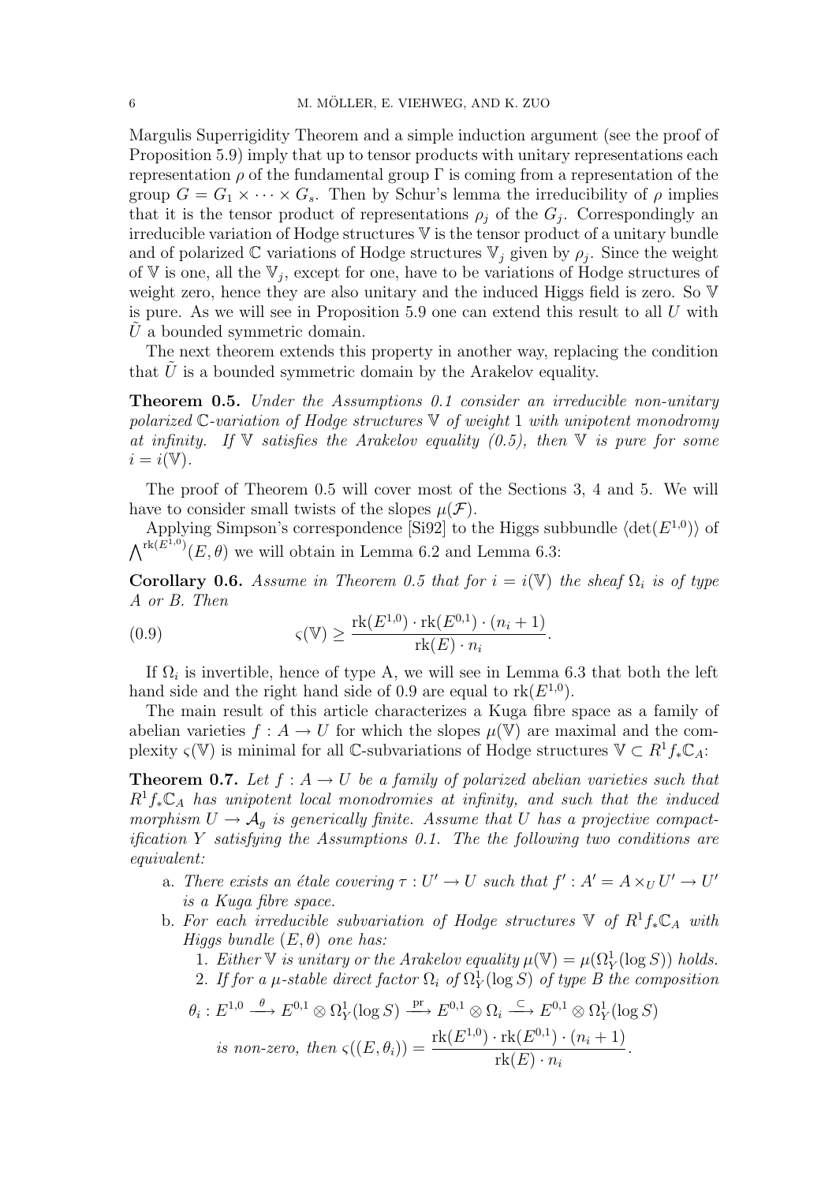Margulis Superrigidity Theorem and a simple induction argument (see the proof of Proposition 5.9) imply that up to tensor products with unitary representations each representation $\rho$ of the fundamental group $\Gamma$ is coming from a representation of the group $G = G_1 \times \cdots \times G_s$. Then by Schur's lemma the irreducibility of $\rho$ implies that it is the tensor product of representations $\rho_j$ of the $G_j$. Correspondingly an irreducible variation of Hodge structures $\mathbb{V}$ is the tensor product of a unitary bundle and of polarized $\mathbb{C}$ variations of Hodge structures $\mathbb{V}_j$ given by $\rho_j$. Since the weight of $\mathbb{V}$ is one, all the $\mathbb{V}_j$, except for one, have to be variations of Hodge structures of weight zero, hence they are also unitary and the induced Higgs field is zero. So $\mathbb{V}$ is pure. As we will see in Proposition 5.9 one can extend this result to all $U$ with $\tilde{U}$ a bounded symmetric domain.

The next theorem extends this property in another way, replacing the condition that $\tilde{U}$ is a bounded symmetric domain by the Arakelov equality.

**Theorem 0.5.** *Under the Assumptions 0.1 consider an irreducible non-unitary polarized $\mathbb{C}$-variation of Hodge structures $\mathbb{V}$ of weight 1 with unipotent monodromy at infinity. If $\mathbb{V}$ satisfies the Arakelov equality (0.5), then $\mathbb{V}$ is pure for some $i = i(\mathbb{V})$.*

The proof of Theorem 0.5 will cover most of the Sections 3, 4 and 5. We will have to consider small twists of the slopes $\mu(\mathcal{F})$.

Applying Simpson's correspondence [Si92] to the Higgs subbundle $\langle \det(E^{1,0})\rangle$ of $\bigwedge^{\mathrm{rk}(E^{1,0})}(E,\theta)$ we will obtain in Lemma 6.2 and Lemma 6.3:

**Corollary 0.6.** *Assume in Theorem 0.5 that for $i = i(\mathbb{V})$ the sheaf $\Omega_i$ is of type A or B. Then*

$$\varsigma(\mathbb{V}) \geq \frac{\mathrm{rk}(E^{1,0})\cdot \mathrm{rk}(E^{0,1})\cdot (n_i+1)}{\mathrm{rk}(E)\cdot n_i}. \tag{0.9}$$

If $\Omega_i$ is invertible, hence of type A, we will see in Lemma 6.3 that both the left hand side and the right hand side of 0.9 are equal to $\mathrm{rk}(E^{1,0})$.

The main result of this article characterizes a Kuga fibre space as a family of abelian varieties $f : A \to U$ for which the slopes $\mu(\mathbb{V})$ are maximal and the complexity $\varsigma(\mathbb{V})$ is minimal for all $\mathbb{C}$-subvariations of Hodge structures $\mathbb{V} \subset R^1 f_*\mathbb{C}_A$:

**Theorem 0.7.** *Let $f : A \to U$ be a family of polarized abelian varieties such that $R^1 f_*\mathbb{C}_A$ has unipotent local monodromies at infinity, and such that the induced morphism $U \to \mathcal{A}_g$ is generically finite. Assume that $U$ has a projective compactification $Y$ satisfying the Assumptions 0.1. The the following two conditions are equivalent:*

- a. *There exists an étale covering $\tau : U' \to U$ such that $f' : A' = A \times_U U' \to U'$ is a Kuga fibre space.*
- b. *For each irreducible subvariation of Hodge structures $\mathbb{V}$ of $R^1 f_*\mathbb{C}_A$ with Higgs bundle $(E,\theta)$ one has:*
  1. *Either $\mathbb{V}$ is unitary or the Arakelov equality $\mu(\mathbb{V}) = \mu(\Omega^1_Y(\log S))$ holds.*
  2. *If for a $\mu$-stable direct factor $\Omega_i$ of $\Omega^1_Y(\log S)$ of type B the composition*

$$\theta_i : E^{1,0} \xrightarrow{\ \theta\ } E^{0,1}\otimes \Omega^1_Y(\log S) \xrightarrow{\ \mathrm{pr}\ } E^{0,1}\otimes \Omega_i \xrightarrow{\ \subset\ } E^{0,1}\otimes \Omega^1_Y(\log S)$$

*is non-zero, then $\varsigma((E,\theta_i)) = \dfrac{\mathrm{rk}(E^{1,0})\cdot \mathrm{rk}(E^{0,1})\cdot (n_i+1)}{\mathrm{rk}(E)\cdot n_i}$.*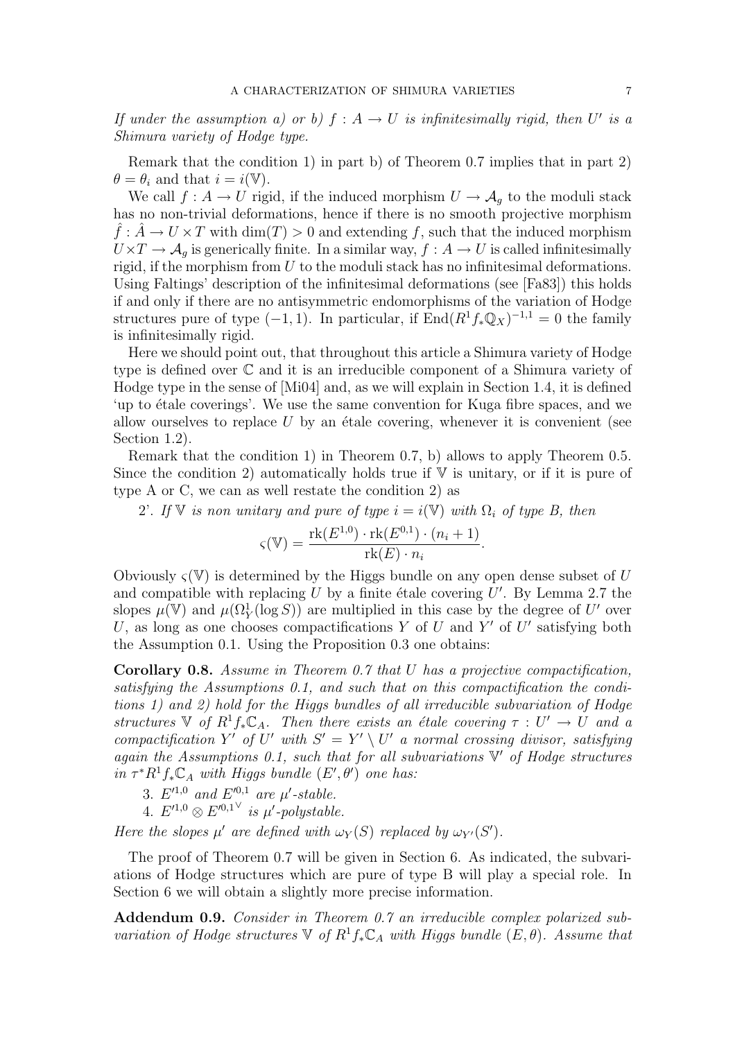*If under the assumption a) or b) $f : A \to U$ is infinitesimally rigid, then $U'$ is a Shimura variety of Hodge type.*

Remark that the condition 1) in part b) of Theorem 0.7 implies that in part 2) $\theta = \theta_i$ and that $i = i(\mathbb{V})$.

We call $f : A \to U$ rigid, if the induced morphism $U \to \mathcal{A}_g$ to the moduli stack has no non-trivial deformations, hence if there is no smooth projective morphism $\hat{f} : \hat{A} \to U \times T$ with $\dim(T) > 0$ and extending $f$, such that the induced morphism $U \times T \to \mathcal{A}_g$ is generically finite. In a similar way, $f : A \to U$ is called infinitesimally rigid, if the morphism from $U$ to the moduli stack has no infinitesimal deformations. Using Faltings' description of the infinitesimal deformations (see [Fa83]) this holds if and only if there are no antisymmetric endomorphisms of the variation of Hodge structures pure of type $(-1, 1)$. In particular, if $\mathrm{End}(R^1 f_* \mathbb{Q}_X)^{-1,1} = 0$ the family is infinitesimally rigid.

Here we should point out, that throughout this article a Shimura variety of Hodge type is defined over $\mathbb{C}$ and it is an irreducible component of a Shimura variety of Hodge type in the sense of [Mi04] and, as we will explain in Section 1.4, it is defined 'up to étale coverings'. We use the same convention for Kuga fibre spaces, and we allow ourselves to replace $U$ by an étale covering, whenever it is convenient (see Section 1.2).

Remark that the condition 1) in Theorem 0.7, b) allows to apply Theorem 0.5. Since the condition 2) automatically holds true if $\mathbb{V}$ is unitary, or if it is pure of type A or C, we can as well restate the condition 2) as

2'. *If $\mathbb{V}$ is non unitary and pure of type $i = i(\mathbb{V})$ with $\Omega_i$ of type B, then*

$$\varsigma(\mathbb{V}) = \frac{\mathrm{rk}(E^{1,0}) \cdot \mathrm{rk}(E^{0,1}) \cdot (n_i + 1)}{\mathrm{rk}(E) \cdot n_i}.$$

Obviously $\varsigma(\mathbb{V})$ is determined by the Higgs bundle on any open dense subset of $U$ and compatible with replacing $U$ by a finite étale covering $U'$. By Lemma 2.7 the slopes $\mu(\mathbb{V})$ and $\mu(\Omega^1_Y(\log S))$ are multiplied in this case by the degree of $U'$ over $U$, as long as one chooses compactifications $Y$ of $U$ and $Y'$ of $U'$ satisfying both the Assumption 0.1. Using the Proposition 0.3 one obtains:

**Corollary 0.8.** *Assume in Theorem 0.7 that $U$ has a projective compactification, satisfying the Assumptions 0.1, and such that on this compactification the conditions 1) and 2) hold for the Higgs bundles of all irreducible subvariation of Hodge structures $\mathbb{V}$ of $R^1 f_* \mathbb{C}_A$. Then there exists an étale covering $\tau : U' \to U$ and a compactification $Y'$ of $U'$ with $S' = Y' \setminus U'$ a normal crossing divisor, satisfying again the Assumptions 0.1, such that for all subvariations $\mathbb{V}'$ of Hodge structures in $\tau^* R^1 f_* \mathbb{C}_A$ with Higgs bundle $(E', \theta')$ one has:*

3. *$E'^{1,0}$ and $E'^{0,1}$ are $\mu'$-stable.*
4. *$E'^{1,0} \otimes E'^{0,1^\vee}$ is $\mu'$-polystable.*

*Here the slopes $\mu'$ are defined with $\omega_Y(S)$ replaced by $\omega_{Y'}(S')$.*

The proof of Theorem 0.7 will be given in Section 6. As indicated, the subvariations of Hodge structures which are pure of type B will play a special role. In Section 6 we will obtain a slightly more precise information.

**Addendum 0.9.** *Consider in Theorem 0.7 an irreducible complex polarized subvariation of Hodge structures $\mathbb{V}$ of $R^1 f_* \mathbb{C}_A$ with Higgs bundle $(E, \theta)$. Assume that*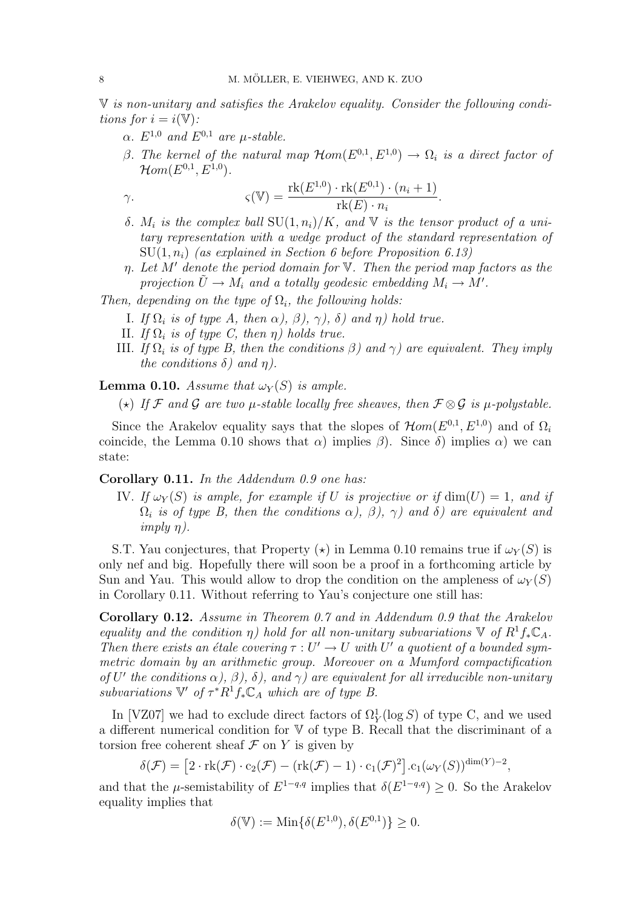$\mathbb{V}$ *is non-unitary and satisfies the Arakelov equality. Consider the following conditions for* $i = i(\mathbb{V})$*:*

- $\alpha$. $E^{1,0}$ *and* $E^{0,1}$ *are* $\mu$*-stable.*
- $\beta$. *The kernel of the natural map* $\mathcal{H}om(E^{0,1}, E^{1,0}) \to \Omega_i$ *is a direct factor of* $\mathcal{H}om(E^{0,1}, E^{1,0})$.
- $\gamma$. $$\varsigma(\mathbb{V}) = \frac{\mathrm{rk}(E^{1,0}) \cdot \mathrm{rk}(E^{0,1}) \cdot (n_i + 1)}{\mathrm{rk}(E) \cdot n_i}.$$
- $\delta$. $M_i$ *is the complex ball* $\mathrm{SU}(1, n_i)/K$*, and* $\mathbb{V}$ *is the tensor product of a unitary representation with a wedge product of the standard representation of* $\mathrm{SU}(1, n_i)$ *(as explained in Section 6 before Proposition 6.13)*
- $\eta$. *Let* $M'$ *denote the period domain for* $\mathbb{V}$*. Then the period map factors as the projection* $\tilde{U} \to M_i$ *and a totally geodesic embedding* $M_i \to M'$*.*

*Then, depending on the type of* $\Omega_i$*, the following holds:*

- I. *If* $\Omega_i$ *is of type A, then* $\alpha$*),* $\beta$*),* $\gamma$*),* $\delta$*) and* $\eta$*) hold true.*
- II. *If* $\Omega_i$ *is of type C, then* $\eta$*) holds true.*
- III. *If* $\Omega_i$ *is of type B, then the conditions* $\beta$*) and* $\gamma$*) are equivalent. They imply the conditions* $\delta$*) and* $\eta$*).*

**Lemma 0.10.** *Assume that* $\omega_Y(S)$ *is ample.*

($\star$) *If* $\mathcal{F}$ *and* $\mathcal{G}$ *are two* $\mu$*-stable locally free sheaves, then* $\mathcal{F} \otimes \mathcal{G}$ *is* $\mu$*-polystable.*

Since the Arakelov equality says that the slopes of $\mathcal{H}om(E^{0,1}, E^{1,0})$ and of $\Omega_i$ coincide, the Lemma 0.10 shows that $\alpha$) implies $\beta$). Since $\delta$) implies $\alpha$) we can state:

**Corollary 0.11.** *In the Addendum 0.9 one has:*

- IV. *If* $\omega_Y(S)$ *is ample, for example if* $U$ *is projective or if* $\dim(U) = 1$*, and if* $\Omega_i$ *is of type B, then the conditions* $\alpha$*),* $\beta$*),* $\gamma$*) and* $\delta$*) are equivalent and imply* $\eta$*).*

S.T. Yau conjectures, that Property ($\star$) in Lemma 0.10 remains true if $\omega_Y(S)$ is only nef and big. Hopefully there will soon be a proof in a forthcoming article by Sun and Yau. This would allow to drop the condition on the ampleness of $\omega_Y(S)$ in Corollary 0.11. Without referring to Yau's conjecture one still has:

**Corollary 0.12.** *Assume in Theorem 0.7 and in Addendum 0.9 that the Arakelov equality and the condition* $\eta$*) hold for all non-unitary subvariations* $\mathbb{V}$ *of* $R^1 f_* \mathbb{C}_A$*. Then there exists an étale covering* $\tau : U' \to U$ *with* $U'$ *a quotient of a bounded symmetric domain by an arithmetic group. Moreover on a Mumford compactification of* $U'$ *the conditions* $\alpha$*),* $\beta$*),* $\delta$*), and* $\gamma$*) are equivalent for all irreducible non-unitary subvariations* $\mathbb{V}'$ *of* $\tau^* R^1 f_* \mathbb{C}_A$ *which are of type B.*

In [VZ07] we had to exclude direct factors of $\Omega^1_Y(\log S)$ of type C, and we used a different numerical condition for $\mathbb{V}$ of type B. Recall that the discriminant of a torsion free coherent sheaf $\mathcal{F}$ on $Y$ is given by

$$\delta(\mathcal{F}) = \big[2 \cdot \mathrm{rk}(\mathcal{F}) \cdot \mathrm{c}_2(\mathcal{F}) - (\mathrm{rk}(\mathcal{F}) - 1) \cdot \mathrm{c}_1(\mathcal{F})^2\big].\mathrm{c}_1(\omega_Y(S))^{\dim(Y)-2},$$

and that the $\mu$-semistability of $E^{1-q,q}$ implies that $\delta(E^{1-q,q}) \geq 0$. So the Arakelov equality implies that

$$\delta(\mathbb{V}) := \mathrm{Min}\{\delta(E^{1,0}), \delta(E^{0,1})\} \geq 0.$$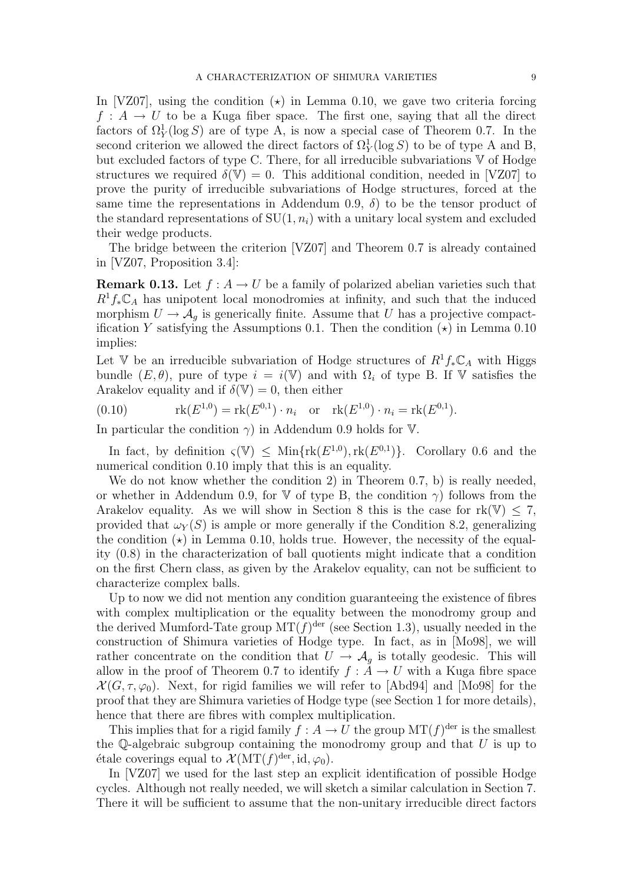In [VZ07], using the condition $(\star)$ in Lemma 0.10, we gave two criteria forcing $f : A \to U$ to be a Kuga fiber space. The first one, saying that all the direct factors of $\Omega^1_Y(\log S)$ are of type A, is now a special case of Theorem 0.7. In the second criterion we allowed the direct factors of $\Omega^1_Y(\log S)$ to be of type A and B, but excluded factors of type C. There, for all irreducible subvariations $\mathbb{V}$ of Hodge structures we required $\delta(\mathbb{V}) = 0$. This additional condition, needed in [VZ07] to prove the purity of irreducible subvariations of Hodge structures, forced at the same time the representations in Addendum 0.9, $\delta$) to be the tensor product of the standard representations of $\mathrm{SU}(1, n_i)$ with a unitary local system and excluded their wedge products.

The bridge between the criterion [VZ07] and Theorem 0.7 is already contained in [VZ07, Proposition 3.4]:

**Remark 0.13.** Let $f : A \to U$ be a family of polarized abelian varieties such that $R^1 f_* \mathbb{C}_A$ has unipotent local monodromies at infinity, and such that the induced morphism $U \to \mathcal{A}_g$ is generically finite. Assume that $U$ has a projective compactification $Y$ satisfying the Assumptions 0.1. Then the condition $(\star)$ in Lemma 0.10 implies:

Let $\mathbb{V}$ be an irreducible subvariation of Hodge structures of $R^1 f_* \mathbb{C}_A$ with Higgs bundle $(E, \theta)$, pure of type $i = i(\mathbb{V})$ and with $\Omega_i$ of type B. If $\mathbb{V}$ satisfies the Arakelov equality and if $\delta(\mathbb{V}) = 0$, then either

$$\mathrm{rk}(E^{1,0}) = \mathrm{rk}(E^{0,1}) \cdot n_i \quad \text{or} \quad \mathrm{rk}(E^{1,0}) \cdot n_i = \mathrm{rk}(E^{0,1}). \tag{0.10}$$

In particular the condition $\gamma$) in Addendum 0.9 holds for $\mathbb{V}$.

In fact, by definition $\varsigma(\mathbb{V}) \leq \mathrm{Min}\{\mathrm{rk}(E^{1,0}), \mathrm{rk}(E^{0,1})\}$. Corollary 0.6 and the numerical condition 0.10 imply that this is an equality.

We do not know whether the condition 2) in Theorem 0.7, b) is really needed, or whether in Addendum 0.9, for $\mathbb{V}$ of type B, the condition $\gamma$) follows from the Arakelov equality. As we will show in Section 8 this is the case for $\mathrm{rk}(\mathbb{V}) \leq 7$, provided that $\omega_Y(S)$ is ample or more generally if the Condition 8.2, generalizing the condition $(\star)$ in Lemma 0.10, holds true. However, the necessity of the equality (0.8) in the characterization of ball quotients might indicate that a condition on the first Chern class, as given by the Arakelov equality, can not be sufficient to characterize complex balls.

Up to now we did not mention any condition guaranteeing the existence of fibres with complex multiplication or the equality between the monodromy group and the derived Mumford-Tate group $\mathrm{MT}(f)^{\mathrm{der}}$ (see Section 1.3), usually needed in the construction of Shimura varieties of Hodge type. In fact, as in [Mo98], we will rather concentrate on the condition that $U \to \mathcal{A}_g$ is totally geodesic. This will allow in the proof of Theorem 0.7 to identify $f : A \to U$ with a Kuga fibre space $\mathcal{X}(G, \tau, \varphi_0)$. Next, for rigid families we will refer to [Abd94] and [Mo98] for the proof that they are Shimura varieties of Hodge type (see Section 1 for more details), hence that there are fibres with complex multiplication.

This implies that for a rigid family $f : A \to U$ the group $\mathrm{MT}(f)^{\mathrm{der}}$ is the smallest the $\mathbb{Q}$-algebraic subgroup containing the monodromy group and that $U$ is up to étale coverings equal to $\mathcal{X}(\mathrm{MT}(f)^{\mathrm{der}}, \mathrm{id}, \varphi_0)$.

In [VZ07] we used for the last step an explicit identification of possible Hodge cycles. Although not really needed, we will sketch a similar calculation in Section 7. There it will be sufficient to assume that the non-unitary irreducible direct factors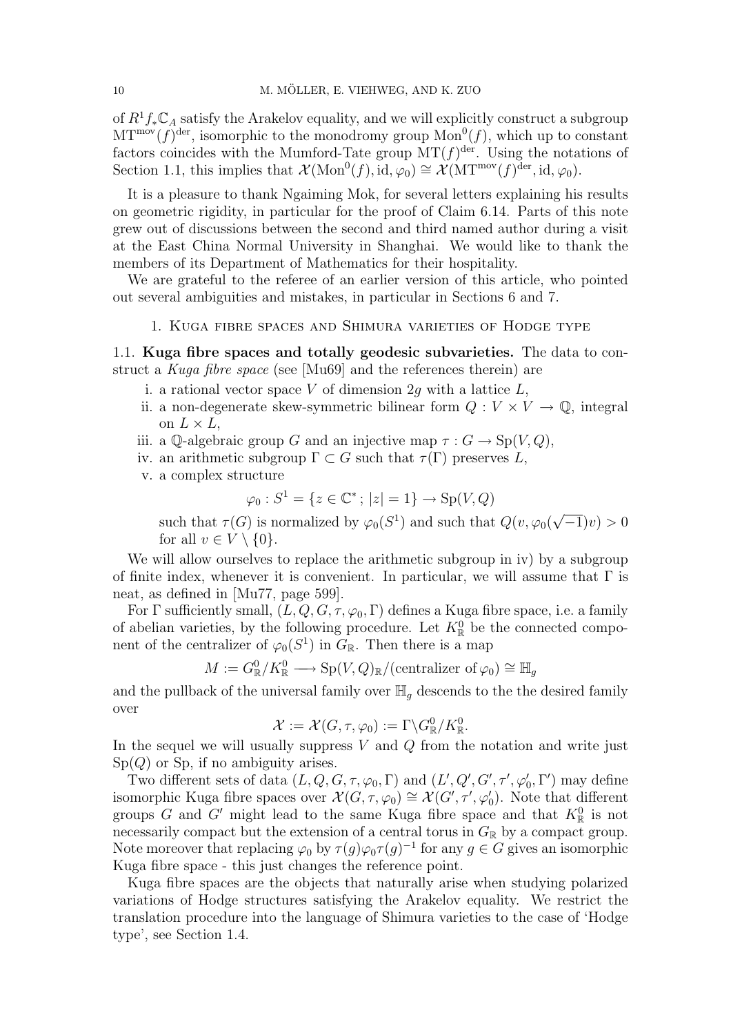of $R^1 f_* \mathbb{C}_A$ satisfy the Arakelov equality, and we will explicitly construct a subgroup $\mathrm{MT}^{\mathrm{mov}}(f)^{\mathrm{der}}$, isomorphic to the monodromy group $\mathrm{Mon}^0(f)$, which up to constant factors coincides with the Mumford-Tate group $\mathrm{MT}(f)^{\mathrm{der}}$. Using the notations of Section 1.1, this implies that $\mathcal{X}(\mathrm{Mon}^0(f), \mathrm{id}, \varphi_0) \cong \mathcal{X}(\mathrm{MT}^{\mathrm{mov}}(f)^{\mathrm{der}}, \mathrm{id}, \varphi_0)$.

It is a pleasure to thank Ngaiming Mok, for several letters explaining his results on geometric rigidity, in particular for the proof of Claim 6.14. Parts of this note grew out of discussions between the second and third named author during a visit at the East China Normal University in Shanghai. We would like to thank the members of its Department of Mathematics for their hospitality.

We are grateful to the referee of an earlier version of this article, who pointed out several ambiguities and mistakes, in particular in Sections 6 and 7.

## 1. Kuga fibre spaces and Shimura varieties of Hodge type

**1.1. Kuga fibre spaces and totally geodesic subvarieties.** The data to construct a *Kuga fibre space* (see [Mu69] and the references therein) are

i. a rational vector space $V$ of dimension $2g$ with a lattice $L$,
ii. a non-degenerate skew-symmetric bilinear form $Q : V \times V \to \mathbb{Q}$, integral on $L \times L$,
iii. a $\mathbb{Q}$-algebraic group $G$ and an injective map $\tau : G \to \mathrm{Sp}(V, Q)$,
iv. an arithmetic subgroup $\Gamma \subset G$ such that $\tau(\Gamma)$ preserves $L$,
v. a complex structure
$$\varphi_0 : S^1 = \{z \in \mathbb{C}^* \, ; \, |z| = 1\} \to \mathrm{Sp}(V, Q)$$
such that $\tau(G)$ is normalized by $\varphi_0(S^1)$ and such that $Q(v, \varphi_0(\sqrt{-1})v) > 0$ for all $v \in V \setminus \{0\}$.

We will allow ourselves to replace the arithmetic subgroup in iv) by a subgroup of finite index, whenever it is convenient. In particular, we will assume that $\Gamma$ is neat, as defined in [Mu77, page 599].

For $\Gamma$ sufficiently small, $(L, Q, G, \tau, \varphi_0, \Gamma)$ defines a Kuga fibre space, i.e. a family of abelian varieties, by the following procedure. Let $K^0_{\mathbb{R}}$ be the connected component of the centralizer of $\varphi_0(S^1)$ in $G_{\mathbb{R}}$. Then there is a map

$$M := G^0_{\mathbb{R}}/K^0_{\mathbb{R}} \longrightarrow \mathrm{Sp}(V, Q)_{\mathbb{R}}/(\text{centralizer of } \varphi_0) \cong \mathbb{H}_g$$

and the pullback of the universal family over $\mathbb{H}_g$ descends to the the desired family over

$$\mathcal{X} := \mathcal{X}(G, \tau, \varphi_0) := \Gamma \backslash G^0_{\mathbb{R}}/K^0_{\mathbb{R}}.$$

In the sequel we will usually suppress $V$ and $Q$ from the notation and write just $\mathrm{Sp}(Q)$ or $\mathrm{Sp}$, if no ambiguity arises.

Two different sets of data $(L, Q, G, \tau, \varphi_0, \Gamma)$ and $(L', Q', G', \tau', \varphi'_0, \Gamma')$ may define isomorphic Kuga fibre spaces over $\mathcal{X}(G, \tau, \varphi_0) \cong \mathcal{X}(G', \tau', \varphi'_0)$. Note that different groups $G$ and $G'$ might lead to the same Kuga fibre space and that $K^0_{\mathbb{R}}$ is not necessarily compact but the extension of a central torus in $G_{\mathbb{R}}$ by a compact group. Note moreover that replacing $\varphi_0$ by $\tau(g)\varphi_0\tau(g)^{-1}$ for any $g \in G$ gives an isomorphic Kuga fibre space - this just changes the reference point.

Kuga fibre spaces are the objects that naturally arise when studying polarized variations of Hodge structures satisfying the Arakelov equality. We restrict the translation procedure into the language of Shimura varieties to the case of 'Hodge type', see Section 1.4.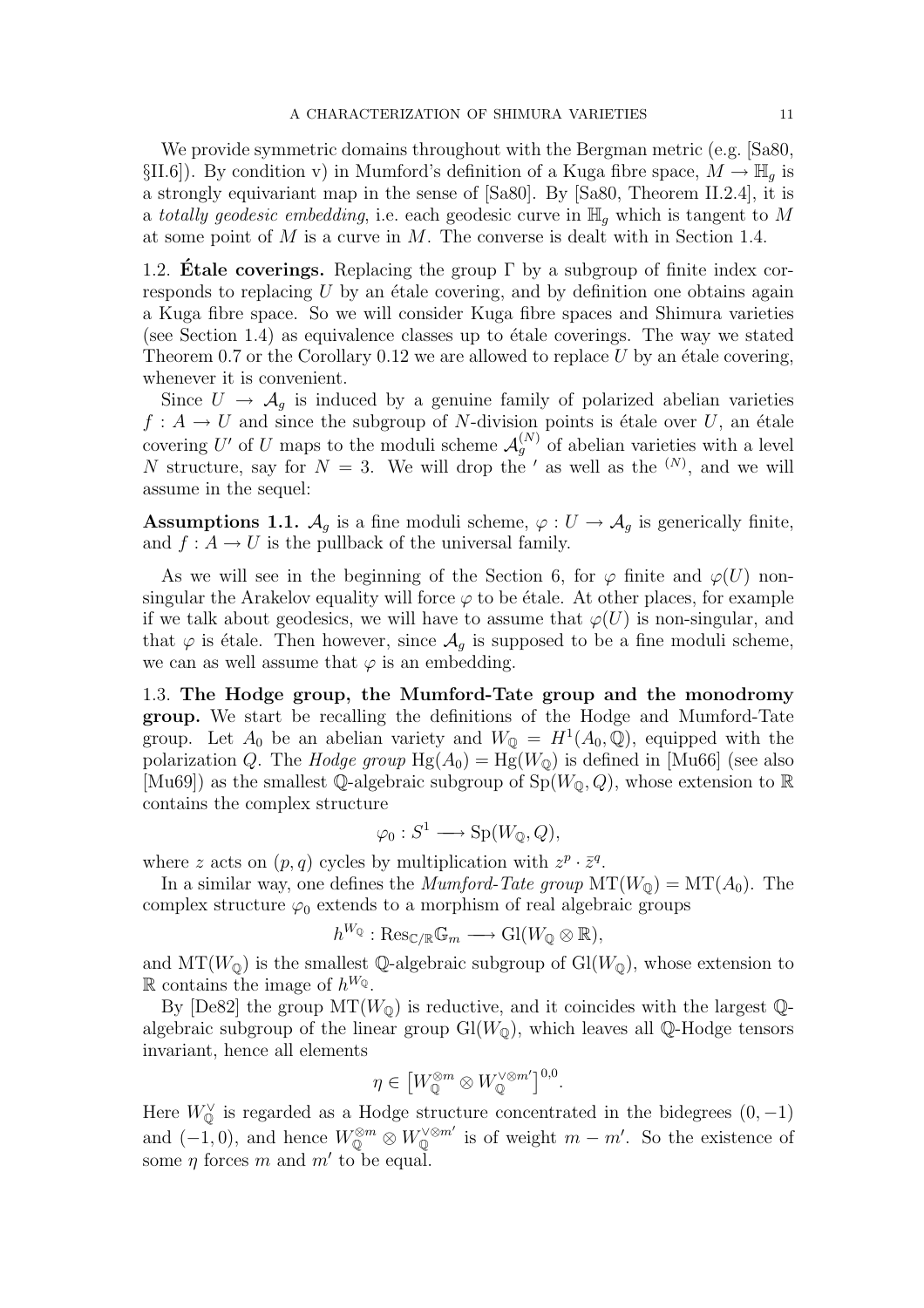We provide symmetric domains throughout with the Bergman metric (e.g. [Sa80, §II.6]). By condition v) in Mumford's definition of a Kuga fibre space, $M \to \mathbb{H}_g$ is a strongly equivariant map in the sense of [Sa80]. By [Sa80, Theorem II.2.4], it is a *totally geodesic embedding*, i.e. each geodesic curve in $\mathbb{H}_g$ which is tangent to $M$ at some point of $M$ is a curve in $M$. The converse is dealt with in Section 1.4.

1.2. **Étale coverings.** Replacing the group $\Gamma$ by a subgroup of finite index corresponds to replacing $U$ by an étale covering, and by definition one obtains again a Kuga fibre space. So we will consider Kuga fibre spaces and Shimura varieties (see Section 1.4) as equivalence classes up to étale coverings. The way we stated Theorem 0.7 or the Corollary 0.12 we are allowed to replace $U$ by an étale covering, whenever it is convenient.

Since $U \to \mathcal{A}_g$ is induced by a genuine family of polarized abelian varieties $f : A \to U$ and since the subgroup of $N$-division points is étale over $U$, an étale covering $U'$ of $U$ maps to the moduli scheme $\mathcal{A}_g^{(N)}$ of abelian varieties with a level $N$ structure, say for $N = 3$. We will drop the $'$ as well as the $^{(N)}$, and we will assume in the sequel:

**Assumptions 1.1.** $\mathcal{A}_g$ is a fine moduli scheme, $\varphi : U \to \mathcal{A}_g$ is generically finite, and $f : A \to U$ is the pullback of the universal family.

As we will see in the beginning of the Section 6, for $\varphi$ finite and $\varphi(U)$ non-singular the Arakelov equality will force $\varphi$ to be étale. At other places, for example if we talk about geodesics, we will have to assume that $\varphi(U)$ is non-singular, and that $\varphi$ is étale. Then however, since $\mathcal{A}_g$ is supposed to be a fine moduli scheme, we can as well assume that $\varphi$ is an embedding.

1.3. **The Hodge group, the Mumford-Tate group and the monodromy group.** We start be recalling the definitions of the Hodge and Mumford-Tate group. Let $A_0$ be an abelian variety and $W_{\mathbb{Q}} = H^1(A_0, \mathbb{Q})$, equipped with the polarization $Q$. The *Hodge group* $\mathrm{Hg}(A_0) = \mathrm{Hg}(W_{\mathbb{Q}})$ is defined in [Mu66] (see also [Mu69]) as the smallest $\mathbb{Q}$-algebraic subgroup of $\mathrm{Sp}(W_{\mathbb{Q}}, Q)$, whose extension to $\mathbb{R}$ contains the complex structure

$$\varphi_0 : S^1 \longrightarrow \mathrm{Sp}(W_{\mathbb{Q}}, Q),$$

where $z$ acts on $(p, q)$ cycles by multiplication with $z^p \cdot \bar{z}^q$.

In a similar way, one defines the *Mumford-Tate group* $\mathrm{MT}(W_{\mathbb{Q}}) = \mathrm{MT}(A_0)$. The complex structure $\varphi_0$ extends to a morphism of real algebraic groups

$$h^{W_{\mathbb{Q}}} : \mathrm{Res}_{\mathbb{C}/\mathbb{R}}\mathbb{G}_m \longrightarrow \mathrm{Gl}(W_{\mathbb{Q}} \otimes \mathbb{R}),$$

and $\mathrm{MT}(W_{\mathbb{Q}})$ is the smallest $\mathbb{Q}$-algebraic subgroup of $\mathrm{Gl}(W_{\mathbb{Q}})$, whose extension to $\mathbb{R}$ contains the image of $h^{W_{\mathbb{Q}}}$.

By [De82] the group $\mathrm{MT}(W_{\mathbb{Q}})$ is reductive, and it coincides with the largest $\mathbb{Q}$-algebraic subgroup of the linear group $\mathrm{Gl}(W_{\mathbb{Q}})$, which leaves all $\mathbb{Q}$-Hodge tensors invariant, hence all elements

$$\eta \in \left[W_{\mathbb{Q}}^{\otimes m} \otimes W_{\mathbb{Q}}^{\vee \otimes m'}\right]^{0,0}.$$

Here $W_{\mathbb{Q}}^{\vee}$ is regarded as a Hodge structure concentrated in the bidegrees $(0, -1)$ and $(-1, 0)$, and hence $W_{\mathbb{Q}}^{\otimes m} \otimes W_{\mathbb{Q}}^{\vee \otimes m'}$ is of weight $m - m'$. So the existence of some $\eta$ forces $m$ and $m'$ to be equal.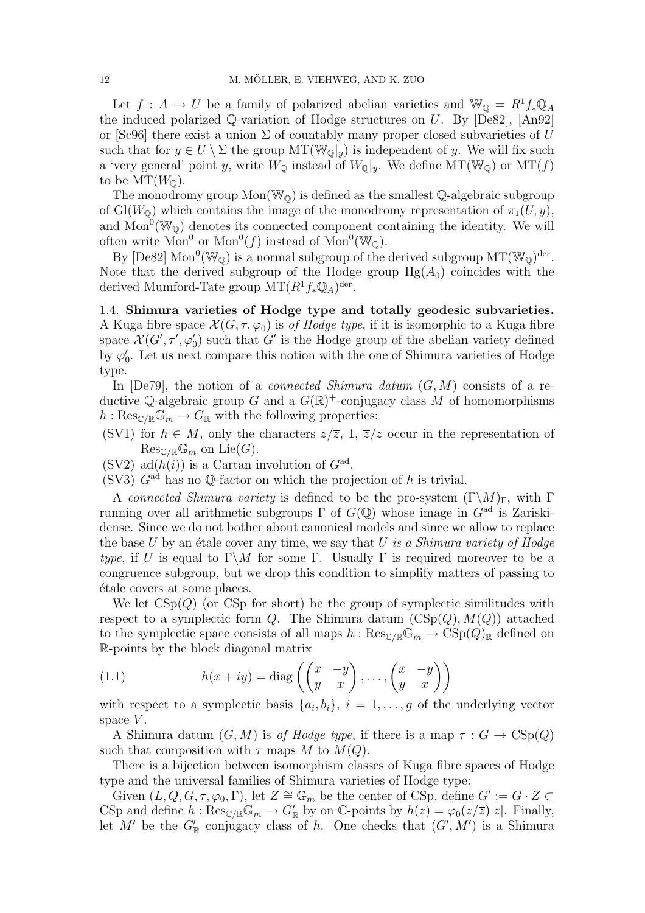Let $f : A \to U$ be a family of polarized abelian varieties and $\mathbb{W}_{\mathbb{Q}} = R^1 f_* \mathbb{Q}_A$ the induced polarized $\mathbb{Q}$-variation of Hodge structures on $U$. By [De82], [An92] or [Sc96] there exist a union $\Sigma$ of countably many proper closed subvarieties of $U$ such that for $y \in U \setminus \Sigma$ the group $\mathrm{MT}(\mathbb{W}_{\mathbb{Q}}|_y)$ is independent of $y$. We will fix such a 'very general' point $y$, write $W_{\mathbb{Q}}$ instead of $W_{\mathbb{Q}}|_y$. We define $\mathrm{MT}(\mathbb{W}_{\mathbb{Q}})$ or $\mathrm{MT}(f)$ to be $\mathrm{MT}(W_{\mathbb{Q}})$.

The monodromy group $\mathrm{Mon}(\mathbb{W}_{\mathbb{Q}})$ is defined as the smallest $\mathbb{Q}$-algebraic subgroup of $\mathrm{Gl}(W_{\mathbb{Q}})$ which contains the image of the monodromy representation of $\pi_1(U, y)$, and $\mathrm{Mon}^0(\mathbb{W}_{\mathbb{Q}})$ denotes its connected component containing the identity. We will often write $\mathrm{Mon}^0$ or $\mathrm{Mon}^0(f)$ instead of $\mathrm{Mon}^0(\mathbb{W}_{\mathbb{Q}})$.

By [De82] $\mathrm{Mon}^0(\mathbb{W}_{\mathbb{Q}})$ is a normal subgroup of the derived subgroup $\mathrm{MT}(\mathbb{W}_{\mathbb{Q}})^{\mathrm{der}}$. Note that the derived subgroup of the Hodge group $\mathrm{Hg}(A_0)$ coincides with the derived Mumford-Tate group $\mathrm{MT}(R^1 f_* \mathbb{Q}_A)^{\mathrm{der}}$.

**1.4. Shimura varieties of Hodge type and totally geodesic subvarieties.** A Kuga fibre space $\mathcal{X}(G, \tau, \varphi_0)$ is *of Hodge type*, if it is isomorphic to a Kuga fibre space $\mathcal{X}(G', \tau', \varphi'_0)$ such that $G'$ is the Hodge group of the abelian variety defined by $\varphi'_0$. Let us next compare this notion with the one of Shimura varieties of Hodge type.

In [De79], the notion of a *connected Shimura datum* $(G, M)$ consists of a reductive $\mathbb{Q}$-algebraic group $G$ and a $G(\mathbb{R})^+$-conjugacy class $M$ of homomorphisms $h : \mathrm{Res}_{\mathbb{C}/\mathbb{R}} \mathbb{G}_m \to G_{\mathbb{R}}$ with the following properties:

(SV1) for $h \in M$, only the characters $z/\overline{z}$, $1$, $\overline{z}/z$ occur in the representation of $\mathrm{Res}_{\mathbb{C}/\mathbb{R}} \mathbb{G}_m$ on $\mathrm{Lie}(G)$.

(SV2) $\mathrm{ad}(h(i))$ is a Cartan involution of $G^{\mathrm{ad}}$.

(SV3) $G^{\mathrm{ad}}$ has no $\mathbb{Q}$-factor on which the projection of $h$ is trivial.

A *connected Shimura variety* is defined to be the pro-system $(\Gamma \backslash M)_\Gamma$, with $\Gamma$ running over all arithmetic subgroups $\Gamma$ of $G(\mathbb{Q})$ whose image in $G^{\mathrm{ad}}$ is Zariski-dense. Since we do not bother about canonical models and since we allow to replace the base $U$ by an étale cover any time, we say that $U$ *is a Shimura variety of Hodge type*, if $U$ is equal to $\Gamma \backslash M$ for some $\Gamma$. Usually $\Gamma$ is required moreover to be a congruence subgroup, but we drop this condition to simplify matters of passing to étale covers at some places.

We let $\mathrm{CSp}(Q)$ (or CSp for short) be the group of symplectic similitudes with respect to a symplectic form $Q$. The Shimura datum $(\mathrm{CSp}(Q), M(Q))$ attached to the symplectic space consists of all maps $h : \mathrm{Res}_{\mathbb{C}/\mathbb{R}} \mathbb{G}_m \to \mathrm{CSp}(Q)_{\mathbb{R}}$ defined on $\mathbb{R}$-points by the block diagonal matrix

$$h(x + iy) = \mathrm{diag}\left( \begin{pmatrix} x & -y \\ y & x \end{pmatrix}, \ldots, \begin{pmatrix} x & -y \\ y & x \end{pmatrix} \right) \tag{1.1}$$

with respect to a symplectic basis $\{a_i, b_i\}$, $i = 1, \ldots, g$ of the underlying vector space $V$.

A Shimura datum $(G, M)$ is *of Hodge type*, if there is a map $\tau : G \to \mathrm{CSp}(Q)$ such that composition with $\tau$ maps $M$ to $M(Q)$.

There is a bijection between isomorphism classes of Kuga fibre spaces of Hodge type and the universal families of Shimura varieties of Hodge type:

Given $(L, Q, G, \tau, \varphi_0, \Gamma)$, let $Z \cong \mathbb{G}_m$ be the center of CSp, define $G' := G \cdot Z \subset \mathrm{CSp}$ and define $h : \mathrm{Res}_{\mathbb{C}/\mathbb{R}} \mathbb{G}_m \to G'_{\mathbb{R}}$ by on $\mathbb{C}$-points by $h(z) = \varphi_0(z/\overline{z})|z|$. Finally, let $M'$ be the $G'_{\mathbb{R}}$ conjugacy class of $h$. One checks that $(G', M')$ is a Shimura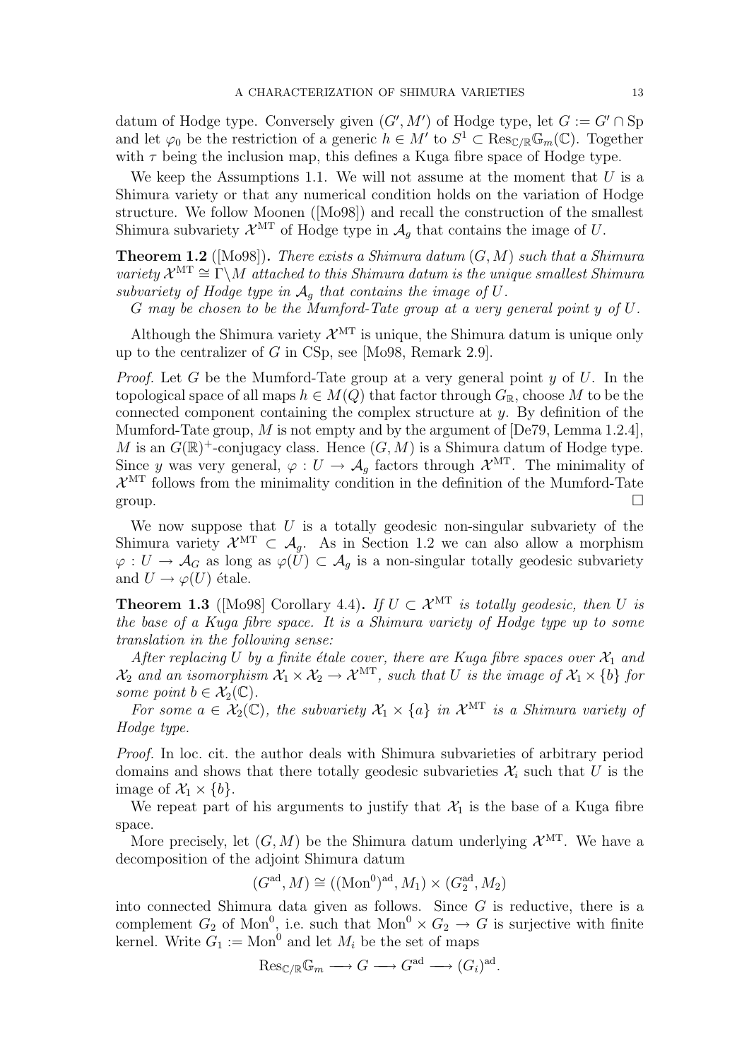datum of Hodge type. Conversely given $(G', M')$ of Hodge type, let $G := G' \cap \mathrm{Sp}$ and let $\varphi_0$ be the restriction of a generic $h \in M'$ to $S^1 \subset \mathrm{Res}_{\mathbb{C}/\mathbb{R}}\mathbb{G}_m(\mathbb{C})$. Together with $\tau$ being the inclusion map, this defines a Kuga fibre space of Hodge type.

We keep the Assumptions 1.1. We will not assume at the moment that $U$ is a Shimura variety or that any numerical condition holds on the variation of Hodge structure. We follow Moonen ([Mo98]) and recall the construction of the smallest Shimura subvariety $\mathcal{X}^{\mathrm{MT}}$ of Hodge type in $\mathcal{A}_g$ that contains the image of $U$.

**Theorem 1.2** ([Mo98])**.** *There exists a Shimura datum $(G, M)$ such that a Shimura variety $\mathcal{X}^{\mathrm{MT}} \cong \Gamma\backslash M$ attached to this Shimura datum is the unique smallest Shimura subvariety of Hodge type in $\mathcal{A}_g$ that contains the image of $U$.*

*$G$ may be chosen to be the Mumford-Tate group at a very general point $y$ of $U$.*

Although the Shimura variety $\mathcal{X}^{\mathrm{MT}}$ is unique, the Shimura datum is unique only up to the centralizer of $G$ in CSp, see [Mo98, Remark 2.9].

*Proof.* Let $G$ be the Mumford-Tate group at a very general point $y$ of $U$. In the topological space of all maps $h \in M(Q)$ that factor through $G_{\mathbb{R}}$, choose $M$ to be the connected component containing the complex structure at $y$. By definition of the Mumford-Tate group, $M$ is not empty and by the argument of [De79, Lemma 1.2.4], $M$ is an $G(\mathbb{R})^+$-conjugacy class. Hence $(G, M)$ is a Shimura datum of Hodge type. Since $y$ was very general, $\varphi : U \to \mathcal{A}_g$ factors through $\mathcal{X}^{\mathrm{MT}}$. The minimality of $\mathcal{X}^{\mathrm{MT}}$ follows from the minimality condition in the definition of the Mumford-Tate group. $\square$

We now suppose that $U$ is a totally geodesic non-singular subvariety of the Shimura variety $\mathcal{X}^{\mathrm{MT}} \subset \mathcal{A}_g$. As in Section 1.2 we can also allow a morphism $\varphi : U \to \mathcal{A}_G$ as long as $\varphi(U) \subset \mathcal{A}_g$ is a non-singular totally geodesic subvariety and $U \to \varphi(U)$ étale.

**Theorem 1.3** ([Mo98] Corollary 4.4)**.** *If $U \subset \mathcal{X}^{\mathrm{MT}}$ is totally geodesic, then $U$ is the base of a Kuga fibre space. It is a Shimura variety of Hodge type up to some translation in the following sense:*

*After replacing $U$ by a finite étale cover, there are Kuga fibre spaces over $\mathcal{X}_1$ and $\mathcal{X}_2$ and an isomorphism $\mathcal{X}_1 \times \mathcal{X}_2 \to \mathcal{X}^{\mathrm{MT}}$, such that $U$ is the image of $\mathcal{X}_1 \times \{b\}$ for some point $b \in \mathcal{X}_2(\mathbb{C})$.*

*For some $a \in \mathcal{X}_2(\mathbb{C})$, the subvariety $\mathcal{X}_1 \times \{a\}$ in $\mathcal{X}^{\mathrm{MT}}$ is a Shimura variety of Hodge type.*

*Proof.* In loc. cit. the author deals with Shimura subvarieties of arbitrary period domains and shows that there totally geodesic subvarieties $\mathcal{X}_i$ such that $U$ is the image of $\mathcal{X}_1 \times \{b\}$.

We repeat part of his arguments to justify that $\mathcal{X}_1$ is the base of a Kuga fibre space.

More precisely, let $(G, M)$ be the Shimura datum underlying $\mathcal{X}^{\mathrm{MT}}$. We have a decomposition of the adjoint Shimura datum

$$(G^{\mathrm{ad}}, M) \cong ((\mathrm{Mon}^0)^{\mathrm{ad}}, M_1) \times (G_2^{\mathrm{ad}}, M_2)$$

into connected Shimura data given as follows. Since $G$ is reductive, there is a complement $G_2$ of $\mathrm{Mon}^0$, i.e. such that $\mathrm{Mon}^0 \times G_2 \to G$ is surjective with finite kernel. Write $G_1 := \mathrm{Mon}^0$ and let $M_i$ be the set of maps

$$\mathrm{Res}_{\mathbb{C}/\mathbb{R}}\mathbb{G}_m \longrightarrow G \longrightarrow G^{\mathrm{ad}} \longrightarrow (G_i)^{\mathrm{ad}}.$$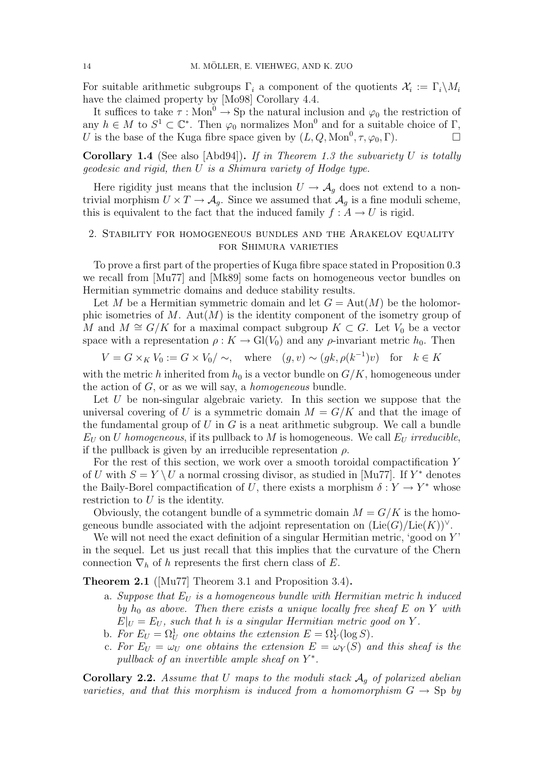For suitable arithmetic subgroups $\Gamma_i$ a component of the quotients $\mathcal{X}_i := \Gamma_i\backslash M_i$ have the claimed property by [Mo98] Corollary 4.4.

It suffices to take $\tau : \mathrm{Mon}^0 \to \mathrm{Sp}$ the natural inclusion and $\varphi_0$ the restriction of any $h \in M$ to $S^1 \subset \mathbb{C}^*$. Then $\varphi_0$ normalizes $\mathrm{Mon}^0$ and for a suitable choice of $\Gamma$, $U$ is the base of the Kuga fibre space given by $(L, Q, \mathrm{Mon}^0, \tau, \varphi_0, \Gamma)$. □

**Corollary 1.4** (See also [Abd94])**.** *If in Theorem 1.3 the subvariety $U$ is totally geodesic and rigid, then $U$ is a Shimura variety of Hodge type.*

Here rigidity just means that the inclusion $U \to \mathcal{A}_g$ does not extend to a non-trivial morphism $U \times T \to \mathcal{A}_g$. Since we assumed that $\mathcal{A}_g$ is a fine moduli scheme, this is equivalent to the fact that the induced family $f : A \to U$ is rigid.

## 2. Stability for homogeneous bundles and the Arakelov equality for Shimura varieties

To prove a first part of the properties of Kuga fibre space stated in Proposition 0.3 we recall from [Mu77] and [Mk89] some facts on homogeneous vector bundles on Hermitian symmetric domains and deduce stability results.

Let $M$ be a Hermitian symmetric domain and let $G = \mathrm{Aut}(M)$ be the holomorphic isometries of $M$. $\mathrm{Aut}(M)$ is the identity component of the isometry group of $M$ and $M \cong G/K$ for a maximal compact subgroup $K \subset G$. Let $V_0$ be a vector space with a representation $\rho : K \to \mathrm{Gl}(V_0)$ and any $\rho$-invariant metric $h_0$. Then

$$V = G \times_K V_0 := G \times V_0/\sim, \quad \text{where} \quad (g, v) \sim (gk, \rho(k^{-1})v) \quad \text{for} \quad k \in K$$

with the metric $h$ inherited from $h_0$ is a vector bundle on $G/K$, homogeneous under the action of $G$, or as we will say, a *homogeneous* bundle.

Let $U$ be non-singular algebraic variety. In this section we suppose that the universal covering of $U$ is a symmetric domain $M = G/K$ and that the image of the fundamental group of $U$ in $G$ is a neat arithmetic subgroup. We call a bundle $E_U$ on $U$ *homogeneous*, if its pullback to $M$ is homogeneous. We call $E_U$ *irreducible*, if the pullback is given by an irreducible representation $\rho$.

For the rest of this section, we work over a smooth toroidal compactification $Y$ of $U$ with $S = Y \setminus U$ a normal crossing divisor, as studied in [Mu77]. If $Y^*$ denotes the Baily-Borel compactification of $U$, there exists a morphism $\delta : Y \to Y^*$ whose restriction to $U$ is the identity.

Obviously, the cotangent bundle of a symmetric domain $M = G/K$ is the homogeneous bundle associated with the adjoint representation on $(\mathrm{Lie}(G)/\mathrm{Lie}(K))^\vee$.

We will not need the exact definition of a singular Hermitian metric, 'good on $Y$' in the sequel. Let us just recall that this implies that the curvature of the Chern connection $\nabla_h$ of $h$ represents the first chern class of $E$.

**Theorem 2.1** ([Mu77] Theorem 3.1 and Proposition 3.4)**.**

- a. *Suppose that $E_U$ is a homogeneous bundle with Hermitian metric $h$ induced by $h_0$ as above. Then there exists a unique locally free sheaf $E$ on $Y$ with $E|_U = E_U$, such that $h$ is a singular Hermitian metric good on $Y$.*
- b. *For $E_U = \Omega^1_U$ one obtains the extension $E = \Omega^1_Y(\log S)$.*
- c. *For $E_U = \omega_U$ one obtains the extension $E = \omega_Y(S)$ and this sheaf is the pullback of an invertible ample sheaf on $Y^*$.*

**Corollary 2.2.** *Assume that $U$ maps to the moduli stack $\mathcal{A}_g$ of polarized abelian varieties, and that this morphism is induced from a homomorphism $G \to \mathrm{Sp}$ by*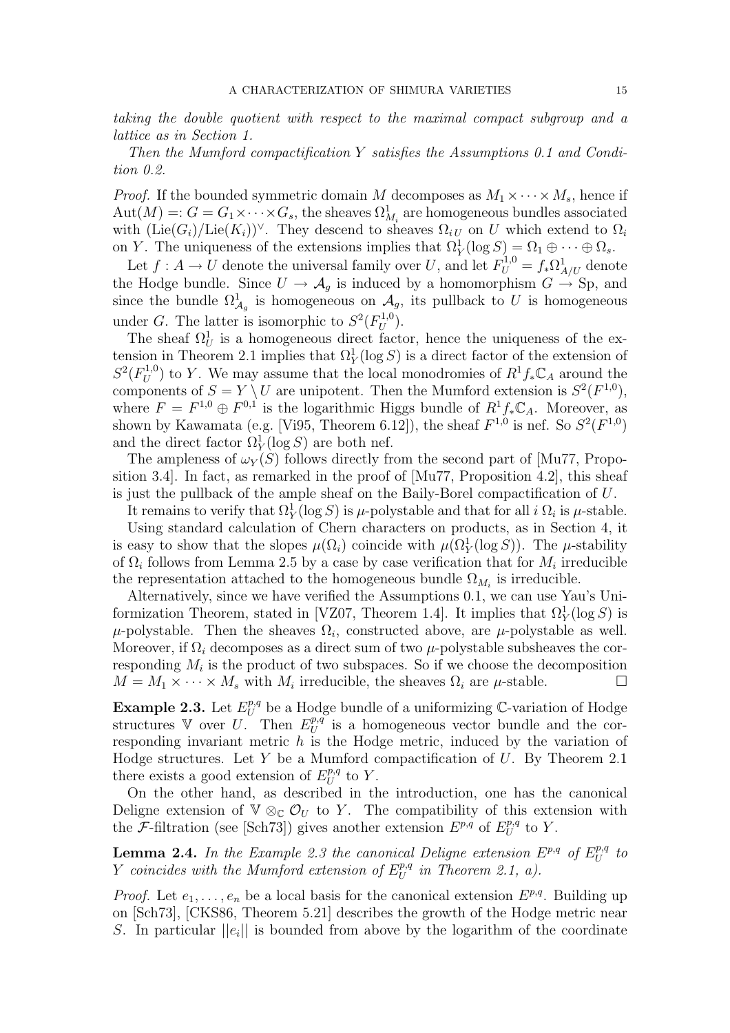*taking the double quotient with respect to the maximal compact subgroup and a lattice as in Section 1.*

*Then the Mumford compactification $Y$ satisfies the Assumptions 0.1 and Condition 0.2.*

*Proof.* If the bounded symmetric domain $M$ decomposes as $M_1 \times \cdots \times M_s$, hence if $\mathrm{Aut}(M) =: G = G_1 \times \cdots \times G_s$, the sheaves $\Omega^1_{M_i}$ are homogeneous bundles associated with $(\mathrm{Lie}(G_i)/\mathrm{Lie}(K_i))^\vee$. They descend to sheaves $\Omega_{i\,U}$ on $U$ which extend to $\Omega_i$ on $Y$. The uniqueness of the extensions implies that $\Omega^1_Y(\log S) = \Omega_1 \oplus \cdots \oplus \Omega_s$.

Let $f : A \to U$ denote the universal family over $U$, and let $F^{1,0}_U = f_*\Omega^1_{A/U}$ denote the Hodge bundle. Since $U \to \mathcal{A}_g$ is induced by a homomorphism $G \to \mathrm{Sp}$, and since the bundle $\Omega^1_{\mathcal{A}_g}$ is homogeneous on $\mathcal{A}_g$, its pullback to $U$ is homogeneous under $G$. The latter is isomorphic to $S^2(F^{1,0}_U)$.

The sheaf $\Omega^1_U$ is a homogeneous direct factor, hence the uniqueness of the extension in Theorem 2.1 implies that $\Omega^1_Y(\log S)$ is a direct factor of the extension of $S^2(F^{1,0}_U)$ to $Y$. We may assume that the local monodromies of $R^1f_*\mathbb{C}_A$ around the components of $S = Y \setminus U$ are unipotent. Then the Mumford extension is $S^2(F^{1,0})$, where $F = F^{1,0} \oplus F^{0,1}$ is the logarithmic Higgs bundle of $R^1f_*\mathbb{C}_A$. Moreover, as shown by Kawamata (e.g. [Vi95, Theorem 6.12]), the sheaf $F^{1,0}$ is nef. So $S^2(F^{1,0})$ and the direct factor $\Omega^1_Y(\log S)$ are both nef.

The ampleness of $\omega_Y(S)$ follows directly from the second part of [Mu77, Proposition 3.4]. In fact, as remarked in the proof of [Mu77, Proposition 4.2], this sheaf is just the pullback of the ample sheaf on the Baily-Borel compactification of $U$.

It remains to verify that $\Omega^1_Y(\log S)$ is $\mu$-polystable and that for all $i$ $\Omega_i$ is $\mu$-stable.

Using standard calculation of Chern characters on products, as in Section 4, it is easy to show that the slopes $\mu(\Omega_i)$ coincide with $\mu(\Omega^1_Y(\log S))$. The $\mu$-stability of $\Omega_i$ follows from Lemma 2.5 by a case by case verification that for $M_i$ irreducible the representation attached to the homogeneous bundle $\Omega_{M_i}$ is irreducible.

Alternatively, since we have verified the Assumptions 0.1, we can use Yau's Uniformization Theorem, stated in [VZ07, Theorem 1.4]. It implies that $\Omega^1_Y(\log S)$ is $\mu$-polystable. Then the sheaves $\Omega_i$, constructed above, are $\mu$-polystable as well. Moreover, if $\Omega_i$ decomposes as a direct sum of two $\mu$-polystable subsheaves the corresponding $M_i$ is the product of two subspaces. So if we choose the decomposition $M = M_1 \times \cdots \times M_s$ with $M_i$ irreducible, the sheaves $\Omega_i$ are $\mu$-stable. □

**Example 2.3.** Let $E^{p,q}_U$ be a Hodge bundle of a uniformizing $\mathbb{C}$-variation of Hodge structures $\mathbb{V}$ over $U$. Then $E^{p,q}_U$ is a homogeneous vector bundle and the corresponding invariant metric $h$ is the Hodge metric, induced by the variation of Hodge structures. Let $Y$ be a Mumford compactification of $U$. By Theorem 2.1 there exists a good extension of $E^{p,q}_U$ to $Y$.

On the other hand, as described in the introduction, one has the canonical Deligne extension of $\mathbb{V} \otimes_{\mathbb{C}} \mathcal{O}_U$ to $Y$. The compatibility of this extension with the $\mathcal{F}$-filtration (see [Sch73]) gives another extension $E^{p,q}$ of $E^{p,q}_U$ to $Y$.

**Lemma 2.4.** *In the Example 2.3 the canonical Deligne extension $E^{p,q}$ of $E^{p,q}_U$ to $Y$ coincides with the Mumford extension of $E^{p,q}_U$ in Theorem 2.1, a).*

*Proof.* Let $e_1, \ldots, e_n$ be a local basis for the canonical extension $E^{p,q}$. Building up on [Sch73], [CKS86, Theorem 5.21] describes the growth of the Hodge metric near $S$. In particular $||e_i||$ is bounded from above by the logarithm of the coordinate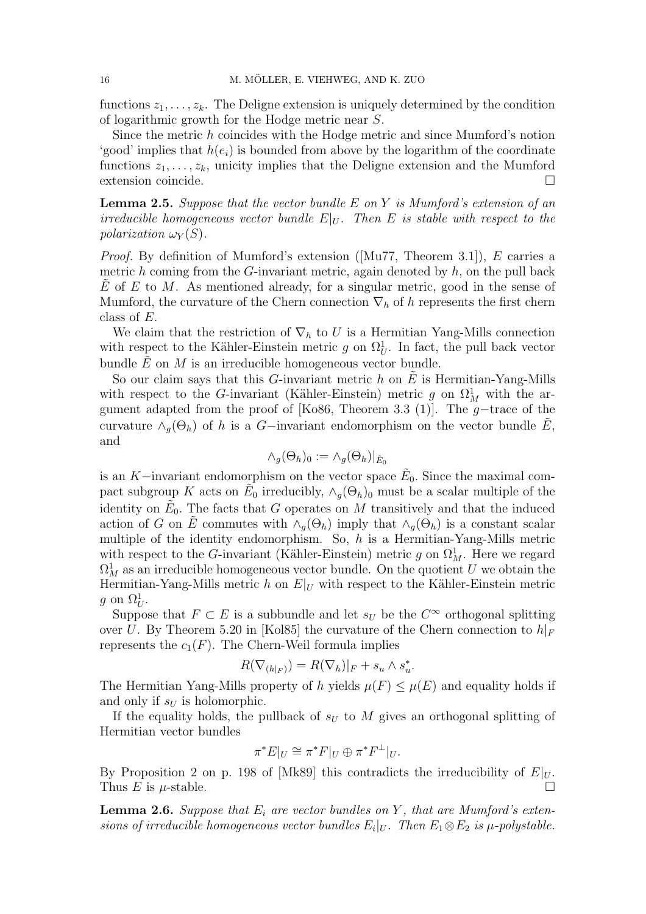functions $z_1, \ldots, z_k$. The Deligne extension is uniquely determined by the condition of logarithmic growth for the Hodge metric near $S$.

Since the metric $h$ coincides with the Hodge metric and since Mumford's notion 'good' implies that $h(e_i)$ is bounded from above by the logarithm of the coordinate functions $z_1, \ldots, z_k$, unicity implies that the Deligne extension and the Mumford extension coincide. □

**Lemma 2.5.** *Suppose that the vector bundle $E$ on $Y$ is Mumford's extension of an irreducible homogeneous vector bundle $E|_U$. Then $E$ is stable with respect to the polarization $\omega_Y(S)$.*

*Proof.* By definition of Mumford's extension ([Mu77, Theorem 3.1]), $E$ carries a metric $h$ coming from the $G$-invariant metric, again denoted by $h$, on the pull back $\tilde{E}$ of $E$ to $M$. As mentioned already, for a singular metric, good in the sense of Mumford, the curvature of the Chern connection $\nabla_h$ of $h$ represents the first chern class of $E$.

We claim that the restriction of $\nabla_h$ to $U$ is a Hermitian Yang-Mills connection with respect to the Kähler-Einstein metric $g$ on $\Omega^1_U$. In fact, the pull back vector bundle $\tilde{E}$ on $M$ is an irreducible homogeneous vector bundle.

So our claim says that this $G$-invariant metric $h$ on $\tilde{E}$ is Hermitian-Yang-Mills with respect to the $G$-invariant (Kähler-Einstein) metric $g$ on $\Omega^1_M$ with the argument adapted from the proof of [Ko86, Theorem 3.3 (1)]. The $g-$trace of the curvature $\wedge_g(\Theta_h)$ of $h$ is a $G-$invariant endomorphism on the vector bundle $\tilde{E}$, and

$$\wedge_g(\Theta_h)_0 := \wedge_g(\Theta_h)|_{\tilde{E}_0}$$

is an $K-$invariant endomorphism on the vector space $\tilde{E}_0$. Since the maximal compact subgroup $K$ acts on $\tilde{E}_0$ irreducibly, $\wedge_g(\Theta_h)_0$ must be a scalar multiple of the identity on $\tilde{E}_0$. The facts that $G$ operates on $M$ transitively and that the induced action of $G$ on $\tilde{E}$ commutes with $\wedge_g(\Theta_h)$ imply that $\wedge_g(\Theta_h)$ is a constant scalar multiple of the identity endomorphism. So, $h$ is a Hermitian-Yang-Mills metric with respect to the $G$-invariant (Kähler-Einstein) metric $g$ on $\Omega^1_M$. Here we regard $\Omega^1_M$ as an irreducible homogeneous vector bundle. On the quotient $U$ we obtain the Hermitian-Yang-Mills metric $h$ on $E|_U$ with respect to the Kähler-Einstein metric $g$ on $\Omega^1_U$.

Suppose that $F \subset E$ is a subbundle and let $s_U$ be the $C^\infty$ orthogonal splitting over $U$. By Theorem 5.20 in [Kol85] the curvature of the Chern connection to $h|_F$ represents the $c_1(F)$. The Chern-Weil formula implies

$$R(\nabla_{(h|_F)}) = R(\nabla_h)|_F + s_u \wedge s_u^*.$$

The Hermitian Yang-Mills property of $h$ yields $\mu(F) \leq \mu(E)$ and equality holds if and only if $s_U$ is holomorphic.

If the equality holds, the pullback of $s_U$ to $M$ gives an orthogonal splitting of Hermitian vector bundles

$$\pi^* E|_U \cong \pi^* F|_U \oplus \pi^* F^\perp|_U.$$

By Proposition 2 on p. 198 of [Mk89] this contradicts the irreducibility of $E|_U$. Thus $E$ is $\mu$-stable. □

**Lemma 2.6.** *Suppose that $E_i$ are vector bundles on $Y$, that are Mumford's extensions of irreducible homogeneous vector bundles $E_i|_U$. Then $E_1 \otimes E_2$ is $\mu$-polystable.*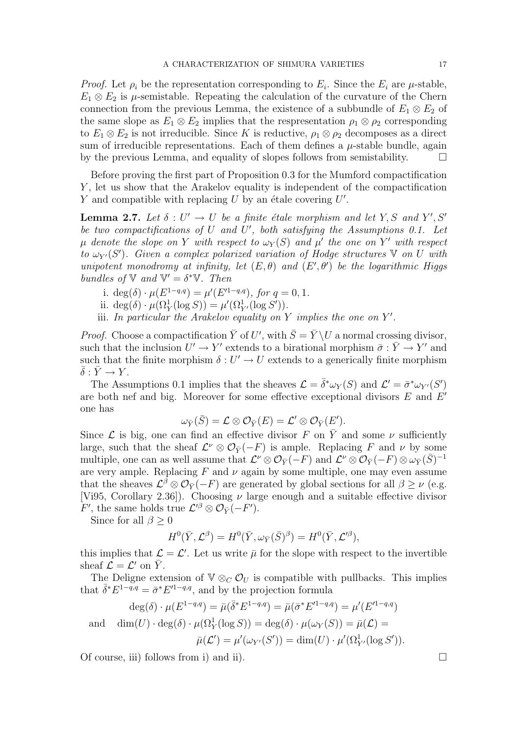*Proof.* Let $\rho_i$ be the representation corresponding to $E_i$. Since the $E_i$ are $\mu$-stable, $E_1 \otimes E_2$ is $\mu$-semistable. Repeating the calculation of the curvature of the Chern connection from the previous Lemma, the existence of a subbundle of $E_1 \otimes E_2$ of the same slope as $E_1 \otimes E_2$ implies that the respresentation $\rho_1 \otimes \rho_2$ corresponding to $E_1 \otimes E_2$ is not irreducible. Since $K$ is reductive, $\rho_1 \otimes \rho_2$ decomposes as a direct sum of irreducible representations. Each of them defines a $\mu$-stable bundle, again by the previous Lemma, and equality of slopes follows from semistability. □

Before proving the first part of Proposition 0.3 for the Mumford compactification $Y$, let us show that the Arakelov equality is independent of the compactification $Y$ and compatible with replacing $U$ by an étale covering $U'$.

**Lemma 2.7.** *Let $\delta : U' \to U$ be a finite étale morphism and let $Y, S$ and $Y', S'$ be two compactifications of $U$ and $U'$, both satisfying the Assumptions 0.1. Let $\mu$ denote the slope on $Y$ with respect to $\omega_Y(S)$ and $\mu'$ the one on $Y'$ with respect to $\omega_{Y'}(S')$. Given a complex polarized variation of Hodge structures $\mathbb{V}$ on $U$ with unipotent monodromy at infinity, let $(E, \theta)$ and $(E', \theta')$ be the logarithmic Higgs bundles of $\mathbb{V}$ and $\mathbb{V}' = \delta^*\mathbb{V}$. Then*

i. $\deg(\delta) \cdot \mu(E^{1-q,q}) = \mu'(E'^{1-q,q})$, *for* $q = 0, 1$.
ii. $\deg(\delta) \cdot \mu(\Omega^1_Y(\log S)) = \mu'(\Omega^1_{Y'}(\log S'))$.
iii. *In particular the Arakelov equality on $Y$ implies the one on $Y'$.*

*Proof.* Choose a compactification $\bar{Y}$ of $U'$, with $\bar{S} = \bar{Y} \setminus U$ a normal crossing divisor, such that the inclusion $U' \to Y'$ extends to a birational morphism $\bar{\sigma} : \bar{Y} \to Y'$ and such that the finite morphism $\delta : U' \to U$ extends to a generically finite morphism $\bar{\delta} : \bar{Y} \to Y$.

The Assumptions 0.1 implies that the sheaves $\mathcal{L} = \bar{\delta}^*\omega_Y(S)$ and $\mathcal{L}' = \bar{\sigma}^*\omega_{Y'}(S')$ are both nef and big. Moreover for some effective exceptional divisors $E$ and $E'$ one has

$$\omega_{\bar{Y}}(\bar{S}) = \mathcal{L} \otimes \mathcal{O}_{\bar{Y}}(E) = \mathcal{L}' \otimes \mathcal{O}_{\bar{Y}}(E').$$

Since $\mathcal{L}$ is big, one can find an effective divisor $F$ on $\bar{Y}$ and some $\nu$ sufficiently large, such that the sheaf $\mathcal{L}^\nu \otimes \mathcal{O}_{\bar{Y}}(-F)$ is ample. Replacing $F$ and $\nu$ by some multiple, one can as well assume that $\mathcal{L}^\nu \otimes \mathcal{O}_{\bar{Y}}(-F)$ and $\mathcal{L}^\nu \otimes \mathcal{O}_{\bar{Y}}(-F) \otimes \omega_{\bar{Y}}(\bar{S})^{-1}$ are very ample. Replacing $F$ and $\nu$ again by some multiple, one may even assume that the sheaves $\mathcal{L}^\beta \otimes \mathcal{O}_{\bar{Y}}(-F)$ are generated by global sections for all $\beta \geq \nu$ (e.g. [Vi95, Corollary 2.36]). Choosing $\nu$ large enough and a suitable effective divisor $F'$, the same holds true $\mathcal{L}'^\beta \otimes \mathcal{O}_{\bar{Y}}(-F')$.

Since for all $\beta \geq 0$

$$H^0(\bar{Y}, \mathcal{L}^\beta) = H^0(\bar{Y}, \omega_{\bar{Y}}(\bar{S})^\beta) = H^0(\bar{Y}, \mathcal{L}'^\beta),$$

this implies that $\mathcal{L} = \mathcal{L}'$. Let us write $\bar{\mu}$ for the slope with respect to the invertible sheaf $\mathcal{L} = \mathcal{L}'$ on $\bar{Y}$.

The Deligne extension of $\mathbb{V} \otimes_C \mathcal{O}_U$ is compatible with pullbacks. This implies that $\bar{\delta}^* E^{1-q,q} = \bar{\sigma}^* E'^{1-q,q}$, and by the projection formula

$$\deg(\delta) \cdot \mu(E^{1-q,q}) = \bar{\mu}(\bar{\delta}^* E^{1-q,q}) = \bar{\mu}(\bar{\sigma}^* E'^{1-q,q}) = \mu'(E'^{1-q,q})$$

$$\text{and} \quad \dim(U) \cdot \deg(\delta) \cdot \mu(\Omega^1_Y(\log S)) = \deg(\delta) \cdot \mu(\omega_Y(S)) = \bar{\mu}(\mathcal{L}) =$$

$$\bar{\mu}(\mathcal{L}') = \mu'(\omega_{Y'}(S')) = \dim(U) \cdot \mu'(\Omega^1_{Y'}(\log S')).$$

Of course, iii) follows from i) and ii). □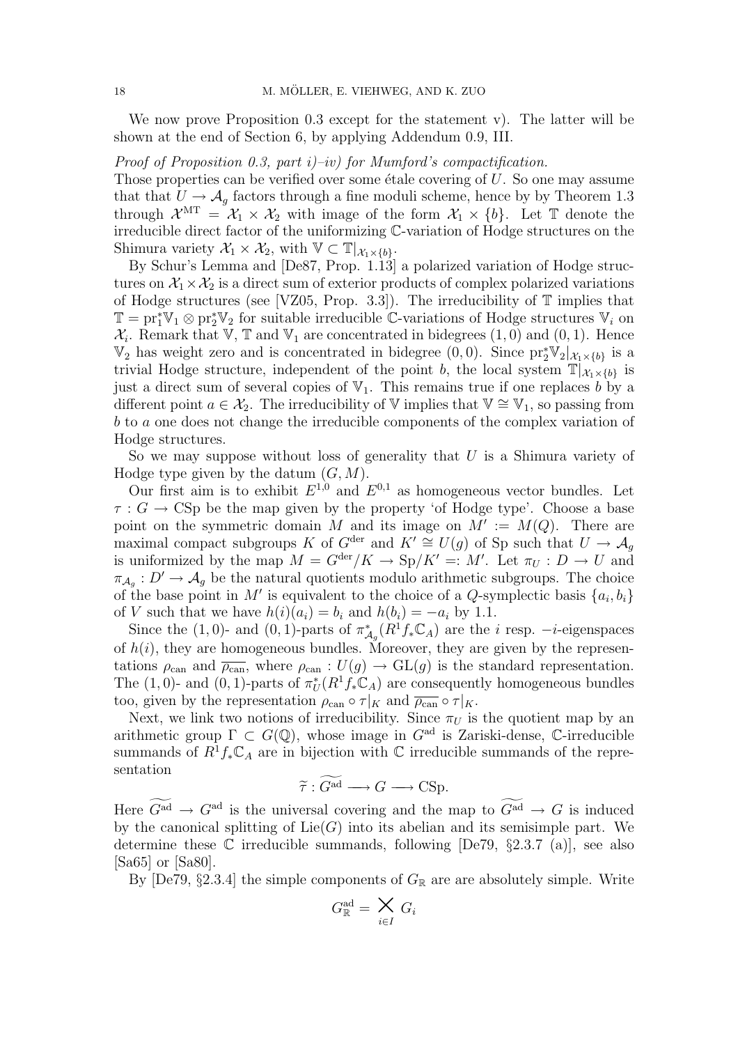We now prove Proposition 0.3 except for the statement v). The latter will be shown at the end of Section 6, by applying Addendum 0.9, III.

*Proof of Proposition 0.3, part i)–iv) for Mumford's compactification.*
Those properties can be verified over some étale covering of $U$. So one may assume that that $U \to \mathcal{A}_g$ factors through a fine moduli scheme, hence by by Theorem 1.3 through $\mathcal{X}^{\rm MT} = \mathcal{X}_1 \times \mathcal{X}_2$ with image of the form $\mathcal{X}_1 \times \{b\}$. Let $\mathbb{T}$ denote the irreducible direct factor of the uniformizing $\mathbb{C}$-variation of Hodge structures on the Shimura variety $\mathcal{X}_1 \times \mathcal{X}_2$, with $\mathbb{V} \subset \mathbb{T}|_{\mathcal{X}_1 \times \{b\}}$.

By Schur's Lemma and [De87, Prop. 1.13] a polarized variation of Hodge structures on $\mathcal{X}_1 \times \mathcal{X}_2$ is a direct sum of exterior products of complex polarized variations of Hodge structures (see [VZ05, Prop. 3.3]). The irreducibility of $\mathbb{T}$ implies that $\mathbb{T} = {\rm pr}_1^*\mathbb{V}_1 \otimes {\rm pr}_2^*\mathbb{V}_2$ for suitable irreducible $\mathbb{C}$-variations of Hodge structures $\mathbb{V}_i$ on $\mathcal{X}_i$. Remark that $\mathbb{V}$, $\mathbb{T}$ and $\mathbb{V}_1$ are concentrated in bidegrees $(1,0)$ and $(0,1)$. Hence $\mathbb{V}_2$ has weight zero and is concentrated in bidegree $(0,0)$. Since ${\rm pr}_2^*\mathbb{V}_2|_{\mathcal{X}_1 \times \{b\}}$ is a trivial Hodge structure, independent of the point $b$, the local system $\mathbb{T}|_{\mathcal{X}_1 \times \{b\}}$ is just a direct sum of several copies of $\mathbb{V}_1$. This remains true if one replaces $b$ by a different point $a \in \mathcal{X}_2$. The irreducibility of $\mathbb{V}$ implies that $\mathbb{V} \cong \mathbb{V}_1$, so passing from $b$ to $a$ one does not change the irreducible components of the complex variation of Hodge structures.

So we may suppose without loss of generality that $U$ is a Shimura variety of Hodge type given by the datum $(G, M)$.

Our first aim is to exhibit $E^{1,0}$ and $E^{0,1}$ as homogeneous vector bundles. Let $\tau : G \to {\rm CSp}$ be the map given by the property 'of Hodge type'. Choose a base point on the symmetric domain $M$ and its image on $M' := M(Q)$. There are maximal compact subgroups $K$ of $G^{\rm der}$ and $K' \cong U(g)$ of Sp such that $U \to \mathcal{A}_g$ is uniformized by the map $M = G^{\rm der}/K \to {\rm Sp}/K' =: M'$. Let $\pi_U : D \to U$ and $\pi_{\mathcal{A}_g} : D' \to \mathcal{A}_g$ be the natural quotients modulo arithmetic subgroups. The choice of the base point in $M'$ is equivalent to the choice of a $Q$-symplectic basis $\{a_i, b_i\}$ of $V$ such that we have $h(i)(a_i) = b_i$ and $h(b_i) = -a_i$ by 1.1.

Since the $(1,0)$- and $(0,1)$-parts of $\pi_{\mathcal{A}_g}^*(R^1f_*\mathbb{C}_A)$ are the $i$ resp. $-i$-eigenspaces of $h(i)$, they are homogeneous bundles. Moreover, they are given by the representations $\rho_{\rm can}$ and $\overline{\rho_{\rm can}}$, where $\rho_{\rm can} : U(g) \to {\rm GL}(g)$ is the standard representation. The $(1,0)$- and $(0,1)$-parts of $\pi_U^*(R^1f_*\mathbb{C}_A)$ are consequently homogeneous bundles too, given by the representation $\rho_{\rm can} \circ \tau|_K$ and $\overline{\rho_{\rm can}} \circ \tau|_K$.

Next, we link two notions of irreducibility. Since $\pi_U$ is the quotient map by an arithmetic group $\Gamma \subset G(\mathbb{Q})$, whose image in $G^{\rm ad}$ is Zariski-dense, $\mathbb{C}$-irreducible summands of $R^1f_*\mathbb{C}_A$ are in bijection with $\mathbb{C}$ irreducible summands of the representation

$$\widetilde{\tau} : \widetilde{G^{\rm ad}} \longrightarrow G \longrightarrow {\rm CSp}.$$

Here $\widetilde{G^{\rm ad}} \to G^{\rm ad}$ is the universal covering and the map to $\widetilde{G^{\rm ad}} \to G$ is induced by the canonical splitting of ${\rm Lie}(G)$ into its abelian and its semisimple part. We determine these $\mathbb{C}$ irreducible summands, following [De79, §2.3.7 (a)], see also [Sa65] or [Sa80].

By [De79, §2.3.4] the simple components of $G_{\mathbb{R}}$ are are absolutely simple. Write

$$G^{\rm ad}_{\mathbb{R}} = \bigtimes_{i \in I} G_i$$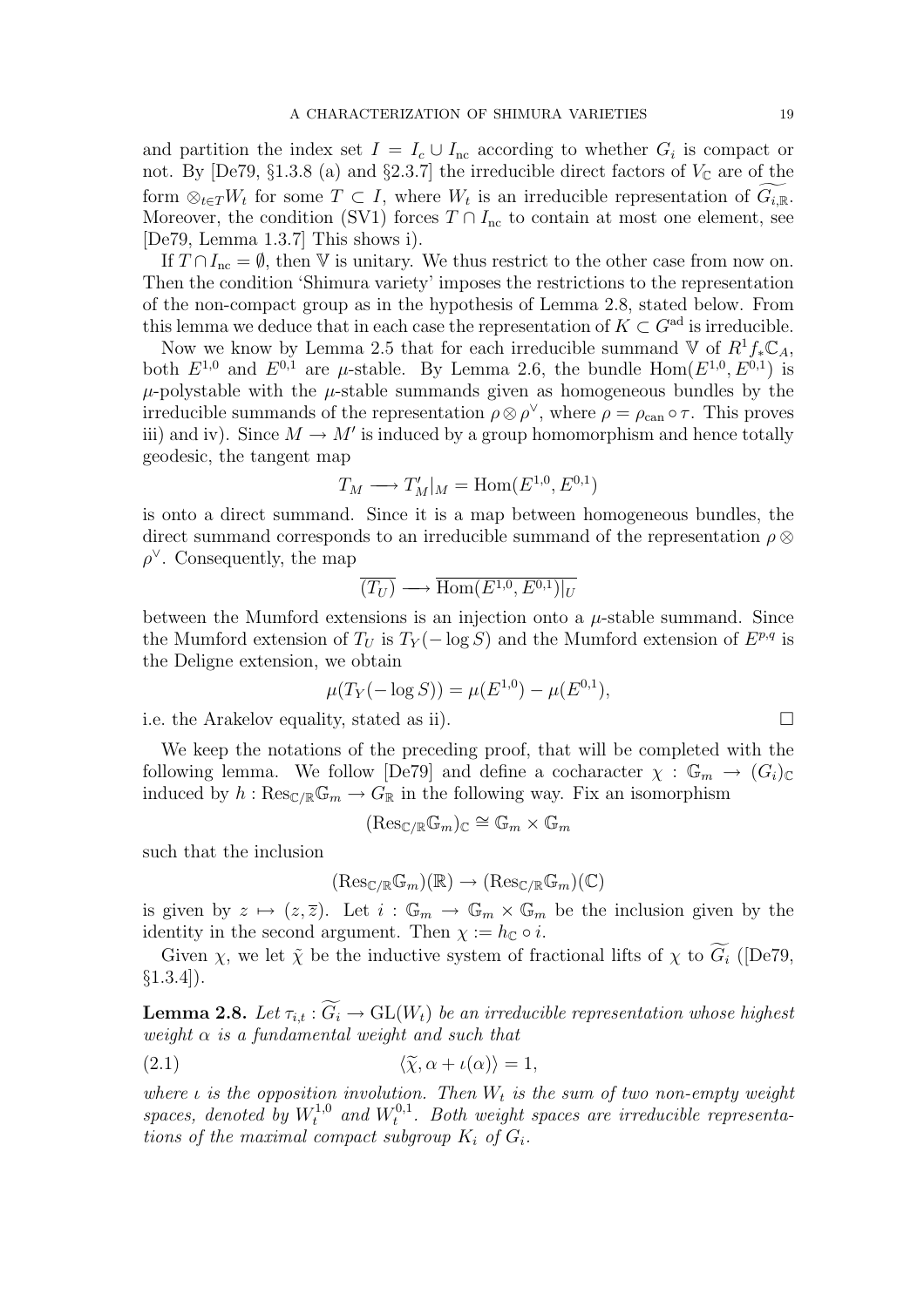and partition the index set $I = I_c \cup I_{\rm nc}$ according to whether $G_i$ is compact or not. By [De79, §1.3.8 (a) and §2.3.7] the irreducible direct factors of $V_{\mathbb C}$ are of the form $\otimes_{t\in T} W_t$ for some $T \subset I$, where $W_t$ is an irreducible representation of $\widetilde{G_{i,\mathbb R}}$. Moreover, the condition (SV1) forces $T \cap I_{\rm nc}$ to contain at most one element, see [De79, Lemma 1.3.7] This shows i).

If $T \cap I_{\rm nc} = \emptyset$, then $\mathbb V$ is unitary. We thus restrict to the other case from now on. Then the condition 'Shimura variety' imposes the restrictions to the representation of the non-compact group as in the hypothesis of Lemma 2.8, stated below. From this lemma we deduce that in each case the representation of $K \subset G^{\rm ad}$ is irreducible.

Now we know by Lemma 2.5 that for each irreducible summand $\mathbb V$ of $R^1 f_* \mathbb C_A$, both $E^{1,0}$ and $E^{0,1}$ are $\mu$-stable. By Lemma 2.6, the bundle ${\rm Hom}(E^{1,0}, E^{0,1})$ is $\mu$-polystable with the $\mu$-stable summands given as homogeneous bundles by the irreducible summands of the representation $\rho \otimes \rho^\vee$, where $\rho = \rho_{\rm can} \circ \tau$. This proves iii) and iv). Since $M \to M'$ is induced by a group homomorphism and hence totally geodesic, the tangent map

$$T_M \longrightarrow T'_M|_M = {\rm Hom}(E^{1,0}, E^{0,1})$$

is onto a direct summand. Since it is a map between homogeneous bundles, the direct summand corresponds to an irreducible summand of the representation $\rho \otimes \rho^\vee$. Consequently, the map

$$\overline{(T_U)} \longrightarrow \overline{{\rm Hom}(E^{1,0}, E^{0,1})|_U}$$

between the Mumford extensions is an injection onto a $\mu$-stable summand. Since the Mumford extension of $T_U$ is $T_Y(-\log S)$ and the Mumford extension of $E^{p,q}$ is the Deligne extension, we obtain

$$\mu(T_Y(-\log S)) = \mu(E^{1,0}) - \mu(E^{0,1}),$$

i.e. the Arakelov equality, stated as ii). $\square$

We keep the notations of the preceding proof, that will be completed with the following lemma. We follow [De79] and define a cocharacter $\chi : \mathbb G_m \to (G_i)_{\mathbb C}$ induced by $h : {\rm Res}_{\mathbb C/\mathbb R}\mathbb G_m \to G_{\mathbb R}$ in the following way. Fix an isomorphism

$$({\rm Res}_{\mathbb C/\mathbb R}\mathbb G_m)_{\mathbb C} \cong \mathbb G_m \times \mathbb G_m$$

such that the inclusion

$$({\rm Res}_{\mathbb C/\mathbb R}\mathbb G_m)(\mathbb R) \to ({\rm Res}_{\mathbb C/\mathbb R}\mathbb G_m)(\mathbb C)$$

is given by $z \mapsto (z, \overline{z})$. Let $i : \mathbb G_m \to \mathbb G_m \times \mathbb G_m$ be the inclusion given by the identity in the second argument. Then $\chi := h_{\mathbb C} \circ i$.

Given $\chi$, we let $\tilde\chi$ be the inductive system of fractional lifts of $\chi$ to $\widetilde{G_i}$ ([De79, §1.3.4]).

**Lemma 2.8.** *Let $\tau_{i,t} : \widetilde{G_i} \to {\rm GL}(W_t)$ be an irreducible representation whose highest weight $\alpha$ is a fundamental weight and such that*

$$\langle \widetilde{\chi}, \alpha + \iota(\alpha) \rangle = 1, \tag{2.1}$$

*where $\iota$ is the opposition involution. Then $W_t$ is the sum of two non-empty weight spaces, denoted by $W_t^{1,0}$ and $W_t^{0,1}$. Both weight spaces are irreducible representations of the maximal compact subgroup $K_i$ of $G_i$.*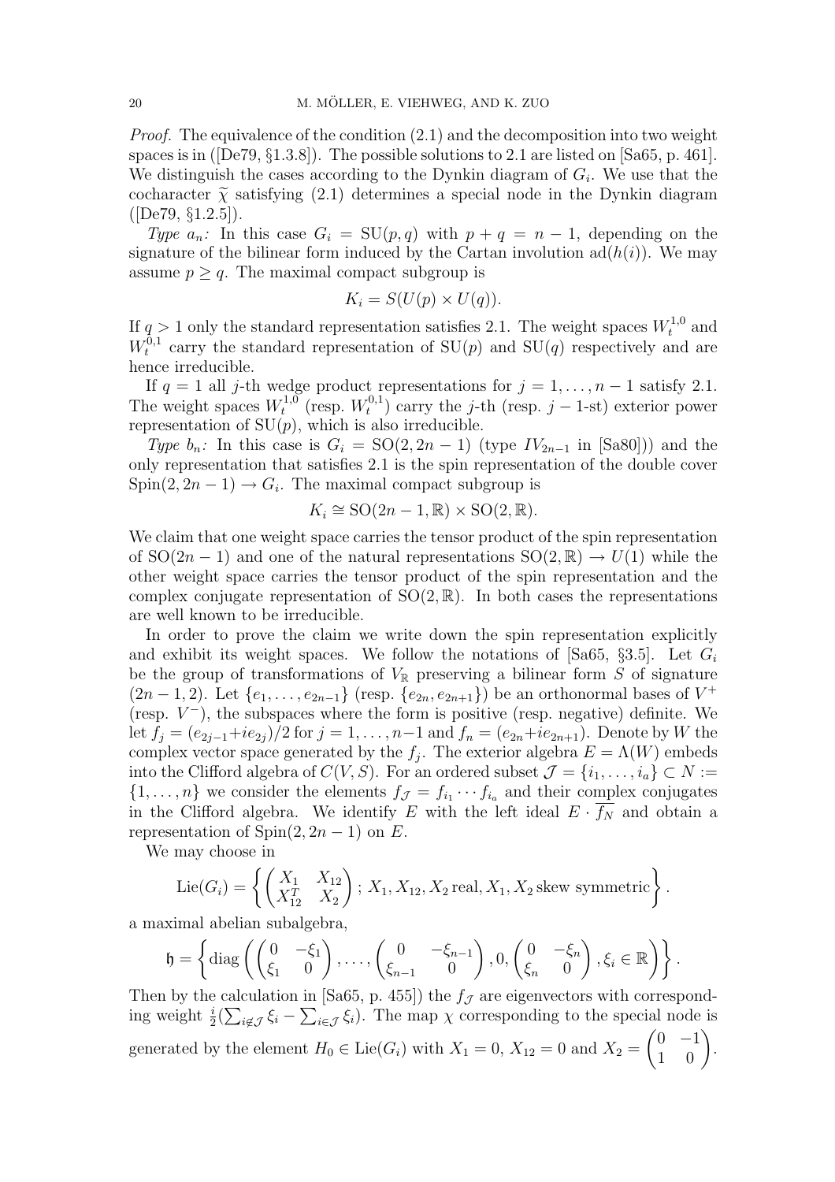*Proof.* The equivalence of the condition (2.1) and the decomposition into two weight spaces is in ([De79, §1.3.8]). The possible solutions to 2.1 are listed on [Sa65, p. 461]. We distinguish the cases according to the Dynkin diagram of $G_i$. We use that the cocharacter $\widetilde{\chi}$ satisfying (2.1) determines a special node in the Dynkin diagram ([De79, §1.2.5]).

*Type $a_n$:* In this case $G_i = \mathrm{SU}(p,q)$ with $p+q = n-1$, depending on the signature of the bilinear form induced by the Cartan involution $\mathrm{ad}(h(i))$. We may assume $p \geq q$. The maximal compact subgroup is

$$K_i = S(U(p) \times U(q)).$$

If $q > 1$ only the standard representation satisfies 2.1. The weight spaces $W_t^{1,0}$ and $W_t^{0,1}$ carry the standard representation of $\mathrm{SU}(p)$ and $\mathrm{SU}(q)$ respectively and are hence irreducible.

If $q = 1$ all $j$-th wedge product representations for $j = 1, \ldots, n-1$ satisfy 2.1. The weight spaces $W_t^{1,0}$ (resp. $W_t^{0,1}$) carry the $j$-th (resp. $j-1$-st) exterior power representation of $\mathrm{SU}(p)$, which is also irreducible.

*Type $b_n$:* In this case is $G_i = \mathrm{SO}(2, 2n-1)$ (type $IV_{2n-1}$ in [Sa80])) and the only representation that satisfies 2.1 is the spin representation of the double cover $\mathrm{Spin}(2, 2n-1) \to G_i$. The maximal compact subgroup is

$$K_i \cong \mathrm{SO}(2n-1, \mathbb{R}) \times \mathrm{SO}(2, \mathbb{R}).$$

We claim that one weight space carries the tensor product of the spin representation of $\mathrm{SO}(2n-1)$ and one of the natural representations $\mathrm{SO}(2,\mathbb{R}) \to U(1)$ while the other weight space carries the tensor product of the spin representation and the complex conjugate representation of $\mathrm{SO}(2,\mathbb{R})$. In both cases the representations are well known to be irreducible.

In order to prove the claim we write down the spin representation explicitly and exhibit its weight spaces. We follow the notations of [Sa65, §3.5]. Let $G_i$ be the group of transformations of $V_{\mathbb{R}}$ preserving a bilinear form $S$ of signature $(2n-1, 2)$. Let $\{e_1, \ldots, e_{2n-1}\}$ (resp. $\{e_{2n}, e_{2n+1}\}$) be an orthonormal bases of $V^+$ (resp. $V^-$), the subspaces where the form is positive (resp. negative) definite. We let $f_j = (e_{2j-1} + ie_{2j})/2$ for $j = 1, \ldots, n-1$ and $f_n = (e_{2n} + ie_{2n+1})$. Denote by $W$ the complex vector space generated by the $f_j$. The exterior algebra $E = \Lambda(W)$ embeds into the Clifford algebra of $C(V,S)$. For an ordered subset $\mathcal{J} = \{i_1, \ldots, i_a\} \subset N := \{1, \ldots, n\}$ we consider the elements $f_{\mathcal{J}} = f_{i_1} \cdots f_{i_a}$ and their complex conjugates in the Clifford algebra. We identify $E$ with the left ideal $E \cdot \overline{f_N}$ and obtain a representation of $\mathrm{Spin}(2, 2n-1)$ on $E$.

We may choose in

$$\mathrm{Lie}(G_i) = \left\{ \begin{pmatrix} X_1 & X_{12} \\ X_{12}^T & X_2 \end{pmatrix}; \, X_1, X_{12}, X_2 \,\mathrm{real}, X_1, X_2 \,\mathrm{skew\ symmetric} \right\}.$$

a maximal abelian subalgebra,

$$\mathfrak{h} = \left\{ \mathrm{diag}\left( \begin{pmatrix} 0 & -\xi_1 \\ \xi_1 & 0 \end{pmatrix}, \ldots, \begin{pmatrix} 0 & -\xi_{n-1} \\ \xi_{n-1} & 0 \end{pmatrix}, 0, \begin{pmatrix} 0 & -\xi_n \\ \xi_n & 0 \end{pmatrix}, \xi_i \in \mathbb{R} \right) \right\}.$$

Then by the calculation in [Sa65, p. 455]) the $f_{\mathcal{J}}$ are eigenvectors with corresponding weight $\frac{i}{2}(\sum_{i \notin \mathcal{J}} \xi_i - \sum_{i \in \mathcal{J}} \xi_i)$. The map $\chi$ corresponding to the special node is generated by the element $H_0 \in \mathrm{Lie}(G_i)$ with $X_1 = 0$, $X_{12} = 0$ and $X_2 = \begin{pmatrix} 0 & -1 \\ 1 & 0 \end{pmatrix}$.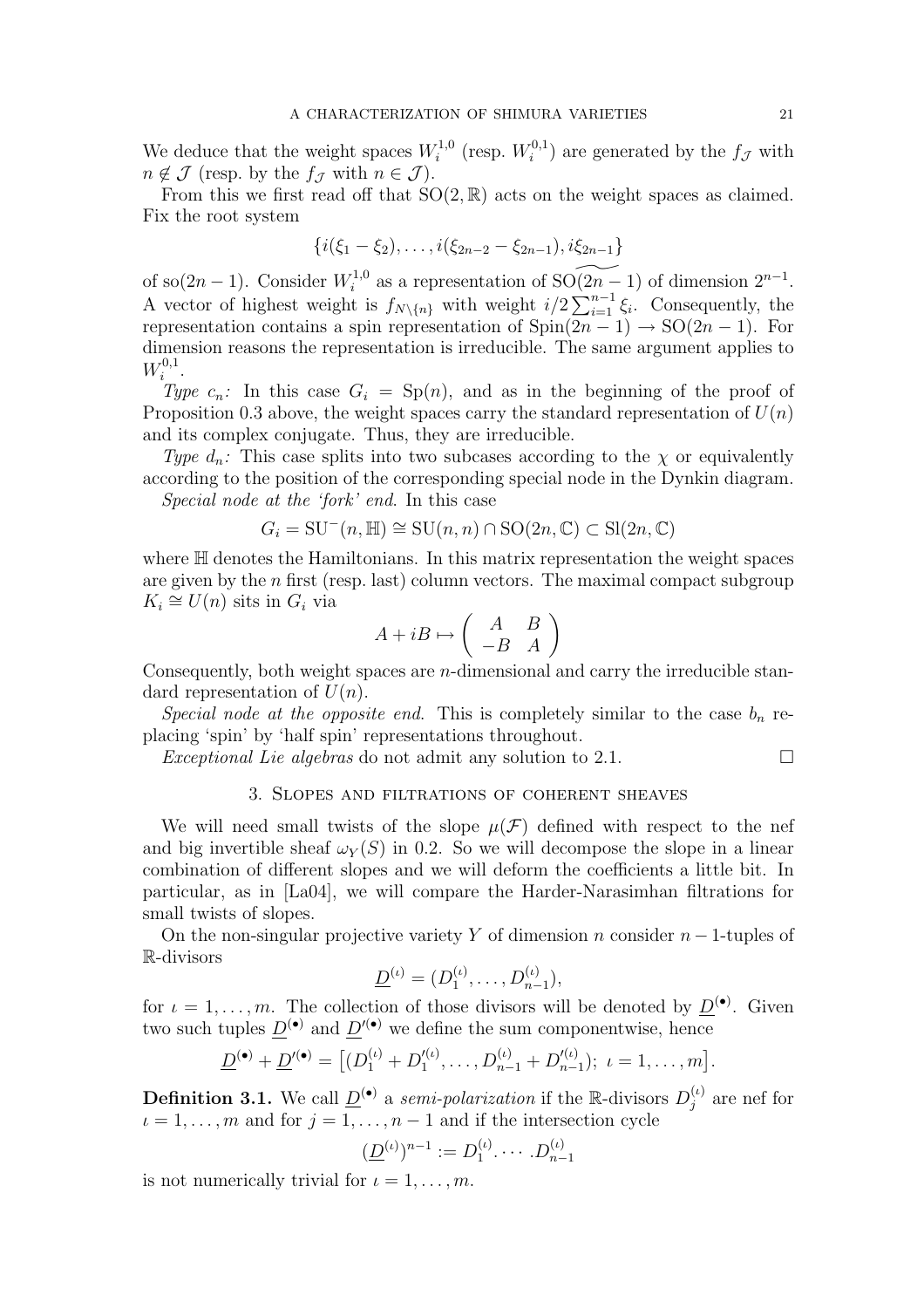We deduce that the weight spaces $W_i^{1,0}$ (resp. $W_i^{0,1}$) are generated by the $f_{\mathcal{J}}$ with $n \notin \mathcal{J}$ (resp. by the $f_{\mathcal{J}}$ with $n \in \mathcal{J}$).

From this we first read off that $\mathrm{SO}(2, \mathbb{R})$ acts on the weight spaces as claimed. Fix the root system

$$\{i(\xi_1 - \xi_2), \ldots, i(\xi_{2n-2} - \xi_{2n-1}), i\xi_{2n-1}\}$$

of $\mathrm{so}(2n-1)$. Consider $W_i^{1,0}$ as a representation of $\widetilde{\mathrm{SO}(2n-1)}$ of dimension $2^{n-1}$. A vector of highest weight is $f_{N \setminus \{n\}}$ with weight $i/2 \sum_{i=1}^{n-1} \xi_i$. Consequently, the representation contains a spin representation of $\mathrm{Spin}(2n-1) \to \mathrm{SO}(2n-1)$. For dimension reasons the representation is irreducible. The same argument applies to $W_i^{0,1}$.

*Type $c_n$:* In this case $G_i = \mathrm{Sp}(n)$, and as in the beginning of the proof of Proposition 0.3 above, the weight spaces carry the standard representation of $U(n)$ and its complex conjugate. Thus, they are irreducible.

*Type $d_n$:* This case splits into two subcases according to the $\chi$ or equivalently according to the position of the corresponding special node in the Dynkin diagram.

*Special node at the 'fork' end*. In this case

$$G_i = \mathrm{SU}^-(n, \mathbb{H}) \cong \mathrm{SU}(n, n) \cap \mathrm{SO}(2n, \mathbb{C}) \subset \mathrm{Sl}(2n, \mathbb{C})$$

where $\mathbb{H}$ denotes the Hamiltonians. In this matrix representation the weight spaces are given by the $n$ first (resp. last) column vectors. The maximal compact subgroup $K_i \cong U(n)$ sits in $G_i$ via

$$A + iB \mapsto \begin{pmatrix} A & B \\ -B & A \end{pmatrix}$$

Consequently, both weight spaces are $n$-dimensional and carry the irreducible standard representation of $U(n)$.

*Special node at the opposite end*. This is completely similar to the case $b_n$ replacing 'spin' by 'half spin' representations throughout.

*Exceptional Lie algebras* do not admit any solution to 2.1. $\square$

## 3. Slopes and filtrations of coherent sheaves

We will need small twists of the slope $\mu(\mathcal{F})$ defined with respect to the nef and big invertible sheaf $\omega_Y(S)$ in 0.2. So we will decompose the slope in a linear combination of different slopes and we will deform the coefficients a little bit. In particular, as in [La04], we will compare the Harder-Narasimhan filtrations for small twists of slopes.

On the non-singular projective variety $Y$ of dimension $n$ consider $n-1$-tuples of $\mathbb{R}$-divisors

$$\underline{D}^{(\iota)} = (D_1^{(\iota)}, \ldots, D_{n-1}^{(\iota)}),$$

for $\iota = 1, \ldots, m$. The collection of those divisors will be denoted by $\underline{D}^{(\bullet)}$. Given two such tuples $\underline{D}^{(\bullet)}$ and $\underline{D}'^{(\bullet)}$ we define the sum componentwise, hence

$$\underline{D}^{(\bullet)} + \underline{D}'^{(\bullet)} = \big[(D_1^{(\iota)} + D_1'^{(\iota)}, \ldots, D_{n-1}^{(\iota)} + D_{n-1}'^{(\iota)});\ \iota = 1, \ldots, m\big].$$

**Definition 3.1.** We call $\underline{D}^{(\bullet)}$ a *semi-polarization* if the $\mathbb{R}$-divisors $D_j^{(\iota)}$ are nef for $\iota = 1, \ldots, m$ and for $j = 1, \ldots, n-1$ and if the intersection cycle

$$(\underline{D}^{(\iota)})^{n-1} := D_1^{(\iota)} \cdot \cdots . D_{n-1}^{(\iota)}$$

is not numerically trivial for $\iota = 1, \ldots, m$.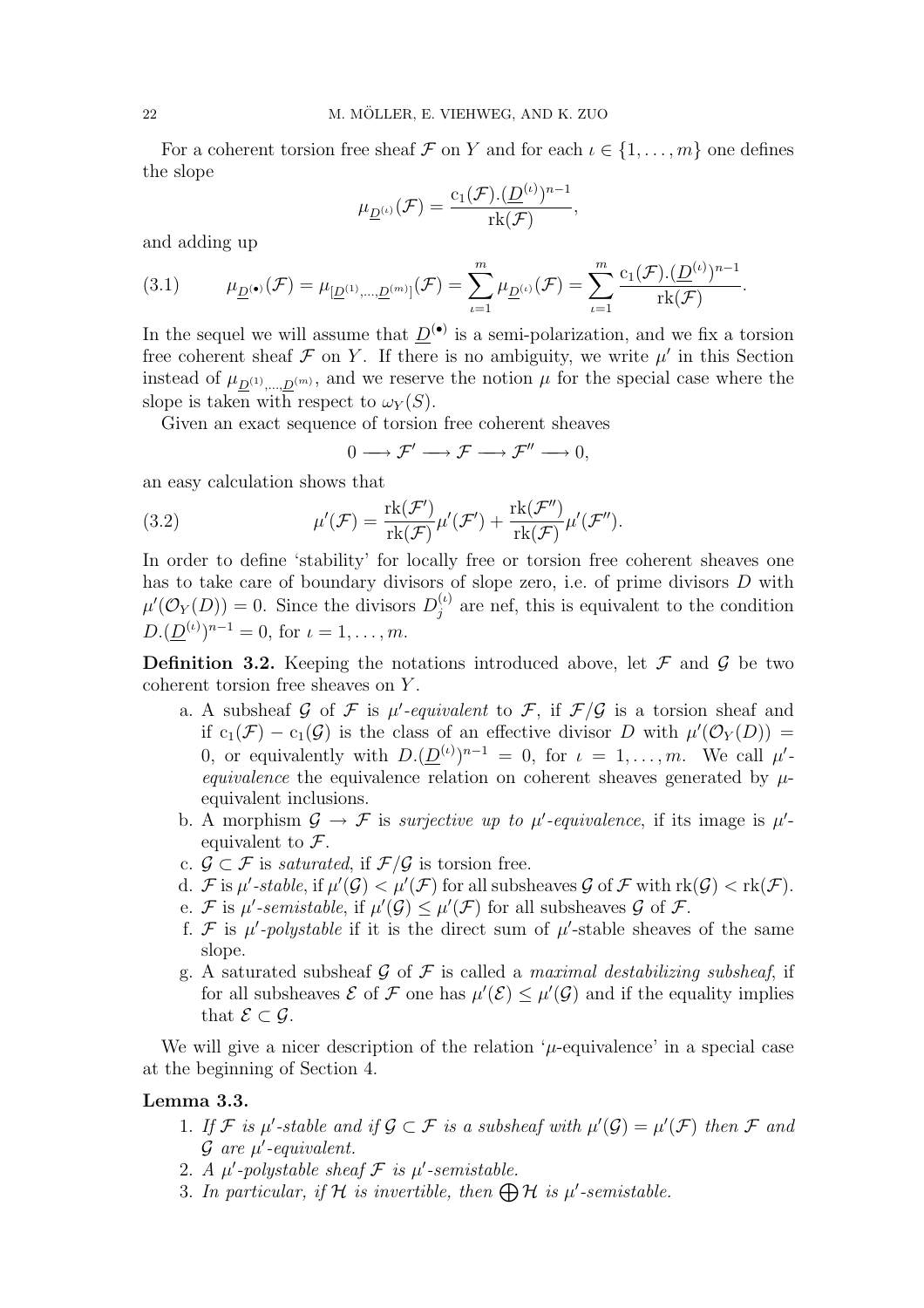For a coherent torsion free sheaf $\mathcal{F}$ on $Y$ and for each $\iota \in \{1, \ldots, m\}$ one defines the slope

$$\mu_{\underline{D}^{(\iota)}}(\mathcal{F}) = \frac{\mathrm{c}_1(\mathcal{F}).(\underline{D}^{(\iota)})^{n-1}}{\mathrm{rk}(\mathcal{F})},$$

and adding up

$$\mu_{\underline{D}^{(\bullet)}}(\mathcal{F}) = \mu_{[\underline{D}^{(1)},\ldots,\underline{D}^{(m)}]}(\mathcal{F}) = \sum_{\iota=1}^{m} \mu_{\underline{D}^{(\iota)}}(\mathcal{F}) = \sum_{\iota=1}^{m} \frac{\mathrm{c}_1(\mathcal{F}).(\underline{D}^{(\iota)})^{n-1}}{\mathrm{rk}(\mathcal{F})}. \tag{3.1}$$

In the sequel we will assume that $\underline{D}^{(\bullet)}$ is a semi-polarization, and we fix a torsion free coherent sheaf $\mathcal{F}$ on $Y$. If there is no ambiguity, we write $\mu'$ in this Section instead of $\mu_{\underline{D}^{(1)},\ldots,\underline{D}^{(m)}}$, and we reserve the notion $\mu$ for the special case where the slope is taken with respect to $\omega_Y(S)$.

Given an exact sequence of torsion free coherent sheaves

$$0 \longrightarrow \mathcal{F}' \longrightarrow \mathcal{F} \longrightarrow \mathcal{F}'' \longrightarrow 0,$$

an easy calculation shows that

$$\mu'(\mathcal{F}) = \frac{\mathrm{rk}(\mathcal{F}')}{\mathrm{rk}(\mathcal{F})}\mu'(\mathcal{F}') + \frac{\mathrm{rk}(\mathcal{F}'')}{\mathrm{rk}(\mathcal{F})}\mu'(\mathcal{F}''). \tag{3.2}$$

In order to define 'stability' for locally free or torsion free coherent sheaves one has to take care of boundary divisors of slope zero, i.e. of prime divisors $D$ with $\mu'(\mathcal{O}_Y(D)) = 0$. Since the divisors $D_j^{(\iota)}$ are nef, this is equivalent to the condition $D.(\underline{D}^{(\iota)})^{n-1} = 0$, for $\iota = 1, \ldots, m$.

**Definition 3.2.** Keeping the notations introduced above, let $\mathcal{F}$ and $\mathcal{G}$ be two coherent torsion free sheaves on $Y$.

a. A subsheaf $\mathcal{G}$ of $\mathcal{F}$ is *$\mu'$-equivalent* to $\mathcal{F}$, if $\mathcal{F}/\mathcal{G}$ is a torsion sheaf and if $\mathrm{c}_1(\mathcal{F}) - \mathrm{c}_1(\mathcal{G})$ is the class of an effective divisor $D$ with $\mu'(\mathcal{O}_Y(D)) = 0$, or equivalently with $D.(\underline{D}^{(\iota)})^{n-1} = 0$, for $\iota = 1, \ldots, m$. We call *$\mu'$-equivalence* the equivalence relation on coherent sheaves generated by $\mu$-equivalent inclusions.
b. A morphism $\mathcal{G} \to \mathcal{F}$ is *surjective up to $\mu'$-equivalence*, if its image is $\mu'$-equivalent to $\mathcal{F}$.
c. $\mathcal{G} \subset \mathcal{F}$ is *saturated*, if $\mathcal{F}/\mathcal{G}$ is torsion free.
d. $\mathcal{F}$ is *$\mu'$-stable*, if $\mu'(\mathcal{G}) < \mu'(\mathcal{F})$ for all subsheaves $\mathcal{G}$ of $\mathcal{F}$ with $\mathrm{rk}(\mathcal{G}) < \mathrm{rk}(\mathcal{F})$.
e. $\mathcal{F}$ is *$\mu'$-semistable*, if $\mu'(\mathcal{G}) \leq \mu'(\mathcal{F})$ for all subsheaves $\mathcal{G}$ of $\mathcal{F}$.
f. $\mathcal{F}$ is *$\mu'$-polystable* if it is the direct sum of $\mu'$-stable sheaves of the same slope.
g. A saturated subsheaf $\mathcal{G}$ of $\mathcal{F}$ is called a *maximal destabilizing subsheaf*, if for all subsheaves $\mathcal{E}$ of $\mathcal{F}$ one has $\mu'(\mathcal{E}) \leq \mu'(\mathcal{G})$ and if the equality implies that $\mathcal{E} \subset \mathcal{G}$.

We will give a nicer description of the relation '$\mu$-equivalence' in a special case at the beginning of Section 4.

**Lemma 3.3.**

1. *If $\mathcal{F}$ is $\mu'$-stable and if $\mathcal{G} \subset \mathcal{F}$ is a subsheaf with $\mu'(\mathcal{G}) = \mu'(\mathcal{F})$ then $\mathcal{F}$ and $\mathcal{G}$ are $\mu'$-equivalent.*
2. *A $\mu'$-polystable sheaf $\mathcal{F}$ is $\mu'$-semistable.*
3. *In particular, if $\mathcal{H}$ is invertible, then $\bigoplus \mathcal{H}$ is $\mu'$-semistable.*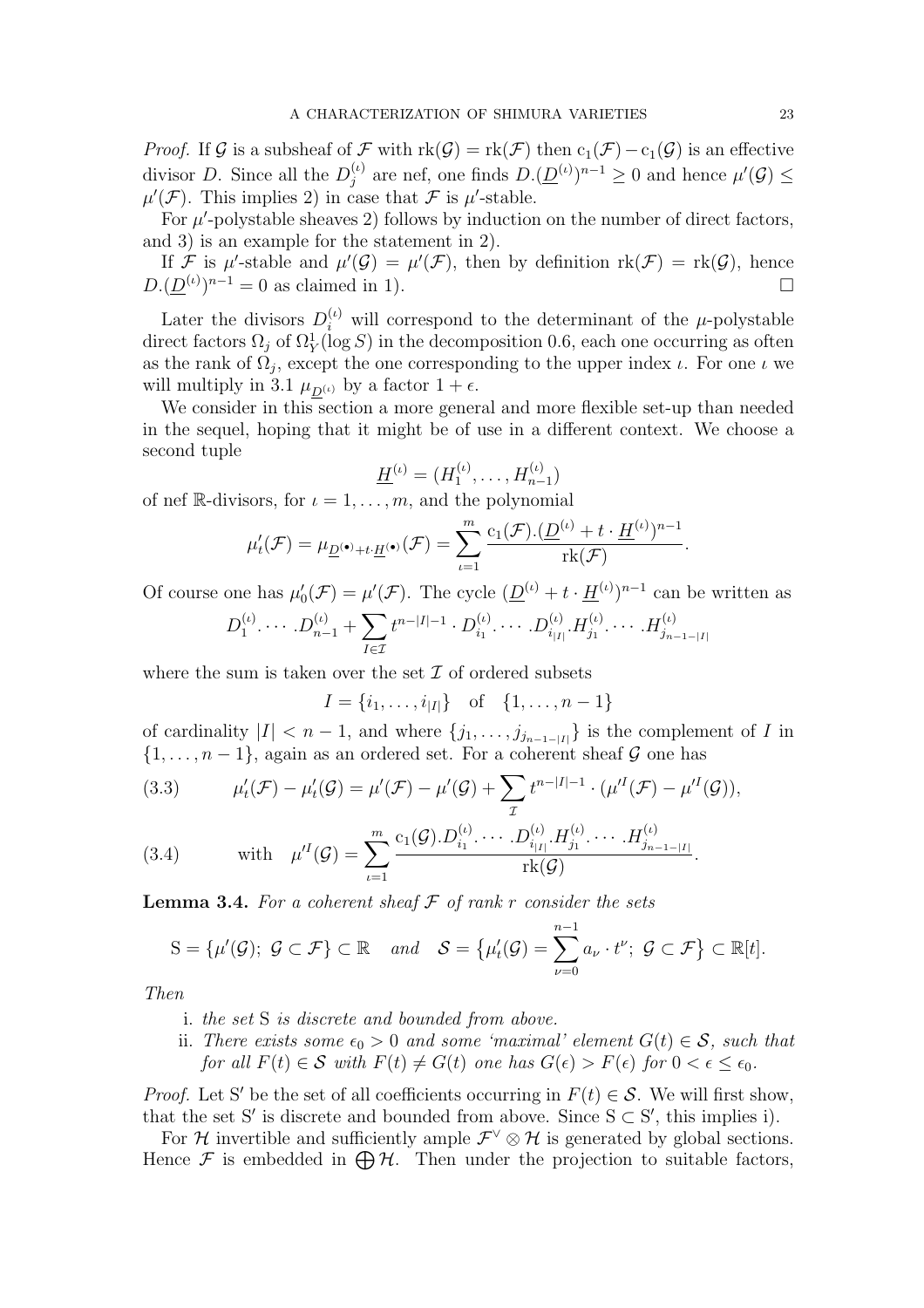*Proof.* If $\mathcal{G}$ is a subsheaf of $\mathcal{F}$ with $\mathrm{rk}(\mathcal{G}) = \mathrm{rk}(\mathcal{F})$ then $\mathrm{c}_1(\mathcal{F}) - \mathrm{c}_1(\mathcal{G})$ is an effective divisor $D$. Since all the $D_j^{(\iota)}$ are nef, one finds $D.(\underline{D}^{(\iota)})^{n-1} \geq 0$ and hence $\mu'(\mathcal{G}) \leq \mu'(\mathcal{F})$. This implies 2) in case that $\mathcal{F}$ is $\mu'$-stable.

For $\mu'$-polystable sheaves 2) follows by induction on the number of direct factors, and 3) is an example for the statement in 2).

If $\mathcal{F}$ is $\mu'$-stable and $\mu'(\mathcal{G}) = \mu'(\mathcal{F})$, then by definition $\mathrm{rk}(\mathcal{F}) = \mathrm{rk}(\mathcal{G})$, hence $D.(\underline{D}^{(\iota)})^{n-1} = 0$ as claimed in 1). $\square$

Later the divisors $D_i^{(\iota)}$ will correspond to the determinant of the $\mu$-polystable direct factors $\Omega_j$ of $\Omega^1_Y(\log S)$ in the decomposition 0.6, each one occurring as often as the rank of $\Omega_j$, except the one corresponding to the upper index $\iota$. For one $\iota$ we will multiply in 3.1 $\mu_{\underline{D}^{(\iota)}}$ by a factor $1 + \epsilon$.

We consider in this section a more general and more flexible set-up than needed in the sequel, hoping that it might be of use in a different context. We choose a second tuple

$$\underline{H}^{(\iota)} = (H_1^{(\iota)}, \ldots, H_{n-1}^{(\iota)})$$

of nef $\mathbb{R}$-divisors, for $\iota = 1, \ldots, m$, and the polynomial

$$\mu'_t(\mathcal{F}) = \mu_{\underline{D}^{(\bullet)} + t\cdot\underline{H}^{(\bullet)}}(\mathcal{F}) = \sum_{\iota=1}^{m} \frac{\mathrm{c}_1(\mathcal{F}).(\underline{D}^{(\iota)} + t\cdot\underline{H}^{(\iota)})^{n-1}}{\mathrm{rk}(\mathcal{F})}.$$

Of course one has $\mu'_0(\mathcal{F}) = \mu'(\mathcal{F})$. The cycle $(\underline{D}^{(\iota)} + t\cdot\underline{H}^{(\iota)})^{n-1}$ can be written as

$$D_1^{(\iota)}.\cdots.D_{n-1}^{(\iota)} + \sum_{I\in\mathcal{I}} t^{n-|I|-1}\cdot D_{i_1}^{(\iota)}.\cdots.D_{i_{|I|}}^{(\iota)}.H_{j_1}^{(\iota)}.\cdots.H_{j_{n-1-|I|}}^{(\iota)}$$

where the sum is taken over the set $\mathcal{I}$ of ordered subsets

$$I = \{i_1, \ldots, i_{|I|}\} \quad \text{of} \quad \{1, \ldots, n-1\}$$

of cardinality $|I| < n-1$, and where $\{j_1, \ldots, j_{j_{n-1-|I|}}\}$ is the complement of $I$ in $\{1, \ldots, n-1\}$, again as an ordered set. For a coherent sheaf $\mathcal{G}$ one has

$$\mu'_t(\mathcal{F}) - \mu'_t(\mathcal{G}) = \mu'(\mathcal{F}) - \mu'(\mathcal{G}) + \sum_{\mathcal{I}} t^{n-|I|-1}\cdot(\mu'^I(\mathcal{F}) - \mu'^I(\mathcal{G})), \tag{3.3}$$

$$\text{with} \quad \mu'^I(\mathcal{G}) = \sum_{\iota=1}^{m} \frac{\mathrm{c}_1(\mathcal{G}).D_{i_1}^{(\iota)}.\cdots.D_{i_{|I|}}^{(\iota)}.H_{j_1}^{(\iota)}.\cdots.H_{j_{n-1-|I|}}^{(\iota)}}{\mathrm{rk}(\mathcal{G})}. \tag{3.4}$$

**Lemma 3.4.** *For a coherent sheaf $\mathcal{F}$ of rank $r$ consider the sets*

$$\mathrm{S} = \{\mu'(\mathcal{G});\ \mathcal{G} \subset \mathcal{F}\} \subset \mathbb{R} \quad \text{and} \quad \mathcal{S} = \big\{\mu'_t(\mathcal{G}) = \sum_{\nu=0}^{n-1} a_\nu\cdot t^\nu;\ \mathcal{G} \subset \mathcal{F}\big\} \subset \mathbb{R}[t].$$

*Then*

i. *the set* $\mathrm{S}$ *is discrete and bounded from above.*
ii. *There exists some $\epsilon_0 > 0$ and some 'maximal' element $G(t) \in \mathcal{S}$, such that for all $F(t) \in \mathcal{S}$ with $F(t) \neq G(t)$ one has $G(\epsilon) > F(\epsilon)$ for $0 < \epsilon \leq \epsilon_0$.*

*Proof.* Let $\mathrm{S}'$ be the set of all coefficients occurring in $F(t) \in \mathcal{S}$. We will first show, that the set $\mathrm{S}'$ is discrete and bounded from above. Since $\mathrm{S} \subset \mathrm{S}'$, this implies i).

For $\mathcal{H}$ invertible and sufficiently ample $\mathcal{F}^\vee \otimes \mathcal{H}$ is generated by global sections. Hence $\mathcal{F}$ is embedded in $\bigoplus \mathcal{H}$. Then under the projection to suitable factors,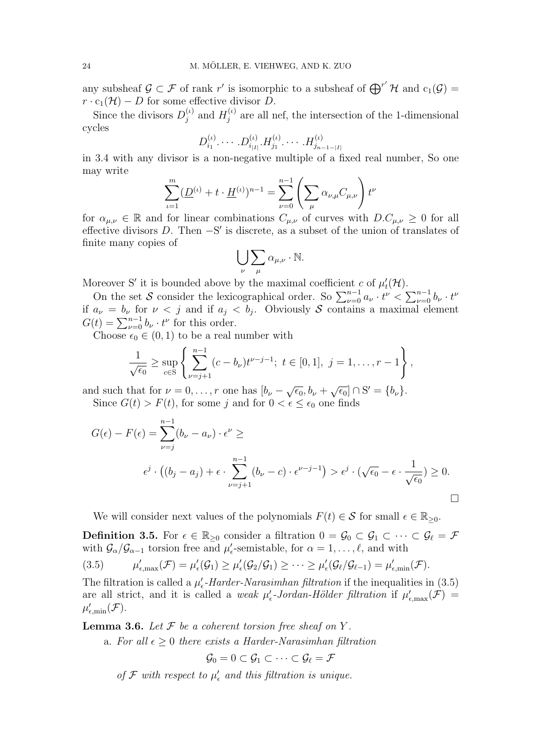any subsheaf $\mathcal{G} \subset \mathcal{F}$ of rank $r'$ is isomorphic to a subsheaf of $\bigoplus^{r'} \mathcal{H}$ and $\mathrm{c}_1(\mathcal{G}) = r \cdot \mathrm{c}_1(\mathcal{H}) - D$ for some effective divisor $D$.

Since the divisors $D_j^{(\iota)}$ and $H_j^{(\iota)}$ are all nef, the intersection of the 1-dimensional cycles

$$D_{i_1}^{(\iota)} \cdot \cdots \cdot D_{i_{|I|}}^{(\iota)} . H_{j_1}^{(\iota)} \cdot \cdots \cdot H_{j_{n-1-|I|}}^{(\iota)}$$

in 3.4 with any divisor is a non-negative multiple of a fixed real number, So one may write

$$\sum_{\iota=1}^{m} (\underline{D}^{(\iota)} + t \cdot \underline{H}^{(\iota)})^{n-1} = \sum_{\nu=0}^{n-1} \left( \sum_{\mu} \alpha_{\nu,\mu} C_{\mu,\nu} \right) t^{\nu}$$

for $\alpha_{\mu,\nu} \in \mathbb{R}$ and for linear combinations $C_{\mu,\nu}$ of curves with $D.C_{\mu,\nu} \geq 0$ for all effective divisors $D$. Then $-\mathrm{S}'$ is discrete, as a subset of the union of translates of finite many copies of

$$\bigcup_{\nu} \sum_{\mu} \alpha_{\mu,\nu} \cdot \mathbb{N}.$$

Moreover $\mathrm{S}'$ it is bounded above by the maximal coefficient $c$ of $\mu'_t(\mathcal{H})$.

On the set $\mathcal{S}$ consider the lexicographical order. So $\sum_{\nu=0}^{n-1} a_\nu \cdot t^\nu < \sum_{\nu=0}^{n-1} b_\nu \cdot t^\nu$ if $a_\nu = b_\nu$ for $\nu < j$ and if $a_j < b_j$. Obviously $\mathcal{S}$ contains a maximal element $G(t) = \sum_{\nu=0}^{n-1} b_\nu \cdot t^\nu$ for this order.

Choose $\epsilon_0 \in (0, 1)$ to be a real number with

$$\frac{1}{\sqrt{\epsilon_0}} \geq \sup_{c \in \mathrm{S}} \left\{ \sum_{\nu=j+1}^{n-1} (c - b_\nu) t^{\nu-j-1};\ t \in [0,1],\ j = 1, \ldots, r-1 \right\},$$

and such that for $\nu = 0, \ldots, r$ one has $[b_\nu - \sqrt{\epsilon_0}, b_\nu + \sqrt{\epsilon_0}] \cap \mathrm{S}' = \{b_\nu\}$.

Since $G(t) > F(t)$, for some $j$ and for $0 < \epsilon \leq \epsilon_0$ one finds

$$G(\epsilon) - F(\epsilon) = \sum_{\nu=j}^{n-1} (b_\nu - a_\nu) \cdot \epsilon^\nu \geq$$

$$\epsilon^j \cdot \big( (b_j - a_j) + \epsilon \cdot \sum_{\nu=j+1}^{n-1} (b_\nu - c) \cdot \epsilon^{\nu-j-1} \big) > \epsilon^j \cdot (\sqrt{\epsilon_0} - \epsilon \cdot \frac{1}{\sqrt{\epsilon_0}}) \geq 0.$$

□

We will consider next values of the polynomials $F(t) \in \mathcal{S}$ for small $\epsilon \in \mathbb{R}_{\geq 0}$.

**Definition 3.5.** For $\epsilon \in \mathbb{R}_{\geq 0}$ consider a filtration $0 = \mathcal{G}_0 \subset \mathcal{G}_1 \subset \cdots \subset \mathcal{G}_\ell = \mathcal{F}$ with $\mathcal{G}_\alpha / \mathcal{G}_{\alpha-1}$ torsion free and $\mu'_\epsilon$-semistable, for $\alpha = 1, \ldots, \ell$, and with

$$\mu'_{\epsilon,\max}(\mathcal{F}) = \mu'_\epsilon(\mathcal{G}_1) \geq \mu'_\epsilon(\mathcal{G}_2/\mathcal{G}_1) \geq \cdots \geq \mu'_\epsilon(\mathcal{G}_\ell/\mathcal{G}_{\ell-1}) = \mu'_{\epsilon,\min}(\mathcal{F}). \tag{3.5}$$

The filtration is called a *$\mu'_\epsilon$-Harder-Narasimhan filtration* if the inequalities in (3.5) are all strict, and it is called a *weak $\mu'_\epsilon$-Jordan-Hölder filtration* if $\mu'_{\epsilon,\max}(\mathcal{F}) = \mu'_{\epsilon,\min}(\mathcal{F})$.

**Lemma 3.6.** *Let $\mathcal{F}$ be a coherent torsion free sheaf on $Y$.*

a. *For all $\epsilon \geq 0$ there exists a Harder-Narasimhan filtration*

$$\mathcal{G}_0 = 0 \subset \mathcal{G}_1 \subset \cdots \subset \mathcal{G}_\ell = \mathcal{F}$$

*of $\mathcal{F}$ with respect to $\mu'_\epsilon$ and this filtration is unique.*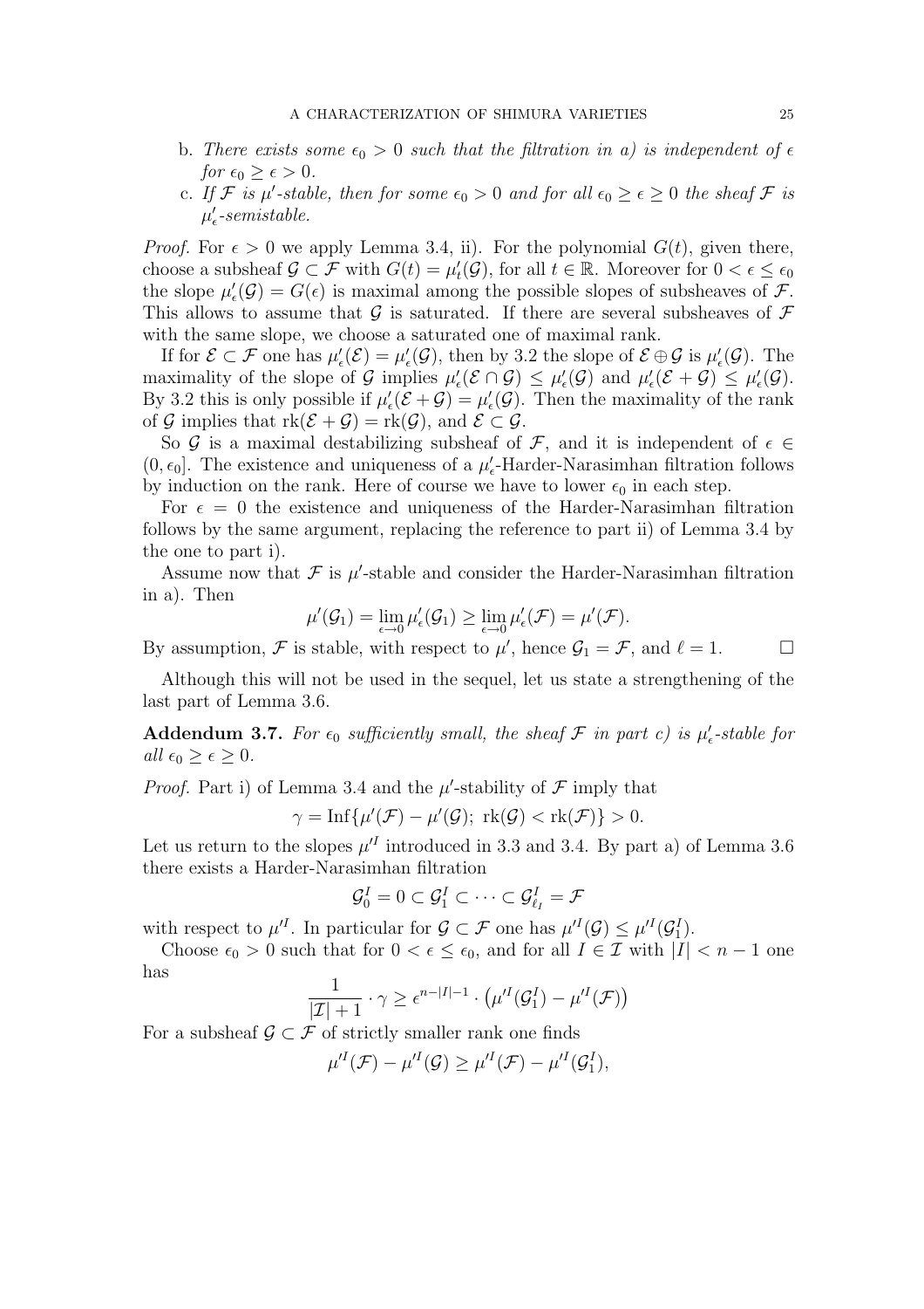b. *There exists some $\epsilon_0 > 0$ such that the filtration in a) is independent of $\epsilon$ for $\epsilon_0 \geq \epsilon > 0$.*

c. *If $\mathcal{F}$ is $\mu'$-stable, then for some $\epsilon_0 > 0$ and for all $\epsilon_0 \geq \epsilon \geq 0$ the sheaf $\mathcal{F}$ is $\mu'_\epsilon$-semistable.*

*Proof.* For $\epsilon > 0$ we apply Lemma 3.4, ii). For the polynomial $G(t)$, given there, choose a subsheaf $\mathcal{G} \subset \mathcal{F}$ with $G(t) = \mu'_t(\mathcal{G})$, for all $t \in \mathbb{R}$. Moreover for $0 < \epsilon \leq \epsilon_0$ the slope $\mu'_\epsilon(\mathcal{G}) = G(\epsilon)$ is maximal among the possible slopes of subsheaves of $\mathcal{F}$. This allows to assume that $\mathcal{G}$ is saturated. If there are several subsheaves of $\mathcal{F}$ with the same slope, we choose a saturated one of maximal rank.

If for $\mathcal{E} \subset \mathcal{F}$ one has $\mu'_\epsilon(\mathcal{E}) = \mu'_\epsilon(\mathcal{G})$, then by 3.2 the slope of $\mathcal{E} \oplus \mathcal{G}$ is $\mu'_\epsilon(\mathcal{G})$. The maximality of the slope of $\mathcal{G}$ implies $\mu'_\epsilon(\mathcal{E} \cap \mathcal{G}) \leq \mu'_\epsilon(\mathcal{G})$ and $\mu'_\epsilon(\mathcal{E} + \mathcal{G}) \leq \mu'_\epsilon(\mathcal{G})$. By 3.2 this is only possible if $\mu'_\epsilon(\mathcal{E} + \mathcal{G}) = \mu'_\epsilon(\mathcal{G})$. Then the maximality of the rank of $\mathcal{G}$ implies that $\mathrm{rk}(\mathcal{E} + \mathcal{G}) = \mathrm{rk}(\mathcal{G})$, and $\mathcal{E} \subset \mathcal{G}$.

So $\mathcal{G}$ is a maximal destabilizing subsheaf of $\mathcal{F}$, and it is independent of $\epsilon \in (0, \epsilon_0]$. The existence and uniqueness of a $\mu'_\epsilon$-Harder-Narasimhan filtration follows by induction on the rank. Here of course we have to lower $\epsilon_0$ in each step.

For $\epsilon = 0$ the existence and uniqueness of the Harder-Narasimhan filtration follows by the same argument, replacing the reference to part ii) of Lemma 3.4 by the one to part i).

Assume now that $\mathcal{F}$ is $\mu'$-stable and consider the Harder-Narasimhan filtration in a). Then

$$\mu'(\mathcal{G}_1) = \lim_{\epsilon \to 0} \mu'_\epsilon(\mathcal{G}_1) \geq \lim_{\epsilon \to 0} \mu'_\epsilon(\mathcal{F}) = \mu'(\mathcal{F}).$$

By assumption, $\mathcal{F}$ is stable, with respect to $\mu'$, hence $\mathcal{G}_1 = \mathcal{F}$, and $\ell = 1$. $\square$

Although this will not be used in the sequel, let us state a strengthening of the last part of Lemma 3.6.

**Addendum 3.7.** *For $\epsilon_0$ sufficiently small, the sheaf $\mathcal{F}$ in part c) is $\mu'_\epsilon$-stable for all $\epsilon_0 \geq \epsilon \geq 0$.*

*Proof.* Part i) of Lemma 3.4 and the $\mu'$-stability of $\mathcal{F}$ imply that

$$\gamma = \mathrm{Inf}\{\mu'(\mathcal{F}) - \mu'(\mathcal{G});\ \mathrm{rk}(\mathcal{G}) < \mathrm{rk}(\mathcal{F})\} > 0.$$

Let us return to the slopes $\mu'^I$ introduced in 3.3 and 3.4. By part a) of Lemma 3.6 there exists a Harder-Narasimhan filtration

$$\mathcal{G}_0^I = 0 \subset \mathcal{G}_1^I \subset \cdots \subset \mathcal{G}_{\ell_I}^I = \mathcal{F}$$

with respect to $\mu'^I$. In particular for $\mathcal{G} \subset \mathcal{F}$ one has $\mu'^I(\mathcal{G}) \leq \mu'^I(\mathcal{G}_1^I)$.

Choose $\epsilon_0 > 0$ such that for $0 < \epsilon \leq \epsilon_0$, and for all $I \in \mathcal{I}$ with $|I| < n-1$ one has

$$\frac{1}{|\mathcal{I}| + 1} \cdot \gamma \geq \epsilon^{n-|I|-1} \cdot \left(\mu'^I(\mathcal{G}_1^I) - \mu'^I(\mathcal{F})\right)$$

For a subsheaf $\mathcal{G} \subset \mathcal{F}$ of strictly smaller rank one finds

$$\mu'^I(\mathcal{F}) - \mu'^I(\mathcal{G}) \geq \mu'^I(\mathcal{F}) - \mu'^I(\mathcal{G}_1^I),$$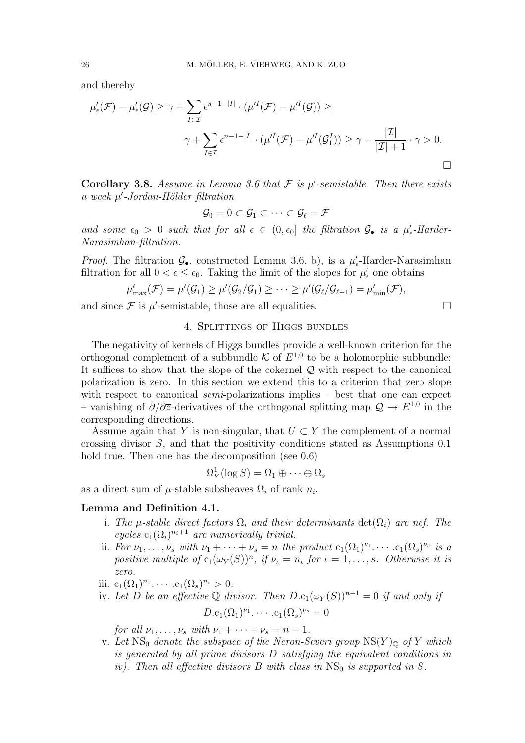and thereby

$$\mu'_\epsilon(\mathcal{F}) - \mu'_\epsilon(\mathcal{G}) \geq \gamma + \sum_{I \in \mathcal{I}} \epsilon^{n-1-|I|} \cdot (\mu'^I(\mathcal{F}) - \mu'^I(\mathcal{G})) \geq$$

$$\gamma + \sum_{I \in \mathcal{I}} \epsilon^{n-1-|I|} \cdot (\mu'^I(\mathcal{F}) - \mu'^I(\mathcal{G}_1^I)) \geq \gamma - \frac{|\mathcal{I}|}{|\mathcal{I}|+1} \cdot \gamma > 0.$$

□

**Corollary 3.8.** *Assume in Lemma 3.6 that $\mathcal{F}$ is $\mu'$-semistable. Then there exists a weak $\mu'$-Jordan-Hölder filtration*

$$\mathcal{G}_0 = 0 \subset \mathcal{G}_1 \subset \cdots \subset \mathcal{G}_\ell = \mathcal{F}$$

*and some $\epsilon_0 > 0$ such that for all $\epsilon \in (0, \epsilon_0]$ the filtration $\mathcal{G}_\bullet$ is a $\mu'_\epsilon$-Harder-Narasimhan-filtration.*

*Proof.* The filtration $\mathcal{G}_\bullet$, constructed Lemma 3.6, b), is a $\mu'_\epsilon$-Harder-Narasimhan filtration for all $0 < \epsilon \leq \epsilon_0$. Taking the limit of the slopes for $\mu'_\epsilon$ one obtains

$$\mu'_{\max}(\mathcal{F}) = \mu'(\mathcal{G}_1) \geq \mu'(\mathcal{G}_2/\mathcal{G}_1) \geq \cdots \geq \mu'(\mathcal{G}_\ell/\mathcal{G}_{\ell-1}) = \mu'_{\min}(\mathcal{F}),$$

and since $\mathcal{F}$ is $\mu'$-semistable, those are all equalities. □

## 4. Splittings of Higgs bundles

The negativity of kernels of Higgs bundles provide a well-known criterion for the orthogonal complement of a subbundle $\mathcal{K}$ of $E^{1,0}$ to be a holomorphic subbundle: It suffices to show that the slope of the cokernel $\mathcal{Q}$ with respect to the canonical polarization is zero. In this section we extend this to a criterion that zero slope with respect to canonical *semi*-polarizations implies – best that one can expect – vanishing of $\partial/\partial\bar{z}$-derivatives of the orthogonal splitting map $\mathcal{Q} \to E^{1,0}$ in the corresponding directions.

Assume again that $Y$ is non-singular, that $U \subset Y$ the complement of a normal crossing divisor $S$, and that the positivity conditions stated as Assumptions 0.1 hold true. Then one has the decomposition (see 0.6)

$$\Omega^1_Y(\log S) = \Omega_1 \oplus \cdots \oplus \Omega_s$$

as a direct sum of $\mu$-stable subsheaves $\Omega_i$ of rank $n_i$.

**Lemma and Definition 4.1.**

i. *The $\mu$-stable direct factors $\Omega_i$ and their determinants $\det(\Omega_i)$ are nef. The cycles $\mathrm{c}_1(\Omega_i)^{n_i+1}$ are numerically trivial.*

ii. *For $\nu_1, \ldots, \nu_s$ with $\nu_1 + \cdots + \nu_s = n$ the product $\mathrm{c}_1(\Omega_1)^{\nu_1}. \cdots .\mathrm{c}_1(\Omega_s)^{\nu_s}$ is a positive multiple of $\mathrm{c}_1(\omega_Y(S))^n$, if $\nu_\iota = n_\iota$ for $\iota = 1, \ldots, s$. Otherwise it is zero.*

iii. $\mathrm{c}_1(\Omega_1)^{n_1}. \cdots .\mathrm{c}_1(\Omega_s)^{n_s} > 0$.

iv. *Let $D$ be an effective $\mathbb{Q}$ divisor. Then $D.\mathrm{c}_1(\omega_Y(S))^{n-1} = 0$ if and only if*

$$D.\mathrm{c}_1(\Omega_1)^{\nu_1}. \cdots .\mathrm{c}_1(\Omega_s)^{\nu_s} = 0$$

*for all $\nu_1, \ldots, \nu_s$ with $\nu_1 + \cdots + \nu_s = n - 1$.*

v. *Let $\mathrm{NS}_0$ denote the subspace of the Neron-Severi group $\mathrm{NS}(Y)_\mathbb{Q}$ of $Y$ which is generated by all prime divisors $D$ satisfying the equivalent conditions in iv). Then all effective divisors $B$ with class in $\mathrm{NS}_0$ is supported in $S$.*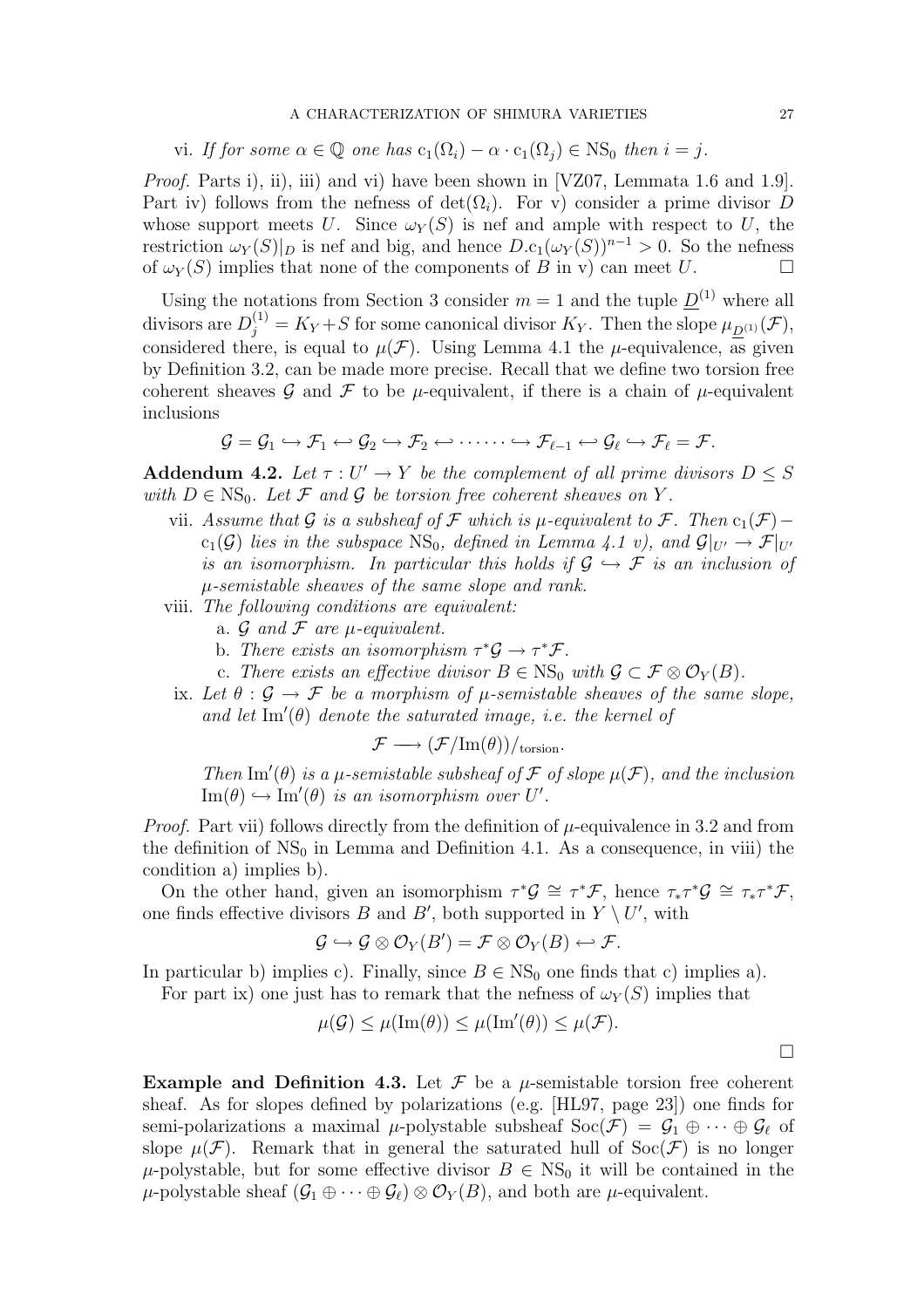vi. *If for some $\alpha \in \mathbb{Q}$ one has $\mathrm{c}_1(\Omega_i) - \alpha \cdot \mathrm{c}_1(\Omega_j) \in \mathrm{NS}_0$ then $i = j$.*

*Proof.* Parts i), ii), iii) and vi) have been shown in [VZ07, Lemmata 1.6 and 1.9]. Part iv) follows from the nefness of $\det(\Omega_i)$. For v) consider a prime divisor $D$ whose support meets $U$. Since $\omega_Y(S)$ is nef and ample with respect to $U$, the restriction $\omega_Y(S)|_D$ is nef and big, and hence $D.\mathrm{c}_1(\omega_Y(S))^{n-1} > 0$. So the nefness of $\omega_Y(S)$ implies that none of the components of $B$ in v) can meet $U$. □

Using the notations from Section 3 consider $m = 1$ and the tuple $\underline{D}^{(1)}$ where all divisors are $D^{(1)}_j = K_Y + S$ for some canonical divisor $K_Y$. Then the slope $\mu_{\underline{D}^{(1)}}(\mathcal{F})$, considered there, is equal to $\mu(\mathcal{F})$. Using Lemma 4.1 the $\mu$-equivalence, as given by Definition 3.2, can be made more precise. Recall that we define two torsion free coherent sheaves $\mathcal{G}$ and $\mathcal{F}$ to be $\mu$-equivalent, if there is a chain of $\mu$-equivalent inclusions

$$\mathcal{G} = \mathcal{G}_1 \hookrightarrow \mathcal{F}_1 \hookleftarrow \mathcal{G}_2 \hookrightarrow \mathcal{F}_2 \hookleftarrow \cdots\cdots \hookrightarrow \mathcal{F}_{\ell-1} \hookleftarrow \mathcal{G}_\ell \hookrightarrow \mathcal{F}_\ell = \mathcal{F}.$$

**Addendum 4.2.** *Let $\tau : U' \to Y$ be the complement of all prime divisors $D \leq S$ with $D \in \mathrm{NS}_0$. Let $\mathcal{F}$ and $\mathcal{G}$ be torsion free coherent sheaves on $Y$.*

vii. *Assume that $\mathcal{G}$ is a subsheaf of $\mathcal{F}$ which is $\mu$-equivalent to $\mathcal{F}$. Then $\mathrm{c}_1(\mathcal{F}) - \mathrm{c}_1(\mathcal{G})$ lies in the subspace $\mathrm{NS}_0$, defined in Lemma 4.1 v), and $\mathcal{G}|_{U'} \to \mathcal{F}|_{U'}$ is an isomorphism. In particular this holds if $\mathcal{G} \hookrightarrow \mathcal{F}$ is an inclusion of $\mu$-semistable sheaves of the same slope and rank.*

viii. *The following conditions are equivalent:*
   a. *$\mathcal{G}$ and $\mathcal{F}$ are $\mu$-equivalent.*
   b. *There exists an isomorphism $\tau^*\mathcal{G} \to \tau^*\mathcal{F}$.*
   c. *There exists an effective divisor $B \in \mathrm{NS}_0$ with $\mathcal{G} \subset \mathcal{F} \otimes \mathcal{O}_Y(B)$.*

ix. *Let $\theta : \mathcal{G} \to \mathcal{F}$ be a morphism of $\mu$-semistable sheaves of the same slope, and let $\mathrm{Im}'(\theta)$ denote the saturated image, i.e. the kernel of*

$$\mathcal{F} \longrightarrow (\mathcal{F}/\mathrm{Im}(\theta))/_{\mathrm{torsion}}.$$

*Then $\mathrm{Im}'(\theta)$ is a $\mu$-semistable subsheaf of $\mathcal{F}$ of slope $\mu(\mathcal{F})$, and the inclusion $\mathrm{Im}(\theta) \hookrightarrow \mathrm{Im}'(\theta)$ is an isomorphism over $U'$.*

*Proof.* Part vii) follows directly from the definition of $\mu$-equivalence in 3.2 and from the definition of $\mathrm{NS}_0$ in Lemma and Definition 4.1. As a consequence, in viii) the condition a) implies b).

On the other hand, given an isomorphism $\tau^*\mathcal{G} \cong \tau^*\mathcal{F}$, hence $\tau_*\tau^*\mathcal{G} \cong \tau_*\tau^*\mathcal{F}$, one finds effective divisors $B$ and $B'$, both supported in $Y \setminus U'$, with

$$\mathcal{G} \hookrightarrow \mathcal{G} \otimes \mathcal{O}_Y(B') = \mathcal{F} \otimes \mathcal{O}_Y(B) \hookleftarrow \mathcal{F}.$$

In particular b) implies c). Finally, since $B \in \mathrm{NS}_0$ one finds that c) implies a).

For part ix) one just has to remark that the nefness of $\omega_Y(S)$ implies that

$$\mu(\mathcal{G}) \leq \mu(\mathrm{Im}(\theta)) \leq \mu(\mathrm{Im}'(\theta)) \leq \mu(\mathcal{F}).$$

□

**Example and Definition 4.3.** Let $\mathcal{F}$ be a $\mu$-semistable torsion free coherent sheaf. As for slopes defined by polarizations (e.g. [HL97, page 23]) one finds for semi-polarizations a maximal $\mu$-polystable subsheaf $\mathrm{Soc}(\mathcal{F}) = \mathcal{G}_1 \oplus \cdots \oplus \mathcal{G}_\ell$ of slope $\mu(\mathcal{F})$. Remark that in general the saturated hull of $\mathrm{Soc}(\mathcal{F})$ is no longer $\mu$-polystable, but for some effective divisor $B \in \mathrm{NS}_0$ it will be contained in the $\mu$-polystable sheaf $(\mathcal{G}_1 \oplus \cdots \oplus \mathcal{G}_\ell) \otimes \mathcal{O}_Y(B)$, and both are $\mu$-equivalent.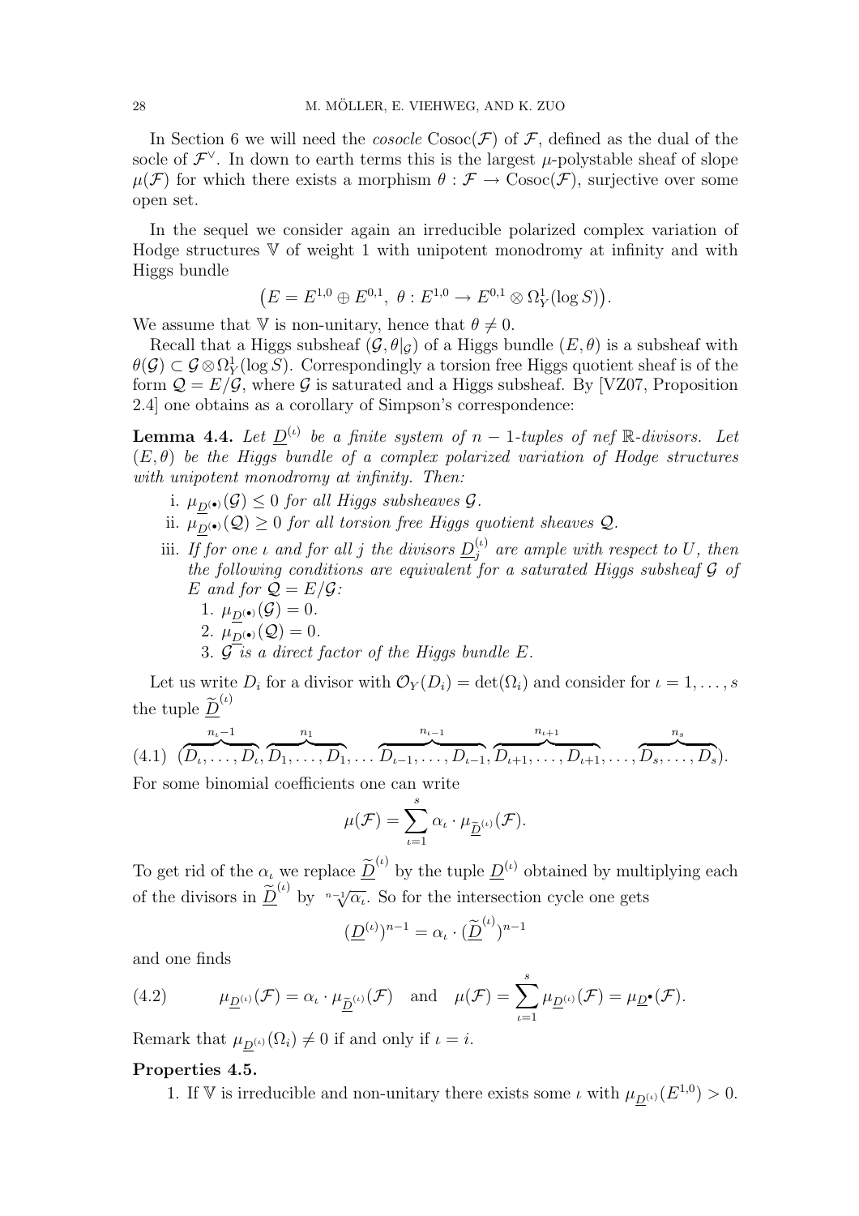In Section 6 we will need the *cosocle* $\mathrm{Cosoc}(\mathcal{F})$ of $\mathcal{F}$, defined as the dual of the socle of $\mathcal{F}^\vee$. In down to earth terms this is the largest $\mu$-polystable sheaf of slope $\mu(\mathcal{F})$ for which there exists a morphism $\theta : \mathcal{F} \to \mathrm{Cosoc}(\mathcal{F})$, surjective over some open set.

In the sequel we consider again an irreducible polarized complex variation of Hodge structures $\mathbb{V}$ of weight 1 with unipotent monodromy at infinity and with Higgs bundle

$$\big(E = E^{1,0} \oplus E^{0,1},\ \theta : E^{1,0} \to E^{0,1} \otimes \Omega^1_Y(\log S)\big).$$

We assume that $\mathbb{V}$ is non-unitary, hence that $\theta \neq 0$.

Recall that a Higgs subsheaf $(\mathcal{G}, \theta|_{\mathcal{G}})$ of a Higgs bundle $(E, \theta)$ is a subsheaf with $\theta(\mathcal{G}) \subset \mathcal{G} \otimes \Omega^1_Y(\log S)$. Correspondingly a torsion free Higgs quotient sheaf is of the form $\mathcal{Q} = E/\mathcal{G}$, where $\mathcal{G}$ is saturated and a Higgs subsheaf. By [VZ07, Proposition 2.4] one obtains as a corollary of Simpson's correspondence:

**Lemma 4.4.** *Let $\underline{D}^{(\iota)}$ be a finite system of $n-1$-tuples of nef $\mathbb{R}$-divisors. Let $(E, \theta)$ be the Higgs bundle of a complex polarized variation of Hodge structures with unipotent monodromy at infinity. Then:*

i. *$\mu_{\underline{D}^{(\bullet)}}(\mathcal{G}) \leq 0$ for all Higgs subsheaves $\mathcal{G}$.*
ii. *$\mu_{\underline{D}^{(\bullet)}}(\mathcal{Q}) \geq 0$ for all torsion free Higgs quotient sheaves $\mathcal{Q}$.*
iii. *If for one $\iota$ and for all $j$ the divisors $\underline{D}^{(\iota)}_j$ are ample with respect to $U$, then the following conditions are equivalent for a saturated Higgs subsheaf $\mathcal{G}$ of $E$ and for $\mathcal{Q} = E/\mathcal{G}$:*
   1. *$\mu_{\underline{D}^{(\bullet)}}(\mathcal{G}) = 0$.*
   2. *$\mu_{\underline{D}^{(\bullet)}}(\mathcal{Q}) = 0$.*
   3. *$\mathcal{G}$ is a direct factor of the Higgs bundle $E$.*

Let us write $D_i$ for a divisor with $\mathcal{O}_Y(D_i) = \det(\Omega_i)$ and consider for $\iota = 1, \ldots, s$ the tuple $\widetilde{\underline{D}}^{(\iota)}$

$$(4.1)\quad (\overbrace{D_\iota, \ldots, D_\iota}^{n_\iota - 1}, \overbrace{D_1, \ldots, D_1}^{n_1}, \ldots \overbrace{D_{\iota-1}, \ldots, D_{\iota-1}}^{n_{\iota-1}}, \overbrace{D_{\iota+1}, \ldots, D_{\iota+1}}^{n_{\iota+1}}, \ldots, \overbrace{D_s, \ldots, D_s}^{n_s}).$$

For some binomial coefficients one can write

$$\mu(\mathcal{F}) = \sum_{\iota=1}^{s} \alpha_\iota \cdot \mu_{\widetilde{\underline{D}}^{(\iota)}}(\mathcal{F}).$$

To get rid of the $\alpha_\iota$ we replace $\widetilde{\underline{D}}^{(\iota)}$ by the tuple $\underline{D}^{(\iota)}$ obtained by multiplying each of the divisors in $\widetilde{\underline{D}}^{(\iota)}$ by $\sqrt[n-1]{\alpha_\iota}$. So for the intersection cycle one gets

$$(\underline{D}^{(\iota)})^{n-1} = \alpha_\iota \cdot (\widetilde{\underline{D}}^{(\iota)})^{n-1}$$

and one finds

$$(4.2)\qquad \mu_{\underline{D}^{(\iota)}}(\mathcal{F}) = \alpha_\iota \cdot \mu_{\widetilde{\underline{D}}^{(\iota)}}(\mathcal{F}) \quad \text{and} \quad \mu(\mathcal{F}) = \sum_{\iota=1}^{s} \mu_{\underline{D}^{(\iota)}}(\mathcal{F}) = \mu_{\underline{D}^\bullet}(\mathcal{F}).$$

Remark that $\mu_{\underline{D}^{(\iota)}}(\Omega_i) \neq 0$ if and only if $\iota = i$.

**Properties 4.5.**

1. If $\mathbb{V}$ is irreducible and non-unitary there exists some $\iota$ with $\mu_{\underline{D}^{(\iota)}}(E^{1,0}) > 0$.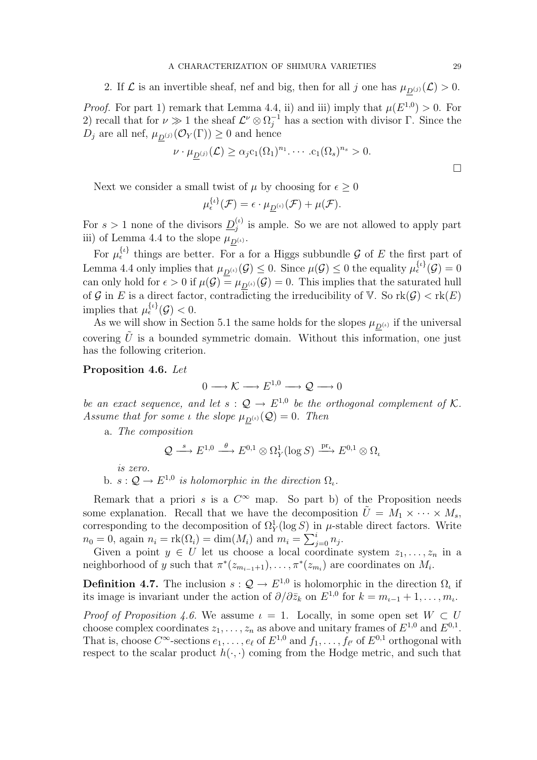2. If $\mathcal{L}$ is an invertible sheaf, nef and big, then for all $j$ one has $\mu_{\underline{D}^{(j)}}(\mathcal{L}) > 0$.

*Proof.* For part 1) remark that Lemma 4.4, ii) and iii) imply that $\mu(E^{1,0}) > 0$. For 2) recall that for $\nu \gg 1$ the sheaf $\mathcal{L}^\nu \otimes \Omega_j^{-1}$ has a section with divisor $\Gamma$. Since the $D_j$ are all nef, $\mu_{\underline{D}^{(j)}}(\mathcal{O}_Y(\Gamma)) \geq 0$ and hence

$$\nu \cdot \mu_{\underline{D}^{(j)}}(\mathcal{L}) \geq \alpha_j \mathrm{c}_1(\Omega_1)^{n_1} . \cdots . \mathrm{c}_1(\Omega_s)^{n_s} > 0.$$

□

Next we consider a small twist of $\mu$ by choosing for $\epsilon \geq 0$

$$\mu_\epsilon^{\{\iota\}}(\mathcal{F}) = \epsilon \cdot \mu_{\underline{D}^{(\iota)}}(\mathcal{F}) + \mu(\mathcal{F}).$$

For $s > 1$ none of the divisors $\underline{D}_j^{(\iota)}$ is ample. So we are not allowed to apply part iii) of Lemma 4.4 to the slope $\mu_{\underline{D}^{(\iota)}}$.

For $\mu_\epsilon^{\{\iota\}}$ things are better. For a for a Higgs subbundle $\mathcal{G}$ of $E$ the first part of Lemma 4.4 only implies that $\mu_{\underline{D}^{(\iota)}}(\mathcal{G}) \leq 0$. Since $\mu(\mathcal{G}) \leq 0$ the equality $\mu_\epsilon^{\{\iota\}}(\mathcal{G}) = 0$ can only hold for $\epsilon > 0$ if $\mu(\mathcal{G}) = \mu_{\underline{D}^{(\iota)}}(\mathcal{G}) = 0$. This implies that the saturated hull of $\mathcal{G}$ in $E$ is a direct factor, contradicting the irreducibility of $\mathbb{V}$. So $\mathrm{rk}(\mathcal{G}) < \mathrm{rk}(E)$ implies that $\mu_\epsilon^{\{\iota\}}(\mathcal{G}) < 0$.

As we will show in Section 5.1 the same holds for the slopes $\mu_{\underline{D}^{(\iota)}}$ if the universal covering $\tilde{U}$ is a bounded symmetric domain. Without this information, one just has the following criterion.

**Proposition 4.6.** *Let*

$$0 \longrightarrow \mathcal{K} \longrightarrow E^{1,0} \longrightarrow \mathcal{Q} \longrightarrow 0$$

*be an exact sequence, and let $s : \mathcal{Q} \to E^{1,0}$ be the orthogonal complement of $\mathcal{K}$. Assume that for some $\iota$ the slope $\mu_{\underline{D}^{(\iota)}}(\mathcal{Q}) = 0$. Then*

a. *The composition*

$$\mathcal{Q} \xrightarrow{\ s\ } E^{1,0} \xrightarrow{\ \theta\ } E^{0,1} \otimes \Omega_Y^1(\log S) \xrightarrow{\ \mathrm{pr}_\iota\ } E^{0,1} \otimes \Omega_\iota$$

*is zero.*

b. *$s : \mathcal{Q} \to E^{1,0}$ is holomorphic in the direction $\Omega_\iota$.*

Remark that a priori $s$ is a $C^\infty$ map. So part b) of the Proposition needs some explanation. Recall that we have the decomposition $\tilde{U} = M_1 \times \cdots \times M_s$, corresponding to the decomposition of $\Omega_Y^1(\log S)$ in $\mu$-stable direct factors. Write $n_0 = 0$, again $n_i = \mathrm{rk}(\Omega_i) = \dim(M_i)$ and $m_i = \sum_{j=0}^{i} n_j$.

Given a point $y \in U$ let us choose a local coordinate system $z_1, \ldots, z_n$ in a neighborhood of $y$ such that $\pi^*(z_{m_{i-1}+1}), \ldots, \pi^*(z_{m_i})$ are coordinates on $M_i$.

**Definition 4.7.** The inclusion $s : \mathcal{Q} \to E^{1,0}$ is holomorphic in the direction $\Omega_\iota$ if its image is invariant under the action of $\partial/\partial\bar{z}_k$ on $E^{1,0}$ for $k = m_{\iota-1}+1, \ldots, m_\iota$.

*Proof of Proposition 4.6.* We assume $\iota = 1$. Locally, in some open set $W \subset U$ choose complex coordinates $z_1, \ldots, z_n$ as above and unitary frames of $E^{1,0}$ and $E^{0,1}$. That is, choose $C^\infty$-sections $e_1, \ldots, e_\ell$ of $E^{1,0}$ and $f_1, \ldots, f_{\ell'}$ of $E^{0,1}$ orthogonal with respect to the scalar product $h(\cdot, \cdot)$ coming from the Hodge metric, and such that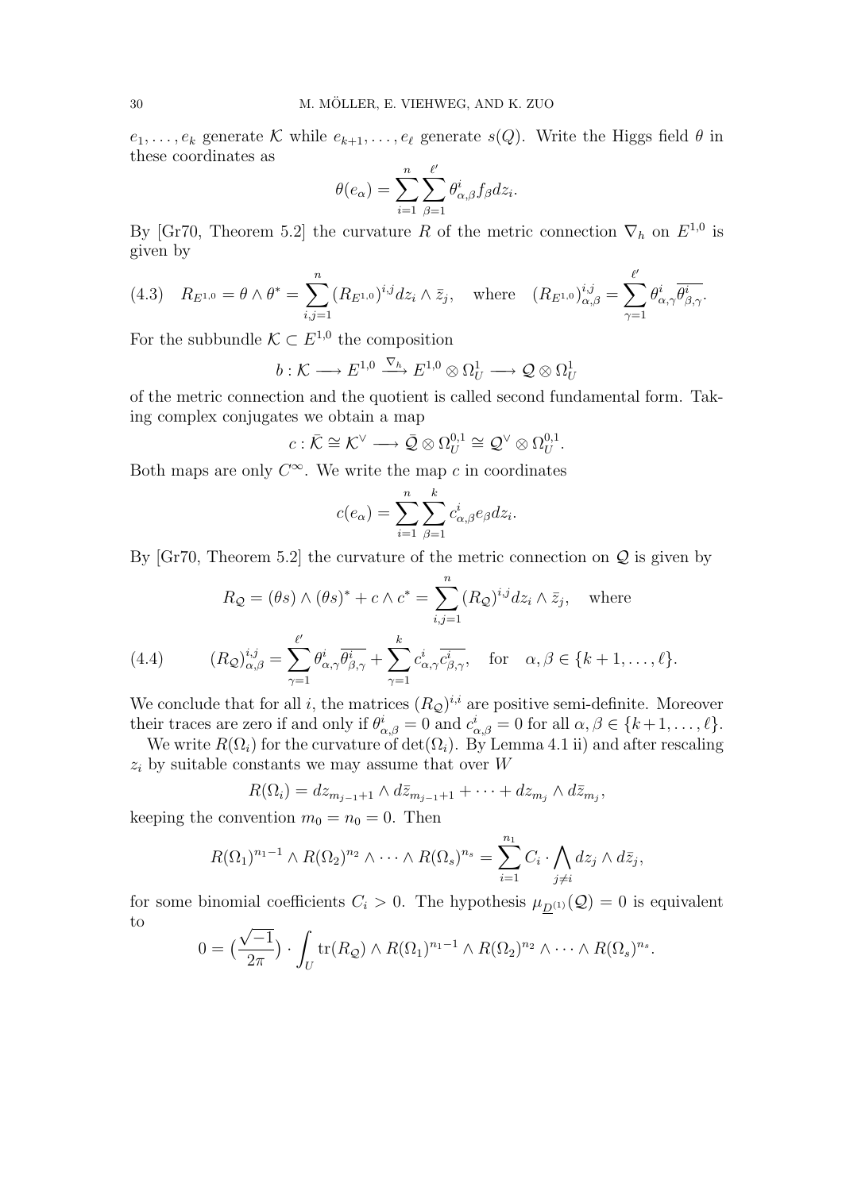$e_1, \ldots, e_k$ generate $\mathcal{K}$ while $e_{k+1}, \ldots, e_\ell$ generate $s(Q)$. Write the Higgs field $\theta$ in these coordinates as

$$\theta(e_\alpha) = \sum_{i=1}^{n} \sum_{\beta=1}^{\ell'} \theta^i_{\alpha,\beta} f_\beta dz_i.$$

By [Gr70, Theorem 5.2] the curvature $R$ of the metric connection $\nabla_h$ on $E^{1,0}$ is given by

$$R_{E^{1,0}} = \theta \wedge \theta^* = \sum_{i,j=1}^{n} (R_{E^{1,0}})^{i,j} dz_i \wedge \bar{z}_j, \quad \text{where} \quad (R_{E^{1,0}})^{i,j}_{\alpha,\beta} = \sum_{\gamma=1}^{\ell'} \theta^i_{\alpha,\gamma} \overline{\theta^i_{\beta,\gamma}}. \tag{4.3}$$

For the subbundle $\mathcal{K} \subset E^{1,0}$ the composition

$$b : \mathcal{K} \longrightarrow E^{1,0} \xrightarrow{\nabla_h} E^{1,0} \otimes \Omega^1_U \longrightarrow \mathcal{Q} \otimes \Omega^1_U$$

of the metric connection and the quotient is called second fundamental form. Taking complex conjugates we obtain a map

$$c : \bar{\mathcal{K}} \cong \mathcal{K}^\vee \longrightarrow \bar{\mathcal{Q}} \otimes \Omega^{0,1}_U \cong \mathcal{Q}^\vee \otimes \Omega^{0,1}_U.$$

Both maps are only $C^\infty$. We write the map $c$ in coordinates

$$c(e_\alpha) = \sum_{i=1}^{n} \sum_{\beta=1}^{k} c^i_{\alpha,\beta} e_\beta dz_i.$$

By [Gr70, Theorem 5.2] the curvature of the metric connection on $\mathcal{Q}$ is given by

$$R_{\mathcal{Q}} = (\theta s) \wedge (\theta s)^* + c \wedge c^* = \sum_{i,j=1}^{n} (R_{\mathcal{Q}})^{i,j} dz_i \wedge \bar{z}_j, \quad \text{where}$$

$$(R_{\mathcal{Q}})^{i,j}_{\alpha,\beta} = \sum_{\gamma=1}^{\ell'} \theta^i_{\alpha,\gamma} \overline{\theta^i_{\beta,\gamma}} + \sum_{\gamma=1}^{k} c^i_{\alpha,\gamma} \overline{c^i_{\beta,\gamma}}, \quad \text{for} \quad \alpha, \beta \in \{k+1, \ldots, \ell\}. \tag{4.4}$$

We conclude that for all $i$, the matrices $(R_{\mathcal{Q}})^{i,i}$ are positive semi-definite. Moreover their traces are zero if and only if $\theta^i_{\alpha,\beta} = 0$ and $c^i_{\alpha,\beta} = 0$ for all $\alpha, \beta \in \{k+1, \ldots, \ell\}$.

We write $R(\Omega_i)$ for the curvature of $\det(\Omega_i)$. By Lemma 4.1 ii) and after rescaling $z_i$ by suitable constants we may assume that over $W$

$$R(\Omega_i) = dz_{m_{j-1}+1} \wedge d\bar{z}_{m_{j-1}+1} + \cdots + dz_{m_j} \wedge d\bar{z}_{m_j},$$

keeping the convention $m_0 = n_0 = 0$. Then

$$R(\Omega_1)^{n_1-1} \wedge R(\Omega_2)^{n_2} \wedge \cdots \wedge R(\Omega_s)^{n_s} = \sum_{i=1}^{n_1} C_i \cdot \bigwedge_{j \neq i} dz_j \wedge d\bar{z}_j,$$

for some binomial coefficients $C_i > 0$. The hypothesis $\mu_{\underline{D}^{(1)}}(\mathcal{Q}) = 0$ is equivalent to

$$0 = \left(\frac{\sqrt{-1}}{2\pi}\right) \cdot \int_U \operatorname{tr}(R_{\mathcal{Q}}) \wedge R(\Omega_1)^{n_1-1} \wedge R(\Omega_2)^{n_2} \wedge \cdots \wedge R(\Omega_s)^{n_s}.$$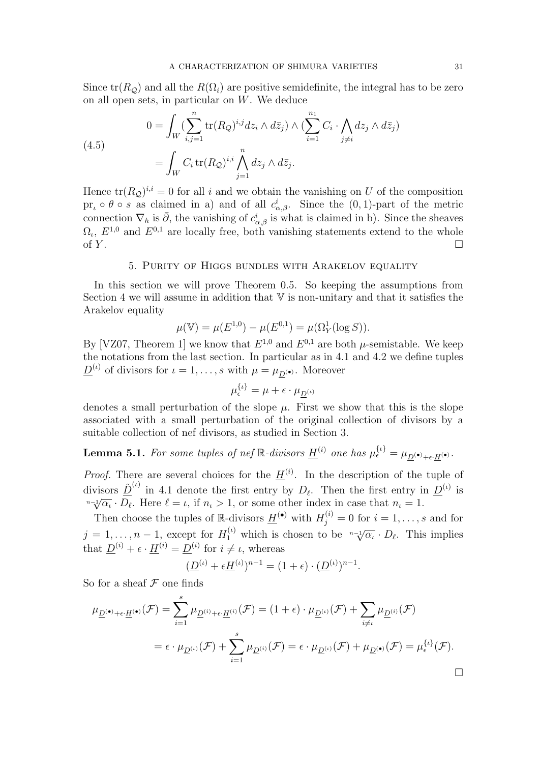Since $\operatorname{tr}(R_{\mathcal{Q}})$ and all the $R(\Omega_i)$ are positive semidefinite, the integral has to be zero on all open sets, in particular on $W$. We deduce

$$
\begin{aligned}
0 &= \int_W \Big(\sum_{i,j=1}^{n} \operatorname{tr}(R_Q)^{i,j} dz_i \wedge d\bar{z}_j\Big) \wedge \Big(\sum_{i=1}^{n_1} C_i \cdot \bigwedge_{j\neq i} dz_j \wedge d\bar{z}_j\Big) \\
&= \int_W C_i \operatorname{tr}(R_{\mathcal{Q}})^{i,i} \bigwedge_{j=1}^{n} dz_j \wedge d\bar{z}_j.
\end{aligned} \tag{4.5}
$$

Hence $\operatorname{tr}(R_{\mathcal{Q}})^{i,i} = 0$ for all $i$ and we obtain the vanishing on $U$ of the composition $\operatorname{pr}_\iota \circ \theta \circ s$ as claimed in a) and of all $c^i_{\alpha,\beta}$. Since the $(0,1)$-part of the metric connection $\nabla_h$ is $\bar{\partial}$, the vanishing of $c^i_{\alpha,\beta}$ is what is claimed in b). Since the sheaves $\Omega_\iota$, $E^{1,0}$ and $E^{0,1}$ are locally free, both vanishing statements extend to the whole of $Y$. $\square$

## 5. Purity of Higgs bundles with Arakelov equality

In this section we will prove Theorem 0.5. So keeping the assumptions from Section 4 we will assume in addition that $\mathbb{V}$ is non-unitary and that it satisfies the Arakelov equality

$$
\mu(\mathbb{V}) = \mu(E^{1,0}) - \mu(E^{0,1}) = \mu(\Omega^1_Y(\log S)).
$$

By [VZ07, Theorem 1] we know that $E^{1,0}$ and $E^{0,1}$ are both $\mu$-semistable. We keep the notations from the last section. In particular as in 4.1 and 4.2 we define tuples $\underline{D}^{(\iota)}$ of divisors for $\iota = 1, \ldots, s$ with $\mu = \mu_{\underline{D}^{(\bullet)}}$. Moreover

$$
\mu^{\{\iota\}}_\epsilon = \mu + \epsilon \cdot \mu_{\underline{D}^{(\iota)}}
$$

denotes a small perturbation of the slope $\mu$. First we show that this is the slope associated with a small perturbation of the original collection of divisors by a suitable collection of nef divisors, as studied in Section 3.

**Lemma 5.1.** *For some tuples of nef $\mathbb{R}$-divisors $\underline{H}^{(i)}$ one has $\mu^{\{\iota\}}_\epsilon = \mu_{\underline{D}^{(\bullet)}+\epsilon\cdot\underline{H}^{(\bullet)}}$.*

*Proof.* There are several choices for the $\underline{H}^{(i)}$. In the description of the tuple of divisors $\underline{\tilde{D}}^{(\iota)}$ in 4.1 denote the first entry by $D_\ell$. Then the first entry in $\underline{D}^{(\iota)}$ is $\sqrt[n-1]{\alpha_\iota} \cdot D_\ell$. Here $\ell = \iota$, if $n_\iota > 1$, or some other index in case that $n_\iota = 1$.

Then choose the tuples of $\mathbb{R}$-divisors $\underline{H}^{(\bullet)}$ with $H^{(i)}_j = 0$ for $i = 1, \ldots, s$ and for $j = 1, \ldots, n-1$, except for $H^{(\iota)}_1$ which is chosen to be $\sqrt[n-1]{\alpha_\iota} \cdot D_\ell$. This implies that $\underline{D}^{(i)} + \epsilon \cdot \underline{H}^{(i)} = \underline{D}^{(i)}$ for $i \neq \iota$, whereas

$$
(\underline{D}^{(\iota)} + \epsilon \underline{H}^{(\iota)})^{n-1} = (1+\epsilon) \cdot (\underline{D}^{(\iota)})^{n-1}.
$$

So for a sheaf $\mathcal{F}$ one finds

$$
\begin{aligned}
\mu_{\underline{D}^{(\bullet)}+\epsilon\cdot\underline{H}^{(\bullet)}}(\mathcal{F}) &= \sum_{i=1}^{s} \mu_{\underline{D}^{(i)}+\epsilon\cdot\underline{H}^{(i)}}(\mathcal{F}) = (1+\epsilon)\cdot \mu_{\underline{D}^{(\iota)}}(\mathcal{F}) + \sum_{i\neq\iota} \mu_{\underline{D}^{(i)}}(\mathcal{F}) \\
&= \epsilon \cdot \mu_{\underline{D}^{(\iota)}}(\mathcal{F}) + \sum_{i=1}^{s} \mu_{\underline{D}^{(i)}}(\mathcal{F}) = \epsilon \cdot \mu_{\underline{D}^{(\iota)}}(\mathcal{F}) + \mu_{\underline{D}^{(\bullet)}}(\mathcal{F}) = \mu^{\{\iota\}}_\epsilon(\mathcal{F}).
\end{aligned}
$$

$\square$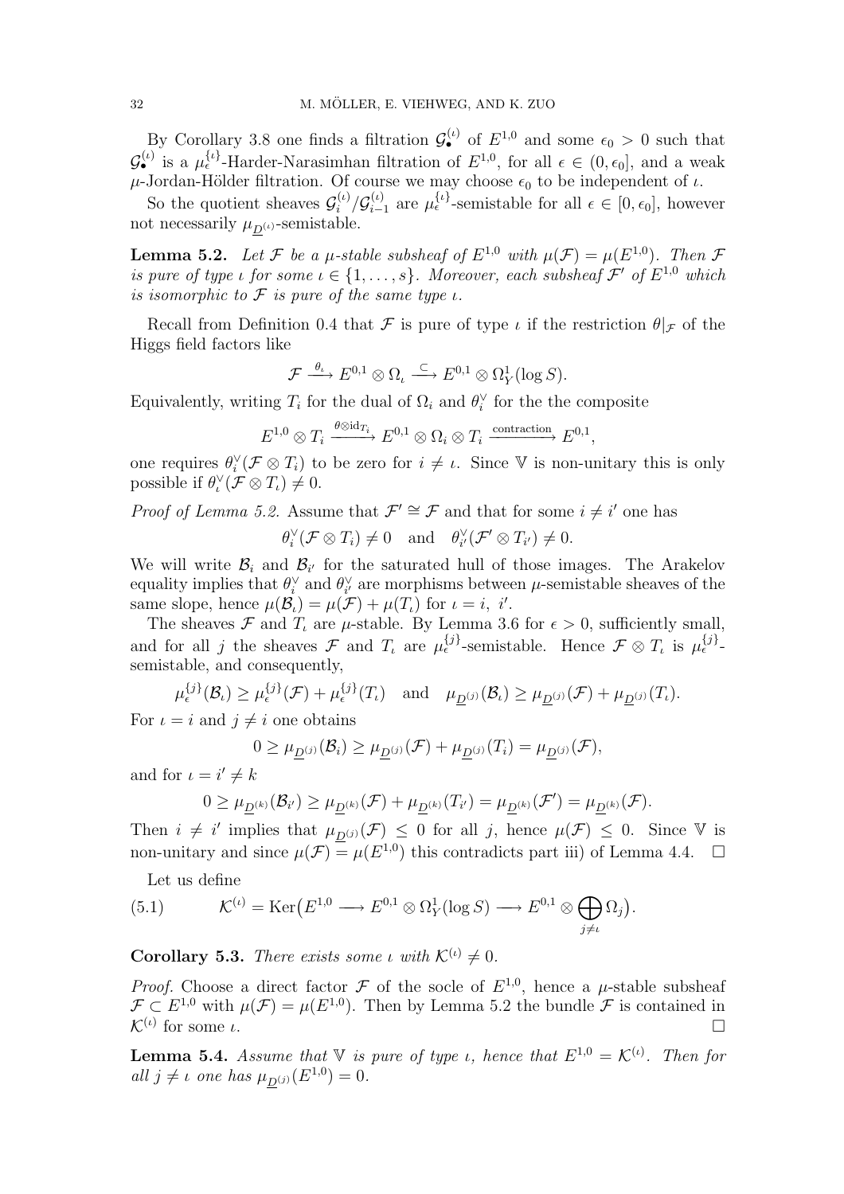By Corollary 3.8 one finds a filtration $\mathcal{G}^{(\iota)}_\bullet$ of $E^{1,0}$ and some $\epsilon_0 > 0$ such that $\mathcal{G}^{(\iota)}_\bullet$ is a $\mu^{\{\iota\}}_\epsilon$-Harder-Narasimhan filtration of $E^{1,0}$, for all $\epsilon \in (0, \epsilon_0]$, and a weak $\mu$-Jordan-Hölder filtration. Of course we may choose $\epsilon_0$ to be independent of $\iota$.

So the quotient sheaves $\mathcal{G}^{(\iota)}_i / \mathcal{G}^{(\iota)}_{i-1}$ are $\mu^{\{\iota\}}_\epsilon$-semistable for all $\epsilon \in [0, \epsilon_0]$, however not necessarily $\mu_{\underline{D}^{(\iota)}}$-semistable.

**Lemma 5.2.** *Let $\mathcal{F}$ be a $\mu$-stable subsheaf of $E^{1,0}$ with $\mu(\mathcal{F}) = \mu(E^{1,0})$. Then $\mathcal{F}$ is pure of type $\iota$ for some $\iota \in \{1, \ldots, s\}$. Moreover, each subsheaf $\mathcal{F}'$ of $E^{1,0}$ which is isomorphic to $\mathcal{F}$ is pure of the same type $\iota$.*

Recall from Definition 0.4 that $\mathcal{F}$ is pure of type $\iota$ if the restriction $\theta|_{\mathcal{F}}$ of the Higgs field factors like

$$\mathcal{F} \xrightarrow{\theta_\iota} E^{0,1} \otimes \Omega_\iota \xrightarrow{\subset} E^{0,1} \otimes \Omega^1_Y(\log S).$$

Equivalently, writing $T_i$ for the dual of $\Omega_i$ and $\theta^\vee_i$ for the the composite

$$E^{1,0} \otimes T_i \xrightarrow{\theta \otimes \mathrm{id}_{T_i}} E^{0,1} \otimes \Omega_i \otimes T_i \xrightarrow{\text{contraction}} E^{0,1},$$

one requires $\theta^\vee_i(\mathcal{F} \otimes T_i)$ to be zero for $i \neq \iota$. Since $\mathbb{V}$ is non-unitary this is only possible if $\theta^\vee_\iota(\mathcal{F} \otimes T_\iota) \neq 0$.

*Proof of Lemma 5.2.* Assume that $\mathcal{F}' \cong \mathcal{F}$ and that for some $i \neq i'$ one has

$$\theta^\vee_i(\mathcal{F} \otimes T_i) \neq 0 \quad \text{and} \quad \theta^\vee_{i'}(\mathcal{F}' \otimes T_{i'}) \neq 0.$$

We will write $\mathcal{B}_i$ and $\mathcal{B}_{i'}$ for the saturated hull of those images. The Arakelov equality implies that $\theta^\vee_i$ and $\theta^\vee_{i'}$ are morphisms between $\mu$-semistable sheaves of the same slope, hence $\mu(\mathcal{B}_\iota) = \mu(\mathcal{F}) + \mu(T_\iota)$ for $\iota = i,\ i'$.

The sheaves $\mathcal{F}$ and $T_\iota$ are $\mu$-stable. By Lemma 3.6 for $\epsilon > 0$, sufficiently small, and for all $j$ the sheaves $\mathcal{F}$ and $T_\iota$ are $\mu^{\{j\}}_\epsilon$-semistable. Hence $\mathcal{F} \otimes T_\iota$ is $\mu^{\{j\}}_\epsilon$-semistable, and consequently,

$$\mu^{\{j\}}_\epsilon(\mathcal{B}_\iota) \geq \mu^{\{j\}}_\epsilon(\mathcal{F}) + \mu^{\{j\}}_\epsilon(T_\iota) \quad \text{and} \quad \mu_{\underline{D}^{(j)}}(\mathcal{B}_\iota) \geq \mu_{\underline{D}^{(j)}}(\mathcal{F}) + \mu_{\underline{D}^{(j)}}(T_\iota).$$

For $\iota = i$ and $j \neq i$ one obtains

$$0 \geq \mu_{\underline{D}^{(j)}}(\mathcal{B}_i) \geq \mu_{\underline{D}^{(j)}}(\mathcal{F}) + \mu_{\underline{D}^{(j)}}(T_i) = \mu_{\underline{D}^{(j)}}(\mathcal{F}),$$

and for $\iota = i' \neq k$

$$0 \geq \mu_{\underline{D}^{(k)}}(\mathcal{B}_{i'}) \geq \mu_{\underline{D}^{(k)}}(\mathcal{F}) + \mu_{\underline{D}^{(k)}}(T_{i'}) = \mu_{\underline{D}^{(k)}}(\mathcal{F}') = \mu_{\underline{D}^{(k)}}(\mathcal{F}).$$

Then $i \neq i'$ implies that $\mu_{\underline{D}^{(j)}}(\mathcal{F}) \leq 0$ for all $j$, hence $\mu(\mathcal{F}) \leq 0$. Since $\mathbb{V}$ is non-unitary and since $\mu(\mathcal{F}) = \mu(E^{1,0})$ this contradicts part iii) of Lemma 4.4. $\square$

Let us define

$$\mathcal{K}^{(\iota)} = \mathrm{Ker}\big(E^{1,0} \longrightarrow E^{0,1} \otimes \Omega^1_Y(\log S) \longrightarrow E^{0,1} \otimes \bigoplus_{j \neq \iota} \Omega_j\big). \tag{5.1}$$

**Corollary 5.3.** *There exists some $\iota$ with $\mathcal{K}^{(\iota)} \neq 0$.*

*Proof.* Choose a direct factor $\mathcal{F}$ of the socle of $E^{1,0}$, hence a $\mu$-stable subsheaf $\mathcal{F} \subset E^{1,0}$ with $\mu(\mathcal{F}) = \mu(E^{1,0})$. Then by Lemma 5.2 the bundle $\mathcal{F}$ is contained in $\mathcal{K}^{(\iota)}$ for some $\iota$. $\square$

**Lemma 5.4.** *Assume that $\mathbb{V}$ is pure of type $\iota$, hence that $E^{1,0} = \mathcal{K}^{(\iota)}$. Then for all $j \neq \iota$ one has $\mu_{\underline{D}^{(j)}}(E^{1,0}) = 0$.*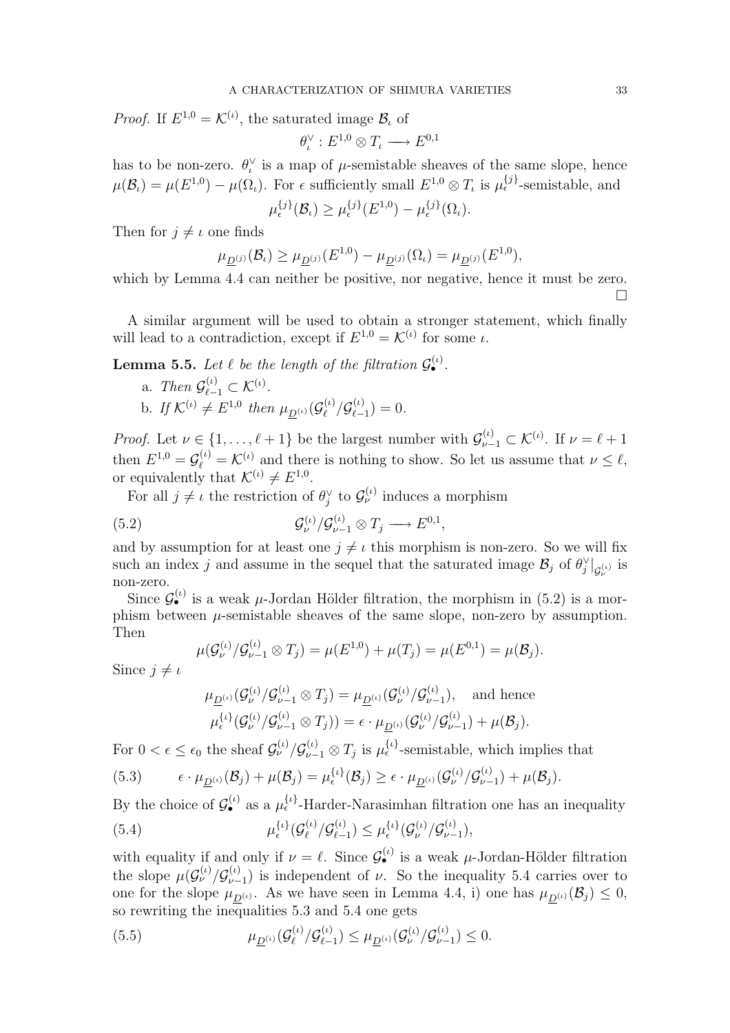*Proof.* If $E^{1,0} = \mathcal{K}^{(\iota)}$, the saturated image $\mathcal{B}_\iota$ of

$$\theta_\iota^\vee : E^{1,0} \otimes T_\iota \longrightarrow E^{0,1}$$

has to be non-zero. $\theta_\iota^\vee$ is a map of $\mu$-semistable sheaves of the same slope, hence $\mu(\mathcal{B}_\iota) = \mu(E^{1,0}) - \mu(\Omega_\iota)$. For $\epsilon$ sufficiently small $E^{1,0} \otimes T_\iota$ is $\mu_\epsilon^{\{j\}}$-semistable, and

$$\mu_\epsilon^{\{j\}}(\mathcal{B}_\iota) \geq \mu_\epsilon^{\{j\}}(E^{1,0}) - \mu_\epsilon^{\{j\}}(\Omega_\iota).$$

Then for $j \neq \iota$ one finds

$$\mu_{\underline{D}^{(j)}}(\mathcal{B}_\iota) \geq \mu_{\underline{D}^{(j)}}(E^{1,0}) - \mu_{\underline{D}^{(j)}}(\Omega_\iota) = \mu_{\underline{D}^{(j)}}(E^{1,0}),$$

which by Lemma 4.4 can neither be positive, nor negative, hence it must be zero. □

A similar argument will be used to obtain a stronger statement, which finally will lead to a contradiction, except if $E^{1,0} = \mathcal{K}^{(\iota)}$ for some $\iota$.

**Lemma 5.5.** *Let $\ell$ be the length of the filtration $\mathcal{G}_\bullet^{(\iota)}$.*

a. *Then $\mathcal{G}_{\ell-1}^{(\iota)} \subset \mathcal{K}^{(\iota)}$.*

b. *If $\mathcal{K}^{(\iota)} \neq E^{1,0}$ then $\mu_{\underline{D}^{(\iota)}}(\mathcal{G}_\ell^{(\iota)}/\mathcal{G}_{\ell-1}^{(\iota)}) = 0$.*

*Proof.* Let $\nu \in \{1, \ldots, \ell+1\}$ be the largest number with $\mathcal{G}_{\nu-1}^{(\iota)} \subset \mathcal{K}^{(\iota)}$. If $\nu = \ell+1$ then $E^{1,0} = \mathcal{G}_\ell^{(\iota)} = \mathcal{K}^{(\iota)}$ and there is nothing to show. So let us assume that $\nu \leq \ell$, or equivalently that $\mathcal{K}^{(\iota)} \neq E^{1,0}$.

For all $j \neq \iota$ the restriction of $\theta_j^\vee$ to $\mathcal{G}_\nu^{(\iota)}$ induces a morphism

$$\mathcal{G}_\nu^{(\iota)}/\mathcal{G}_{\nu-1}^{(\iota)} \otimes T_j \longrightarrow E^{0,1}, \tag{5.2}$$

and by assumption for at least one $j \neq \iota$ this morphism is non-zero. So we will fix such an index $j$ and assume in the sequel that the saturated image $\mathcal{B}_j$ of $\theta_j^\vee|_{\mathcal{G}_\nu^{(\iota)}}$ is non-zero.

Since $\mathcal{G}_\bullet^{(\iota)}$ is a weak $\mu$-Jordan Hölder filtration, the morphism in (5.2) is a morphism between $\mu$-semistable sheaves of the same slope, non-zero by assumption. Then

$$\mu(\mathcal{G}_\nu^{(\iota)}/\mathcal{G}_{\nu-1}^{(\iota)} \otimes T_j) = \mu(E^{1,0}) + \mu(T_j) = \mu(E^{0,1}) = \mu(\mathcal{B}_j).$$

Since $j \neq \iota$

$$\mu_{\underline{D}^{(\iota)}}(\mathcal{G}_\nu^{(\iota)}/\mathcal{G}_{\nu-1}^{(\iota)} \otimes T_j) = \mu_{\underline{D}^{(\iota)}}(\mathcal{G}_\nu^{(\iota)}/\mathcal{G}_{\nu-1}^{(\iota)}), \quad \text{and hence}$$
$$\mu_\epsilon^{\{\iota\}}(\mathcal{G}_\nu^{(\iota)}/\mathcal{G}_{\nu-1}^{(\iota)} \otimes T_j)) = \epsilon \cdot \mu_{\underline{D}^{(\iota)}}(\mathcal{G}_\nu^{(\iota)}/\mathcal{G}_{\nu-1}^{(\iota)}) + \mu(\mathcal{B}_j).$$

For $0 < \epsilon \leq \epsilon_0$ the sheaf $\mathcal{G}_\nu^{(\iota)}/\mathcal{G}_{\nu-1}^{(\iota)} \otimes T_j$ is $\mu_\epsilon^{\{\iota\}}$-semistable, which implies that

$$\epsilon \cdot \mu_{\underline{D}^{(\iota)}}(\mathcal{B}_j) + \mu(\mathcal{B}_j) = \mu_\epsilon^{\{\iota\}}(\mathcal{B}_j) \geq \epsilon \cdot \mu_{\underline{D}^{(\iota)}}(\mathcal{G}_\nu^{(\iota)}/\mathcal{G}_{\nu-1}^{(\iota)}) + \mu(\mathcal{B}_j). \tag{5.3}$$

By the choice of $\mathcal{G}_\bullet^{(\iota)}$ as a $\mu_\epsilon^{\{\iota\}}$-Harder-Narasimhan filtration one has an inequality

$$\mu_\epsilon^{\{\iota\}}(\mathcal{G}_\ell^{(\iota)}/\mathcal{G}_{\ell-1}^{(\iota)}) \leq \mu_\epsilon^{\{\iota\}}(\mathcal{G}_\nu^{(\iota)}/\mathcal{G}_{\nu-1}^{(\iota)}), \tag{5.4}$$

with equality if and only if $\nu = \ell$. Since $\mathcal{G}_\bullet^{(\iota)}$ is a weak $\mu$-Jordan-Hölder filtration the slope $\mu(\mathcal{G}_\nu^{(\iota)}/\mathcal{G}_{\nu-1}^{(\iota)})$ is independent of $\nu$. So the inequality 5.4 carries over to one for the slope $\mu_{\underline{D}^{(\iota)}}$. As we have seen in Lemma 4.4, i) one has $\mu_{\underline{D}^{(\iota)}}(\mathcal{B}_j) \leq 0$, so rewriting the inequalities 5.3 and 5.4 one gets

$$\mu_{\underline{D}^{(\iota)}}(\mathcal{G}_\ell^{(\iota)}/\mathcal{G}_{\ell-1}^{(\iota)}) \leq \mu_{\underline{D}^{(\iota)}}(\mathcal{G}_\nu^{(\iota)}/\mathcal{G}_{\nu-1}^{(\iota)}) \leq 0. \tag{5.5}$$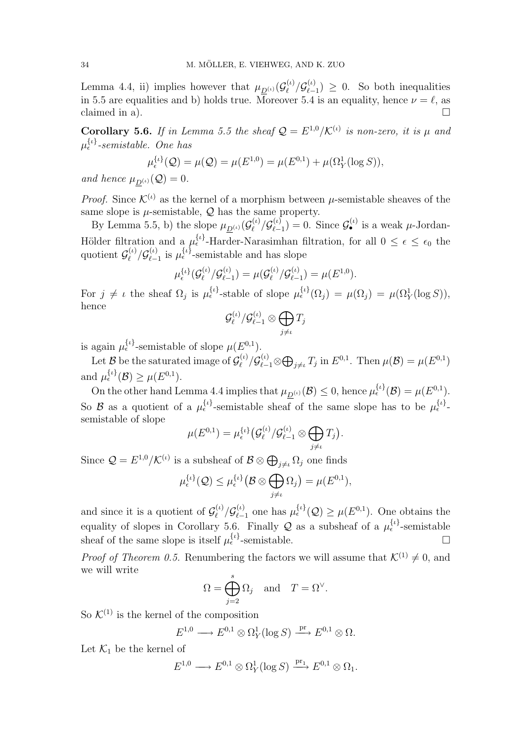Lemma 4.4, ii) implies however that $\mu_{\underline{D}^{(\iota)}}(\mathcal{G}^{(\iota)}_\ell/\mathcal{G}^{(\iota)}_{\ell-1}) \geq 0$. So both inequalities in 5.5 are equalities and b) holds true. Moreover 5.4 is an equality, hence $\nu = \ell$, as claimed in a). $\square$

**Corollary 5.6.** *If in Lemma 5.5 the sheaf $\mathcal{Q} = E^{1,0}/\mathcal{K}^{(\iota)}$ is non-zero, it is $\mu$ and $\mu^{\{\iota\}}_\epsilon$-semistable. One has*

$$\mu^{\{\iota\}}_\epsilon(\mathcal{Q}) = \mu(\mathcal{Q}) = \mu(E^{1,0}) = \mu(E^{0,1}) + \mu(\Omega^1_Y(\log S)),$$

*and hence $\mu_{\underline{D}^{(\iota)}}(\mathcal{Q}) = 0$.*

*Proof.* Since $\mathcal{K}^{(\iota)}$ as the kernel of a morphism between $\mu$-semistable sheaves of the same slope is $\mu$-semistable, $\mathcal{Q}$ has the same property.

By Lemma 5.5, b) the slope $\mu_{\underline{D}^{(\iota)}}(\mathcal{G}^{(\iota)}_\ell/\mathcal{G}^{(\iota)}_{\ell-1}) = 0$. Since $\mathcal{G}^{(\iota)}_\bullet$ is a weak $\mu$-Jordan-Hölder filtration and a $\mu^{\{\iota\}}_\epsilon$-Harder-Narasimhan filtration, for all $0 \leq \epsilon \leq \epsilon_0$ the quotient $\mathcal{G}^{(\iota)}_\ell/\mathcal{G}^{(\iota)}_{\ell-1}$ is $\mu^{\{\iota\}}_\epsilon$-semistable and has slope

$$\mu^{\{\iota\}}_\epsilon(\mathcal{G}^{(\iota)}_\ell/\mathcal{G}^{(\iota)}_{\ell-1}) = \mu(\mathcal{G}^{(\iota)}_\ell/\mathcal{G}^{(\iota)}_{\ell-1}) = \mu(E^{1,0}).$$

For $j \neq \iota$ the sheaf $\Omega_j$ is $\mu^{\{\iota\}}_\epsilon$-stable of slope $\mu^{\{\iota\}}_\epsilon(\Omega_j) = \mu(\Omega_j) = \mu(\Omega^1_Y(\log S))$, hence

$$\mathcal{G}^{(\iota)}_\ell/\mathcal{G}^{(\iota)}_{\ell-1} \otimes \bigoplus_{j\neq\iota} T_j$$

is again $\mu^{\{\iota\}}_\epsilon$-semistable of slope $\mu(E^{0,1})$.

Let $\mathcal{B}$ be the saturated image of $\mathcal{G}^{(\iota)}_\ell/\mathcal{G}^{(\iota)}_{\ell-1} \otimes \bigoplus_{j\neq\iota} T_j$ in $E^{0,1}$. Then $\mu(\mathcal{B}) = \mu(E^{0,1})$ and $\mu^{\{\iota\}}_\epsilon(\mathcal{B}) \geq \mu(E^{0,1})$.

On the other hand Lemma 4.4 implies that $\mu_{\underline{D}^{(\iota)}}(\mathcal{B}) \leq 0$, hence $\mu^{\{\iota\}}_\epsilon(\mathcal{B}) = \mu(E^{0,1})$. So $\mathcal{B}$ as a quotient of a $\mu^{\{\iota\}}_\epsilon$-semistable sheaf of the same slope has to be $\mu^{\{\iota\}}_\epsilon$-semistable of slope

$$\mu(E^{0,1}) = \mu^{\{\iota\}}_\epsilon\big(\mathcal{G}^{(\iota)}_\ell/\mathcal{G}^{(\iota)}_{\ell-1} \otimes \bigoplus_{j\neq\iota} T_j\big).$$

Since $\mathcal{Q} = E^{1,0}/\mathcal{K}^{(\iota)}$ is a subsheaf of $\mathcal{B} \otimes \bigoplus_{j\neq\iota} \Omega_j$ one finds

$$\mu^{\{\iota\}}_\epsilon(\mathcal{Q}) \leq \mu^{\{\iota\}}_\epsilon\big(\mathcal{B} \otimes \bigoplus_{j\neq\iota} \Omega_j\big) = \mu(E^{0,1}),$$

and since it is a quotient of $\mathcal{G}^{(\iota)}_\ell/\mathcal{G}^{(\iota)}_{\ell-1}$ one has $\mu^{\{\iota\}}_\epsilon(\mathcal{Q}) \geq \mu(E^{0,1})$. One obtains the equality of slopes in Corollary 5.6. Finally $\mathcal{Q}$ as a subsheaf of a $\mu^{\{\iota\}}_\epsilon$-semistable sheaf of the same slope is itself $\mu^{\{\iota\}}_\epsilon$-semistable. $\square$

*Proof of Theorem 0.5.* Renumbering the factors we will assume that $\mathcal{K}^{(1)} \neq 0$, and we will write

$$\Omega = \bigoplus_{j=2}^{s} \Omega_j \quad \text{and} \quad T = \Omega^\vee.$$

So $\mathcal{K}^{(1)}$ is the kernel of the composition

$$E^{1,0} \longrightarrow E^{0,1} \otimes \Omega^1_Y(\log S) \xrightarrow{\text{pr}} E^{0,1} \otimes \Omega.$$

Let $\mathcal{K}_1$ be the kernel of

$$E^{1,0} \longrightarrow E^{0,1} \otimes \Omega^1_Y(\log S) \xrightarrow{\text{pr}_1} E^{0,1} \otimes \Omega_1.$$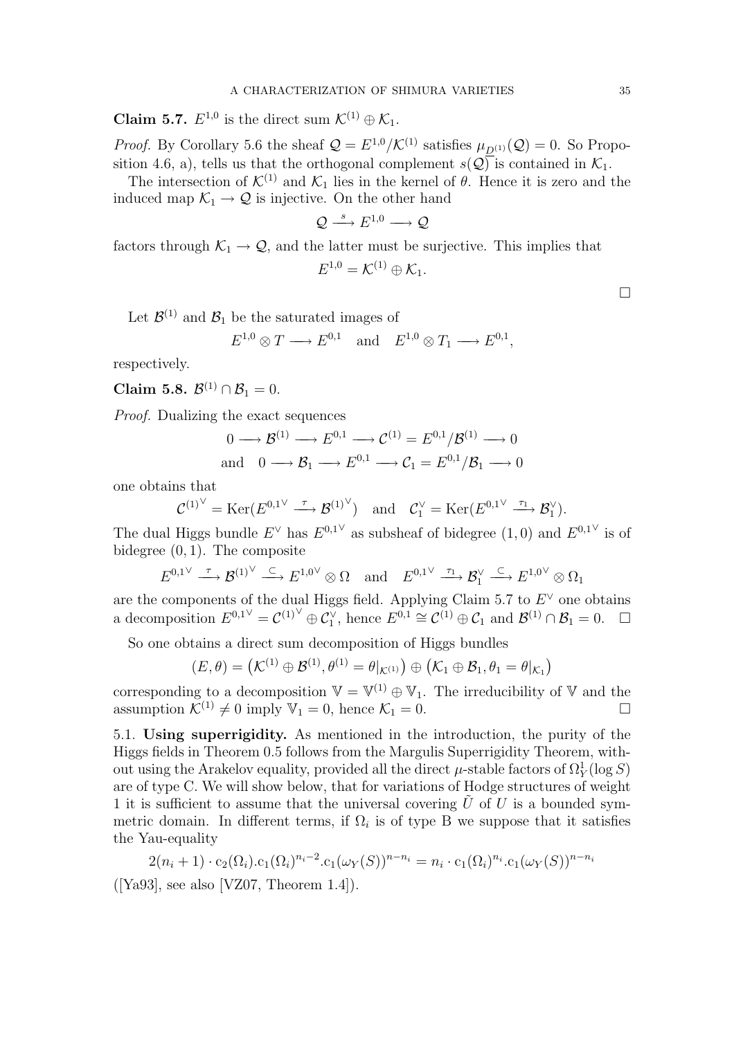**Claim 5.7.** $E^{1,0}$ is the direct sum $\mathcal{K}^{(1)} \oplus \mathcal{K}_1$.

*Proof.* By Corollary 5.6 the sheaf $\mathcal{Q} = E^{1,0}/\mathcal{K}^{(1)}$ satisfies $\mu_{\underline{D}^{(1)}}(\mathcal{Q}) = 0$. So Proposition 4.6, a), tells us that the orthogonal complement $s(\mathcal{Q})$ is contained in $\mathcal{K}_1$.

The intersection of $\mathcal{K}^{(1)}$ and $\mathcal{K}_1$ lies in the kernel of $\theta$. Hence it is zero and the induced map $\mathcal{K}_1 \to \mathcal{Q}$ is injective. On the other hand

$$\mathcal{Q} \xrightarrow{\ s\ } E^{1,0} \longrightarrow \mathcal{Q}$$

factors through $\mathcal{K}_1 \to \mathcal{Q}$, and the latter must be surjective. This implies that

$$E^{1,0} = \mathcal{K}^{(1)} \oplus \mathcal{K}_1.$$

□

Let $\mathcal{B}^{(1)}$ and $\mathcal{B}_1$ be the saturated images of

$$E^{1,0} \otimes T \longrightarrow E^{0,1} \quad \text{and} \quad E^{1,0} \otimes T_1 \longrightarrow E^{0,1},$$

respectively.

**Claim 5.8.** $\mathcal{B}^{(1)} \cap \mathcal{B}_1 = 0$.

*Proof.* Dualizing the exact sequences

$$0 \longrightarrow \mathcal{B}^{(1)} \longrightarrow E^{0,1} \longrightarrow \mathcal{C}^{(1)} = E^{0,1}/\mathcal{B}^{(1)} \longrightarrow 0$$

$$\text{and} \quad 0 \longrightarrow \mathcal{B}_1 \longrightarrow E^{0,1} \longrightarrow \mathcal{C}_1 = E^{0,1}/\mathcal{B}_1 \longrightarrow 0$$

one obtains that

$$\mathcal{C}^{(1)\vee} = \operatorname{Ker}(E^{0,1\vee} \xrightarrow{\ \tau\ } \mathcal{B}^{(1)\vee}) \quad \text{and} \quad \mathcal{C}_1^\vee = \operatorname{Ker}(E^{0,1\vee} \xrightarrow{\ \tau_1\ } \mathcal{B}_1^\vee).$$

The dual Higgs bundle $E^\vee$ has $E^{0,1\vee}$ as subsheaf of bidegree $(1,0)$ and $E^{0,1\vee}$ is of bidegree $(0,1)$. The composite

$$E^{0,1\vee} \xrightarrow{\ \tau\ } \mathcal{B}^{(1)\vee} \xrightarrow{\ \subset\ } E^{1,0\vee} \otimes \Omega \quad \text{and} \quad E^{0,1\vee} \xrightarrow{\ \tau_1\ } \mathcal{B}_1^\vee \xrightarrow{\ \subset\ } E^{1,0\vee} \otimes \Omega_1$$

are the components of the dual Higgs field. Applying Claim 5.7 to $E^\vee$ one obtains a decomposition $E^{0,1\vee} = \mathcal{C}^{(1)\vee} \oplus \mathcal{C}_1^\vee$, hence $E^{0,1} \cong \mathcal{C}^{(1)} \oplus \mathcal{C}_1$ and $\mathcal{B}^{(1)} \cap \mathcal{B}_1 = 0$. □

So one obtains a direct sum decomposition of Higgs bundles

$$(E, \theta) = \big(\mathcal{K}^{(1)} \oplus \mathcal{B}^{(1)}, \theta^{(1)} = \theta|_{\mathcal{K}^{(1)}}\big) \oplus \big(\mathcal{K}_1 \oplus \mathcal{B}_1, \theta_1 = \theta|_{\mathcal{K}_1}\big)$$

corresponding to a decomposition $\mathbb{V} = \mathbb{V}^{(1)} \oplus \mathbb{V}_1$. The irreducibility of $\mathbb{V}$ and the assumption $\mathcal{K}^{(1)} \neq 0$ imply $\mathbb{V}_1 = 0$, hence $\mathcal{K}_1 = 0$. □

5.1. **Using superrigidity.** As mentioned in the introduction, the purity of the Higgs fields in Theorem 0.5 follows from the Margulis Superrigidity Theorem, without using the Arakelov equality, provided all the direct $\mu$-stable factors of $\Omega^1_Y(\log S)$ are of type C. We will show below, that for variations of Hodge structures of weight 1 it is sufficient to assume that the universal covering $\tilde{U}$ of $U$ is a bounded symmetric domain. In different terms, if $\Omega_i$ is of type B we suppose that it satisfies the Yau-equality

$$2(n_i + 1) \cdot \mathrm{c}_2(\Omega_i).\mathrm{c}_1(\Omega_i)^{n_i - 2}.\mathrm{c}_1(\omega_Y(S))^{n-n_i} = n_i \cdot \mathrm{c}_1(\Omega_i)^{n_i}.\mathrm{c}_1(\omega_Y(S))^{n-n_i}$$

([Ya93], see also [VZ07, Theorem 1.4]).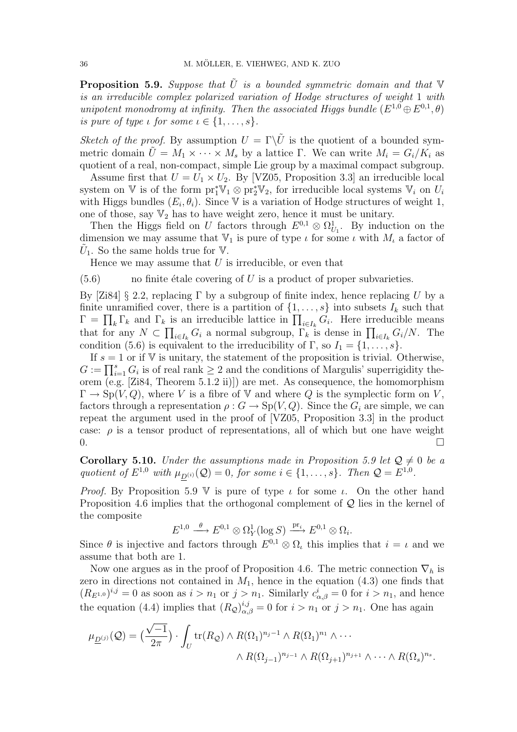**Proposition 5.9.** *Suppose that $\tilde{U}$ is a bounded symmetric domain and that $\mathbb{V}$ is an irreducible complex polarized variation of Hodge structures of weight 1 with unipotent monodromy at infinity. Then the associated Higgs bundle $(E^{1,0} \oplus E^{0,1}, \theta)$ is pure of type $\iota$ for some $\iota \in \{1, \ldots, s\}$.*

*Sketch of the proof.* By assumption $U = \Gamma \backslash \tilde{U}$ is the quotient of a bounded symmetric domain $\tilde{U} = M_1 \times \cdots \times M_s$ by a lattice $\Gamma$. We can write $M_i = G_i/K_i$ as quotient of a real, non-compact, simple Lie group by a maximal compact subgroup.

Assume first that $U = U_1 \times U_2$. By [VZ05, Proposition 3.3] an irreducible local system on $\mathbb{V}$ is of the form $\mathrm{pr}_1^* \mathbb{V}_1 \otimes \mathrm{pr}_2^* \mathbb{V}_2$, for irreducible local systems $\mathbb{V}_i$ on $U_i$ with Higgs bundles $(E_i, \theta_i)$. Since $\mathbb{V}$ is a variation of Hodge structures of weight 1, one of those, say $\mathbb{V}_2$ has to have weight zero, hence it must be unitary.

Then the Higgs field on $U$ factors through $E^{0,1} \otimes \Omega^1_{U_1}$. By induction on the dimension we may assume that $\mathbb{V}_1$ is pure of type $\iota$ for some $\iota$ with $M_\iota$ a factor of $\tilde{U}_1$. So the same holds true for $\mathbb{V}$.

Hence we may assume that $U$ is irreducible, or even that

$$\text{no finite étale covering of } U \text{ is a product of proper subvarieties.} \tag{5.6}$$

By [Zi84] § 2.2, replacing $\Gamma$ by a subgroup of finite index, hence replacing $U$ by a finite unramified cover, there is a partition of $\{1, \ldots, s\}$ into subsets $I_k$ such that $\Gamma = \prod_k \Gamma_k$ and $\Gamma_k$ is an irreducible lattice in $\prod_{i \in I_k} G_i$. Here irreducible means that for any $N \subset \prod_{i \in I_k} G_i$ a normal subgroup, $\Gamma_k$ is dense in $\prod_{i \in I_k} G_i/N$. The condition (5.6) is equivalent to the irreducibility of $\Gamma$, so $I_1 = \{1, \ldots, s\}$.

If $s = 1$ or if $\mathbb{V}$ is unitary, the statement of the proposition is trivial. Otherwise, $G := \prod_{i=1}^s G_i$ is of real rank $\geq 2$ and the conditions of Margulis' superrigidity theorem (e.g. [Zi84, Theorem 5.1.2 ii)]) are met. As consequence, the homomorphism $\Gamma \to \mathrm{Sp}(V, Q)$, where $V$ is a fibre of $\mathbb{V}$ and where $Q$ is the symplectic form on $V$, factors through a representation $\rho : G \to \mathrm{Sp}(V, Q)$. Since the $G_i$ are simple, we can repeat the argument used in the proof of [VZ05, Proposition 3.3] in the product case: $\rho$ is a tensor product of representations, all of which but one have weight 0. $\square$

**Corollary 5.10.** *Under the assumptions made in Proposition 5.9 let $\mathcal{Q} \neq 0$ be a quotient of $E^{1,0}$ with $\mu_{\underline{D}^{(i)}}(\mathcal{Q}) = 0$, for some $i \in \{1, \ldots, s\}$. Then $\mathcal{Q} = E^{1,0}$.*

*Proof.* By Proposition 5.9 $\mathbb{V}$ is pure of type $\iota$ for some $\iota$. On the other hand Proposition 4.6 implies that the orthogonal complement of $\mathcal{Q}$ lies in the kernel of the composite

$$E^{1,0} \xrightarrow{\ \theta\ } E^{0,1} \otimes \Omega^1_Y(\log S) \xrightarrow{\ \mathrm{pr}_i\ } E^{0,1} \otimes \Omega_i.$$

Since $\theta$ is injective and factors through $E^{0,1} \otimes \Omega_\iota$ this implies that $i = \iota$ and we assume that both are 1.

Now one argues as in the proof of Proposition 4.6. The metric connection $\nabla_h$ is zero in directions not contained in $M_1$, hence in the equation (4.3) one finds that $(R_{E^{1,0}})^{i,j} = 0$ as soon as $i > n_1$ or $j > n_1$. Similarly $c^i_{\alpha,\beta} = 0$ for $i > n_1$, and hence the equation (4.4) implies that $(R_{\mathcal{Q}})^{i,j}_{\alpha,\beta} = 0$ for $i > n_1$ or $j > n_1$. One has again

$$\mu_{\underline{D}^{(j)}}(\mathcal{Q}) = \Big(\frac{\sqrt{-1}}{2\pi}\Big) \cdot \int_U \mathrm{tr}(R_{\mathcal{Q}}) \wedge R(\Omega_1)^{n_j - 1} \wedge R(\Omega_1)^{n_1} \wedge \cdots$$
$$\wedge R(\Omega_{j-1})^{n_{j-1}} \wedge R(\Omega_{j+1})^{n_{j+1}} \wedge \cdots \wedge R(\Omega_s)^{n_s}.$$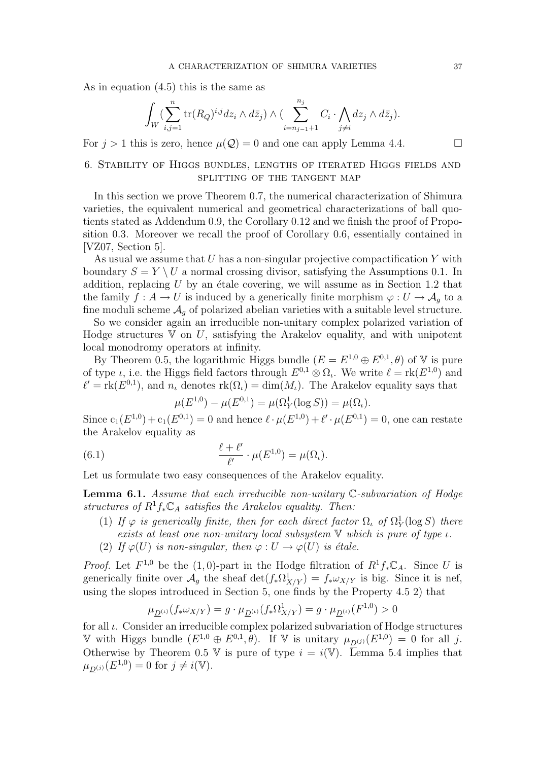As in equation (4.5) this is the same as

$$\int_W (\sum_{i,j=1}^{n} \mathrm{tr}(R_Q)^{i,j} dz_i \wedge d\bar{z}_j) \wedge (\sum_{i=n_{j-1}+1}^{n_j} C_i \cdot \bigwedge_{j \neq i} dz_j \wedge d\bar{z}_j).$$

For $j > 1$ this is zero, hence $\mu(\mathcal{Q}) = 0$ and one can apply Lemma 4.4. □

## 6. Stability of Higgs bundles, lengths of iterated Higgs fields and splitting of the tangent map

In this section we prove Theorem 0.7, the numerical characterization of Shimura varieties, the equivalent numerical and geometrical characterizations of ball quotients stated as Addendum 0.9, the Corollary 0.12 and we finish the proof of Proposition 0.3. Moreover we recall the proof of Corollary 0.6, essentially contained in [VZ07, Section 5].

As usual we assume that $U$ has a non-singular projective compactification $Y$ with boundary $S = Y \setminus U$ a normal crossing divisor, satisfying the Assumptions 0.1. In addition, replacing $U$ by an étale covering, we will assume as in Section 1.2 that the family $f : A \to U$ is induced by a generically finite morphism $\varphi : U \to \mathcal{A}_g$ to a fine moduli scheme $\mathcal{A}_g$ of polarized abelian varieties with a suitable level structure.

So we consider again an irreducible non-unitary complex polarized variation of Hodge structures $\mathbb{V}$ on $U$, satisfying the Arakelov equality, and with unipotent local monodromy operators at infinity.

By Theorem 0.5, the logarithmic Higgs bundle $(E = E^{1,0} \oplus E^{0,1}, \theta)$ of $\mathbb{V}$ is pure of type $\iota$, i.e. the Higgs field factors through $E^{0,1} \otimes \Omega_\iota$. We write $\ell = \mathrm{rk}(E^{1,0})$ and $\ell' = \mathrm{rk}(E^{0,1})$, and $n_\iota$ denotes $\mathrm{rk}(\Omega_\iota) = \dim(M_\iota)$. The Arakelov equality says that

$$\mu(E^{1,0}) - \mu(E^{0,1}) = \mu(\Omega^1_Y(\log S)) = \mu(\Omega_\iota).$$

Since $\mathrm{c}_1(E^{1,0}) + \mathrm{c}_1(E^{0,1}) = 0$ and hence $\ell \cdot \mu(E^{1,0}) + \ell' \cdot \mu(E^{0,1}) = 0$, one can restate the Arakelov equality as

$$\frac{\ell + \ell'}{\ell'} \cdot \mu(E^{1,0}) = \mu(\Omega_\iota). \tag{6.1}$$

Let us formulate two easy consequences of the Arakelov equality.

**Lemma 6.1.** *Assume that each irreducible non-unitary $\mathbb{C}$-subvariation of Hodge structures of $R^1 f_* \mathbb{C}_A$ satisfies the Arakelov equality. Then:*

1. *If $\varphi$ is generically finite, then for each direct factor $\Omega_\iota$ of $\Omega^1_Y(\log S)$ there exists at least one non-unitary local subsystem $\mathbb{V}$ which is pure of type $\iota$.*
2. *If $\varphi(U)$ is non-singular, then $\varphi : U \to \varphi(U)$ is étale.*

*Proof.* Let $F^{1,0}$ be the $(1,0)$-part in the Hodge filtration of $R^1 f_* \mathbb{C}_A$. Since $U$ is generically finite over $\mathcal{A}_g$ the sheaf $\det(f_* \Omega^1_{X/Y}) = f_* \omega_{X/Y}$ is big. Since it is nef, using the slopes introduced in Section 5, one finds by the Property 4.5 2) that

$$\mu_{\underline{D}^{(\iota)}}(f_* \omega_{X/Y}) = g \cdot \mu_{\underline{D}^{(\iota)}}(f_* \Omega^1_{X/Y}) = g \cdot \mu_{\underline{D}^{(\iota)}}(F^{1,0}) > 0$$

for all $\iota$. Consider an irreducible complex polarized subvariation of Hodge structures $\mathbb{V}$ with Higgs bundle $(E^{1,0} \oplus E^{0,1}, \theta)$. If $\mathbb{V}$ is unitary $\mu_{\underline{D}^{(j)}}(E^{1,0}) = 0$ for all $j$. Otherwise by Theorem 0.5 $\mathbb{V}$ is pure of type $i = i(\mathbb{V})$. Lemma 5.4 implies that $\mu_{\underline{D}^{(j)}}(E^{1,0}) = 0$ for $j \neq i(\mathbb{V})$.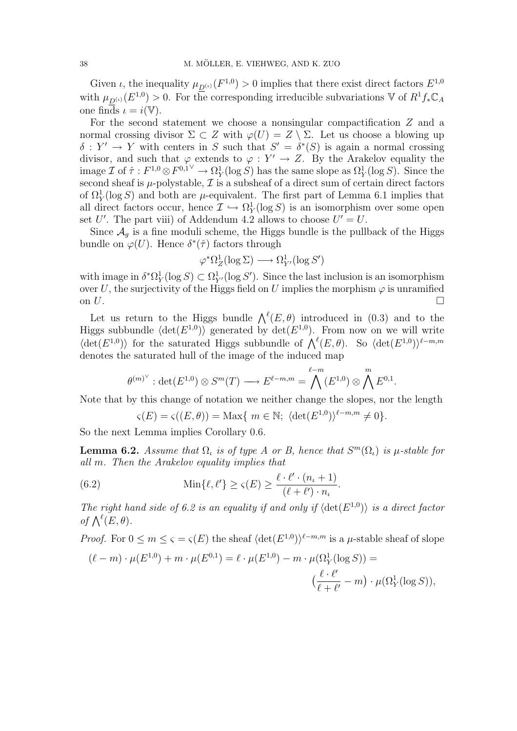Given $\iota$, the inequality $\mu_{\underline{D}^{(\iota)}}(F^{1,0}) > 0$ implies that there exist direct factors $E^{1,0}$ with $\mu_{\underline{D}^{(\iota)}}(E^{1,0}) > 0$. For the corresponding irreducible subvariations $\mathbb{V}$ of $R^1 f_* \mathbb{C}_A$ one finds $\iota = i(\mathbb{V})$.

For the second statement we choose a nonsingular compactification $Z$ and a normal crossing divisor $\Sigma \subset Z$ with $\varphi(U) = Z \setminus \Sigma$. Let us choose a blowing up $\delta : Y' \to Y$ with centers in $S$ such that $S' = \delta^*(S)$ is again a normal crossing divisor, and such that $\varphi$ extends to $\varphi : Y' \to Z$. By the Arakelov equality the image $\mathcal{I}$ of $\hat{\tau} : F^{1,0} \otimes F^{0,1^\vee} \to \Omega^1_Y(\log S)$ has the same slope as $\Omega^1_Y(\log S)$. Since the second sheaf is $\mu$-polystable, $\mathcal{I}$ is a subsheaf of a direct sum of certain direct factors of $\Omega^1_Y(\log S)$ and both are $\mu$-equivalent. The first part of Lemma 6.1 implies that all direct factors occur, hence $\mathcal{I} \hookrightarrow \Omega^1_Y(\log S)$ is an isomorphism over some open set $U'$. The part viii) of Addendum 4.2 allows to choose $U' = U$.

Since $\mathcal{A}_g$ is a fine moduli scheme, the Higgs bundle is the pullback of the Higgs bundle on $\varphi(U)$. Hence $\delta^*(\hat{\tau})$ factors through

$$\varphi^* \Omega^1_Z(\log \Sigma) \longrightarrow \Omega^1_{Y'}(\log S')$$

with image in $\delta^* \Omega^1_Y(\log S) \subset \Omega^1_{Y'}(\log S')$. Since the last inclusion is an isomorphism over $U$, the surjectivity of the Higgs field on $U$ implies the morphism $\varphi$ is unramified on $U$. $\square$

Let us return to the Higgs bundle $\bigwedge^\ell (E, \theta)$ introduced in (0.3) and to the Higgs subbundle $\langle \det(E^{1,0}) \rangle$ generated by $\det(E^{1,0})$. From now on we will write $\langle \det(E^{1,0}) \rangle$ for the saturated Higgs subbundle of $\bigwedge^\ell (E, \theta)$. So $\langle \det(E^{1,0}) \rangle^{\ell-m,m}$ denotes the saturated hull of the image of the induced map

$$\theta^{(m)^\vee} : \det(E^{1,0}) \otimes S^m(T) \longrightarrow E^{\ell-m,m} = \bigwedge^{\ell-m} (E^{1,0}) \otimes \bigwedge^m E^{0,1}.$$

Note that by this change of notation we neither change the slopes, nor the length

$$\varsigma(E) = \varsigma((E, \theta)) = \mathrm{Max}\{\, m \in \mathbb{N};\ \langle \det(E^{1,0}) \rangle^{\ell-m,m} \neq 0\}.$$

So the next Lemma implies Corollary 0.6.

**Lemma 6.2.** *Assume that $\Omega_\iota$ is of type A or B, hence that $S^m(\Omega_\iota)$ is $\mu$-stable for all $m$. Then the Arakelov equality implies that*

$$\mathrm{Min}\{\ell, \ell'\} \geq \varsigma(E) \geq \frac{\ell \cdot \ell' \cdot (n_\iota + 1)}{(\ell + \ell') \cdot n_\iota}. \tag{6.2}$$

*The right hand side of 6.2 is an equality if and only if $\langle \det(E^{1,0}) \rangle$ is a direct factor of $\bigwedge^\ell (E, \theta)$.*

*Proof.* For $0 \leq m \leq \varsigma = \varsigma(E)$ the sheaf $\langle \det(E^{1,0}) \rangle^{\ell-m,m}$ is a $\mu$-stable sheaf of slope

$$(\ell - m) \cdot \mu(E^{1,0}) + m \cdot \mu(E^{0,1}) = \ell \cdot \mu(E^{1,0}) - m \cdot \mu(\Omega^1_Y(\log S)) = \Big( \frac{\ell \cdot \ell'}{\ell + \ell'} - m \Big) \cdot \mu(\Omega^1_Y(\log S)),$$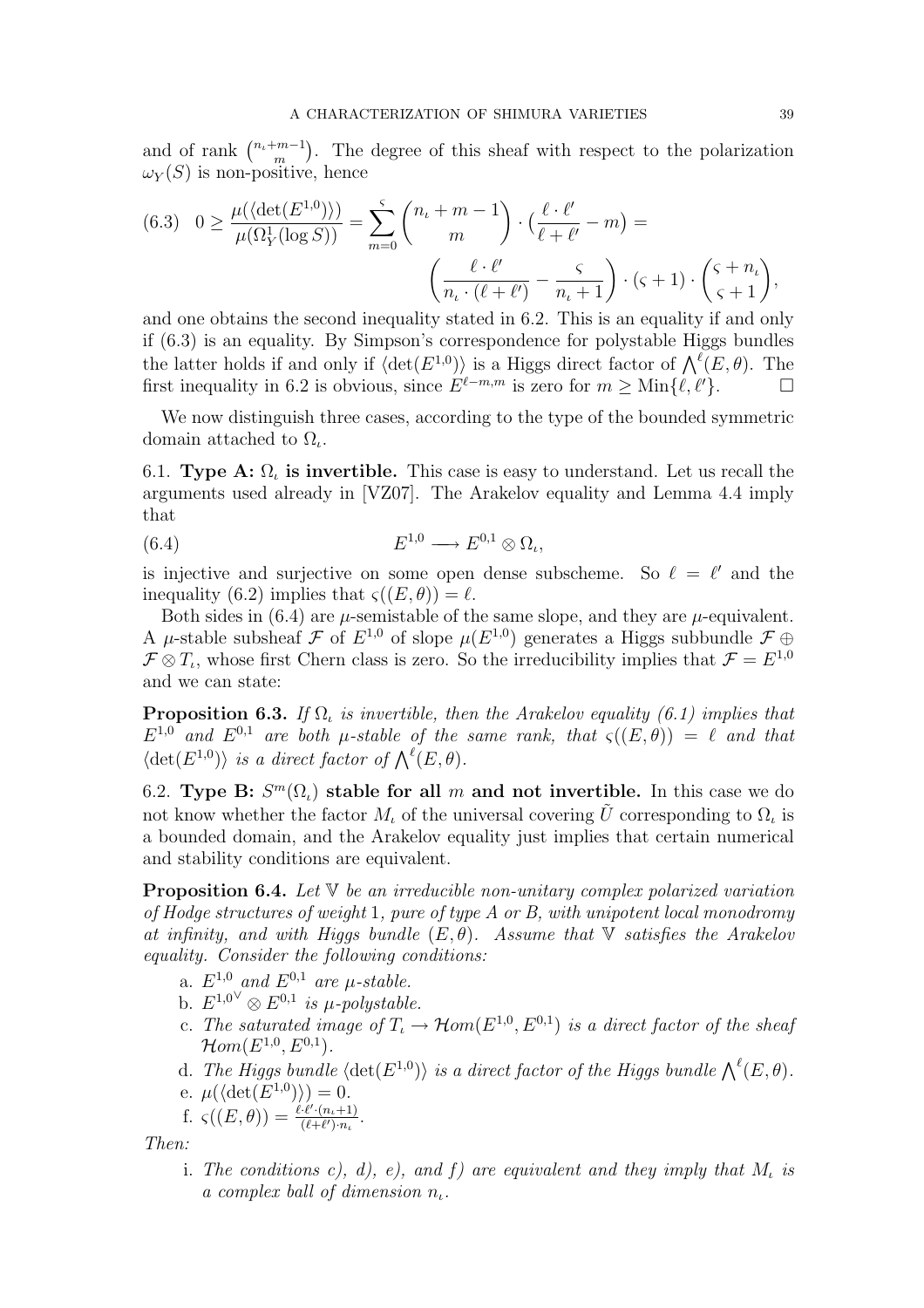and of rank $\binom{n_\iota+m-1}{m}$. The degree of this sheaf with respect to the polarization $\omega_Y(S)$ is non-positive, hence

$$
(6.3)\quad 0 \geq \frac{\mu(\langle \det(E^{1,0})\rangle)}{\mu(\Omega^1_Y(\log S))} = \sum_{m=0}^{\varsigma} \binom{n_\iota+m-1}{m} \cdot \big(\frac{\ell\cdot\ell'}{\ell+\ell'} - m\big) = \left(\frac{\ell\cdot\ell'}{n_\iota\cdot(\ell+\ell')} - \frac{\varsigma}{n_\iota+1}\right)\cdot(\varsigma+1)\cdot\binom{\varsigma+n_\iota}{\varsigma+1},
$$

and one obtains the second inequality stated in 6.2. This is an equality if and only if (6.3) is an equality. By Simpson's correspondence for polystable Higgs bundles the latter holds if and only if $\langle\det(E^{1,0})\rangle$ is a Higgs direct factor of $\bigwedge^\ell(E,\theta)$. The first inequality in 6.2 is obvious, since $E^{\ell-m,m}$ is zero for $m \geq \mathrm{Min}\{\ell,\ell'\}$. $\square$

We now distinguish three cases, according to the type of the bounded symmetric domain attached to $\Omega_\iota$.

6.1. **Type A: $\Omega_\iota$ is invertible.** This case is easy to understand. Let us recall the arguments used already in [VZ07]. The Arakelov equality and Lemma 4.4 imply that

$$
(6.4)\qquad E^{1,0} \longrightarrow E^{0,1}\otimes\Omega_\iota,
$$

is injective and surjective on some open dense subscheme. So $\ell = \ell'$ and the inequality (6.2) implies that $\varsigma((E,\theta)) = \ell$.

Both sides in (6.4) are $\mu$-semistable of the same slope, and they are $\mu$-equivalent. A $\mu$-stable subsheaf $\mathcal{F}$ of $E^{1,0}$ of slope $\mu(E^{1,0})$ generates a Higgs subbundle $\mathcal{F}\oplus\mathcal{F}\otimes T_\iota$, whose first Chern class is zero. So the irreducibility implies that $\mathcal{F} = E^{1,0}$ and we can state:

**Proposition 6.3.** *If $\Omega_\iota$ is invertible, then the Arakelov equality (6.1) implies that $E^{1,0}$ and $E^{0,1}$ are both $\mu$-stable of the same rank, that $\varsigma((E,\theta)) = \ell$ and that $\langle\det(E^{1,0})\rangle$ is a direct factor of $\bigwedge^\ell(E,\theta)$.*

6.2. **Type B: $S^m(\Omega_\iota)$ stable for all $m$ and not invertible.** In this case we do not know whether the factor $M_\iota$ of the universal covering $\tilde{U}$ corresponding to $\Omega_\iota$ is a bounded domain, and the Arakelov equality just implies that certain numerical and stability conditions are equivalent.

**Proposition 6.4.** *Let $\mathbb{V}$ be an irreducible non-unitary complex polarized variation of Hodge structures of weight 1, pure of type A or B, with unipotent local monodromy at infinity, and with Higgs bundle $(E,\theta)$. Assume that $\mathbb{V}$ satisfies the Arakelov equality. Consider the following conditions:*

a. *$E^{1,0}$ and $E^{0,1}$ are $\mu$-stable.*
b. *${E^{1,0}}^\vee\otimes E^{0,1}$ is $\mu$-polystable.*
c. *The saturated image of $T_\iota \to \mathcal{H}om(E^{1,0},E^{0,1})$ is a direct factor of the sheaf $\mathcal{H}om(E^{1,0},E^{0,1})$.*
d. *The Higgs bundle $\langle\det(E^{1,0})\rangle$ is a direct factor of the Higgs bundle $\bigwedge^\ell(E,\theta)$.*
e. *$\mu(\langle\det(E^{1,0})\rangle) = 0$.*
f. *$\varsigma((E,\theta)) = \frac{\ell\cdot\ell'\cdot(n_\iota+1)}{(\ell+\ell')\cdot n_\iota}$.*

*Then:*

i. *The conditions c), d), e), and f) are equivalent and they imply that $M_\iota$ is a complex ball of dimension $n_\iota$.*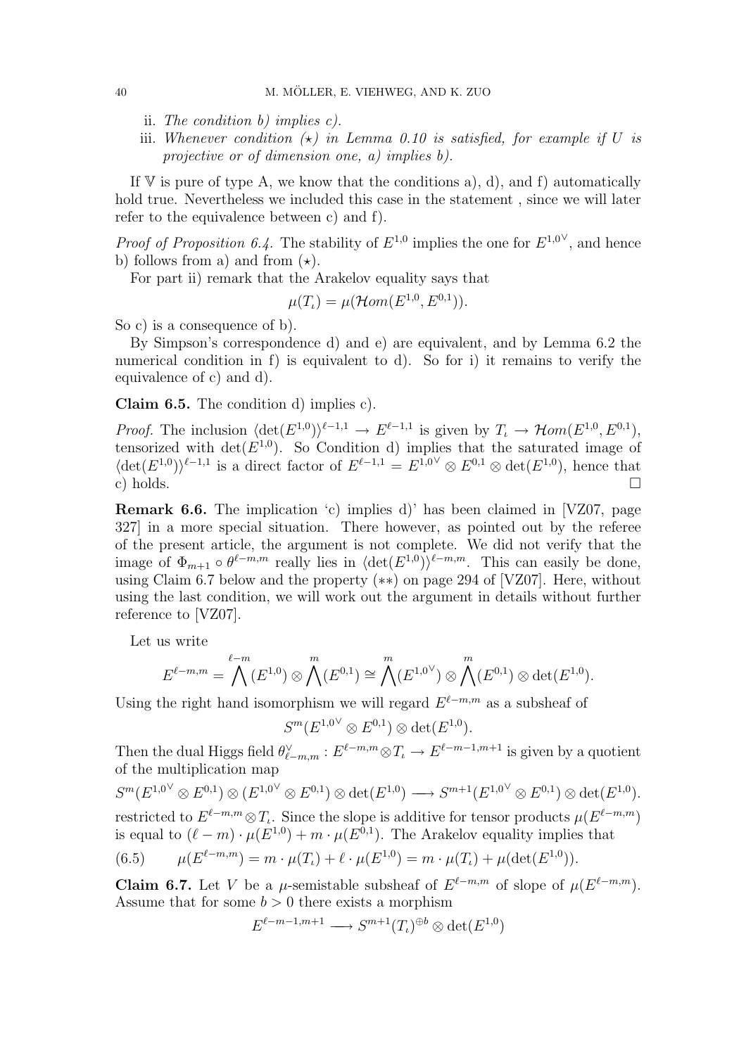ii. *The condition b) implies c).*

iii. *Whenever condition ($\star$) in Lemma 0.10 is satisfied, for example if $U$ is projective or of dimension one, a) implies b).*

If $\mathbb{V}$ is pure of type A, we know that the conditions a), d), and f) automatically hold true. Nevertheless we included this case in the statement , since we will later refer to the equivalence between c) and f).

*Proof of Proposition 6.4.* The stability of $E^{1,0}$ implies the one for $E^{1,0^\vee}$, and hence b) follows from a) and from ($\star$).

For part ii) remark that the Arakelov equality says that

$$\mu(T_\iota) = \mu(\mathcal{H}om(E^{1,0}, E^{0,1})).$$

So c) is a consequence of b).

By Simpson's correspondence d) and e) are equivalent, and by Lemma 6.2 the numerical condition in f) is equivalent to d). So for i) it remains to verify the equivalence of c) and d).

**Claim 6.5.** The condition d) implies c).

*Proof.* The inclusion $\langle \det(E^{1,0}) \rangle^{\ell-1,1} \to E^{\ell-1,1}$ is given by $T_\iota \to \mathcal{H}om(E^{1,0}, E^{0,1})$, tensorized with $\det(E^{1,0})$. So Condition d) implies that the saturated image of $\langle \det(E^{1,0}) \rangle^{\ell-1,1}$ is a direct factor of $E^{\ell-1,1} = E^{1,0^\vee} \otimes E^{0,1} \otimes \det(E^{1,0})$, hence that c) holds. $\square$

**Remark 6.6.** The implication 'c) implies d)' has been claimed in [VZ07, page 327] in a more special situation. There however, as pointed out by the referee of the present article, the argument is not complete. We did not verify that the image of $\Phi_{m+1} \circ \theta^{\ell-m,m}$ really lies in $\langle \det(E^{1,0}) \rangle^{\ell-m,m}$. This can easily be done, using Claim 6.7 below and the property ($**$) on page 294 of [VZ07]. Here, without using the last condition, we will work out the argument in details without further reference to [VZ07].

Let us write

$$E^{\ell-m,m} = \bigwedge^{\ell-m}(E^{1,0}) \otimes \bigwedge^{m}(E^{0,1}) \cong \bigwedge^{m}(E^{1,0^\vee}) \otimes \bigwedge^{m}(E^{0,1}) \otimes \det(E^{1,0}).$$

Using the right hand isomorphism we will regard $E^{\ell-m,m}$ as a subsheaf of

$$S^m(E^{1,0^\vee} \otimes E^{0,1}) \otimes \det(E^{1,0}).$$

Then the dual Higgs field $\theta^\vee_{\ell-m,m} : E^{\ell-m,m} \otimes T_\iota \to E^{\ell-m-1,m+1}$ is given by a quotient of the multiplication map

$$S^m(E^{1,0^\vee} \otimes E^{0,1}) \otimes (E^{1,0^\vee} \otimes E^{0,1}) \otimes \det(E^{1,0}) \longrightarrow S^{m+1}(E^{1,0^\vee} \otimes E^{0,1}) \otimes \det(E^{1,0}).$$

restricted to $E^{\ell-m,m} \otimes T_\iota$. Since the slope is additive for tensor products $\mu(E^{\ell-m,m})$ is equal to $(\ell - m) \cdot \mu(E^{1,0}) + m \cdot \mu(E^{0,1})$. The Arakelov equality implies that

$$\mu(E^{\ell-m,m}) = m \cdot \mu(T_\iota) + \ell \cdot \mu(E^{1,0}) = m \cdot \mu(T_\iota) + \mu(\det(E^{1,0})). \tag{6.5}$$

**Claim 6.7.** Let $V$ be a $\mu$-semistable subsheaf of $E^{\ell-m,m}$ of slope of $\mu(E^{\ell-m,m})$. Assume that for some $b > 0$ there exists a morphism

$$E^{\ell-m-1,m+1} \longrightarrow S^{m+1}(T_\iota)^{\oplus b} \otimes \det(E^{1,0})$$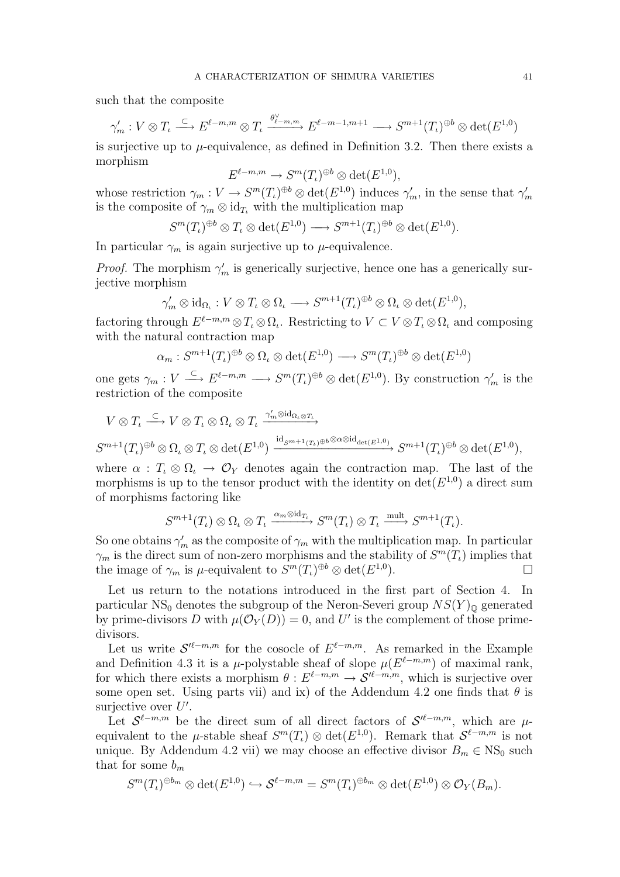such that the composite

$$\gamma'_m : V \otimes T_\iota \xrightarrow{\subset} E^{\ell-m,m} \otimes T_\iota \xrightarrow{\theta^\vee_{\ell-m,m}} E^{\ell-m-1,m+1} \longrightarrow S^{m+1}(T_\iota)^{\oplus b} \otimes \det(E^{1,0})$$

is surjective up to $\mu$-equivalence, as defined in Definition 3.2. Then there exists a morphism

$$E^{\ell-m,m} \to S^m(T_\iota)^{\oplus b} \otimes \det(E^{1,0}),$$

whose restriction $\gamma_m : V \to S^m(T_\iota)^{\oplus b} \otimes \det(E^{1,0})$ induces $\gamma'_m$, in the sense that $\gamma'_m$ is the composite of $\gamma_m \otimes \mathrm{id}_{T_\iota}$ with the multiplication map

$$S^m(T_\iota)^{\oplus b} \otimes T_\iota \otimes \det(E^{1,0}) \longrightarrow S^{m+1}(T_\iota)^{\oplus b} \otimes \det(E^{1,0}).$$

In particular $\gamma_m$ is again surjective up to $\mu$-equivalence.

*Proof.* The morphism $\gamma'_m$ is generically surjective, hence one has a generically surjective morphism

$$\gamma'_m \otimes \mathrm{id}_{\Omega_\iota} : V \otimes T_\iota \otimes \Omega_\iota \longrightarrow S^{m+1}(T_\iota)^{\oplus b} \otimes \Omega_\iota \otimes \det(E^{1,0}),$$

factoring through $E^{\ell-m,m} \otimes T_\iota \otimes \Omega_\iota$. Restricting to $V \subset V \otimes T_\iota \otimes \Omega_\iota$ and composing with the natural contraction map

$$\alpha_m : S^{m+1}(T_\iota)^{\oplus b} \otimes \Omega_\iota \otimes \det(E^{1,0}) \longrightarrow S^m(T_\iota)^{\oplus b} \otimes \det(E^{1,0})$$

one gets $\gamma_m : V \xrightarrow{\subset} E^{\ell-m,m} \longrightarrow S^m(T_\iota)^{\oplus b} \otimes \det(E^{1,0})$. By construction $\gamma'_m$ is the restriction of the composite

$$V \otimes T_\iota \xrightarrow{\subset} V \otimes T_\iota \otimes \Omega_\iota \otimes T_\iota \xrightarrow{\gamma'_m \otimes \mathrm{id}_{\Omega_\iota \otimes T_\iota}}$$

$$S^{m+1}(T_\iota)^{\oplus b} \otimes \Omega_\iota \otimes T_\iota \otimes \det(E^{1,0}) \xrightarrow{\mathrm{id}_{S^{m+1}(T_\iota)^{\oplus b}} \otimes \alpha \otimes \mathrm{id}_{\det(E^{1,0})}} S^{m+1}(T_\iota)^{\oplus b} \otimes \det(E^{1,0}),$$

where $\alpha : T_\iota \otimes \Omega_\iota \to \mathcal{O}_Y$ denotes again the contraction map. The last of the morphisms is up to the tensor product with the identity on $\det(E^{1,0})$ a direct sum of morphisms factoring like

$$S^{m+1}(T_\iota) \otimes \Omega_\iota \otimes T_\iota \xrightarrow{\alpha_m \otimes \mathrm{id}_{T_\iota}} S^m(T_\iota) \otimes T_\iota \xrightarrow{\mathrm{mult}} S^{m+1}(T_\iota).$$

So one obtains $\gamma'_m$ as the composite of $\gamma_m$ with the multiplication map. In particular $\gamma_m$ is the direct sum of non-zero morphisms and the stability of $S^m(T_\iota)$ implies that the image of $\gamma_m$ is $\mu$-equivalent to $S^m(T_\iota)^{\oplus b} \otimes \det(E^{1,0})$. □

Let us return to the notations introduced in the first part of Section 4. In particular $\mathrm{NS}_0$ denotes the subgroup of the Neron-Severi group $NS(Y)_{\mathbb{Q}}$ generated by prime-divisors $D$ with $\mu(\mathcal{O}_Y(D)) = 0$, and $U'$ is the complement of those prime-divisors.

Let us write $\mathcal{S}'^{\ell-m,m}$ for the cosocle of $E^{\ell-m,m}$. As remarked in the Example and Definition 4.3 it is a $\mu$-polystable sheaf of slope $\mu(E^{\ell-m,m})$ of maximal rank, for which there exists a morphism $\theta : E^{\ell-m,m} \to \mathcal{S}'^{\ell-m,m}$, which is surjective over some open set. Using parts vii) and ix) of the Addendum 4.2 one finds that $\theta$ is surjective over $U'$.

Let $\mathcal{S}^{\ell-m,m}$ be the direct sum of all direct factors of $\mathcal{S}'^{\ell-m,m}$, which are $\mu$-equivalent to the $\mu$-stable sheaf $S^m(T_\iota) \otimes \det(E^{1,0})$. Remark that $\mathcal{S}^{\ell-m,m}$ is not unique. By Addendum 4.2 vii) we may choose an effective divisor $B_m \in \mathrm{NS}_0$ such that for some $b_m$

$$S^m(T_\iota)^{\oplus b_m} \otimes \det(E^{1,0}) \hookrightarrow \mathcal{S}^{\ell-m,m} = S^m(T_\iota)^{\oplus b_m} \otimes \det(E^{1,0}) \otimes \mathcal{O}_Y(B_m).$$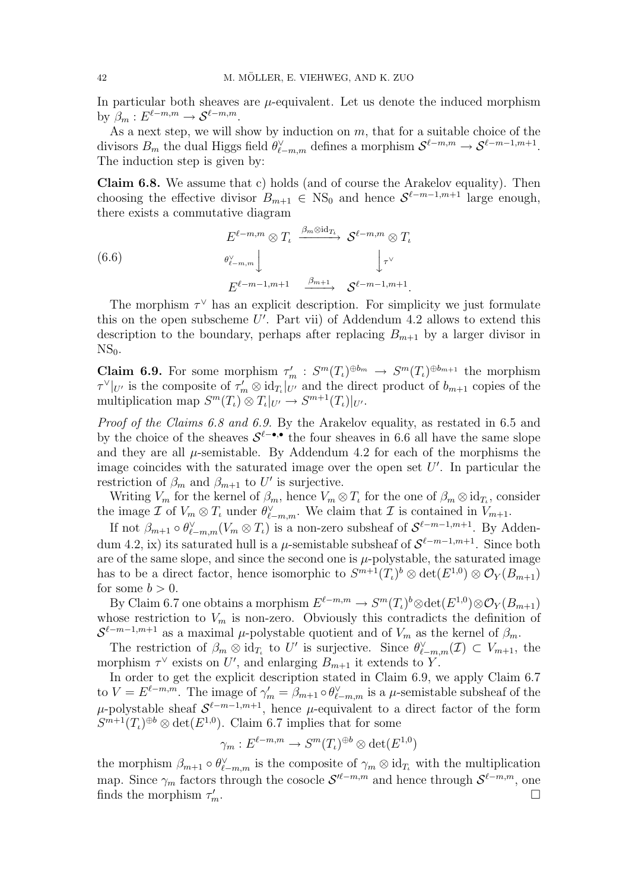In particular both sheaves are $\mu$-equivalent. Let us denote the induced morphism by $\beta_m : E^{\ell-m,m} \to \mathcal{S}^{\ell-m,m}$.

As a next step, we will show by induction on $m$, that for a suitable choice of the divisors $B_m$ the dual Higgs field $\theta^\vee_{\ell-m,m}$ defines a morphism $\mathcal{S}^{\ell-m,m} \to \mathcal{S}^{\ell-m-1,m+1}$. The induction step is given by:

**Claim 6.8.** We assume that c) holds (and of course the Arakelov equality). Then choosing the effective divisor $B_{m+1} \in \mathrm{NS}_0$ and hence $\mathcal{S}^{\ell-m-1,m+1}$ large enough, there exists a commutative diagram

$$
\begin{array}{ccc}
E^{\ell-m,m} \otimes T_\iota & \xrightarrow{\beta_m \otimes \mathrm{id}_{T_\iota}} & \mathcal{S}^{\ell-m,m} \otimes T_\iota \\
{\scriptstyle \theta^\vee_{\ell-m,m}} \Big\downarrow & & \Big\downarrow {\scriptstyle \tau^\vee} \\
E^{\ell-m-1,m+1} & \xrightarrow{\beta_{m+1}} & \mathcal{S}^{\ell-m-1,m+1}.
\end{array}
\tag{6.6}
$$

The morphism $\tau^\vee$ has an explicit description. For simplicity we just formulate this on the open subscheme $U'$. Part vii) of Addendum 4.2 allows to extend this description to the boundary, perhaps after replacing $B_{m+1}$ by a larger divisor in $\mathrm{NS}_0$.

**Claim 6.9.** For some morphism $\tau'_m : S^m(T_\iota)^{\oplus b_m} \to S^m(T_\iota)^{\oplus b_{m+1}}$ the morphism $\tau^\vee|_{U'}$ is the composite of $\tau'_m \otimes \mathrm{id}_{T_\iota}|_{U'}$ and the direct product of $b_{m+1}$ copies of the multiplication map $S^m(T_\iota) \otimes T_\iota|_{U'} \to S^{m+1}(T_\iota)|_{U'}$.

*Proof of the Claims 6.8 and 6.9.* By the Arakelov equality, as restated in 6.5 and by the choice of the sheaves $\mathcal{S}^{\ell-\bullet,\bullet}$ the four sheaves in 6.6 all have the same slope and they are all $\mu$-semistable. By Addendum 4.2 for each of the morphisms the image coincides with the saturated image over the open set $U'$. In particular the restriction of $\beta_m$ and $\beta_{m+1}$ to $U'$ is surjective.

Writing $V_m$ for the kernel of $\beta_m$, hence $V_m \otimes T_\iota$ for the one of $\beta_m \otimes \mathrm{id}_{T_\iota}$, consider the image $\mathcal{I}$ of $V_m \otimes T_\iota$ under $\theta^\vee_{\ell-m,m}$. We claim that $\mathcal{I}$ is contained in $V_{m+1}$.

If not $\beta_{m+1} \circ \theta^\vee_{\ell-m,m}(V_m \otimes T_\iota)$ is a non-zero subsheaf of $\mathcal{S}^{\ell-m-1,m+1}$. By Addendum 4.2, ix) its saturated hull is a $\mu$-semistable subsheaf of $\mathcal{S}^{\ell-m-1,m+1}$. Since both are of the same slope, and since the second one is $\mu$-polystable, the saturated image has to be a direct factor, hence isomorphic to $S^{m+1}(T_\iota)^b \otimes \det(E^{1,0}) \otimes \mathcal{O}_Y(B_{m+1})$ for some $b > 0$.

By Claim 6.7 one obtains a morphism $E^{\ell-m,m} \to S^m(T_\iota)^b \otimes \det(E^{1,0}) \otimes \mathcal{O}_Y(B_{m+1})$ whose restriction to $V_m$ is non-zero. Obviously this contradicts the definition of $\mathcal{S}^{\ell-m-1,m+1}$ as a maximal $\mu$-polystable quotient and of $V_m$ as the kernel of $\beta_m$.

The restriction of $\beta_m \otimes \mathrm{id}_{T_\iota}$ to $U'$ is surjective. Since $\theta^\vee_{\ell-m,m}(\mathcal{I}) \subset V_{m+1}$, the morphism $\tau^\vee$ exists on $U'$, and enlarging $B_{m+1}$ it extends to $Y$.

In order to get the explicit description stated in Claim 6.9, we apply Claim 6.7 to $V = E^{\ell-m,m}$. The image of $\gamma'_m = \beta_{m+1} \circ \theta^\vee_{\ell-m,m}$ is a $\mu$-semistable subsheaf of the $\mu$-polystable sheaf $\mathcal{S}^{\ell-m-1,m+1}$, hence $\mu$-equivalent to a direct factor of the form $S^{m+1}(T_\iota)^{\oplus b} \otimes \det(E^{1,0})$. Claim 6.7 implies that for some

$$\gamma_m : E^{\ell-m,m} \to S^m(T_\iota)^{\oplus b} \otimes \det(E^{1,0})$$

the morphism $\beta_{m+1} \circ \theta^\vee_{\ell-m,m}$ is the composite of $\gamma_m \otimes \mathrm{id}_{T_\iota}$ with the multiplication map. Since $\gamma_m$ factors through the cosocle $\mathcal{S}'^{\ell-m,m}$ and hence through $\mathcal{S}^{\ell-m,m}$, one finds the morphism $\tau'_m$. $\square$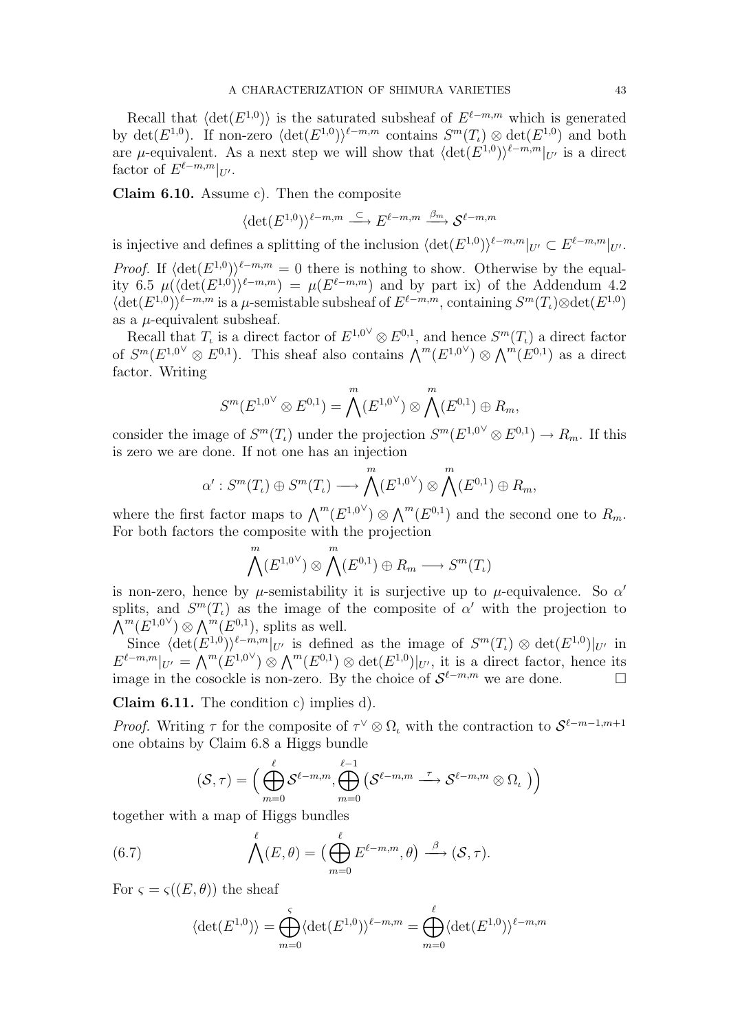Recall that $\langle \det(E^{1,0})\rangle$ is the saturated subsheaf of $E^{\ell-m,m}$ which is generated by $\det(E^{1,0})$. If non-zero $\langle \det(E^{1,0})\rangle^{\ell-m,m}$ contains $S^m(T_\iota)\otimes \det(E^{1,0})$ and both are $\mu$-equivalent. As a next step we will show that $\langle \det(E^{1,0})\rangle^{\ell-m,m}|_{U'}$ is a direct factor of $E^{\ell-m,m}|_{U'}$.

**Claim 6.10.** Assume c). Then the composite

$$\langle \det(E^{1,0})\rangle^{\ell-m,m} \xrightarrow{\subset} E^{\ell-m,m} \xrightarrow{\beta_m} \mathcal{S}^{\ell-m,m}$$

is injective and defines a splitting of the inclusion $\langle \det(E^{1,0})\rangle^{\ell-m,m}|_{U'} \subset E^{\ell-m,m}|_{U'}$.

*Proof.* If $\langle \det(E^{1,0})\rangle^{\ell-m,m} = 0$ there is nothing to show. Otherwise by the equality 6.5 $\mu(\langle \det(E^{1,0})\rangle^{\ell-m,m}) = \mu(E^{\ell-m,m})$ and by part ix) of the Addendum 4.2 $\langle \det(E^{1,0})\rangle^{\ell-m,m}$ is a $\mu$-semistable subsheaf of $E^{\ell-m,m}$, containing $S^m(T_\iota)\otimes\det(E^{1,0})$ as a $\mu$-equivalent subsheaf.

Recall that $T_\iota$ is a direct factor of $E^{1,0^\vee}\otimes E^{0,1}$, and hence $S^m(T_\iota)$ a direct factor of $S^m(E^{1,0^\vee}\otimes E^{0,1})$. This sheaf also contains $\bigwedge^m(E^{1,0^\vee})\otimes\bigwedge^m(E^{0,1})$ as a direct factor. Writing

$$S^m(E^{1,0^\vee}\otimes E^{0,1}) = \bigwedge^m(E^{1,0^\vee})\otimes\bigwedge^m(E^{0,1})\oplus R_m,$$

consider the image of $S^m(T_\iota)$ under the projection $S^m(E^{1,0^\vee}\otimes E^{0,1}) \to R_m$. If this is zero we are done. If not one has an injection

$$\alpha' : S^m(T_\iota)\oplus S^m(T_\iota) \longrightarrow \bigwedge^m(E^{1,0^\vee})\otimes\bigwedge^m(E^{0,1})\oplus R_m,$$

where the first factor maps to $\bigwedge^m(E^{1,0^\vee})\otimes\bigwedge^m(E^{0,1})$ and the second one to $R_m$. For both factors the composite with the projection

$$\bigwedge^m(E^{1,0^\vee})\otimes\bigwedge^m(E^{0,1})\oplus R_m \longrightarrow S^m(T_\iota)$$

is non-zero, hence by $\mu$-semistability it is surjective up to $\mu$-equivalence. So $\alpha'$ splits, and $S^m(T_\iota)$ as the image of the composite of $\alpha'$ with the projection to $\bigwedge^m(E^{1,0^\vee})\otimes\bigwedge^m(E^{0,1})$, splits as well.

Since $\langle \det(E^{1,0})\rangle^{\ell-m,m}|_{U'}$ is defined as the image of $S^m(T_\iota)\otimes\det(E^{1,0})|_{U'}$ in $E^{\ell-m,m}|_{U'} = \bigwedge^m(E^{1,0^\vee})\otimes\bigwedge^m(E^{0,1})\otimes\det(E^{1,0})|_{U'}$, it is a direct factor, hence its image in the cosockle is non-zero. By the choice of $\mathcal{S}^{\ell-m,m}$ we are done. $\square$

**Claim 6.11.** The condition c) implies d).

*Proof.* Writing $\tau$ for the composite of $\tau^\vee\otimes\Omega_\iota$ with the contraction to $\mathcal{S}^{\ell-m-1,m+1}$ one obtains by Claim 6.8 a Higgs bundle

$$(\mathcal{S},\tau) = \Big(\bigoplus_{m=0}^{\ell}\mathcal{S}^{\ell-m,m}, \bigoplus_{m=0}^{\ell-1}\big(\mathcal{S}^{\ell-m,m}\xrightarrow{\ \tau\ }\mathcal{S}^{\ell-m,m}\otimes\Omega_\iota\ \big)\Big)$$

together with a map of Higgs bundles

$$\bigwedge^{\ell}(E,\theta) = \big(\bigoplus_{m=0}^{\ell}E^{\ell-m,m},\theta\big)\xrightarrow{\ \beta\ }(\mathcal{S},\tau). \tag{6.7}$$

For $\varsigma = \varsigma((E,\theta))$ the sheaf

$$\langle \det(E^{1,0})\rangle = \bigoplus_{m=0}^{\varsigma}\langle \det(E^{1,0})\rangle^{\ell-m,m} = \bigoplus_{m=0}^{\ell}\langle \det(E^{1,0})\rangle^{\ell-m,m}$$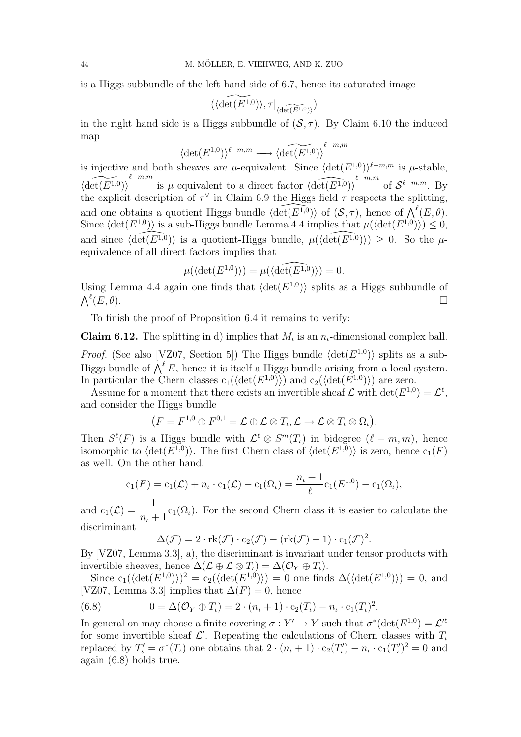is a Higgs subbundle of the left hand side of 6.7, hence its saturated image

$$(\langle \widetilde{\det(E^{1,0})} \rangle, \tau|_{\langle \widetilde{\det(E^{1,0})} \rangle})$$

in the right hand side is a Higgs subbundle of $(\mathcal{S}, \tau)$. By Claim 6.10 the induced map

$$\langle \det(E^{1,0}) \rangle^{\ell-m,m} \longrightarrow \langle \widetilde{\det(E^{1,0})} \rangle^{\ell-m,m}$$

is injective and both sheaves are $\mu$-equivalent. Since $\langle \det(E^{1,0}) \rangle^{\ell-m,m}$ is $\mu$-stable, $\langle \widetilde{\det(E^{1,0})} \rangle^{\ell-m,m}$ is $\mu$ equivalent to a direct factor $\langle \widehat{\det(E^{1,0})} \rangle^{\ell-m,m}$ of $\mathcal{S}^{\ell-m,m}$. By the explicit description of $\tau^\vee$ in Claim 6.9 the Higgs field $\tau$ respects the splitting, and one obtains a quotient Higgs bundle $\langle \widehat{\det(E^{1,0})} \rangle$ of $(\mathcal{S}, \tau)$, hence of $\bigwedge^\ell (E, \theta)$. Since $\langle \det(E^{1,0}) \rangle$ is a sub-Higgs bundle Lemma 4.4 implies that $\mu(\langle \det(E^{1,0}) \rangle) \leq 0$, and since $\langle \widehat{\det(E^{1,0})} \rangle$ is a quotient-Higgs bundle, $\mu(\langle \widehat{\det(E^{1,0})} \rangle) \geq 0$. So the $\mu$-equivalence of all direct factors implies that

$$\mu(\langle \det(E^{1,0}) \rangle) = \mu(\langle \widehat{\det(E^{1,0})} \rangle) = 0.$$

Using Lemma 4.4 again one finds that $\langle \det(E^{1,0}) \rangle$ splits as a Higgs subbundle of $\bigwedge^\ell (E, \theta)$. $\square$

To finish the proof of Proposition 6.4 it remains to verify:

**Claim 6.12.** The splitting in d) implies that $M_\iota$ is an $n_\iota$-dimensional complex ball.

*Proof.* (See also [VZ07, Section 5]) The Higgs bundle $\langle \det(E^{1,0}) \rangle$ splits as a sub-Higgs bundle of $\bigwedge^\ell E$, hence it is itself a Higgs bundle arising from a local system. In particular the Chern classes $\mathrm{c}_1(\langle \det(E^{1,0}) \rangle)$ and $\mathrm{c}_2(\langle \det(E^{1,0}) \rangle)$ are zero.

Assume for a moment that there exists an invertible sheaf $\mathcal{L}$ with $\det(E^{1,0}) = \mathcal{L}^\ell$, and consider the Higgs bundle

$$\big( F = F^{1,0} \oplus F^{0,1} = \mathcal{L} \oplus \mathcal{L} \otimes T_\iota, \mathcal{L} \to \mathcal{L} \otimes T_\iota \otimes \Omega_\iota \big).$$

Then $S^\ell(F)$ is a Higgs bundle with $\mathcal{L}^\ell \otimes S^m(T_\iota)$ in bidegree $(\ell - m, m)$, hence isomorphic to $\langle \det(E^{1,0}) \rangle$. The first Chern class of $\langle \det(E^{1,0}) \rangle$ is zero, hence $\mathrm{c}_1(F)$ as well. On the other hand,

$$\mathrm{c}_1(F) = \mathrm{c}_1(\mathcal{L}) + n_\iota \cdot \mathrm{c}_1(\mathcal{L}) - \mathrm{c}_1(\Omega_\iota) = \frac{n_\iota + 1}{\ell} \mathrm{c}_1(E^{1,0}) - \mathrm{c}_1(\Omega_\iota),$$

and $\mathrm{c}_1(\mathcal{L}) = \dfrac{1}{n_\iota + 1} \mathrm{c}_1(\Omega_\iota)$. For the second Chern class it is easier to calculate the discriminant

$$\Delta(\mathcal{F}) = 2 \cdot \mathrm{rk}(\mathcal{F}) \cdot \mathrm{c}_2(\mathcal{F}) - (\mathrm{rk}(\mathcal{F}) - 1) \cdot \mathrm{c}_1(\mathcal{F})^2.$$

By [VZ07, Lemma 3.3], a), the discriminant is invariant under tensor products with invertible sheaves, hence $\Delta(\mathcal{L} \oplus \mathcal{L} \otimes T_\iota) = \Delta(\mathcal{O}_Y \oplus T_\iota)$.

Since $\mathrm{c}_1(\langle \det(E^{1,0}) \rangle)^2 = \mathrm{c}_2(\langle \det(E^{1,0}) \rangle) = 0$ one finds $\Delta(\langle \det(E^{1,0}) \rangle) = 0$, and [VZ07, Lemma 3.3] implies that $\Delta(F) = 0$, hence

$$0 = \Delta(\mathcal{O}_Y \oplus T_\iota) = 2 \cdot (n_\iota + 1) \cdot \mathrm{c}_2(T_\iota) - n_\iota \cdot \mathrm{c}_1(T_\iota)^2. \tag{6.8}$$

In general on may choose a finite covering $\sigma : Y' \to Y$ such that $\sigma^*(\det(E^{1,0}) = \mathcal{L}'^\ell$ for some invertible sheaf $\mathcal{L}'$. Repeating the calculations of Chern classes with $T_\iota$ replaced by $T'_\iota = \sigma^*(T_\iota)$ one obtains that $2 \cdot (n_\iota + 1) \cdot \mathrm{c}_2(T'_\iota) - n_\iota \cdot \mathrm{c}_1(T'_\iota)^2 = 0$ and again (6.8) holds true.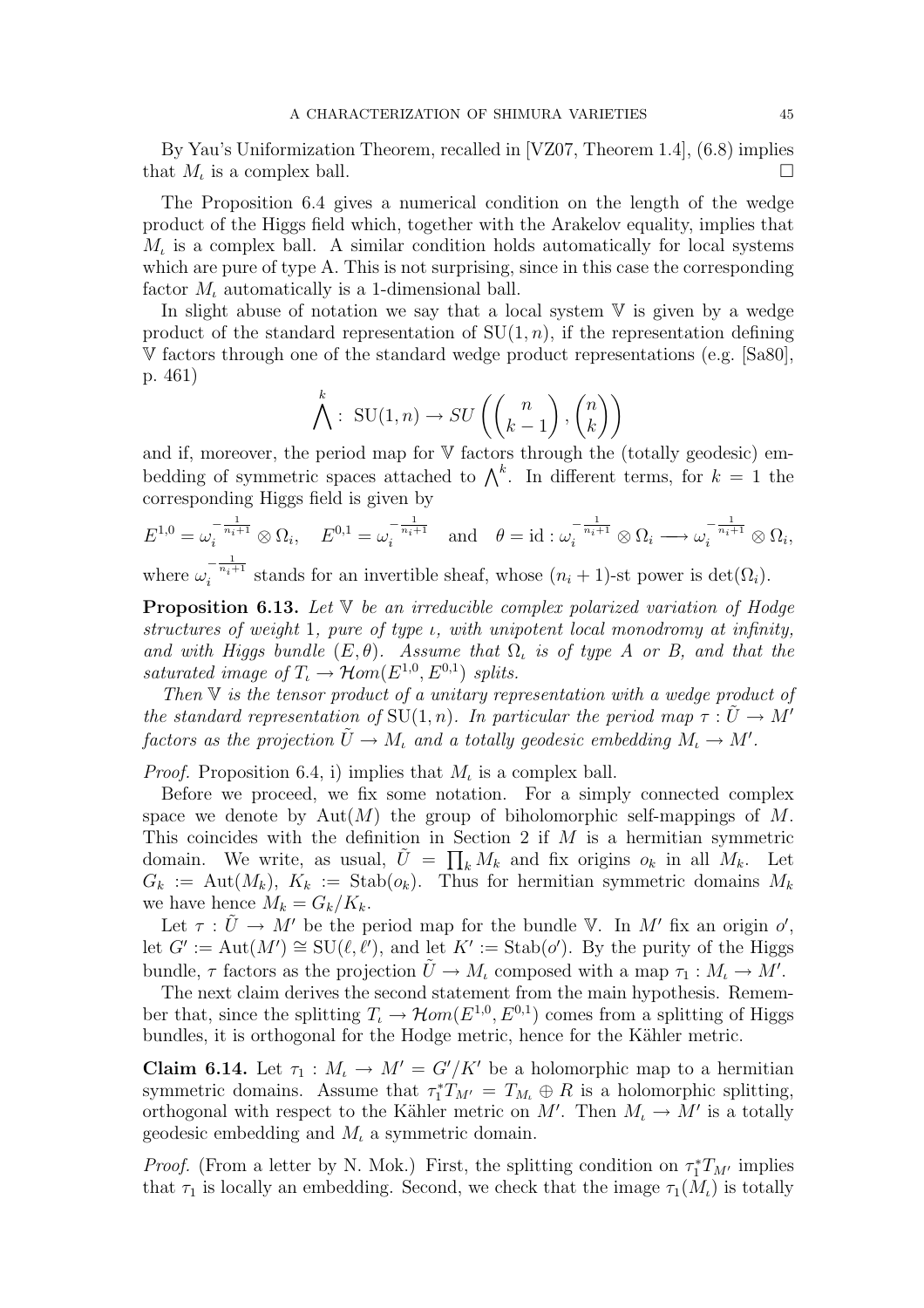By Yau's Uniformization Theorem, recalled in [VZ07, Theorem 1.4], (6.8) implies that $M_\iota$ is a complex ball. □

The Proposition 6.4 gives a numerical condition on the length of the wedge product of the Higgs field which, together with the Arakelov equality, implies that $M_\iota$ is a complex ball. A similar condition holds automatically for local systems which are pure of type A. This is not surprising, since in this case the corresponding factor $M_\iota$ automatically is a 1-dimensional ball.

In slight abuse of notation we say that a local system $\mathbb{V}$ is given by a wedge product of the standard representation of $\mathrm{SU}(1,n)$, if the representation defining $\mathbb{V}$ factors through one of the standard wedge product representations (e.g. [Sa80], p. 461)

$$\bigwedge^k: \ \mathrm{SU}(1,n) \to SU\left(\binom{n}{k-1}, \binom{n}{k}\right)$$

and if, moreover, the period map for $\mathbb{V}$ factors through the (totally geodesic) embedding of symmetric spaces attached to $\bigwedge^k$. In different terms, for $k=1$ the corresponding Higgs field is given by

$$E^{1,0} = \omega_i^{-\frac{1}{n_i+1}} \otimes \Omega_i, \quad E^{0,1} = \omega_i^{-\frac{1}{n_i+1}} \quad \text{and} \quad \theta = \mathrm{id} : \omega_i^{-\frac{1}{n_i+1}} \otimes \Omega_i \longrightarrow \omega_i^{-\frac{1}{n_i+1}} \otimes \Omega_i,$$

where $\omega_i^{-\frac{1}{n_i+1}}$ stands for an invertible sheaf, whose $(n_i+1)$-st power is $\det(\Omega_i)$.

**Proposition 6.13.** *Let $\mathbb{V}$ be an irreducible complex polarized variation of Hodge structures of weight* 1*, pure of type $\iota$, with unipotent local monodromy at infinity, and with Higgs bundle $(E,\theta)$. Assume that $\Omega_\iota$ is of type A or B, and that the saturated image of $T_\iota \to \mathcal{H}om(E^{1,0}, E^{0,1})$ splits.*

*Then $\mathbb{V}$ is the tensor product of a unitary representation with a wedge product of the standard representation of $\mathrm{SU}(1,n)$. In particular the period map $\tau : \tilde{U} \to M'$ factors as the projection $\tilde{U} \to M_\iota$ and a totally geodesic embedding $M_\iota \to M'$.*

*Proof.* Proposition 6.4, i) implies that $M_\iota$ is a complex ball.

Before we proceed, we fix some notation. For a simply connected complex space we denote by $\mathrm{Aut}(M)$ the group of biholomorphic self-mappings of $M$. This coincides with the definition in Section 2 if $M$ is a hermitian symmetric domain. We write, as usual, $\tilde{U} = \prod_k M_k$ and fix origins $o_k$ in all $M_k$. Let $G_k := \mathrm{Aut}(M_k)$, $K_k := \mathrm{Stab}(o_k)$. Thus for hermitian symmetric domains $M_k$ we have hence $M_k = G_k/K_k$.

Let $\tau : \tilde{U} \to M'$ be the period map for the bundle $\mathbb{V}$. In $M'$ fix an origin $o'$, let $G' := \mathrm{Aut}(M') \cong \mathrm{SU}(\ell, \ell')$, and let $K' := \mathrm{Stab}(o')$. By the purity of the Higgs bundle, $\tau$ factors as the projection $\tilde{U} \to M_\iota$ composed with a map $\tau_1 : M_\iota \to M'$.

The next claim derives the second statement from the main hypothesis. Remember that, since the splitting $T_\iota \to \mathcal{H}om(E^{1,0}, E^{0,1})$ comes from a splitting of Higgs bundles, it is orthogonal for the Hodge metric, hence for the Kähler metric.

**Claim 6.14.** Let $\tau_1 : M_\iota \to M' = G'/K'$ be a holomorphic map to a hermitian symmetric domains. Assume that $\tau_1^* T_{M'} = T_{M_\iota} \oplus R$ is a holomorphic splitting, orthogonal with respect to the Kähler metric on $M'$. Then $M_\iota \to M'$ is a totally geodesic embedding and $M_\iota$ a symmetric domain.

*Proof.* (From a letter by N. Mok.) First, the splitting condition on $\tau_1^* T_{M'}$ implies that $\tau_1$ is locally an embedding. Second, we check that the image $\tau_1(M_\iota)$ is totally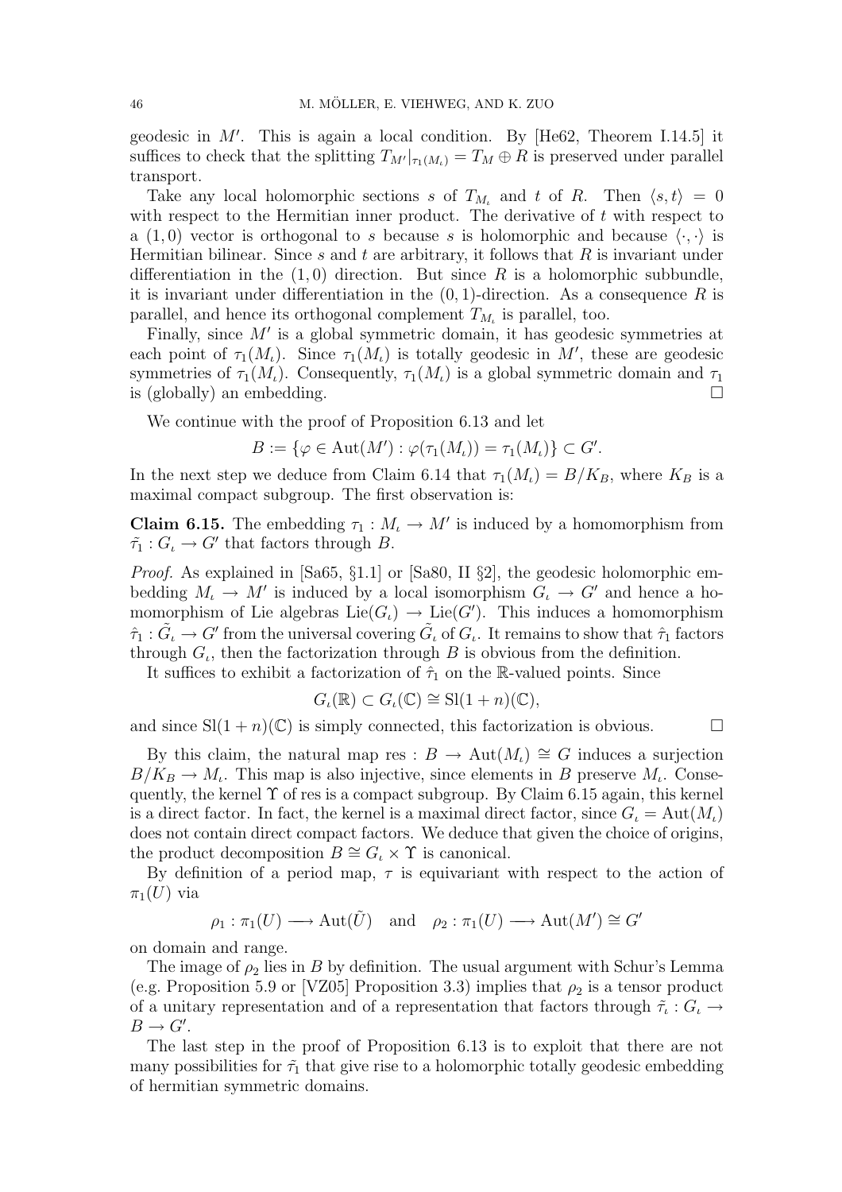geodesic in $M'$. This is again a local condition. By [He62, Theorem I.14.5] it suffices to check that the splitting $T_{M'}|_{\tau_1(M_\iota)} = T_M \oplus R$ is preserved under parallel transport.

Take any local holomorphic sections $s$ of $T_{M_\iota}$ and $t$ of $R$. Then $\langle s, t\rangle = 0$ with respect to the Hermitian inner product. The derivative of $t$ with respect to a $(1,0)$ vector is orthogonal to $s$ because $s$ is holomorphic and because $\langle \cdot, \cdot \rangle$ is Hermitian bilinear. Since $s$ and $t$ are arbitrary, it follows that $R$ is invariant under differentiation in the $(1,0)$ direction. But since $R$ is a holomorphic subbundle, it is invariant under differentiation in the $(0,1)$-direction. As a consequence $R$ is parallel, and hence its orthogonal complement $T_{M_\iota}$ is parallel, too.

Finally, since $M'$ is a global symmetric domain, it has geodesic symmetries at each point of $\tau_1(M_\iota)$. Since $\tau_1(M_\iota)$ is totally geodesic in $M'$, these are geodesic symmetries of $\tau_1(M_\iota)$. Consequently, $\tau_1(M_\iota)$ is a global symmetric domain and $\tau_1$ is (globally) an embedding. □

We continue with the proof of Proposition 6.13 and let

$$B := \{\varphi \in \mathrm{Aut}(M') : \varphi(\tau_1(M_\iota)) = \tau_1(M_\iota)\} \subset G'.$$

In the next step we deduce from Claim 6.14 that $\tau_1(M_\iota) = B/K_B$, where $K_B$ is a maximal compact subgroup. The first observation is:

**Claim 6.15.** The embedding $\tau_1 : M_\iota \to M'$ is induced by a homomorphism from $\tilde{\tau}_1 : G_\iota \to G'$ that factors through $B$.

*Proof.* As explained in [Sa65, §1.1] or [Sa80, II §2], the geodesic holomorphic embedding $M_\iota \to M'$ is induced by a local isomorphism $G_\iota \to G'$ and hence a homomorphism of Lie algebras $\mathrm{Lie}(G_\iota) \to \mathrm{Lie}(G')$. This induces a homomorphism $\hat{\tau}_1 : \tilde{G}_\iota \to G'$ from the universal covering $\tilde{G}_\iota$ of $G_\iota$. It remains to show that $\hat{\tau}_1$ factors through $G_\iota$, then the factorization through $B$ is obvious from the definition.

It suffices to exhibit a factorization of $\hat{\tau}_1$ on the $\mathbb{R}$-valued points. Since

$$G_\iota(\mathbb{R}) \subset G_\iota(\mathbb{C}) \cong \mathrm{Sl}(1+n)(\mathbb{C}),$$

and since $\mathrm{Sl}(1+n)(\mathbb{C})$ is simply connected, this factorization is obvious. □

By this claim, the natural map $\mathrm{res} : B \to \mathrm{Aut}(M_\iota) \cong G$ induces a surjection $B/K_B \to M_\iota$. This map is also injective, since elements in $B$ preserve $M_\iota$. Consequently, the kernel $\Upsilon$ of res is a compact subgroup. By Claim 6.15 again, this kernel is a direct factor. In fact, the kernel is a maximal direct factor, since $G_\iota = \mathrm{Aut}(M_\iota)$ does not contain direct compact factors. We deduce that given the choice of origins, the product decomposition $B \cong G_\iota \times \Upsilon$ is canonical.

By definition of a period map, $\tau$ is equivariant with respect to the action of $\pi_1(U)$ via

$$\rho_1 : \pi_1(U) \longrightarrow \mathrm{Aut}(\tilde{U}) \quad \text{and} \quad \rho_2 : \pi_1(U) \longrightarrow \mathrm{Aut}(M') \cong G'$$

on domain and range.

The image of $\rho_2$ lies in $B$ by definition. The usual argument with Schur's Lemma (e.g. Proposition 5.9 or [VZ05] Proposition 3.3) implies that $\rho_2$ is a tensor product of a unitary representation and of a representation that factors through $\tilde{\tau}_\iota : G_\iota \to B \to G'$.

The last step in the proof of Proposition 6.13 is to exploit that there are not many possibilities for $\tilde{\tau}_1$ that give rise to a holomorphic totally geodesic embedding of hermitian symmetric domains.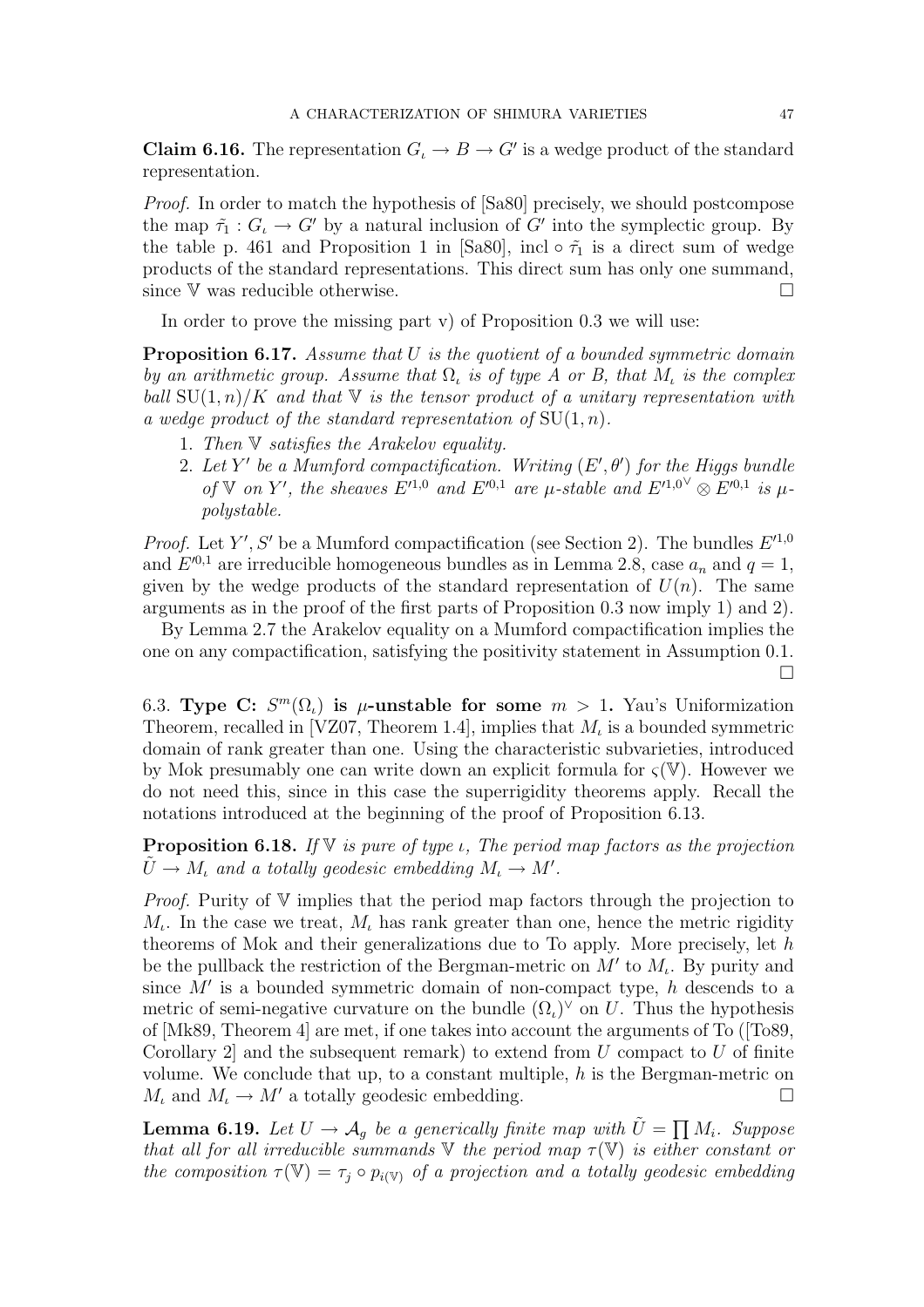**Claim 6.16.** The representation $G_\iota \to B \to G'$ is a wedge product of the standard representation.

*Proof.* In order to match the hypothesis of [Sa80] precisely, we should postcompose the map $\tilde{\tau}_1 : G_\iota \to G'$ by a natural inclusion of $G'$ into the symplectic group. By the table p. 461 and Proposition 1 in [Sa80], $\mathrm{incl} \circ \tilde{\tau}_1$ is a direct sum of wedge products of the standard representations. This direct sum has only one summand, since $\mathbb{V}$ was reducible otherwise. $\square$

In order to prove the missing part v) of Proposition 0.3 we will use:

**Proposition 6.17.** *Assume that $U$ is the quotient of a bounded symmetric domain by an arithmetic group. Assume that $\Omega_\iota$ is of type A or B, that $M_\iota$ is the complex ball $\mathrm{SU}(1,n)/K$ and that $\mathbb{V}$ is the tensor product of a unitary representation with a wedge product of the standard representation of $\mathrm{SU}(1,n)$.*

1. *Then $\mathbb{V}$ satisfies the Arakelov equality.*
2. *Let $Y'$ be a Mumford compactification. Writing $(E', \theta')$ for the Higgs bundle of $\mathbb{V}$ on $Y'$, the sheaves $E'^{1,0}$ and $E'^{0,1}$ are $\mu$-stable and $E'^{1,0\vee} \otimes E'^{0,1}$ is $\mu$-polystable.*

*Proof.* Let $Y', S'$ be a Mumford compactification (see Section 2). The bundles $E'^{1,0}$ and $E'^{0,1}$ are irreducible homogeneous bundles as in Lemma 2.8, case $a_n$ and $q = 1$, given by the wedge products of the standard representation of $U(n)$. The same arguments as in the proof of the first parts of Proposition 0.3 now imply 1) and 2).

By Lemma 2.7 the Arakelov equality on a Mumford compactification implies the one on any compactification, satisfying the positivity statement in Assumption 0.1. $\square$

6.3. **Type C: $S^m(\Omega_\iota)$ is $\mu$-unstable for some $m > 1$.** Yau's Uniformization Theorem, recalled in [VZ07, Theorem 1.4], implies that $M_\iota$ is a bounded symmetric domain of rank greater than one. Using the characteristic subvarieties, introduced by Mok presumably one can write down an explicit formula for $\varsigma(\mathbb{V})$. However we do not need this, since in this case the superrigidity theorems apply. Recall the notations introduced at the beginning of the proof of Proposition 6.13.

**Proposition 6.18.** *If $\mathbb{V}$ is pure of type $\iota$, The period map factors as the projection $\tilde{U} \to M_\iota$ and a totally geodesic embedding $M_\iota \to M'$.*

*Proof.* Purity of $\mathbb{V}$ implies that the period map factors through the projection to $M_\iota$. In the case we treat, $M_\iota$ has rank greater than one, hence the metric rigidity theorems of Mok and their generalizations due to To apply. More precisely, let $h$ be the pullback the restriction of the Bergman-metric on $M'$ to $M_\iota$. By purity and since $M'$ is a bounded symmetric domain of non-compact type, $h$ descends to a metric of semi-negative curvature on the bundle $(\Omega_\iota)^\vee$ on $U$. Thus the hypothesis of [Mk89, Theorem 4] are met, if one takes into account the arguments of To ([To89, Corollary 2] and the subsequent remark) to extend from $U$ compact to $U$ of finite volume. We conclude that up, to a constant multiple, $h$ is the Bergman-metric on $M_\iota$ and $M_\iota \to M'$ a totally geodesic embedding. $\square$

**Lemma 6.19.** *Let $U \to \mathcal{A}_g$ be a generically finite map with $\tilde{U} = \prod M_i$. Suppose that all for all irreducible summands $\mathbb{V}$ the period map $\tau(\mathbb{V})$ is either constant or the composition $\tau(\mathbb{V}) = \tau_j \circ p_{i(\mathbb{V})}$ of a projection and a totally geodesic embedding*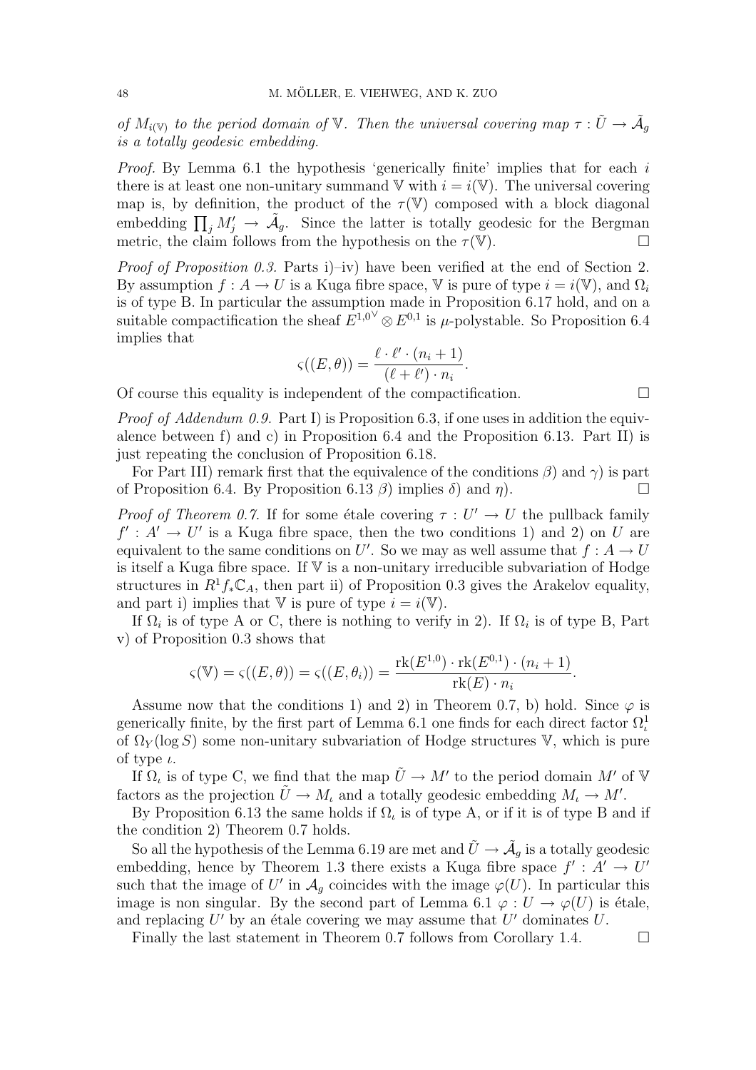*of $M_{i(\mathbb{V})}$ to the period domain of $\mathbb{V}$. Then the universal covering map $\tau : \tilde{U} \to \tilde{\mathcal{A}}_g$ is a totally geodesic embedding.*

*Proof.* By Lemma 6.1 the hypothesis 'generically finite' implies that for each $i$ there is at least one non-unitary summand $\mathbb{V}$ with $i = i(\mathbb{V})$. The universal covering map is, by definition, the product of the $\tau(\mathbb{V})$ composed with a block diagonal embedding $\prod_j M'_j \to \tilde{\mathcal{A}}_g$. Since the latter is totally geodesic for the Bergman metric, the claim follows from the hypothesis on the $\tau(\mathbb{V})$. □

*Proof of Proposition 0.3.* Parts i)–iv) have been verified at the end of Section 2. By assumption $f : A \to U$ is a Kuga fibre space, $\mathbb{V}$ is pure of type $i = i(\mathbb{V})$, and $\Omega_i$ is of type B. In particular the assumption made in Proposition 6.17 hold, and on a suitable compactification the sheaf $E^{1,0^\vee} \otimes E^{0,1}$ is $\mu$-polystable. So Proposition 6.4 implies that

$$\varsigma((E,\theta)) = \frac{\ell \cdot \ell' \cdot (n_i + 1)}{(\ell + \ell') \cdot n_i}.$$

Of course this equality is independent of the compactification. □

*Proof of Addendum 0.9.* Part I) is Proposition 6.3, if one uses in addition the equivalence between f) and c) in Proposition 6.4 and the Proposition 6.13. Part II) is just repeating the conclusion of Proposition 6.18.

For Part III) remark first that the equivalence of the conditions $\beta$) and $\gamma$) is part of Proposition 6.4. By Proposition 6.13 $\beta$) implies $\delta$) and $\eta$). □

*Proof of Theorem 0.7.* If for some étale covering $\tau : U' \to U$ the pullback family $f' : A' \to U'$ is a Kuga fibre space, then the two conditions 1) and 2) on $U$ are equivalent to the same conditions on $U'$. So we may as well assume that $f : A \to U$ is itself a Kuga fibre space. If $\mathbb{V}$ is a non-unitary irreducible subvariation of Hodge structures in $R^1 f_* \mathbb{C}_A$, then part ii) of Proposition 0.3 gives the Arakelov equality, and part i) implies that $\mathbb{V}$ is pure of type $i = i(\mathbb{V})$.

If $\Omega_i$ is of type A or C, there is nothing to verify in 2). If $\Omega_i$ is of type B, Part v) of Proposition 0.3 shows that

$$\varsigma(\mathbb{V}) = \varsigma((E,\theta)) = \varsigma((E,\theta_i)) = \frac{\mathrm{rk}(E^{1,0}) \cdot \mathrm{rk}(E^{0,1}) \cdot (n_i + 1)}{\mathrm{rk}(E) \cdot n_i}.$$

Assume now that the conditions 1) and 2) in Theorem 0.7, b) hold. Since $\varphi$ is generically finite, by the first part of Lemma 6.1 one finds for each direct factor $\Omega^1_\iota$ of $\Omega_Y(\log S)$ some non-unitary subvariation of Hodge structures $\mathbb{V}$, which is pure of type $\iota$.

If $\Omega_\iota$ is of type C, we find that the map $\tilde{U} \to M'$ to the period domain $M'$ of $\mathbb{V}$ factors as the projection $\tilde{U} \to M_\iota$ and a totally geodesic embedding $M_\iota \to M'$.

By Proposition 6.13 the same holds if $\Omega_\iota$ is of type A, or if it is of type B and if the condition 2) Theorem 0.7 holds.

So all the hypothesis of the Lemma 6.19 are met and $\tilde{U} \to \tilde{\mathcal{A}}_g$ is a totally geodesic embedding, hence by Theorem 1.3 there exists a Kuga fibre space $f' : A' \to U'$ such that the image of $U'$ in $\mathcal{A}_g$ coincides with the image $\varphi(U)$. In particular this image is non singular. By the second part of Lemma 6.1 $\varphi : U \to \varphi(U)$ is étale, and replacing $U'$ by an étale covering we may assume that $U'$ dominates $U$.

Finally the last statement in Theorem 0.7 follows from Corollary 1.4. □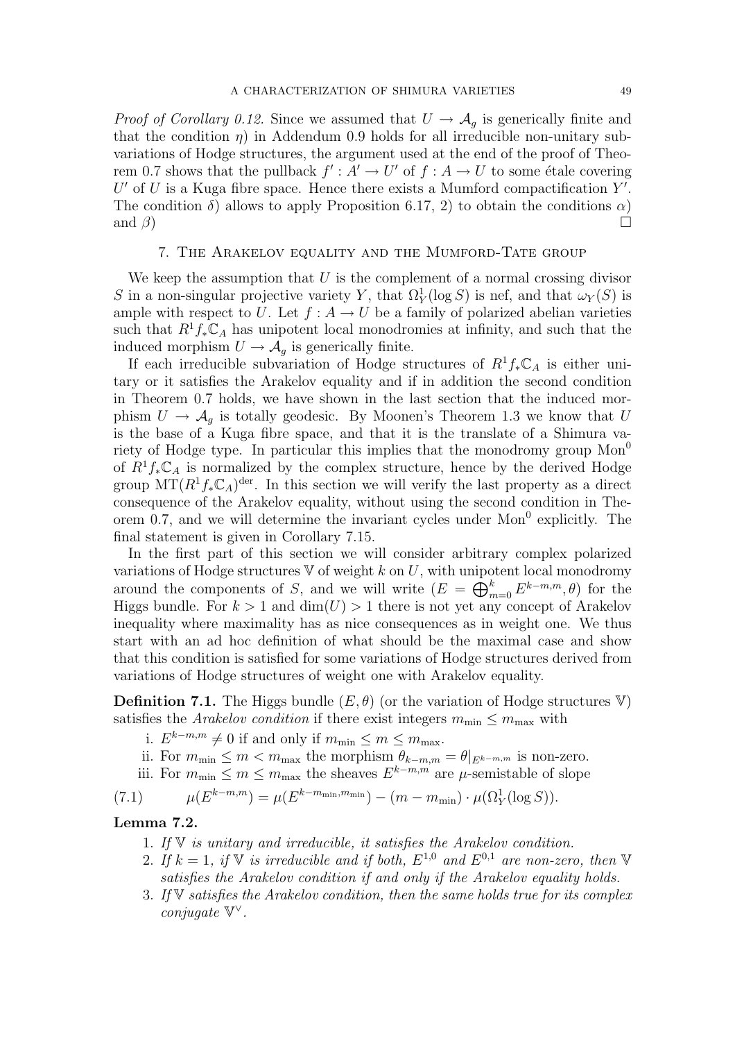*Proof of Corollary 0.12.* Since we assumed that $U \to \mathcal{A}_g$ is generically finite and that the condition $\eta$) in Addendum 0.9 holds for all irreducible non-unitary subvariations of Hodge structures, the argument used at the end of the proof of Theorem 0.7 shows that the pullback $f' : A' \to U'$ of $f : A \to U$ to some étale covering $U'$ of $U$ is a Kuga fibre space. Hence there exists a Mumford compactification $Y'$. The condition $\delta$) allows to apply Proposition 6.17, 2) to obtain the conditions $\alpha$) and $\beta$) $\square$

## 7. The Arakelov equality and the Mumford-Tate group

We keep the assumption that $U$ is the complement of a normal crossing divisor $S$ in a non-singular projective variety $Y$, that $\Omega^1_Y(\log S)$ is nef, and that $\omega_Y(S)$ is ample with respect to $U$. Let $f : A \to U$ be a family of polarized abelian varieties such that $R^1 f_* \mathbb{C}_A$ has unipotent local monodromies at infinity, and such that the induced morphism $U \to \mathcal{A}_g$ is generically finite.

If each irreducible subvariation of Hodge structures of $R^1 f_* \mathbb{C}_A$ is either unitary or it satisfies the Arakelov equality and if in addition the second condition in Theorem 0.7 holds, we have shown in the last section that the induced morphism $U \to \mathcal{A}_g$ is totally geodesic. By Moonen's Theorem 1.3 we know that $U$ is the base of a Kuga fibre space, and that it is the translate of a Shimura variety of Hodge type. In particular this implies that the monodromy group $\mathrm{Mon}^0$ of $R^1 f_* \mathbb{C}_A$ is normalized by the complex structure, hence by the derived Hodge group $\mathrm{MT}(R^1 f_* \mathbb{C}_A)^{\mathrm{der}}$. In this section we will verify the last property as a direct consequence of the Arakelov equality, without using the second condition in Theorem 0.7, and we will determine the invariant cycles under $\mathrm{Mon}^0$ explicitly. The final statement is given in Corollary 7.15.

In the first part of this section we will consider arbitrary complex polarized variations of Hodge structures $\mathbb{V}$ of weight $k$ on $U$, with unipotent local monodromy around the components of $S$, and we will write $(E = \bigoplus_{m=0}^{k} E^{k-m,m}, \theta)$ for the Higgs bundle. For $k > 1$ and $\dim(U) > 1$ there is not yet any concept of Arakelov inequality where maximality has as nice consequences as in weight one. We thus start with an ad hoc definition of what should be the maximal case and show that this condition is satisfied for some variations of Hodge structures derived from variations of Hodge structures of weight one with Arakelov equality.

**Definition 7.1.** The Higgs bundle $(E, \theta)$ (or the variation of Hodge structures $\mathbb{V}$) satisfies the *Arakelov condition* if there exist integers $m_{\min} \le m_{\max}$ with

i. $E^{k-m,m} \neq 0$ if and only if $m_{\min} \le m \le m_{\max}$.

ii. For $m_{\min} \le m < m_{\max}$ the morphism $\theta_{k-m,m} = \theta|_{E^{k-m,m}}$ is non-zero.

iii. For $m_{\min} \le m \le m_{\max}$ the sheaves $E^{k-m,m}$ are $\mu$-semistable of slope

$$
\mu(E^{k-m,m}) = \mu(E^{k-m_{\min},m_{\min}}) - (m - m_{\min}) \cdot \mu(\Omega^1_Y(\log S)). \tag{7.1}
$$

**Lemma 7.2.**

1. *If $\mathbb{V}$ is unitary and irreducible, it satisfies the Arakelov condition.*
2. *If $k = 1$, if $\mathbb{V}$ is irreducible and if both, $E^{1,0}$ and $E^{0,1}$ are non-zero, then $\mathbb{V}$ satisfies the Arakelov condition if and only if the Arakelov equality holds.*
3. *If $\mathbb{V}$ satisfies the Arakelov condition, then the same holds true for its complex conjugate $\mathbb{V}^\vee$.*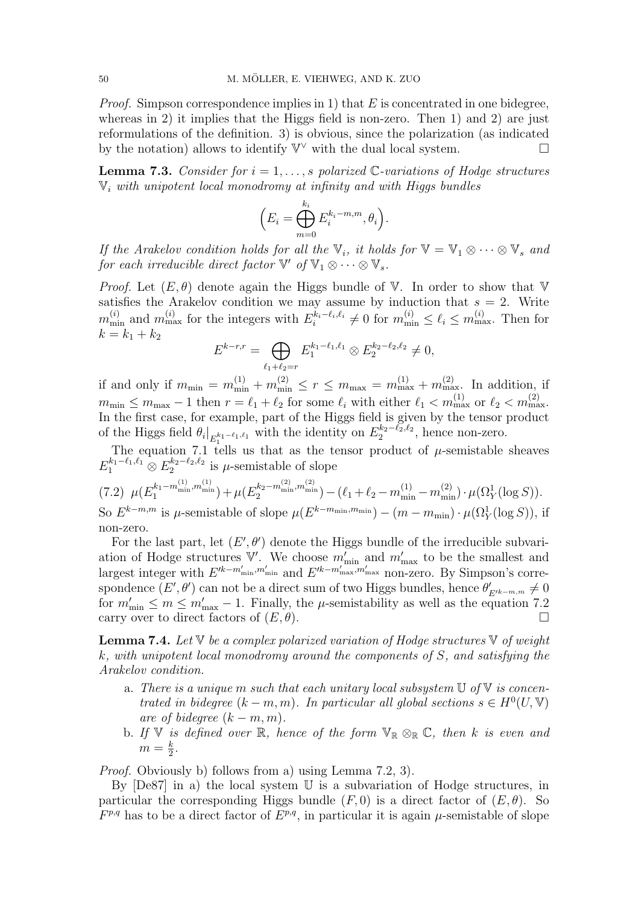*Proof.* Simpson correspondence implies in 1) that $E$ is concentrated in one bidegree, whereas in 2) it implies that the Higgs field is non-zero. Then 1) and 2) are just reformulations of the definition. 3) is obvious, since the polarization (as indicated by the notation) allows to identify $\mathbb{V}^\vee$ with the dual local system. $\square$

**Lemma 7.3.** *Consider for $i = 1, \ldots, s$ polarized $\mathbb{C}$-variations of Hodge structures $\mathbb{V}_i$ with unipotent local monodromy at infinity and with Higgs bundles*

$$\Big(E_i = \bigoplus_{m=0}^{k_i} E_i^{k_i - m, m}, \theta_i\Big).$$

*If the Arakelov condition holds for all the $\mathbb{V}_i$, it holds for $\mathbb{V} = \mathbb{V}_1 \otimes \cdots \otimes \mathbb{V}_s$ and for each irreducible direct factor $\mathbb{V}'$ of $\mathbb{V}_1 \otimes \cdots \otimes \mathbb{V}_s$.*

*Proof.* Let $(E, \theta)$ denote again the Higgs bundle of $\mathbb{V}$. In order to show that $\mathbb{V}$ satisfies the Arakelov condition we may assume by induction that $s = 2$. Write $m^{(i)}_{\min}$ and $m^{(i)}_{\max}$ for the integers with $E_i^{k_i - \ell_i, \ell_i} \neq 0$ for $m^{(i)}_{\min} \leq \ell_i \leq m^{(i)}_{\max}$. Then for $k = k_1 + k_2$

$$E^{k-r,r} = \bigoplus_{\ell_1 + \ell_2 = r} E_1^{k_1 - \ell_1, \ell_1} \otimes E_2^{k_2 - \ell_2, \ell_2} \neq 0,$$

if and only if $m_{\min} = m^{(1)}_{\min} + m^{(2)}_{\min} \leq r \leq m_{\max} = m^{(1)}_{\max} + m^{(2)}_{\max}$. In addition, if $m_{\min} \leq m_{\max} - 1$ then $r = \ell_1 + \ell_2$ for some $\ell_i$ with either $\ell_1 < m^{(1)}_{\max}$ or $\ell_2 < m^{(2)}_{\max}$. In the first case, for example, part of the Higgs field is given by the tensor product of the Higgs field $\theta_i|_{E_1^{k_1 - \ell_1, \ell_1}}$ with the identity on $E_2^{k_2 - \ell_2, \ell_2}$, hence non-zero.

The equation 7.1 tells us that as the tensor product of $\mu$-semistable sheaves $E_1^{k_1 - \ell_1, \ell_1} \otimes E_2^{k_2 - \ell_2, \ell_2}$ is $\mu$-semistable of slope

$$(7.2)\quad \mu(E_1^{k_1 - m^{(1)}_{\min}, m^{(1)}_{\min}}) + \mu(E_2^{k_2 - m^{(2)}_{\min}, m^{(2)}_{\min}}) - (\ell_1 + \ell_2 - m^{(1)}_{\min} - m^{(2)}_{\min}) \cdot \mu(\Omega^1_Y(\log S)).$$

So $E^{k-m,m}$ is $\mu$-semistable of slope $\mu(E^{k - m_{\min}, m_{\min}}) - (m - m_{\min}) \cdot \mu(\Omega^1_Y(\log S))$, if non-zero.

For the last part, let $(E', \theta')$ denote the Higgs bundle of the irreducible subvariation of Hodge structures $\mathbb{V}'$. We choose $m'_{\min}$ and $m'_{\max}$ to be the smallest and largest integer with $E'^{k - m'_{\min}, m'_{\min}}$ and $E'^{k - m'_{\max}, m'_{\max}}$ non-zero. By Simpson's correspondence $(E', \theta')$ can not be a direct sum of two Higgs bundles, hence $\theta'_{E'^{k-m,m}} \neq 0$ for $m'_{\min} \leq m \leq m'_{\max} - 1$. Finally, the $\mu$-semistability as well as the equation 7.2 carry over to direct factors of $(E, \theta)$. $\square$

**Lemma 7.4.** *Let $\mathbb{V}$ be a complex polarized variation of Hodge structures $\mathbb{V}$ of weight $k$, with unipotent local monodromy around the components of $S$, and satisfying the Arakelov condition.*

a. *There is a unique $m$ such that each unitary local subsystem $\mathbb{U}$ of $\mathbb{V}$ is concentrated in bidegree $(k - m, m)$. In particular all global sections $s \in H^0(U, \mathbb{V})$ are of bidegree $(k - m, m)$.*
b. *If $\mathbb{V}$ is defined over $\mathbb{R}$, hence of the form $\mathbb{V}_{\mathbb{R}} \otimes_{\mathbb{R}} \mathbb{C}$, then $k$ is even and $m = \frac{k}{2}$.*

*Proof.* Obviously b) follows from a) using Lemma 7.2, 3).

By [De87] in a) the local system $\mathbb{U}$ is a subvariation of Hodge structures, in particular the corresponding Higgs bundle $(F, 0)$ is a direct factor of $(E, \theta)$. So $F^{p,q}$ has to be a direct factor of $E^{p,q}$, in particular it is again $\mu$-semistable of slope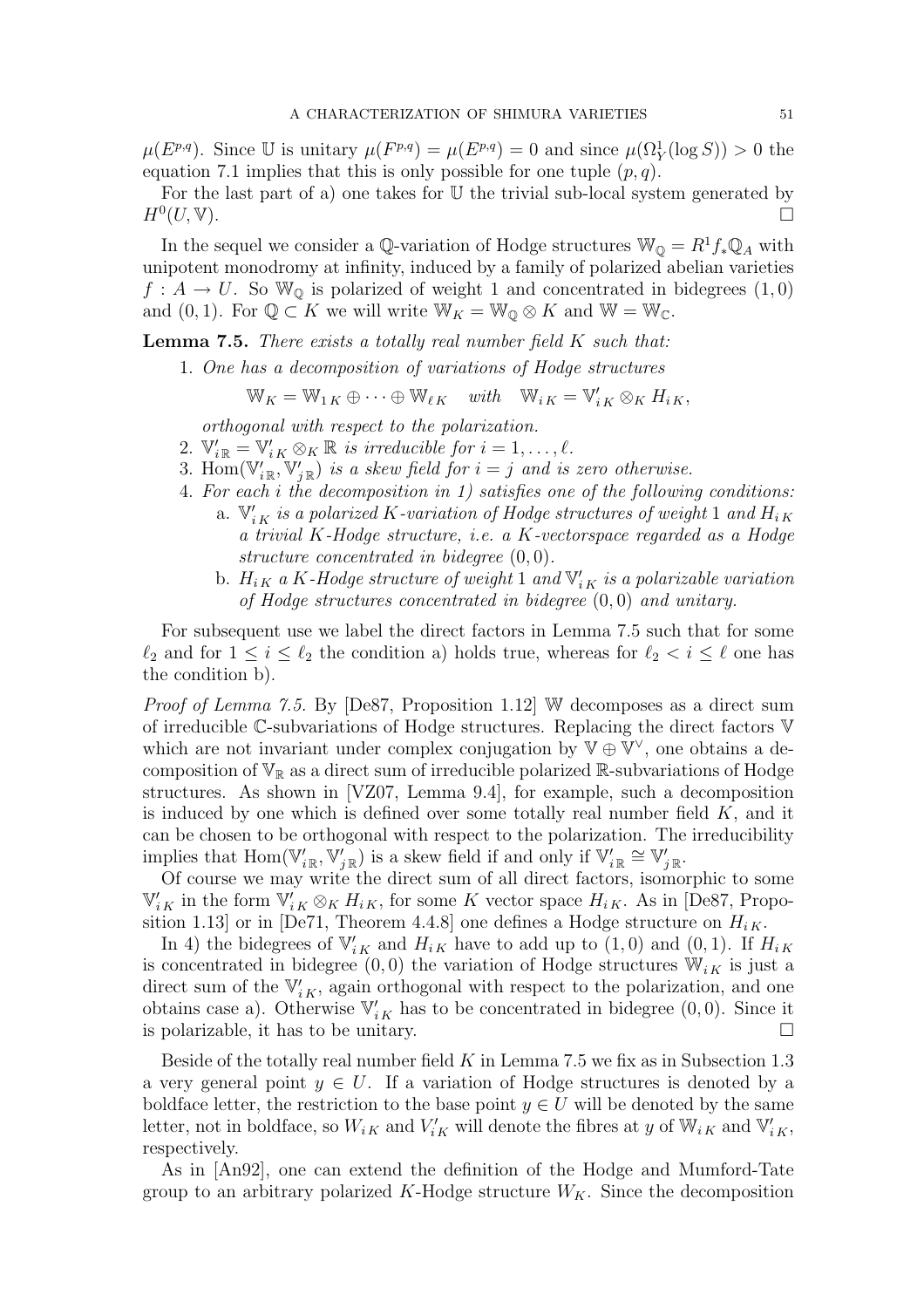$\mu(E^{p,q})$. Since $\mathbb{U}$ is unitary $\mu(F^{p,q}) = \mu(E^{p,q}) = 0$ and since $\mu(\Omega^1_Y(\log S)) > 0$ the equation 7.1 implies that this is only possible for one tuple $(p,q)$.

For the last part of a) one takes for $\mathbb{U}$ the trivial sub-local system generated by $H^0(U, \mathbb{V})$. □

In the sequel we consider a $\mathbb{Q}$-variation of Hodge structures $\mathbb{W}_{\mathbb{Q}} = R^1 f_* \mathbb{Q}_A$ with unipotent monodromy at infinity, induced by a family of polarized abelian varieties $f : A \to U$. So $\mathbb{W}_{\mathbb{Q}}$ is polarized of weight 1 and concentrated in bidegrees $(1,0)$ and $(0,1)$. For $\mathbb{Q} \subset K$ we will write $\mathbb{W}_K = \mathbb{W}_{\mathbb{Q}} \otimes K$ and $\mathbb{W} = \mathbb{W}_{\mathbb{C}}$.

**Lemma 7.5.** *There exists a totally real number field $K$ such that:*

1. *One has a decomposition of variations of Hodge structures*
$$\mathbb{W}_K = \mathbb{W}_{1\,K} \oplus \cdots \oplus \mathbb{W}_{\ell\,K} \quad \text{with} \quad \mathbb{W}_{i\,K} = \mathbb{V}'_{i\,K} \otimes_K H_{i\,K},$$
*orthogonal with respect to the polarization.*
2. *$\mathbb{V}'_{i\mathbb{R}} = \mathbb{V}'_{i\,K} \otimes_K \mathbb{R}$ is irreducible for $i = 1, \ldots, \ell$.*
3. *$\mathrm{Hom}(\mathbb{V}'_{i\,\mathbb{R}}, \mathbb{V}'_{j\,\mathbb{R}})$ is a skew field for $i = j$ and is zero otherwise.*
4. *For each $i$ the decomposition in 1) satisfies one of the following conditions:*
   - a. *$\mathbb{V}'_{i\,K}$ is a polarized $K$-variation of Hodge structures of weight 1 and $H_{i\,K}$ a trivial $K$-Hodge structure, i.e. a $K$-vectorspace regarded as a Hodge structure concentrated in bidegree $(0,0)$.*
   - b. *$H_{i\,K}$ a $K$-Hodge structure of weight 1 and $\mathbb{V}'_{i\,K}$ is a polarizable variation of Hodge structures concentrated in bidegree $(0,0)$ and unitary.*

For subsequent use we label the direct factors in Lemma 7.5 such that for some $\ell_2$ and for $1 \le i \le \ell_2$ the condition a) holds true, whereas for $\ell_2 < i \le \ell$ one has the condition b).

*Proof of Lemma 7.5.* By [De87, Proposition 1.12] $\mathbb{W}$ decomposes as a direct sum of irreducible $\mathbb{C}$-subvariations of Hodge structures. Replacing the direct factors $\mathbb{V}$ which are not invariant under complex conjugation by $\mathbb{V} \oplus \mathbb{V}^\vee$, one obtains a decomposition of $\mathbb{V}_{\mathbb{R}}$ as a direct sum of irreducible polarized $\mathbb{R}$-subvariations of Hodge structures. As shown in [VZ07, Lemma 9.4], for example, such a decomposition is induced by one which is defined over some totally real number field $K$, and it can be chosen to be orthogonal with respect to the polarization. The irreducibility implies that $\mathrm{Hom}(\mathbb{V}'_{i\,\mathbb{R}}, \mathbb{V}'_{j\,\mathbb{R}})$ is a skew field if and only if $\mathbb{V}'_{i\,\mathbb{R}} \cong \mathbb{V}'_{j\,\mathbb{R}}$.

Of course we may write the direct sum of all direct factors, isomorphic to some $\mathbb{V}'_{i\,K}$ in the form $\mathbb{V}'_{i\,K} \otimes_K H_{i\,K}$, for some $K$ vector space $H_{i\,K}$. As in [De87, Proposition 1.13] or in [De71, Theorem 4.4.8] one defines a Hodge structure on $H_{i\,K}$.

In 4) the bidegrees of $\mathbb{V}'_{i\,K}$ and $H_{i\,K}$ have to add up to $(1,0)$ and $(0,1)$. If $H_{i\,K}$ is concentrated in bidegree $(0,0)$ the variation of Hodge structures $\mathbb{W}_{i\,K}$ is just a direct sum of the $\mathbb{V}'_{i\,K}$, again orthogonal with respect to the polarization, and one obtains case a). Otherwise $\mathbb{V}'_{i\,K}$ has to be concentrated in bidegree $(0,0)$. Since it is polarizable, it has to be unitary. □

Beside of the totally real number field $K$ in Lemma 7.5 we fix as in Subsection 1.3 a very general point $y \in U$. If a variation of Hodge structures is denoted by a boldface letter, the restriction to the base point $y \in U$ will be denoted by the same letter, not in boldface, so $W_{i\,K}$ and $V'_{i\,K}$ will denote the fibres at $y$ of $\mathbb{W}_{i\,K}$ and $\mathbb{V}'_{i\,K}$, respectively.

As in [An92], one can extend the definition of the Hodge and Mumford-Tate group to an arbitrary polarized $K$-Hodge structure $W_K$. Since the decomposition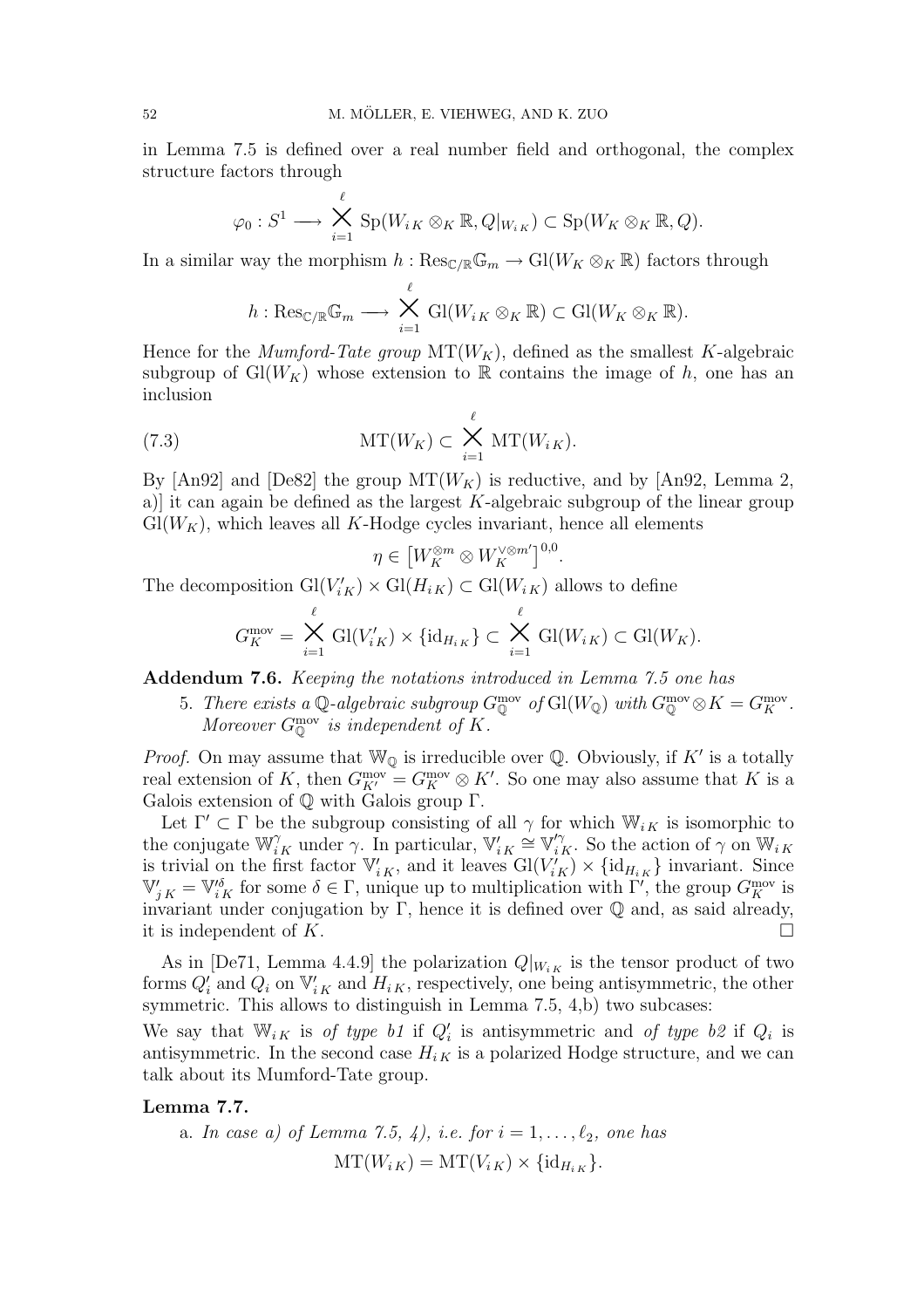in Lemma 7.5 is defined over a real number field and orthogonal, the complex structure factors through

$$\varphi_0 : S^1 \longrightarrow \bigtimes_{i=1}^{\ell} \mathrm{Sp}(W_{i\,K} \otimes_K \mathbb{R}, Q|_{W_{i\,K}}) \subset \mathrm{Sp}(W_K \otimes_K \mathbb{R}, Q).$$

In a similar way the morphism $h : \mathrm{Res}_{\mathbb{C}/\mathbb{R}}\mathbb{G}_m \to \mathrm{Gl}(W_K \otimes_K \mathbb{R})$ factors through

$$h : \mathrm{Res}_{\mathbb{C}/\mathbb{R}}\mathbb{G}_m \longrightarrow \bigtimes_{i=1}^{\ell} \mathrm{Gl}(W_{i\,K} \otimes_K \mathbb{R}) \subset \mathrm{Gl}(W_K \otimes_K \mathbb{R}).$$

Hence for the *Mumford-Tate group* $\mathrm{MT}(W_K)$, defined as the smallest $K$-algebraic subgroup of $\mathrm{Gl}(W_K)$ whose extension to $\mathbb{R}$ contains the image of $h$, one has an inclusion

$$\mathrm{MT}(W_K) \subset \bigtimes_{i=1}^{\ell} \mathrm{MT}(W_{i\,K}). \tag{7.3}$$

By [An92] and [De82] the group $\mathrm{MT}(W_K)$ is reductive, and by [An92, Lemma 2, a)] it can again be defined as the largest $K$-algebraic subgroup of the linear group $\mathrm{Gl}(W_K)$, which leaves all $K$-Hodge cycles invariant, hence all elements

$$\eta \in \left[W_K^{\otimes m} \otimes W_K^{\vee \otimes m'}\right]^{0,0}.$$

The decomposition $\mathrm{Gl}(V'_{i\,K}) \times \mathrm{Gl}(H_{i\,K}) \subset \mathrm{Gl}(W_{i\,K})$ allows to define

$$G_K^{\mathrm{mov}} = \bigtimes_{i=1}^{\ell} \mathrm{Gl}(V'_{i\,K}) \times \{\mathrm{id}_{H_{i\,K}}\} \subset \bigtimes_{i=1}^{\ell} \mathrm{Gl}(W_{i\,K}) \subset \mathrm{Gl}(W_K).$$

**Addendum 7.6.** *Keeping the notations introduced in Lemma 7.5 one has*

5. *There exists a $\mathbb{Q}$-algebraic subgroup $G_{\mathbb{Q}}^{\mathrm{mov}}$ of $\mathrm{Gl}(W_{\mathbb{Q}})$ with $G_{\mathbb{Q}}^{\mathrm{mov}} \otimes K = G_K^{\mathrm{mov}}$. Moreover $G_{\mathbb{Q}}^{\mathrm{mov}}$ is independent of $K$.*

*Proof.* On may assume that $\mathbb{W}_{\mathbb{Q}}$ is irreducible over $\mathbb{Q}$. Obviously, if $K'$ is a totally real extension of $K$, then $G_{K'}^{\mathrm{mov}} = G_K^{\mathrm{mov}} \otimes K'$. So one may also assume that $K$ is a Galois extension of $\mathbb{Q}$ with Galois group $\Gamma$.

Let $\Gamma' \subset \Gamma$ be the subgroup consisting of all $\gamma$ for which $\mathbb{W}_{i\,K}$ is isomorphic to the conjugate $\mathbb{W}_{i\,K}^{\gamma}$ under $\gamma$. In particular, $\mathbb{V}'_{i\,K} \cong \mathbb{V}'^{\gamma}_{i\,K}$. So the action of $\gamma$ on $\mathbb{W}_{i\,K}$ is trivial on the first factor $\mathbb{V}'_{i\,K}$, and it leaves $\mathrm{Gl}(V'_{i\,K}) \times \{\mathrm{id}_{H_{i\,K}}\}$ invariant. Since $\mathbb{V}'_{j\,K} = \mathbb{V}'^{\delta}_{i\,K}$ for some $\delta \in \Gamma$, unique up to multiplication with $\Gamma'$, the group $G_K^{\mathrm{mov}}$ is invariant under conjugation by $\Gamma$, hence it is defined over $\mathbb{Q}$ and, as said already, it is independent of $K$. □

As in [De71, Lemma 4.4.9] the polarization $Q|_{W_{i\,K}}$ is the tensor product of two forms $Q'_i$ and $Q_i$ on $\mathbb{V}'_{i\,K}$ and $H_{i\,K}$, respectively, one being antisymmetric, the other symmetric. This allows to distinguish in Lemma 7.5, 4,b) two subcases:

We say that $\mathbb{W}_{i\,K}$ is *of type b1* if $Q'_i$ is antisymmetric and *of type b2* if $Q_i$ is antisymmetric. In the second case $H_{i\,K}$ is a polarized Hodge structure, and we can talk about its Mumford-Tate group.

**Lemma 7.7.**

a. *In case a) of Lemma 7.5, 4), i.e. for $i = 1, \ldots, \ell_2$, one has*

$$\mathrm{MT}(W_{i\,K}) = \mathrm{MT}(V_{i\,K}) \times \{\mathrm{id}_{H_{i\,K}}\}.$$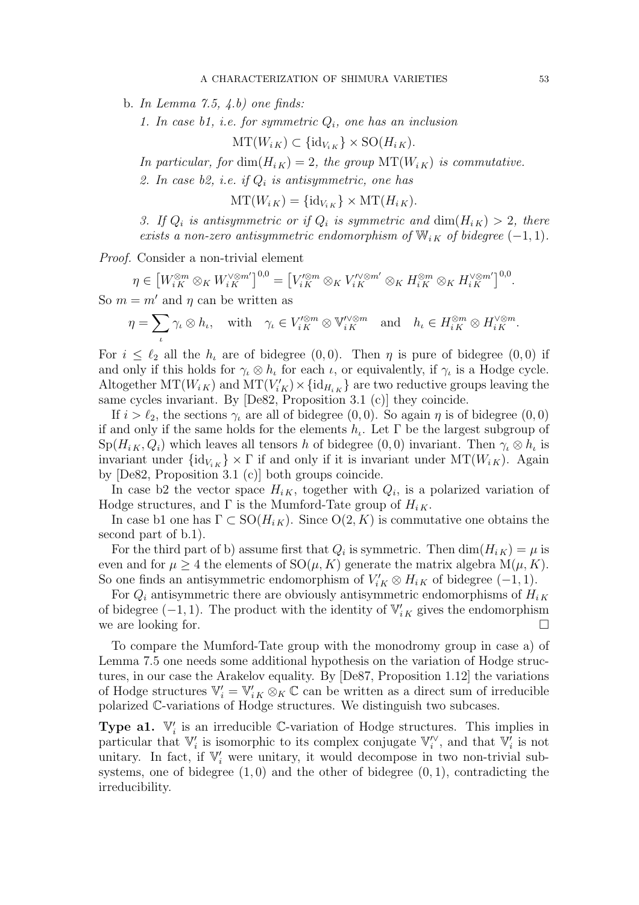b. *In Lemma 7.5, 4.b) one finds:*

*1. In case b1, i.e. for symmetric $Q_i$, one has an inclusion*

$$\mathrm{MT}(W_{i\,K}) \subset \{\mathrm{id}_{V_{i\,K}}\} \times \mathrm{SO}(H_{i\,K}).$$

*In particular, for $\dim(H_{i\,K}) = 2$, the group $\mathrm{MT}(W_{i\,K})$ is commutative.*

*2. In case b2, i.e. if $Q_i$ is antisymmetric, one has*

$$\mathrm{MT}(W_{i\,K}) = \{\mathrm{id}_{V_{i\,K}}\} \times \mathrm{MT}(H_{i\,K}).$$

*3. If $Q_i$ is antisymmetric or if $Q_i$ is symmetric and $\dim(H_{i\,K}) > 2$, there exists a non-zero antisymmetric endomorphism of $\mathbb{W}_{i\,K}$ of bidegree $(-1, 1)$.*

*Proof.* Consider a non-trivial element

$$\eta \in \left[W_{i\,K}^{\otimes m} \otimes_K W_{i\,K}^{\vee \otimes m'}\right]^{0,0} = \left[V_{i\,K}'^{\otimes m} \otimes_K V_{i\,K}'^{\vee \otimes m'} \otimes_K H_{i\,K}^{\otimes m} \otimes_K H_{i\,K}^{\vee \otimes m'}\right]^{0,0}.$$

So $m = m'$ and $\eta$ can be written as

$$\eta = \sum_{\iota} \gamma_\iota \otimes h_\iota, \quad \text{with} \quad \gamma_\iota \in V_{i\,K}'^{\otimes m} \otimes \mathbb{V}_{i\,K}'^{\vee \otimes m} \quad \text{and} \quad h_\iota \in H_{i\,K}^{\otimes m} \otimes H_{i\,K}^{\vee \otimes m}.$$

For $i \leq \ell_2$ all the $h_\iota$ are of bidegree $(0, 0)$. Then $\eta$ is pure of bidegree $(0, 0)$ if and only if this holds for $\gamma_\iota \otimes h_\iota$ for each $\iota$, or equivalently, if $\gamma_\iota$ is a Hodge cycle. Altogether $\mathrm{MT}(W_{i\,K})$ and $\mathrm{MT}(V'_{i\,K}) \times \{\mathrm{id}_{H_{i\,K}}\}$ are two reductive groups leaving the same cycles invariant. By [De82, Proposition 3.1 (c)] they coincide.

If $i > \ell_2$, the sections $\gamma_\iota$ are all of bidegree $(0, 0)$. So again $\eta$ is of bidegree $(0, 0)$ if and only if the same holds for the elements $h_\iota$. Let $\Gamma$ be the largest subgroup of $\mathrm{Sp}(H_{i\,K}, Q_i)$ which leaves all tensors $h$ of bidegree $(0, 0)$ invariant. Then $\gamma_\iota \otimes h_\iota$ is invariant under $\{\mathrm{id}_{V_{i\,K}}\} \times \Gamma$ if and only if it is invariant under $\mathrm{MT}(W_{i\,K})$. Again by [De82, Proposition 3.1 (c)] both groups coincide.

In case b2 the vector space $H_{i\,K}$, together with $Q_i$, is a polarized variation of Hodge structures, and $\Gamma$ is the Mumford-Tate group of $H_{i\,K}$.

In case b1 one has $\Gamma \subset \mathrm{SO}(H_{i\,K})$. Since $\mathrm{O}(2, K)$ is commutative one obtains the second part of b.1).

For the third part of b) assume first that $Q_i$ is symmetric. Then $\dim(H_{i\,K}) = \mu$ is even and for $\mu \geq 4$ the elements of $\mathrm{SO}(\mu, K)$ generate the matrix algebra $\mathrm{M}(\mu, K)$. So one finds an antisymmetric endomorphism of $V'_{i\,K} \otimes H_{i\,K}$ of bidegree $(-1, 1)$.

For $Q_i$ antisymmetric there are obviously antisymmetric endomorphisms of $H_{i\,K}$ of bidegree $(-1, 1)$. The product with the identity of $\mathbb{V}'_{i\,K}$ gives the endomorphism we are looking for. $\square$

To compare the Mumford-Tate group with the monodromy group in case a) of Lemma 7.5 one needs some additional hypothesis on the variation of Hodge structures, in our case the Arakelov equality. By [De87, Proposition 1.12] the variations of Hodge structures $\mathbb{V}'_i = \mathbb{V}'_{i\,K} \otimes_K \mathbb{C}$ can be written as a direct sum of irreducible polarized $\mathbb{C}$-variations of Hodge structures. We distinguish two subcases.

**Type a1.** $\mathbb{V}'_i$ is an irreducible $\mathbb{C}$-variation of Hodge structures. This implies in particular that $\mathbb{V}'_i$ is isomorphic to its complex conjugate $\mathbb{V}_i'^{\vee}$, and that $\mathbb{V}'_i$ is not unitary. In fact, if $\mathbb{V}'_i$ were unitary, it would decompose in two non-trivial subsystems, one of bidegree $(1, 0)$ and the other of bidegree $(0, 1)$, contradicting the irreducibility.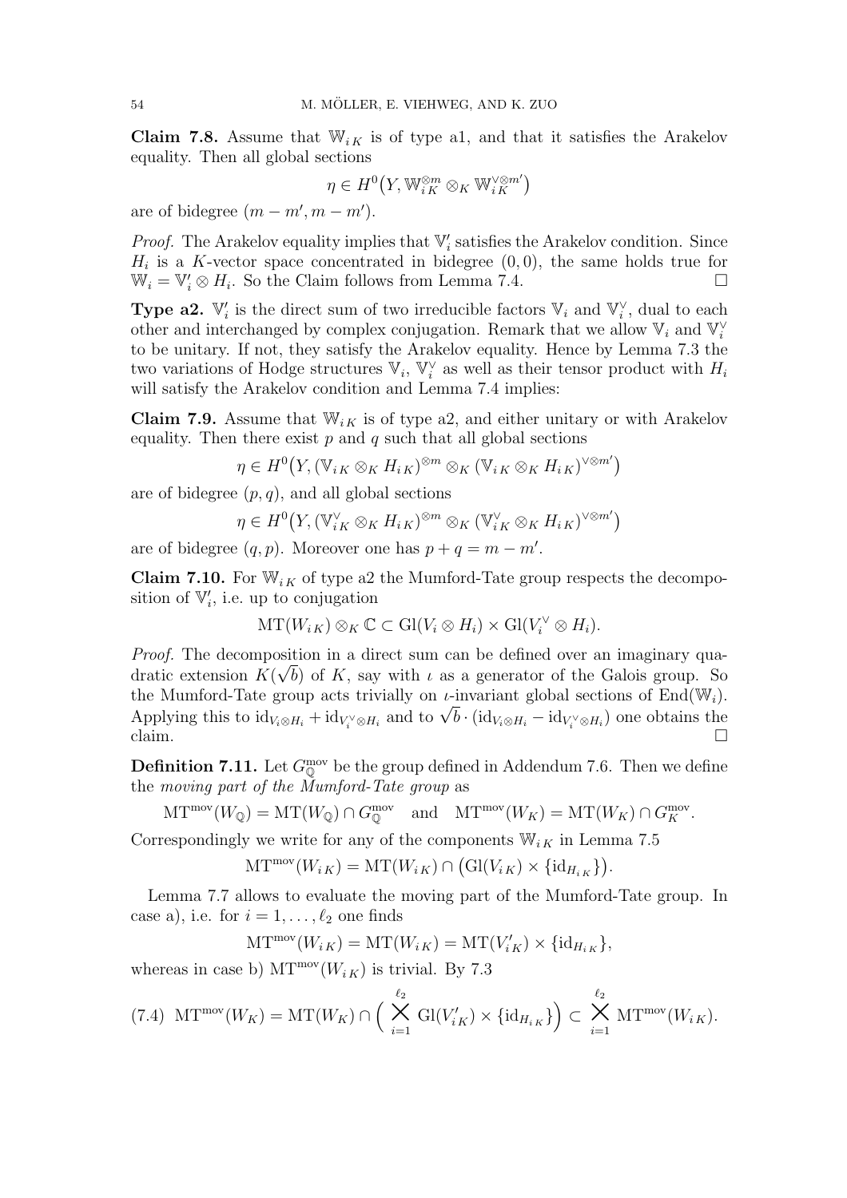**Claim 7.8.** Assume that $\mathbb{W}_{i\,K}$ is of type a1, and that it satisfies the Arakelov equality. Then all global sections

$$\eta \in H^0\big(Y, \mathbb{W}_{i\,K}^{\otimes m} \otimes_K \mathbb{W}_{i\,K}^{\vee \otimes m'}\big)$$

are of bidegree $(m - m', m - m')$.

*Proof.* The Arakelov equality implies that $\mathbb{V}'_i$ satisfies the Arakelov condition. Since $H_i$ is a $K$-vector space concentrated in bidegree $(0, 0)$, the same holds true for $\mathbb{W}_i = \mathbb{V}'_i \otimes H_i$. So the Claim follows from Lemma 7.4. $\square$

**Type a2.** $\mathbb{V}'_i$ is the direct sum of two irreducible factors $\mathbb{V}_i$ and $\mathbb{V}_i^\vee$, dual to each other and interchanged by complex conjugation. Remark that we allow $\mathbb{V}_i$ and $\mathbb{V}_i^\vee$ to be unitary. If not, they satisfy the Arakelov equality. Hence by Lemma 7.3 the two variations of Hodge structures $\mathbb{V}_i$, $\mathbb{V}_i^\vee$ as well as their tensor product with $H_i$ will satisfy the Arakelov condition and Lemma 7.4 implies:

**Claim 7.9.** Assume that $\mathbb{W}_{i\,K}$ is of type a2, and either unitary or with Arakelov equality. Then there exist $p$ and $q$ such that all global sections

$$\eta \in H^0\big(Y, (\mathbb{V}_{i\,K} \otimes_K H_{i\,K})^{\otimes m} \otimes_K (\mathbb{V}_{i\,K} \otimes_K H_{i\,K})^{\vee \otimes m'}\big)$$

are of bidegree $(p, q)$, and all global sections

$$\eta \in H^0\big(Y, (\mathbb{V}^\vee_{i\,K} \otimes_K H_{i\,K})^{\otimes m} \otimes_K (\mathbb{V}^\vee_{i\,K} \otimes_K H_{i\,K})^{\vee \otimes m'}\big)$$

are of bidegree $(q, p)$. Moreover one has $p + q = m - m'$.

**Claim 7.10.** For $\mathbb{W}_{i\,K}$ of type a2 the Mumford-Tate group respects the decomposition of $\mathbb{V}'_i$, i.e. up to conjugation

$$\mathrm{MT}(W_{i\,K}) \otimes_K \mathbb{C} \subset \mathrm{Gl}(V_i \otimes H_i) \times \mathrm{Gl}(V_i^\vee \otimes H_i).$$

*Proof.* The decomposition in a direct sum can be defined over an imaginary quadratic extension $K(\sqrt{b})$ of $K$, say with $\iota$ as a generator of the Galois group. So the Mumford-Tate group acts trivially on $\iota$-invariant global sections of $\mathrm{End}(\mathbb{W}_i)$. Applying this to $\mathrm{id}_{V_i \otimes H_i} + \mathrm{id}_{V_i^\vee \otimes H_i}$ and to $\sqrt{b} \cdot (\mathrm{id}_{V_i \otimes H_i} - \mathrm{id}_{V_i^\vee \otimes H_i})$ one obtains the claim. $\square$

**Definition 7.11.** Let $G^{\mathrm{mov}}_{\mathbb{Q}}$ be the group defined in Addendum 7.6. Then we define the *moving part of the Mumford-Tate group* as

$$\mathrm{MT}^{\mathrm{mov}}(W_{\mathbb{Q}}) = \mathrm{MT}(W_{\mathbb{Q}}) \cap G^{\mathrm{mov}}_{\mathbb{Q}} \quad \text{and} \quad \mathrm{MT}^{\mathrm{mov}}(W_K) = \mathrm{MT}(W_K) \cap G^{\mathrm{mov}}_K.$$

Correspondingly we write for any of the components $\mathbb{W}_{i\,K}$ in Lemma 7.5

$$\mathrm{MT}^{\mathrm{mov}}(W_{i\,K}) = \mathrm{MT}(W_{i\,K}) \cap \big(\mathrm{Gl}(V_{i\,K}) \times \{\mathrm{id}_{H_{i\,K}}\}\big).$$

Lemma 7.7 allows to evaluate the moving part of the Mumford-Tate group. In case a), i.e. for $i = 1, \ldots, \ell_2$ one finds

$$\mathrm{MT}^{\mathrm{mov}}(W_{i\,K}) = \mathrm{MT}(W_{i\,K}) = \mathrm{MT}(V'_{i\,K}) \times \{\mathrm{id}_{H_{i\,K}}\},$$

whereas in case b) $\mathrm{MT}^{\mathrm{mov}}(W_{i\,K})$ is trivial. By 7.3

$$\mathrm{MT}^{\mathrm{mov}}(W_K) = \mathrm{MT}(W_K) \cap \Big( \bigtimes_{i=1}^{\ell_2} \mathrm{Gl}(V'_{i\,K}) \times \{\mathrm{id}_{H_{i\,K}}\} \Big) \subset \bigtimes_{i=1}^{\ell_2} \mathrm{MT}^{\mathrm{mov}}(W_{i\,K}). \tag{7.4}$$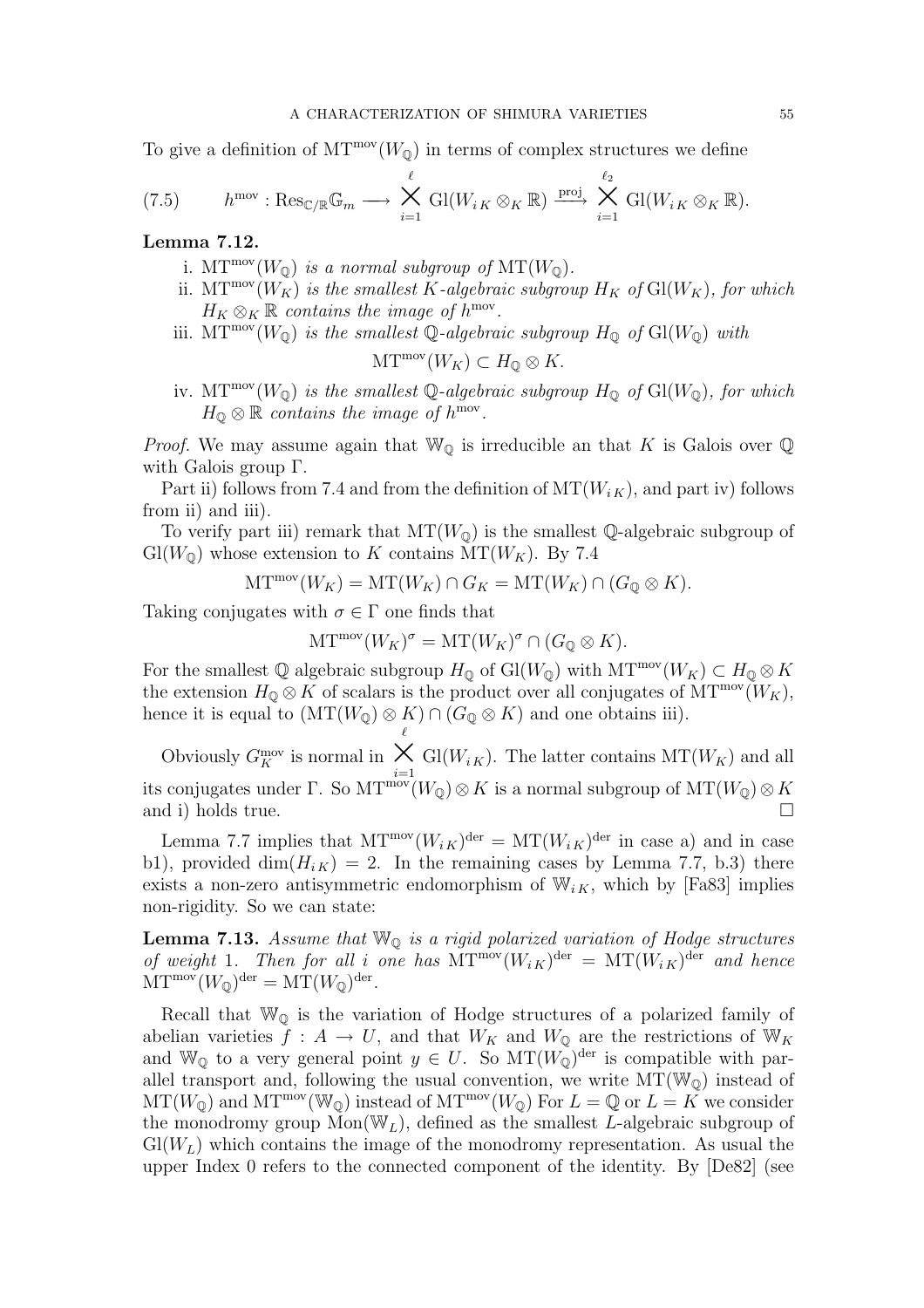To give a definition of $\mathrm{MT}^{\mathrm{mov}}(W_{\mathbb{Q}})$ in terms of complex structures we define

$$
(7.5) \qquad h^{\mathrm{mov}} : \mathrm{Res}_{\mathbb{C}/\mathbb{R}}\mathbb{G}_m \longrightarrow \bigtimes_{i=1}^{\ell} \mathrm{Gl}(W_{i\,K} \otimes_K \mathbb{R}) \xrightarrow{\mathrm{proj}} \bigtimes_{i=1}^{\ell_2} \mathrm{Gl}(W_{i\,K} \otimes_K \mathbb{R}).
$$

**Lemma 7.12.**

i. $\mathrm{MT}^{\mathrm{mov}}(W_{\mathbb{Q}})$ *is a normal subgroup of* $\mathrm{MT}(W_{\mathbb{Q}})$.

ii. $\mathrm{MT}^{\mathrm{mov}}(W_K)$ *is the smallest $K$-algebraic subgroup $H_K$ of* $\mathrm{Gl}(W_K)$*, for which* $H_K \otimes_K \mathbb{R}$ *contains the image of* $h^{\mathrm{mov}}$.

iii. $\mathrm{MT}^{\mathrm{mov}}(W_{\mathbb{Q}})$ *is the smallest $\mathbb{Q}$-algebraic subgroup $H_{\mathbb{Q}}$ of* $\mathrm{Gl}(W_{\mathbb{Q}})$ *with*
$$\mathrm{MT}^{\mathrm{mov}}(W_K) \subset H_{\mathbb{Q}} \otimes K.$$

iv. $\mathrm{MT}^{\mathrm{mov}}(W_{\mathbb{Q}})$ *is the smallest $\mathbb{Q}$-algebraic subgroup $H_{\mathbb{Q}}$ of* $\mathrm{Gl}(W_{\mathbb{Q}})$*, for which* $H_{\mathbb{Q}} \otimes \mathbb{R}$ *contains the image of* $h^{\mathrm{mov}}$.

*Proof.* We may assume again that $\mathbb{W}_{\mathbb{Q}}$ is irreducible an that $K$ is Galois over $\mathbb{Q}$ with Galois group $\Gamma$.

Part ii) follows from 7.4 and from the definition of $\mathrm{MT}(W_{i\,K})$, and part iv) follows from ii) and iii).

To verify part iii) remark that $\mathrm{MT}(W_{\mathbb{Q}})$ is the smallest $\mathbb{Q}$-algebraic subgroup of $\mathrm{Gl}(W_{\mathbb{Q}})$ whose extension to $K$ contains $\mathrm{MT}(W_K)$. By 7.4

$$\mathrm{MT}^{\mathrm{mov}}(W_K) = \mathrm{MT}(W_K) \cap G_K = \mathrm{MT}(W_K) \cap (G_{\mathbb{Q}} \otimes K).$$

Taking conjugates with $\sigma \in \Gamma$ one finds that

$$\mathrm{MT}^{\mathrm{mov}}(W_K)^{\sigma} = \mathrm{MT}(W_K)^{\sigma} \cap (G_{\mathbb{Q}} \otimes K).$$

For the smallest $\mathbb{Q}$ algebraic subgroup $H_{\mathbb{Q}}$ of $\mathrm{Gl}(W_{\mathbb{Q}})$ with $\mathrm{MT}^{\mathrm{mov}}(W_K) \subset H_{\mathbb{Q}} \otimes K$ the extension $H_{\mathbb{Q}} \otimes K$ of scalars is the product over all conjugates of $\mathrm{MT}^{\mathrm{mov}}(W_K)$, hence it is equal to $(\mathrm{MT}(W_{\mathbb{Q}}) \otimes K) \cap (G_{\mathbb{Q}} \otimes K)$ and one obtains iii).

Obviously $G_K^{\mathrm{mov}}$ is normal in $\bigtimes_{i=1}^{\ell} \mathrm{Gl}(W_{i\,K})$. The latter contains $\mathrm{MT}(W_K)$ and all its conjugates under $\Gamma$. So $\mathrm{MT}^{\mathrm{mov}}(W_{\mathbb{Q}}) \otimes K$ is a normal subgroup of $\mathrm{MT}(W_{\mathbb{Q}}) \otimes K$ and i) holds true. $\square$

Lemma 7.7 implies that $\mathrm{MT}^{\mathrm{mov}}(W_{i\,K})^{\mathrm{der}} = \mathrm{MT}(W_{i\,K})^{\mathrm{der}}$ in case a) and in case b1), provided $\dim(H_{i\,K}) = 2$. In the remaining cases by Lemma 7.7, b.3) there exists a non-zero antisymmetric endomorphism of $\mathbb{W}_{i\,K}$, which by [Fa83] implies non-rigidity. So we can state:

**Lemma 7.13.** *Assume that $\mathbb{W}_{\mathbb{Q}}$ is a rigid polarized variation of Hodge structures of weight* 1*. Then for all $i$ one has* $\mathrm{MT}^{\mathrm{mov}}(W_{i\,K})^{\mathrm{der}} = \mathrm{MT}(W_{i\,K})^{\mathrm{der}}$ *and hence* $\mathrm{MT}^{\mathrm{mov}}(W_{\mathbb{Q}})^{\mathrm{der}} = \mathrm{MT}(W_{\mathbb{Q}})^{\mathrm{der}}$.

Recall that $\mathbb{W}_{\mathbb{Q}}$ is the variation of Hodge structures of a polarized family of abelian varieties $f : A \to U$, and that $W_K$ and $W_{\mathbb{Q}}$ are the restrictions of $\mathbb{W}_K$ and $\mathbb{W}_{\mathbb{Q}}$ to a very general point $y \in U$. So $\mathrm{MT}(W_{\mathbb{Q}})^{\mathrm{der}}$ is compatible with parallel transport and, following the usual convention, we write $\mathrm{MT}(\mathbb{W}_{\mathbb{Q}})$ instead of $\mathrm{MT}(W_{\mathbb{Q}})$ and $\mathrm{MT}^{\mathrm{mov}}(\mathbb{W}_{\mathbb{Q}})$ instead of $\mathrm{MT}^{\mathrm{mov}}(W_{\mathbb{Q}})$ For $L = \mathbb{Q}$ or $L = K$ we consider the monodromy group $\mathrm{Mon}(\mathbb{W}_L)$, defined as the smallest $L$-algebraic subgroup of $\mathrm{Gl}(W_L)$ which contains the image of the monodromy representation. As usual the upper Index 0 refers to the connected component of the identity. By [De82] (see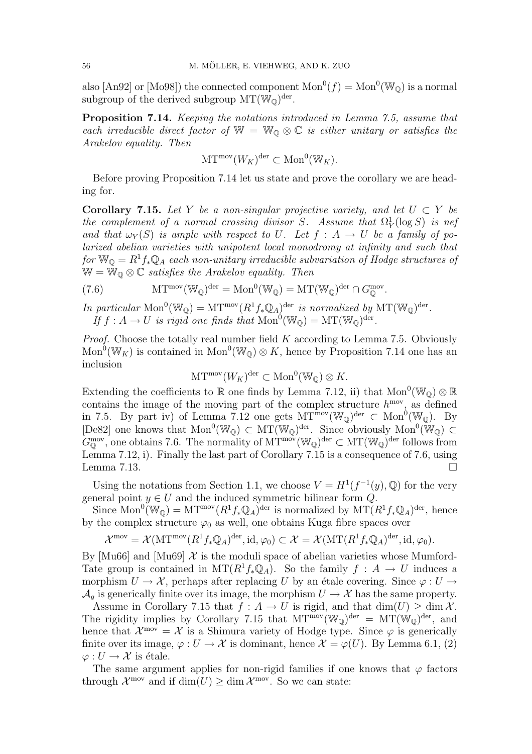also [An92] or [Mo98]) the connected component $\mathrm{Mon}^0(f) = \mathrm{Mon}^0(\mathbb{W}_{\mathbb{Q}})$ is a normal subgroup of the derived subgroup $\mathrm{MT}(\mathbb{W}_{\mathbb{Q}})^{\mathrm{der}}$.

**Proposition 7.14.** *Keeping the notations introduced in Lemma 7.5, assume that each irreducible direct factor of $\mathbb{W} = \mathbb{W}_{\mathbb{Q}} \otimes \mathbb{C}$ is either unitary or satisfies the Arakelov equality. Then*

$$\mathrm{MT}^{\mathrm{mov}}(W_K)^{\mathrm{der}} \subset \mathrm{Mon}^0(\mathbb{W}_K).$$

Before proving Proposition 7.14 let us state and prove the corollary we are heading for.

**Corollary 7.15.** *Let $Y$ be a non-singular projective variety, and let $U \subset Y$ be the complement of a normal crossing divisor $S$. Assume that $\Omega^1_Y(\log S)$ is nef and that $\omega_Y(S)$ is ample with respect to $U$. Let $f : A \to U$ be a family of polarized abelian varieties with unipotent local monodromy at infinity and such that for $\mathbb{W}_{\mathbb{Q}} = R^1 f_* \mathbb{Q}_A$ each non-unitary irreducible subvariation of Hodge structures of $\mathbb{W} = \mathbb{W}_{\mathbb{Q}} \otimes \mathbb{C}$ satisfies the Arakelov equality. Then*

$$\mathrm{MT}^{\mathrm{mov}}(\mathbb{W}_{\mathbb{Q}})^{\mathrm{der}} = \mathrm{Mon}^0(\mathbb{W}_{\mathbb{Q}}) = \mathrm{MT}(\mathbb{W}_{\mathbb{Q}})^{\mathrm{der}} \cap G^{\mathrm{mov}}_{\mathbb{Q}}. \tag{7.6}$$

*In particular $\mathrm{Mon}^0(\mathbb{W}_{\mathbb{Q}}) = \mathrm{MT}^{\mathrm{mov}}(R^1 f_* \mathbb{Q}_A)^{\mathrm{der}}$ is normalized by $\mathrm{MT}(\mathbb{W}_{\mathbb{Q}})^{\mathrm{der}}$.*
*If $f : A \to U$ is rigid one finds that $\mathrm{Mon}^0(\mathbb{W}_{\mathbb{Q}}) = \mathrm{MT}(\mathbb{W}_{\mathbb{Q}})^{\mathrm{der}}$.*

*Proof.* Choose the totally real number field $K$ according to Lemma 7.5. Obviously $\mathrm{Mon}^0(\mathbb{W}_K)$ is contained in $\mathrm{Mon}^0(\mathbb{W}_{\mathbb{Q}}) \otimes K$, hence by Proposition 7.14 one has an inclusion

$$\mathrm{MT}^{\mathrm{mov}}(W_K)^{\mathrm{der}} \subset \mathrm{Mon}^0(\mathbb{W}_{\mathbb{Q}}) \otimes K.$$

Extending the coefficients to $\mathbb{R}$ one finds by Lemma 7.12, ii) that $\mathrm{Mon}^0(\mathbb{W}_{\mathbb{Q}}) \otimes \mathbb{R}$ contains the image of the moving part of the complex structure $h^{\mathrm{mov}}$, as defined in 7.5. By part iv) of Lemma 7.12 one gets $\mathrm{MT}^{\mathrm{mov}}(\mathbb{W}_{\mathbb{Q}})^{\mathrm{der}} \subset \mathrm{Mon}^0(\mathbb{W}_{\mathbb{Q}})$. By [De82] one knows that $\mathrm{Mon}^0(\mathbb{W}_{\mathbb{Q}}) \subset \mathrm{MT}(\mathbb{W}_{\mathbb{Q}})^{\mathrm{der}}$. Since obviously $\mathrm{Mon}^0(\mathbb{W}_{\mathbb{Q}}) \subset G^{\mathrm{mov}}_{\mathbb{Q}}$, one obtains 7.6. The normality of $\mathrm{MT}^{\mathrm{mov}}(\mathbb{W}_{\mathbb{Q}})^{\mathrm{der}} \subset \mathrm{MT}(\mathbb{W}_{\mathbb{Q}})^{\mathrm{der}}$ follows from Lemma 7.12, i). Finally the last part of Corollary 7.15 is a consequence of 7.6, using Lemma 7.13. □

Using the notations from Section 1.1, we choose $V = H^1(f^{-1}(y), \mathbb{Q})$ for the very general point $y \in U$ and the induced symmetric bilinear form $Q$.

Since $\mathrm{Mon}^0(\mathbb{W}_{\mathbb{Q}}) = \mathrm{MT}^{\mathrm{mov}}(R^1 f_* \mathbb{Q}_A)^{\mathrm{der}}$ is normalized by $\mathrm{MT}(R^1 f_* \mathbb{Q}_A)^{\mathrm{der}}$, hence by the complex structure $\varphi_0$ as well, one obtains Kuga fibre spaces over

$$\mathcal{X}^{\mathrm{mov}} = \mathcal{X}(\mathrm{MT}^{\mathrm{mov}}(R^1 f_* \mathbb{Q}_A)^{\mathrm{der}}, \mathrm{id}, \varphi_0) \subset \mathcal{X} = \mathcal{X}(\mathrm{MT}(R^1 f_* \mathbb{Q}_A)^{\mathrm{der}}, \mathrm{id}, \varphi_0).$$

By [Mu66] and [Mu69] $\mathcal{X}$ is the moduli space of abelian varieties whose Mumford-Tate group is contained in $\mathrm{MT}(R^1 f_* \mathbb{Q}_A)$. So the family $f : A \to U$ induces a morphism $U \to \mathcal{X}$, perhaps after replacing $U$ by an étale covering. Since $\varphi : U \to \mathcal{A}_g$ is generically finite over its image, the morphism $U \to \mathcal{X}$ has the same property.

Assume in Corollary 7.15 that $f : A \to U$ is rigid, and that $\dim(U) \geq \dim \mathcal{X}$. The rigidity implies by Corollary 7.15 that $\mathrm{MT}^{\mathrm{mov}}(\mathbb{W}_{\mathbb{Q}})^{\mathrm{der}} = \mathrm{MT}(\mathbb{W}_{\mathbb{Q}})^{\mathrm{der}}$, and hence that $\mathcal{X}^{\mathrm{mov}} = \mathcal{X}$ is a Shimura variety of Hodge type. Since $\varphi$ is generically finite over its image, $\varphi : U \to \mathcal{X}$ is dominant, hence $\mathcal{X} = \varphi(U)$. By Lemma 6.1, (2) $\varphi : U \to \mathcal{X}$ is étale.

The same argument applies for non-rigid families if one knows that $\varphi$ factors through $\mathcal{X}^{\mathrm{mov}}$ and if $\dim(U) \geq \dim \mathcal{X}^{\mathrm{mov}}$. So we can state: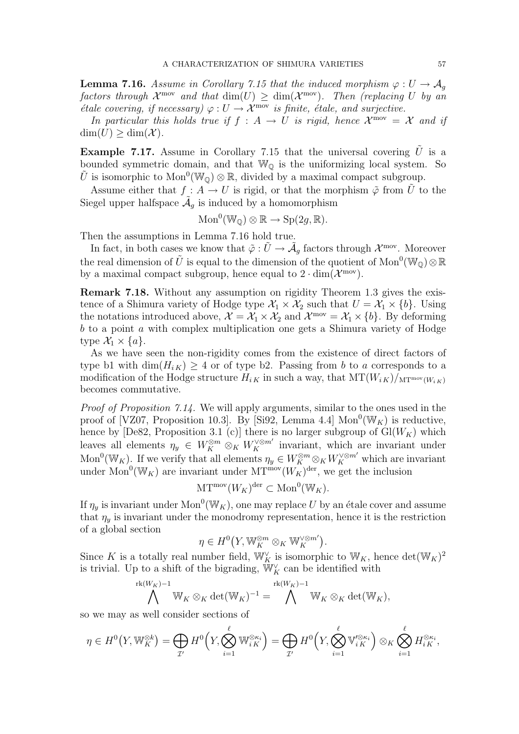**Lemma 7.16.** *Assume in Corollary 7.15 that the induced morphism $\varphi : U \to \mathcal{A}_g$ factors through $\mathcal{X}^{\rm mov}$ and that $\dim(U) \geq \dim(\mathcal{X}^{\rm mov})$. Then (replacing $U$ by an étale covering, if necessary) $\varphi : U \to \mathcal{X}^{\rm mov}$ is finite, étale, and surjective.*

*In particular this holds true if $f : A \to U$ is rigid, hence $\mathcal{X}^{\rm mov} = \mathcal{X}$ and if $\dim(U) \geq \dim(\mathcal{X})$.*

**Example 7.17.** Assume in Corollary 7.15 that the universal covering $\tilde{U}$ is a bounded symmetric domain, and that $\mathbb{W}_{\mathbb{Q}}$ is the uniformizing local system. So $\tilde{U}$ is isomorphic to $\mathrm{Mon}^0(\mathbb{W}_{\mathbb{Q}}) \otimes \mathbb{R}$, divided by a maximal compact subgroup.

Assume either that $f : A \to U$ is rigid, or that the morphism $\tilde{\varphi}$ from $\tilde{U}$ to the Siegel upper halfspace $\tilde{\mathcal{A}}_g$ is induced by a homomorphism

$$\mathrm{Mon}^0(\mathbb{W}_{\mathbb{Q}}) \otimes \mathbb{R} \to \mathrm{Sp}(2g, \mathbb{R}).$$

Then the assumptions in Lemma 7.16 hold true.

In fact, in both cases we know that $\tilde{\varphi} : \tilde{U} \to \tilde{\mathcal{A}}_g$ factors through $\mathcal{X}^{\rm mov}$. Moreover the real dimension of $\tilde{U}$ is equal to the dimension of the quotient of $\mathrm{Mon}^0(\mathbb{W}_{\mathbb{Q}}) \otimes \mathbb{R}$ by a maximal compact subgroup, hence equal to $2 \cdot \dim(\mathcal{X}^{\rm mov})$.

**Remark 7.18.** Without any assumption on rigidity Theorem 1.3 gives the existence of a Shimura variety of Hodge type $\mathcal{X}_1 \times \mathcal{X}_2$ such that $U = \mathcal{X}_1 \times \{b\}$. Using the notations introduced above, $\mathcal{X} = \mathcal{X}_1 \times \mathcal{X}_2$ and $\mathcal{X}^{\rm mov} = \mathcal{X}_1 \times \{b\}$. By deforming $b$ to a point $a$ with complex multiplication one gets a Shimura variety of Hodge type $\mathcal{X}_1 \times \{a\}$.

As we have seen the non-rigidity comes from the existence of direct factors of type b1 with $\dim(H_{i\,K}) \geq 4$ or of type b2. Passing from $b$ to $a$ corresponds to a modification of the Hodge structure $H_{i\,K}$ in such a way, that $\mathrm{MT}(W_{i\,K})/_{\mathrm{MT}^{\rm mov}(W_{i\,K})}$ becomes commutative.

*Proof of Proposition 7.14.* We will apply arguments, similar to the ones used in the proof of [VZ07, Proposition 10.3]. By [Si92, Lemma 4.4] $\mathrm{Mon}^0(\mathbb{W}_K)$ is reductive, hence by [De82, Proposition 3.1 (c)] there is no larger subgroup of $\mathrm{Gl}(W_K)$ which leaves all elements $\eta_y \in W_K^{\otimes m} \otimes_K W_K^{\vee \otimes m'}$ invariant, which are invariant under $\mathrm{Mon}^0(\mathbb{W}_K)$. If we verify that all elements $\eta_y \in W_K^{\otimes m} \otimes_K W_K^{\vee \otimes m'}$ which are invariant under $\mathrm{Mon}^0(\mathbb{W}_K)$ are invariant under $\mathrm{MT}^{\rm mov}(W_K)^{\rm der}$, we get the inclusion

$$\mathrm{MT}^{\rm mov}(W_K)^{\rm der} \subset \mathrm{Mon}^0(\mathbb{W}_K).$$

If $\eta_y$ is invariant under $\mathrm{Mon}^0(\mathbb{W}_K)$, one may replace $U$ by an étale cover and assume that $\eta_y$ is invariant under the monodromy representation, hence it is the restriction of a global section

$$\eta \in H^0\big(Y, \mathbb{W}_K^{\otimes m} \otimes_K \mathbb{W}_K^{\vee \otimes m'}\big).$$

Since $K$ is a totally real number field, $\mathbb{W}_K^\vee$ is isomorphic to $\mathbb{W}_K$, hence $\det(\mathbb{W}_K)^2$ is trivial. Up to a shift of the bigrading, $\mathbb{W}_K^\vee$ can be identified with

$$\bigwedge^{\mathrm{rk}(W_K)-1} \mathbb{W}_K \otimes_K \det(\mathbb{W}_K)^{-1} = \bigwedge^{\mathrm{rk}(W_K)-1} \mathbb{W}_K \otimes_K \det(\mathbb{W}_K),$$

so we may as well consider sections of

$$\eta \in H^0\big(Y, \mathbb{W}_K^{\otimes k}\big) = \bigoplus_{\mathcal{I}'} H^0\Big(Y, \bigotimes_{i=1}^{\ell} \mathbb{W}_{i\,K}^{\otimes \kappa_i}\Big) = \bigoplus_{\mathcal{I}'} H^0\Big(Y, \bigotimes_{i=1}^{\ell} \mathbb{V}_{i\,K}'^{\otimes \kappa_i}\Big) \otimes_K \bigotimes_{i=1}^{\ell} H_{i\,K}^{\otimes \kappa_i},$$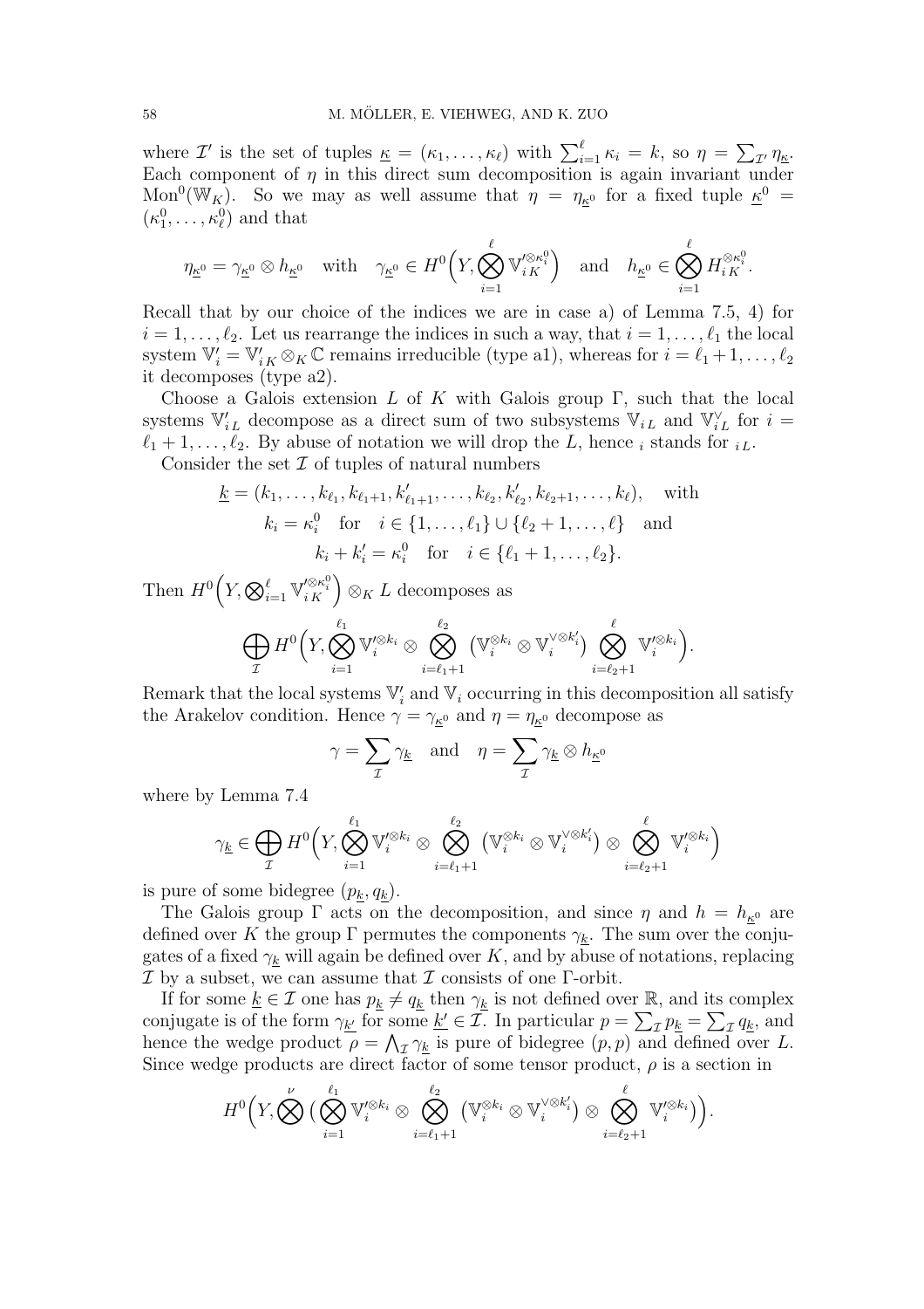where $\mathcal{I}'$ is the set of tuples $\underline{\kappa} = (\kappa_1, \ldots, \kappa_\ell)$ with $\sum_{i=1}^{\ell} \kappa_i = k$, so $\eta = \sum_{\mathcal{I}'} \eta_{\underline{\kappa}}$. Each component of $\eta$ in this direct sum decomposition is again invariant under $\mathrm{Mon}^0(\mathbb{W}_K)$. So we may as well assume that $\eta = \eta_{\underline{\kappa}^0}$ for a fixed tuple $\underline{\kappa}^0 = (\kappa_1^0, \ldots, \kappa_\ell^0)$ and that

$$\eta_{\underline{\kappa}^0} = \gamma_{\underline{\kappa}^0} \otimes h_{\underline{\kappa}^0} \quad \text{with} \quad \gamma_{\underline{\kappa}^0} \in H^0\Big(Y, \bigotimes_{i=1}^{\ell} \mathbb{V}'^{\otimes \kappa_i^0}_{i\,K}\Big) \quad \text{and} \quad h_{\underline{\kappa}^0} \in \bigotimes_{i=1}^{\ell} H^{\otimes \kappa_i^0}_{i\,K}.$$

Recall that by our choice of the indices we are in case a) of Lemma 7.5, 4) for $i = 1, \ldots, \ell_2$. Let us rearrange the indices in such a way, that $i = 1, \ldots, \ell_1$ the local system $\mathbb{V}'_i = \mathbb{V}'_{i\,K} \otimes_K \mathbb{C}$ remains irreducible (type a1), whereas for $i = \ell_1 + 1, \ldots, \ell_2$ it decomposes (type a2).

Choose a Galois extension $L$ of $K$ with Galois group $\Gamma$, such that the local systems $\mathbb{V}'_{i\,L}$ decompose as a direct sum of two subsystems $\mathbb{V}_{i\,L}$ and $\mathbb{V}^\vee_{i\,L}$ for $i = \ell_1 + 1, \ldots, \ell_2$. By abuse of notation we will drop the $L$, hence ${}_i$ stands for ${}_{i\,L}$.

Consider the set $\mathcal{I}$ of tuples of natural numbers

$$\begin{gathered}\underline{k} = (k_1, \ldots, k_{\ell_1}, k_{\ell_1+1}, k'_{\ell_1+1}, \ldots, k_{\ell_2}, k'_{\ell_2}, k_{\ell_2+1}, \ldots, k_\ell), \quad \text{with} \\ k_i = \kappa_i^0 \quad \text{for} \quad i \in \{1, \ldots, \ell_1\} \cup \{\ell_2 + 1, \ldots, \ell\} \quad \text{and} \\ k_i + k'_i = \kappa_i^0 \quad \text{for} \quad i \in \{\ell_1 + 1, \ldots, \ell_2\}.\end{gathered}$$

Then $H^0\Big(Y, \bigotimes_{i=1}^{\ell} \mathbb{V}'^{\otimes \kappa_i^0}_{i\,K}\Big) \otimes_K L$ decomposes as

$$\bigoplus_{\mathcal{I}} H^0\Big(Y, \bigotimes_{i=1}^{\ell_1} \mathbb{V}'^{\otimes k_i}_i \otimes \bigotimes_{i=\ell_1+1}^{\ell_2} \big(\mathbb{V}^{\otimes k_i}_i \otimes \mathbb{V}^{\vee \otimes k'_i}_i\big) \bigotimes_{i=\ell_2+1}^{\ell} \mathbb{V}'^{\otimes k_i}_i\Big).$$

Remark that the local systems $\mathbb{V}'_i$ and $\mathbb{V}_i$ occurring in this decomposition all satisfy the Arakelov condition. Hence $\gamma = \gamma_{\underline{\kappa}^0}$ and $\eta = \eta_{\underline{\kappa}^0}$ decompose as

$$\gamma = \sum_{\mathcal{I}} \gamma_{\underline{k}} \quad \text{and} \quad \eta = \sum_{\mathcal{I}} \gamma_{\underline{k}} \otimes h_{\underline{\kappa}^0}$$

where by Lemma 7.4

$$\gamma_{\underline{k}} \in \bigoplus_{\mathcal{I}} H^0\Big(Y, \bigotimes_{i=1}^{\ell_1} \mathbb{V}'^{\otimes k_i}_i \otimes \bigotimes_{i=\ell_1+1}^{\ell_2} \big(\mathbb{V}^{\otimes k_i}_i \otimes \mathbb{V}^{\vee \otimes k'_i}_i\big) \otimes \bigotimes_{i=\ell_2+1}^{\ell} \mathbb{V}'^{\otimes k_i}_i\Big)$$

is pure of some bidegree $(p_{\underline{k}}, q_{\underline{k}})$.

The Galois group $\Gamma$ acts on the decomposition, and since $\eta$ and $h = h_{\underline{\kappa}^0}$ are defined over $K$ the group $\Gamma$ permutes the components $\gamma_{\underline{k}}$. The sum over the conjugates of a fixed $\gamma_{\underline{k}}$ will again be defined over $K$, and by abuse of notations, replacing $\mathcal{I}$ by a subset, we can assume that $\mathcal{I}$ consists of one $\Gamma$-orbit.

If for some $\underline{k} \in \mathcal{I}$ one has $p_{\underline{k}} \neq q_{\underline{k}}$ then $\gamma_{\underline{k}}$ is not defined over $\mathbb{R}$, and its complex conjugate is of the form $\gamma_{\underline{k}'}$ for some $\underline{k}' \in \mathcal{I}$. In particular $p = \sum_{\mathcal{I}} p_{\underline{k}} = \sum_{\mathcal{I}} q_{\underline{k}}$, and hence the wedge product $\rho = \bigwedge_{\mathcal{I}} \gamma_{\underline{k}}$ is pure of bidegree $(p, p)$ and defined over $L$. Since wedge products are direct factor of some tensor product, $\rho$ is a section in

$$H^0\Big(Y, \bigotimes^{\nu} \big(\bigotimes_{i=1}^{\ell_1} \mathbb{V}'^{\otimes k_i}_i \otimes \bigotimes_{i=\ell_1+1}^{\ell_2} \big(\mathbb{V}^{\otimes k_i}_i \otimes \mathbb{V}^{\vee \otimes k'_i}_i\big) \otimes \bigotimes_{i=\ell_2+1}^{\ell} \mathbb{V}'^{\otimes k_i}_i\big)\Big).$$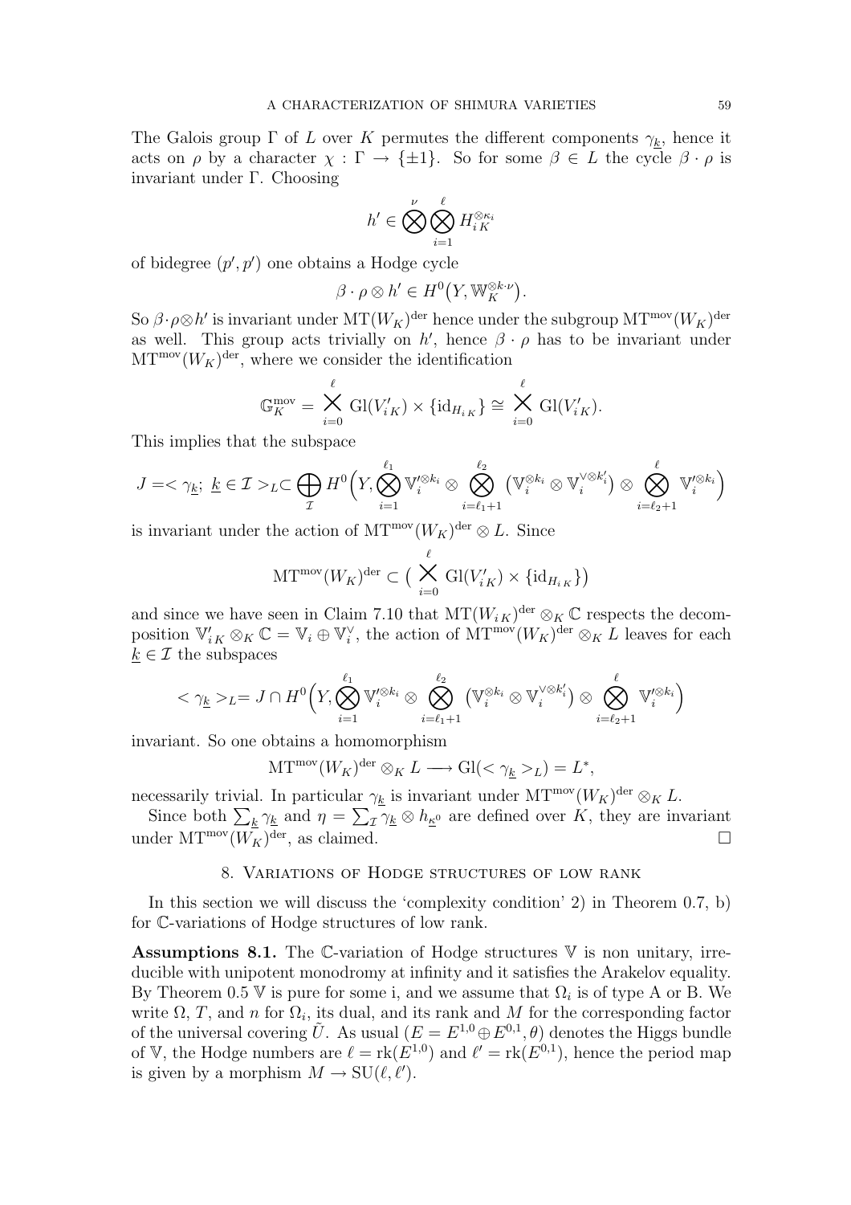The Galois group $\Gamma$ of $L$ over $K$ permutes the different components $\gamma_{\underline{k}}$, hence it acts on $\rho$ by a character $\chi : \Gamma \to \{\pm 1\}$. So for some $\beta \in L$ the cycle $\beta \cdot \rho$ is invariant under $\Gamma$. Choosing

$$h' \in \bigotimes^{\nu} \bigotimes_{i=1}^{\ell} H_{i\,K}^{\otimes \kappa_i}$$

of bidegree $(p', p')$ one obtains a Hodge cycle

$$\beta \cdot \rho \otimes h' \in H^0\big(Y, \mathbb{W}_K^{\otimes k \cdot \nu}\big).$$

So $\beta \cdot \rho \otimes h'$ is invariant under $\mathrm{MT}(W_K)^{\mathrm{der}}$ hence under the subgroup $\mathrm{MT}^{\mathrm{mov}}(W_K)^{\mathrm{der}}$ as well. This group acts trivially on $h'$, hence $\beta \cdot \rho$ has to be invariant under $\mathrm{MT}^{\mathrm{mov}}(W_K)^{\mathrm{der}}$, where we consider the identification

$$\mathbb{G}_K^{\mathrm{mov}} = \bigtimes_{i=0}^{\ell} \mathrm{Gl}(V'_{i\,K}) \times \{\mathrm{id}_{H_{i\,K}}\} \cong \bigtimes_{i=0}^{\ell} \mathrm{Gl}(V'_{i\,K}).$$

This implies that the subspace

$$J = <\gamma_{\underline{k}};\ \underline{k} \in \mathcal{I}>_L \subset \bigoplus_{\mathcal{I}} H^0\Big(Y, \bigotimes_{i=1}^{\ell_1} \mathbb{V}_i'^{\otimes k_i} \otimes \bigotimes_{i=\ell_1+1}^{\ell_2} \big(\mathbb{V}_i^{\otimes k_i} \otimes \mathbb{V}_i^{\vee \otimes k'_i}\big) \otimes \bigotimes_{i=\ell_2+1}^{\ell} \mathbb{V}_i'^{\otimes k_i}\Big)$$

is invariant under the action of $\mathrm{MT}^{\mathrm{mov}}(W_K)^{\mathrm{der}} \otimes L$. Since

$$\mathrm{MT}^{\mathrm{mov}}(W_K)^{\mathrm{der}} \subset \big(\bigtimes_{i=0}^{\ell} \mathrm{Gl}(V'_{i\,K}) \times \{\mathrm{id}_{H_{i\,K}}\}\big)$$

and since we have seen in Claim 7.10 that $\mathrm{MT}(W_{i\,K})^{\mathrm{der}} \otimes_K \mathbb{C}$ respects the decomposition $\mathbb{V}'_{i\,K} \otimes_K \mathbb{C} = \mathbb{V}_i \oplus \mathbb{V}_i^{\vee}$, the action of $\mathrm{MT}^{\mathrm{mov}}(W_K)^{\mathrm{der}} \otimes_K L$ leaves for each $\underline{k} \in \mathcal{I}$ the subspaces

$$<\gamma_{\underline{k}}>_L = J \cap H^0\Big(Y, \bigotimes_{i=1}^{\ell_1} \mathbb{V}_i'^{\otimes k_i} \otimes \bigotimes_{i=\ell_1+1}^{\ell_2} \big(\mathbb{V}_i^{\otimes k_i} \otimes \mathbb{V}_i^{\vee \otimes k'_i}\big) \otimes \bigotimes_{i=\ell_2+1}^{\ell} \mathbb{V}_i'^{\otimes k_i}\Big)$$

invariant. So one obtains a homomorphism

$$\mathrm{MT}^{\mathrm{mov}}(W_K)^{\mathrm{der}} \otimes_K L \longrightarrow \mathrm{Gl}(<\gamma_{\underline{k}}>_L) = L^*,$$

necessarily trivial. In particular $\gamma_{\underline{k}}$ is invariant under $\mathrm{MT}^{\mathrm{mov}}(W_K)^{\mathrm{der}} \otimes_K L$.

Since both $\sum_{\underline{k}} \gamma_{\underline{k}}$ and $\eta = \sum_{\mathcal{I}} \gamma_{\underline{k}} \otimes h_{\underline{\kappa}^0}$ are defined over $K$, they are invariant under $\mathrm{MT}^{\mathrm{mov}}(W_K)^{\mathrm{der}}$, as claimed. □

## 8. Variations of Hodge structures of low rank

In this section we will discuss the 'complexity condition' 2) in Theorem 0.7, b) for $\mathbb{C}$-variations of Hodge structures of low rank.

**Assumptions 8.1.** The $\mathbb{C}$-variation of Hodge structures $\mathbb{V}$ is non unitary, irreducible with unipotent monodromy at infinity and it satisfies the Arakelov equality. By Theorem 0.5 $\mathbb{V}$ is pure for some i, and we assume that $\Omega_i$ is of type A or B. We write $\Omega$, $T$, and $n$ for $\Omega_i$, its dual, and its rank and $M$ for the corresponding factor of the universal covering $\tilde{U}$. As usual $(E = E^{1,0} \oplus E^{0,1}, \theta)$ denotes the Higgs bundle of $\mathbb{V}$, the Hodge numbers are $\ell = \mathrm{rk}(E^{1,0})$ and $\ell' = \mathrm{rk}(E^{0,1})$, hence the period map is given by a morphism $M \to \mathrm{SU}(\ell, \ell')$.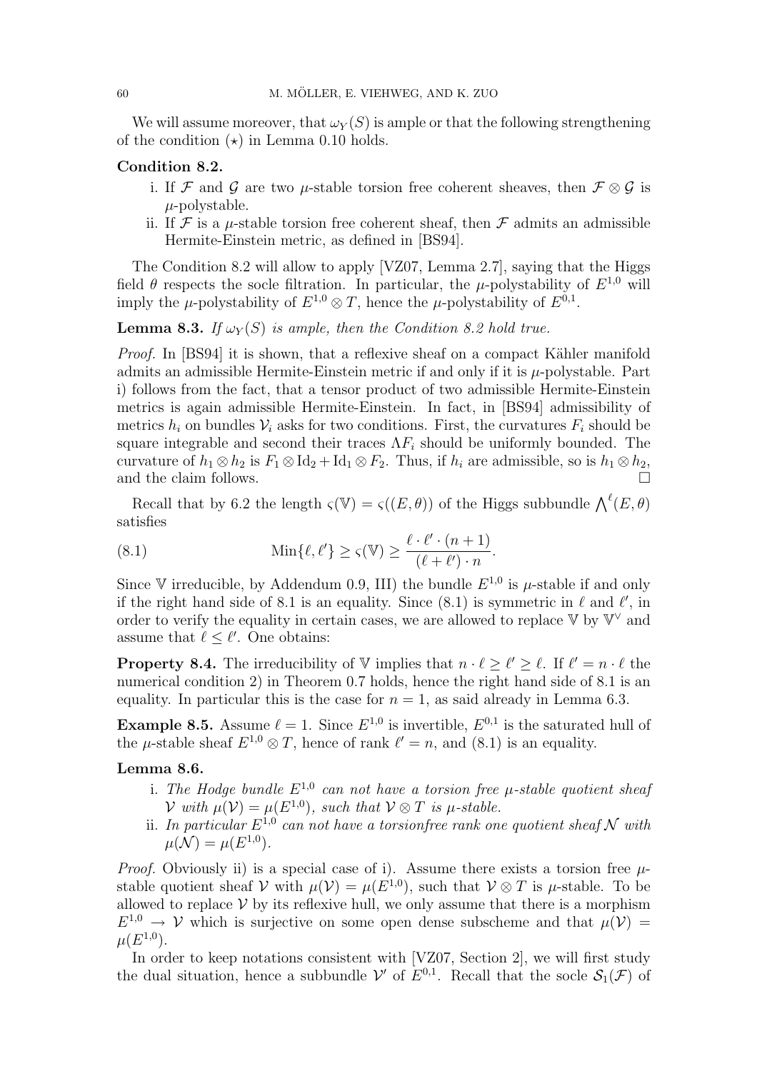We will assume moreover, that $\omega_Y(S)$ is ample or that the following strengthening of the condition $(\star)$ in Lemma 0.10 holds.

**Condition 8.2.**

i. If $\mathcal{F}$ and $\mathcal{G}$ are two $\mu$-stable torsion free coherent sheaves, then $\mathcal{F} \otimes \mathcal{G}$ is $\mu$-polystable.
ii. If $\mathcal{F}$ is a $\mu$-stable torsion free coherent sheaf, then $\mathcal{F}$ admits an admissible Hermite-Einstein metric, as defined in [BS94].

The Condition 8.2 will allow to apply [VZ07, Lemma 2.7], saying that the Higgs field $\theta$ respects the socle filtration. In particular, the $\mu$-polystability of $E^{1,0}$ will imply the $\mu$-polystability of $E^{1,0} \otimes T$, hence the $\mu$-polystability of $E^{0,1}$.

**Lemma 8.3.** *If $\omega_Y(S)$ is ample, then the Condition 8.2 hold true.*

*Proof.* In [BS94] it is shown, that a reflexive sheaf on a compact Kähler manifold admits an admissible Hermite-Einstein metric if and only if it is $\mu$-polystable. Part i) follows from the fact, that a tensor product of two admissible Hermite-Einstein metrics is again admissible Hermite-Einstein. In fact, in [BS94] admissibility of metrics $h_i$ on bundles $\mathcal{V}_i$ asks for two conditions. First, the curvatures $F_i$ should be square integrable and second their traces $\Lambda F_i$ should be uniformly bounded. The curvature of $h_1 \otimes h_2$ is $F_1 \otimes \mathrm{Id}_2 + \mathrm{Id}_1 \otimes F_2$. Thus, if $h_i$ are admissible, so is $h_1 \otimes h_2$, and the claim follows. $\square$

Recall that by 6.2 the length $\varsigma(\mathbb{V}) = \varsigma((E, \theta))$ of the Higgs subbundle $\bigwedge^{\ell}(E, \theta)$ satisfies

$$\mathrm{Min}\{\ell, \ell'\} \geq \varsigma(\mathbb{V}) \geq \frac{\ell \cdot \ell' \cdot (n+1)}{(\ell + \ell') \cdot n}. \tag{8.1}$$

Since $\mathbb{V}$ irreducible, by Addendum 0.9, III) the bundle $E^{1,0}$ is $\mu$-stable if and only if the right hand side of 8.1 is an equality. Since (8.1) is symmetric in $\ell$ and $\ell'$, in order to verify the equality in certain cases, we are allowed to replace $\mathbb{V}$ by $\mathbb{V}^\vee$ and assume that $\ell \leq \ell'$. One obtains:

**Property 8.4.** The irreducibility of $\mathbb{V}$ implies that $n \cdot \ell \geq \ell' \geq \ell$. If $\ell' = n \cdot \ell$ the numerical condition 2) in Theorem 0.7 holds, hence the right hand side of 8.1 is an equality. In particular this is the case for $n = 1$, as said already in Lemma 6.3.

**Example 8.5.** Assume $\ell = 1$. Since $E^{1,0}$ is invertible, $E^{0,1}$ is the saturated hull of the $\mu$-stable sheaf $E^{1,0} \otimes T$, hence of rank $\ell' = n$, and (8.1) is an equality.

**Lemma 8.6.**

i. *The Hodge bundle $E^{1,0}$ can not have a torsion free $\mu$-stable quotient sheaf $\mathcal{V}$ with $\mu(\mathcal{V}) = \mu(E^{1,0})$, such that $\mathcal{V} \otimes T$ is $\mu$-stable.*
ii. *In particular $E^{1,0}$ can not have a torsionfree rank one quotient sheaf $\mathcal{N}$ with $\mu(\mathcal{N}) = \mu(E^{1,0})$.*

*Proof.* Obviously ii) is a special case of i). Assume there exists a torsion free $\mu$-stable quotient sheaf $\mathcal{V}$ with $\mu(\mathcal{V}) = \mu(E^{1,0})$, such that $\mathcal{V} \otimes T$ is $\mu$-stable. To be allowed to replace $\mathcal{V}$ by its reflexive hull, we only assume that there is a morphism $E^{1,0} \to \mathcal{V}$ which is surjective on some open dense subscheme and that $\mu(\mathcal{V}) = \mu(E^{1,0})$.

In order to keep notations consistent with [VZ07, Section 2], we will first study the dual situation, hence a subbundle $\mathcal{V}'$ of $E^{0,1}$. Recall that the socle $\mathcal{S}_1(\mathcal{F})$ of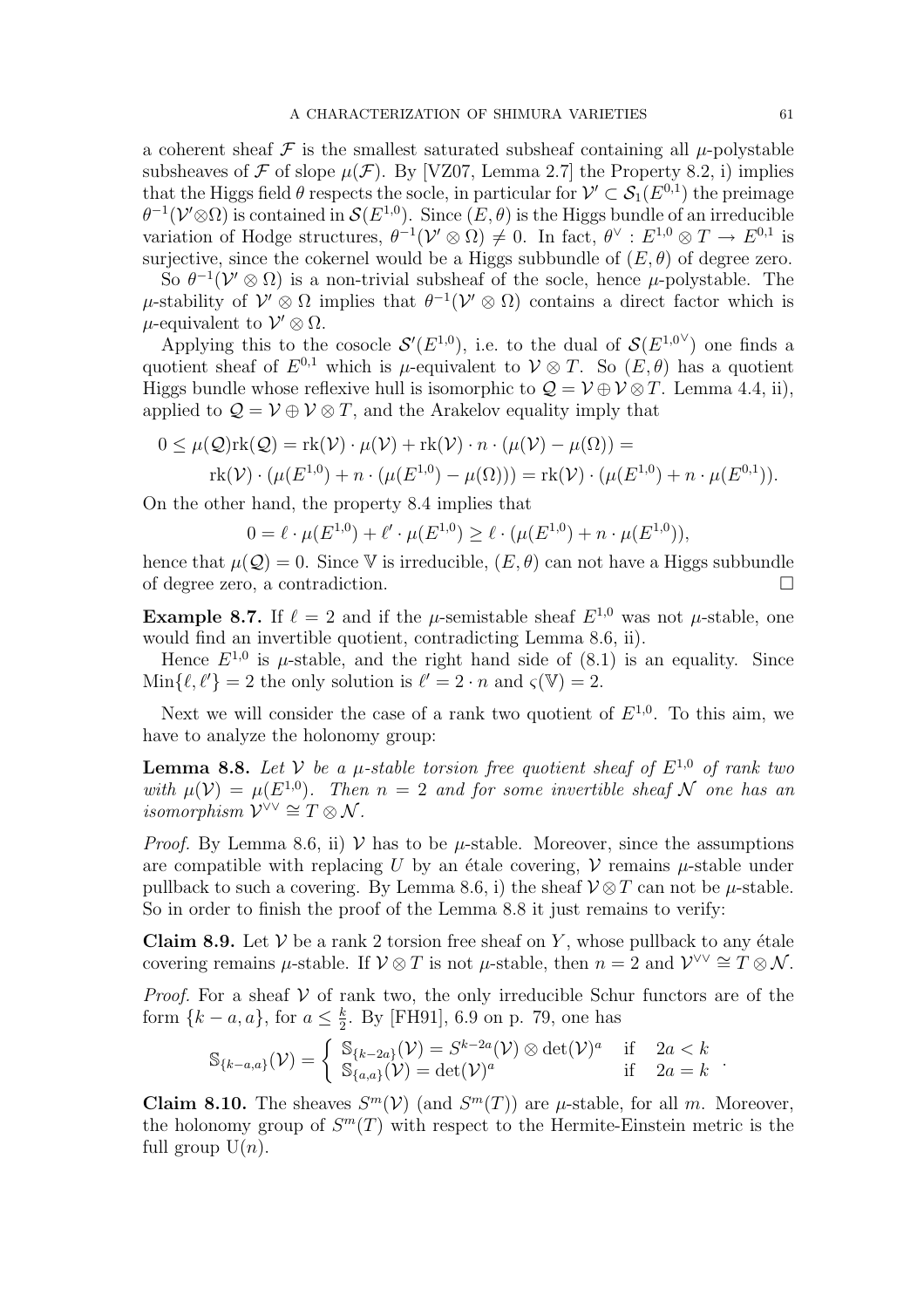a coherent sheaf $\mathcal{F}$ is the smallest saturated subsheaf containing all $\mu$-polystable subsheaves of $\mathcal{F}$ of slope $\mu(\mathcal{F})$. By [VZ07, Lemma 2.7] the Property 8.2, i) implies that the Higgs field $\theta$ respects the socle, in particular for $\mathcal{V}' \subset \mathcal{S}_1(E^{0,1})$ the preimage $\theta^{-1}(\mathcal{V}'\otimes\Omega)$ is contained in $\mathcal{S}(E^{1,0})$. Since $(E, \theta)$ is the Higgs bundle of an irreducible variation of Hodge structures, $\theta^{-1}(\mathcal{V}' \otimes \Omega) \neq 0$. In fact, $\theta^\vee : E^{1,0} \otimes T \to E^{0,1}$ is surjective, since the cokernel would be a Higgs subbundle of $(E, \theta)$ of degree zero.

So $\theta^{-1}(\mathcal{V}' \otimes \Omega)$ is a non-trivial subsheaf of the socle, hence $\mu$-polystable. The $\mu$-stability of $\mathcal{V}' \otimes \Omega$ implies that $\theta^{-1}(\mathcal{V}' \otimes \Omega)$ contains a direct factor which is $\mu$-equivalent to $\mathcal{V}' \otimes \Omega$.

Applying this to the cosocle $\mathcal{S}'(E^{1,0})$, i.e. to the dual of $\mathcal{S}(E^{1,0\vee})$ one finds a quotient sheaf of $E^{0,1}$ which is $\mu$-equivalent to $\mathcal{V} \otimes T$. So $(E, \theta)$ has a quotient Higgs bundle whose reflexive hull is isomorphic to $\mathcal{Q} = \mathcal{V} \oplus \mathcal{V} \otimes T$. Lemma 4.4, ii), applied to $\mathcal{Q} = \mathcal{V} \oplus \mathcal{V} \otimes T$, and the Arakelov equality imply that

$$0 \leq \mu(\mathcal{Q})\mathrm{rk}(\mathcal{Q}) = \mathrm{rk}(\mathcal{V}) \cdot \mu(\mathcal{V}) + \mathrm{rk}(\mathcal{V}) \cdot n \cdot (\mu(\mathcal{V}) - \mu(\Omega)) =$$
$$\mathrm{rk}(\mathcal{V}) \cdot (\mu(E^{1,0}) + n \cdot (\mu(E^{1,0}) - \mu(\Omega))) = \mathrm{rk}(\mathcal{V}) \cdot (\mu(E^{1,0}) + n \cdot \mu(E^{0,1})).$$

On the other hand, the property 8.4 implies that

$$0 = \ell \cdot \mu(E^{1,0}) + \ell' \cdot \mu(E^{1,0}) \geq \ell \cdot (\mu(E^{1,0}) + n \cdot \mu(E^{0,1})),$$

hence that $\mu(\mathcal{Q}) = 0$. Since $\mathbb{V}$ is irreducible, $(E, \theta)$ can not have a Higgs subbundle of degree zero, a contradiction. □

**Example 8.7.** If $\ell = 2$ and if the $\mu$-semistable sheaf $E^{1,0}$ was not $\mu$-stable, one would find an invertible quotient, contradicting Lemma 8.6, ii).

Hence $E^{1,0}$ is $\mu$-stable, and the right hand side of (8.1) is an equality. Since $\mathrm{Min}\{\ell, \ell'\} = 2$ the only solution is $\ell' = 2 \cdot n$ and $\varsigma(\mathbb{V}) = 2$.

Next we will consider the case of a rank two quotient of $E^{1,0}$. To this aim, we have to analyze the holonomy group:

**Lemma 8.8.** *Let $\mathcal{V}$ be a $\mu$-stable torsion free quotient sheaf of $E^{1,0}$ of rank two with $\mu(\mathcal{V}) = \mu(E^{1,0})$. Then $n = 2$ and for some invertible sheaf $\mathcal{N}$ one has an isomorphism $\mathcal{V}^{\vee\vee} \cong T \otimes \mathcal{N}$.*

*Proof.* By Lemma 8.6, ii) $\mathcal{V}$ has to be $\mu$-stable. Moreover, since the assumptions are compatible with replacing $U$ by an étale covering, $\mathcal{V}$ remains $\mu$-stable under pullback to such a covering. By Lemma 8.6, i) the sheaf $\mathcal{V} \otimes T$ can not be $\mu$-stable. So in order to finish the proof of the Lemma 8.8 it just remains to verify:

**Claim 8.9.** Let $\mathcal{V}$ be a rank 2 torsion free sheaf on $Y$, whose pullback to any étale covering remains $\mu$-stable. If $\mathcal{V} \otimes T$ is not $\mu$-stable, then $n = 2$ and $\mathcal{V}^{\vee\vee} \cong T \otimes \mathcal{N}$.

*Proof.* For a sheaf $\mathcal{V}$ of rank two, the only irreducible Schur functors are of the form $\{k - a, a\}$, for $a \leq \frac{k}{2}$. By [FH91], 6.9 on p. 79, one has

$$\mathbb{S}_{\{k-a,a\}}(\mathcal{V}) = \begin{cases} \mathbb{S}_{\{k-2a\}}(\mathcal{V}) = S^{k-2a}(\mathcal{V}) \otimes \det(\mathcal{V})^a & \text{if} \quad 2a < k \\ \mathbb{S}_{\{a,a\}}(\mathcal{V}) = \det(\mathcal{V})^a & \text{if} \quad 2a = k \end{cases}.$$

**Claim 8.10.** The sheaves $S^m(\mathcal{V})$ (and $S^m(T)$) are $\mu$-stable, for all $m$. Moreover, the holonomy group of $S^m(T)$ with respect to the Hermite-Einstein metric is the full group $\mathrm{U}(n)$.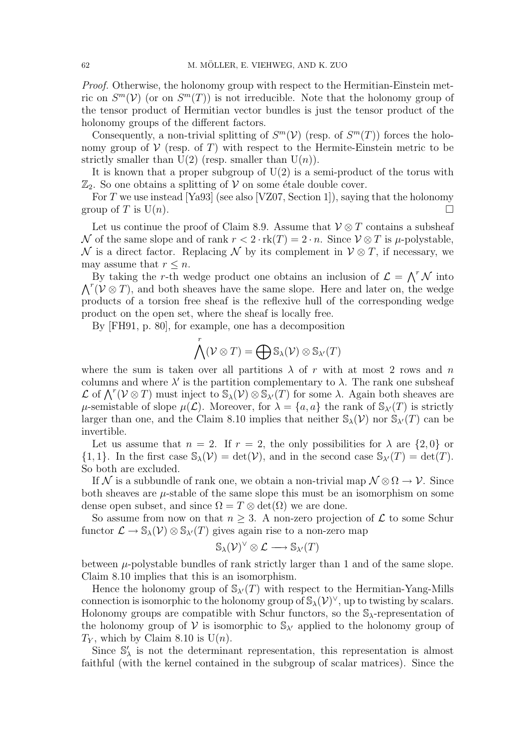*Proof.* Otherwise, the holonomy group with respect to the Hermitian-Einstein metric on $S^m(\mathcal{V})$ (or on $S^m(T)$) is not irreducible. Note that the holonomy group of the tensor product of Hermitian vector bundles is just the tensor product of the holonomy groups of the different factors.

Consequently, a non-trivial splitting of $S^m(\mathcal{V})$ (resp. of $S^m(T)$) forces the holonomy group of $\mathcal{V}$ (resp. of $T$) with respect to the Hermite-Einstein metric to be strictly smaller than $\mathrm{U}(2)$ (resp. smaller than $\mathrm{U}(n)$).

It is known that a proper subgroup of $\mathrm{U}(2)$ is a semi-product of the torus with $\mathbb{Z}_2$. So one obtains a splitting of $\mathcal{V}$ on some étale double cover.

For $T$ we use instead [Ya93] (see also [VZ07, Section 1]), saying that the holonomy group of $T$ is $\mathrm{U}(n)$. □

Let us continue the proof of Claim 8.9. Assume that $\mathcal{V} \otimes T$ contains a subsheaf $\mathcal{N}$ of the same slope and of rank $r < 2 \cdot \mathrm{rk}(T) = 2 \cdot n$. Since $\mathcal{V} \otimes T$ is $\mu$-polystable, $\mathcal{N}$ is a direct factor. Replacing $\mathcal{N}$ by its complement in $\mathcal{V} \otimes T$, if necessary, we may assume that $r \leq n$.

By taking the $r$-th wedge product one obtains an inclusion of $\mathcal{L} = \bigwedge^r \mathcal{N}$ into $\bigwedge^r(\mathcal{V} \otimes T)$, and both sheaves have the same slope. Here and later on, the wedge products of a torsion free sheaf is the reflexive hull of the corresponding wedge product on the open set, where the sheaf is locally free.

By [FH91, p. 80], for example, one has a decomposition

$$\bigwedge^r(\mathcal{V} \otimes T) = \bigoplus \mathbb{S}_\lambda(\mathcal{V}) \otimes \mathbb{S}_{\lambda'}(T)$$

where the sum is taken over all partitions $\lambda$ of $r$ with at most 2 rows and $n$ columns and where $\lambda'$ is the partition complementary to $\lambda$. The rank one subsheaf $\mathcal{L}$ of $\bigwedge^r(\mathcal{V} \otimes T)$ must inject to $\mathbb{S}_\lambda(\mathcal{V}) \otimes \mathbb{S}_{\lambda'}(T)$ for some $\lambda$. Again both sheaves are $\mu$-semistable of slope $\mu(\mathcal{L})$. Moreover, for $\lambda = \{a, a\}$ the rank of $\mathbb{S}_{\lambda'}(T)$ is strictly larger than one, and the Claim 8.10 implies that neither $\mathbb{S}_\lambda(\mathcal{V})$ nor $\mathbb{S}_{\lambda'}(T)$ can be invertible.

Let us assume that $n = 2$. If $r = 2$, the only possibilities for $\lambda$ are $\{2, 0\}$ or $\{1, 1\}$. In the first case $\mathbb{S}_\lambda(\mathcal{V}) = \det(\mathcal{V})$, and in the second case $\mathbb{S}_{\lambda'}(T) = \det(T)$. So both are excluded.

If $\mathcal{N}$ is a subbundle of rank one, we obtain a non-trivial map $\mathcal{N} \otimes \Omega \to \mathcal{V}$. Since both sheaves are $\mu$-stable of the same slope this must be an isomorphism on some dense open subset, and since $\Omega = T \otimes \det(\Omega)$ we are done.

So assume from now on that $n \geq 3$. A non-zero projection of $\mathcal{L}$ to some Schur functor $\mathcal{L} \to \mathbb{S}_\lambda(\mathcal{V}) \otimes \mathbb{S}_{\lambda'}(T)$ gives again rise to a non-zero map

$$\mathbb{S}_\lambda(\mathcal{V})^\vee \otimes \mathcal{L} \longrightarrow \mathbb{S}_{\lambda'}(T)$$

between $\mu$-polystable bundles of rank strictly larger than 1 and of the same slope. Claim 8.10 implies that this is an isomorphism.

Hence the holonomy group of $\mathbb{S}_{\lambda'}(T)$ with respect to the Hermitian-Yang-Mills connection is isomorphic to the holonomy group of $\mathbb{S}_\lambda(\mathcal{V})^\vee$, up to twisting by scalars. Holonomy groups are compatible with Schur functors, so the $\mathbb{S}_\lambda$-representation of the holonomy group of $\mathcal{V}$ is isomorphic to $\mathbb{S}_{\lambda'}$ applied to the holonomy group of $T_Y$, which by Claim 8.10 is $\mathrm{U}(n)$.

Since $\mathbb{S}'_\lambda$ is not the determinant representation, this representation is almost faithful (with the kernel contained in the subgroup of scalar matrices). Since the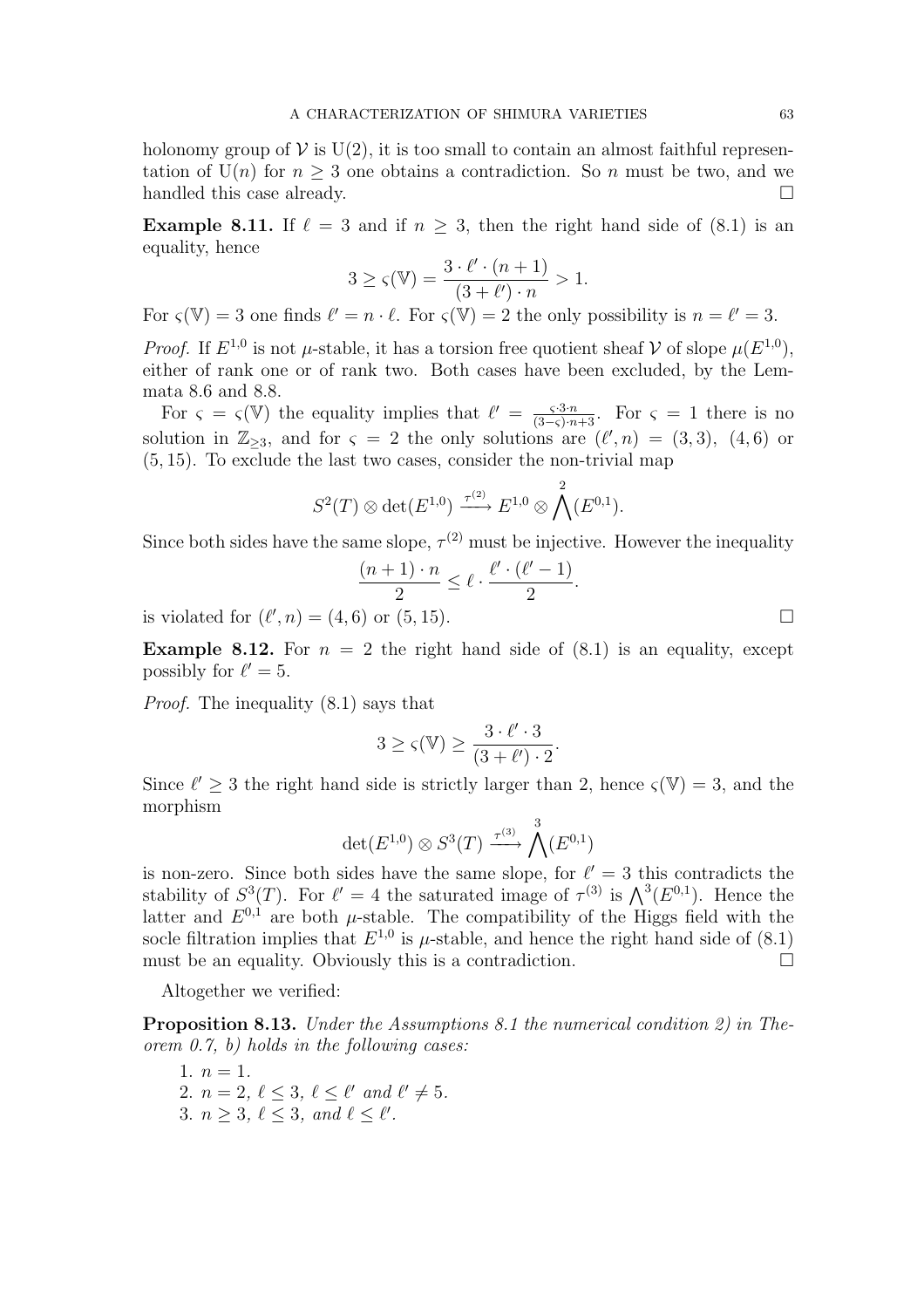holonomy group of $\mathcal{V}$ is $\mathrm{U}(2)$, it is too small to contain an almost faithful representation of $\mathrm{U}(n)$ for $n \geq 3$ one obtains a contradiction. So $n$ must be two, and we handled this case already. □

**Example 8.11.** If $\ell = 3$ and if $n \geq 3$, then the right hand side of (8.1) is an equality, hence

$$3 \geq \varsigma(\mathbb{V}) = \frac{3 \cdot \ell' \cdot (n+1)}{(3+\ell') \cdot n} > 1.$$

For $\varsigma(\mathbb{V}) = 3$ one finds $\ell' = n \cdot \ell$. For $\varsigma(\mathbb{V}) = 2$ the only possibility is $n = \ell' = 3$.

*Proof.* If $E^{1,0}$ is not $\mu$-stable, it has a torsion free quotient sheaf $\mathcal{V}$ of slope $\mu(E^{1,0})$, either of rank one or of rank two. Both cases have been excluded, by the Lemmata 8.6 and 8.8.

For $\varsigma = \varsigma(\mathbb{V})$ the equality implies that $\ell' = \frac{\varsigma \cdot 3 \cdot n}{(3-\varsigma)\cdot n + 3}$. For $\varsigma = 1$ there is no solution in $\mathbb{Z}_{\geq 3}$, and for $\varsigma = 2$ the only solutions are $(\ell', n) = (3,3),\ (4,6)$ or $(5,15)$. To exclude the last two cases, consider the non-trivial map

$$S^2(T) \otimes \det(E^{1,0}) \xrightarrow{\tau^{(2)}} E^{1,0} \otimes \bigwedge^2(E^{0,1}).$$

Since both sides have the same slope, $\tau^{(2)}$ must be injective. However the inequality

$$\frac{(n+1)\cdot n}{2} \leq \ell \cdot \frac{\ell' \cdot (\ell'-1)}{2}.$$

is violated for $(\ell', n) = (4,6)$ or $(5,15)$. □

**Example 8.12.** For $n = 2$ the right hand side of (8.1) is an equality, except possibly for $\ell' = 5$.

*Proof.* The inequality (8.1) says that

$$3 \geq \varsigma(\mathbb{V}) \geq \frac{3 \cdot \ell' \cdot 3}{(3+\ell') \cdot 2}.$$

Since $\ell' \geq 3$ the right hand side is strictly larger than 2, hence $\varsigma(\mathbb{V}) = 3$, and the morphism

$$\det(E^{1,0}) \otimes S^3(T) \xrightarrow{\tau^{(3)}} \bigwedge^3(E^{0,1})$$

is non-zero. Since both sides have the same slope, for $\ell' = 3$ this contradicts the stability of $S^3(T)$. For $\ell' = 4$ the saturated image of $\tau^{(3)}$ is $\bigwedge^3(E^{0,1})$. Hence the latter and $E^{0,1}$ are both $\mu$-stable. The compatibility of the Higgs field with the socle filtration implies that $E^{1,0}$ is $\mu$-stable, and hence the right hand side of (8.1) must be an equality. Obviously this is a contradiction. □

Altogether we verified:

**Proposition 8.13.** *Under the Assumptions 8.1 the numerical condition 2) in Theorem 0.7, b) holds in the following cases:*

1. $n = 1$.
2. $n = 2$, $\ell \leq 3$, $\ell \leq \ell'$ *and* $\ell' \neq 5$.
3. $n \geq 3$, $\ell \leq 3$, *and* $\ell \leq \ell'$.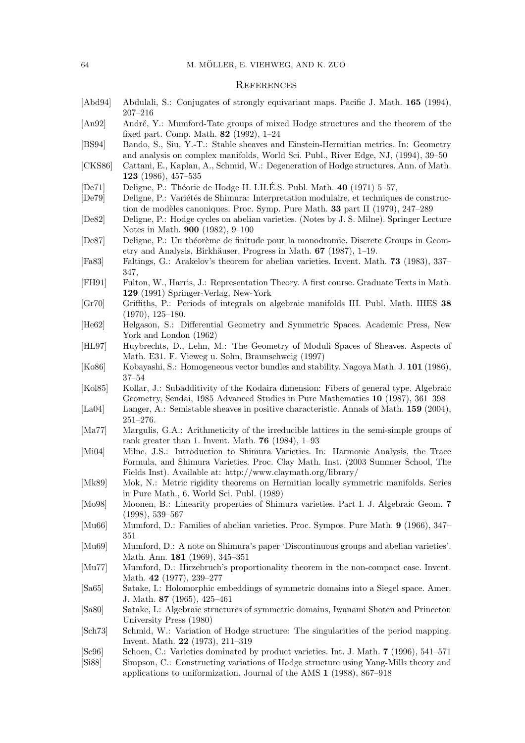## References

- [Abd94] Abdulali, S.: Conjugates of strongly equivariant maps. Pacific J. Math. **165** (1994), 207–216
- [An92] André, Y.: Mumford-Tate groups of mixed Hodge structures and the theorem of the fixed part. Comp. Math. **82** (1992), 1–24
- [BS94] Bando, S., Siu, Y.-T.: Stable sheaves and Einstein-Hermitian metrics. In: Geometry and analysis on complex manifolds, World Sci. Publ., River Edge, NJ, (1994), 39–50
- [CKS86] Cattani, E., Kaplan, A., Schmid, W.: Degeneration of Hodge structures. Ann. of Math. **123** (1986), 457–535
- [De71] Deligne, P.: Théorie de Hodge II. I.H.É.S. Publ. Math. **40** (1971) 5–57,
- [De79] Deligne, P.: Variétés de Shimura: Interpretation modulaire, et techniques de construction de modèles canoniques. Proc. Symp. Pure Math. **33** part II (1979), 247–289
- [De82] Deligne, P.: Hodge cycles on abelian varieties. (Notes by J. S. Milne). Springer Lecture Notes in Math. **900** (1982), 9–100
- [De87] Deligne, P.: Un théorème de finitude pour la monodromie. Discrete Groups in Geometry and Analysis, Birkhäuser, Progress in Math. **67** (1987), 1–19.
- [Fa83] Faltings, G.: Arakelov's theorem for abelian varieties. Invent. Math. **73** (1983), 337–347,
- [FH91] Fulton, W., Harris, J.: Representation Theory. A first course. Graduate Texts in Math. **129** (1991) Springer-Verlag, New-York
- [Gr70] Griffiths, P.: Periods of integrals on algebraic manifolds III. Publ. Math. IHES **38** (1970), 125–180.
- [He62] Helgason, S.: Differential Geometry and Symmetric Spaces. Academic Press, New York and London (1962)
- [HL97] Huybrechts, D., Lehn, M.: The Geometry of Moduli Spaces of Sheaves. Aspects of Math. E31. F. Vieweg u. Sohn, Braunschweig (1997)
- [Ko86] Kobayashi, S.: Homogeneous vector bundles and stability. Nagoya Math. J. **101** (1986), 37–54
- [Kol85] Kollar, J.: Subadditivity of the Kodaira dimension: Fibers of general type. Algebraic Geometry, Sendai, 1985 Advanced Studies in Pure Mathematics **10** (1987), 361–398
- [La04] Langer, A.: Semistable sheaves in positive characteristic. Annals of Math. **159** (2004), 251–276.
- [Ma77] Margulis, G.A.: Arithmeticity of the irreducible lattices in the semi-simple groups of rank greater than 1. Invent. Math. **76** (1984), 1–93
- [Mi04] Milne, J.S.: Introduction to Shimura Varieties. In: Harmonic Analysis, the Trace Formula, and Shimura Varieties. Proc. Clay Math. Inst. (2003 Summer School, The Fields Inst). Available at: http://www.claymath.org/library/
- [Mk89] Mok, N.: Metric rigidity theorems on Hermitian locally symmetric manifolds. Series in Pure Math., 6. World Sci. Publ. (1989)
- [Mo98] Moonen, B.: Linearity properties of Shimura varieties. Part I. J. Algebraic Geom. **7** (1998), 539–567
- [Mu66] Mumford, D.: Families of abelian varieties. Proc. Sympos. Pure Math. **9** (1966), 347–351
- [Mu69] Mumford, D.: A note on Shimura's paper 'Discontinuous groups and abelian varieties'. Math. Ann. **181** (1969), 345–351
- [Mu77] Mumford, D.: Hirzebruch's proportionality theorem in the non-compact case. Invent. Math. **42** (1977), 239–277
- [Sa65] Satake, I.: Holomorphic embeddings of symmetric domains into a Siegel space. Amer. J. Math. **87** (1965), 425–461
- [Sa80] Satake, I.: Algebraic structures of symmetric domains, Iwanami Shoten and Princeton University Press (1980)
- [Sch73] Schmid, W.: Variation of Hodge structure: The singularities of the period mapping. Invent. Math. **22** (1973), 211–319
- [Sc96] Schoen, C.: Varieties dominated by product varieties. Int. J. Math. **7** (1996), 541–571
- [Si88] Simpson, C.: Constructing variations of Hodge structure using Yang-Mills theory and applications to uniformization. Journal of the AMS **1** (1988), 867–918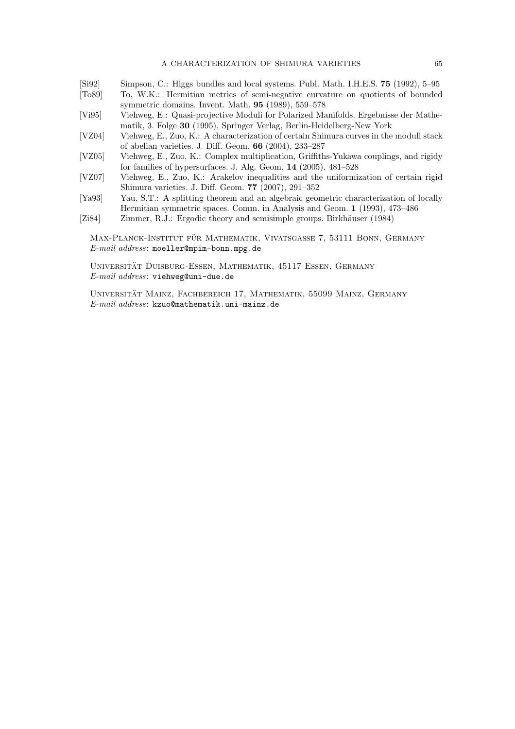[Si92] Simpson, C.: Higgs bundles and local systems. Publ. Math. I.H.E.S. **75** (1992), 5–95

[To89] To, W.K.: Hermitian metrics of semi-negative curvature on quotients of bounded symmetric domains. Invent. Math. **95** (1989), 559–578

[Vi95] Viehweg, E.: Quasi-projective Moduli for Polarized Manifolds. Ergebnisse der Mathematik, 3. Folge **30** (1995), Springer Verlag, Berlin-Heidelberg-New York

[VZ04] Viehweg, E., Zuo, K.: A characterization of certain Shimura curves in the moduli stack of abelian varieties. J. Diff. Geom. **66** (2004), 233–287

[VZ05] Viehweg, E., Zuo, K.: Complex multiplication, Griffiths-Yukawa couplings, and rigidy for families of hypersurfaces. J. Alg. Geom. **14** (2005), 481–528

[VZ07] Viehweg, E., Zuo, K.: Arakelov inequalities and the uniformization of certain rigid Shimura varieties. J. Diff. Geom. **77** (2007), 291–352

[Ya93] Yau, S.T.: A splitting theorem and an algebraic geometric characterization of locally Hermitian symmetric spaces. Comm. in Analysis and Geom. **1** (1993), 473–486

[Zi84] Zimmer, R.J.: Ergodic theory and semisimple groups. Birkhäuser (1984)

Max-Planck-Institut für Mathematik, Vivatsgasse 7, 53111 Bonn, Germany
*E-mail address*: `moeller@mpim-bonn.mpg.de`

Universität Duisburg-Essen, Mathematik, 45117 Essen, Germany
*E-mail address*: `viehweg@uni-due.de`

Universität Mainz, Fachbereich 17, Mathematik, 55099 Mainz, Germany
*E-mail address*: `kzuo@mathematik.uni-mainz.de`